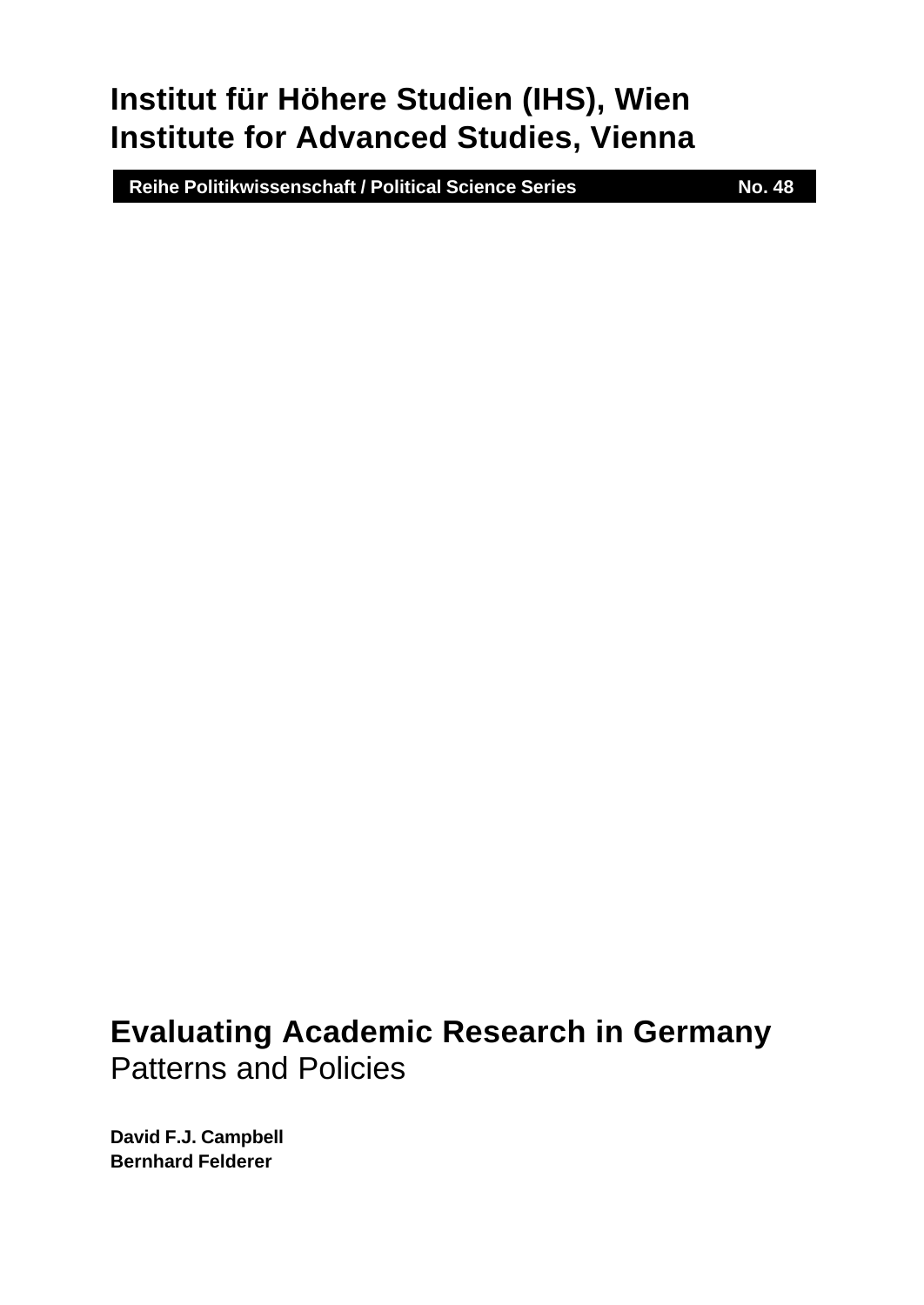**Institut für Höhere Studien (IHS), Wien**
**Institute for Advanced Studies, Vienna**

**Reihe Politikwissenschaft / Political Science Series** **No. 48**

# Evaluating Academic Research in Germany

Patterns and Policies

**David F.J. Campbell**
**Bernhard Felderer**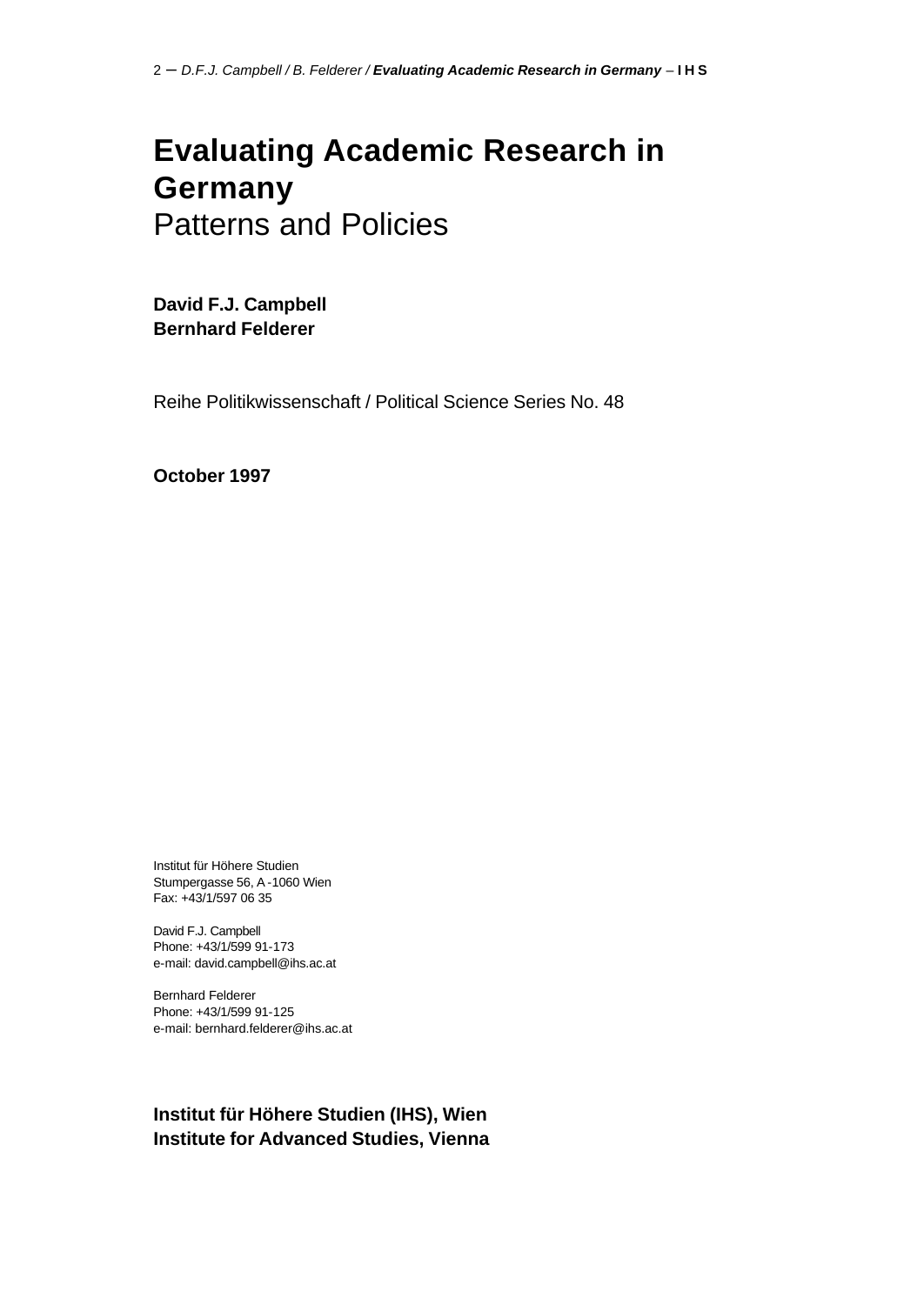# Evaluating Academic Research in Germany

Patterns and Policies

**David F.J. Campbell**
**Bernhard Felderer**

Reihe Politikwissenschaft / Political Science Series No. 48

**October 1997**

Institut für Höhere Studien
Stumpergasse 56, A-1060 Wien
Fax: +43/1/597 06 35

David F.J. Campbell
Phone: +43/1/599 91-173
e-mail: david.campbell@ihs.ac.at

Bernhard Felderer
Phone: +43/1/599 91-125
e-mail: bernhard.felderer@ihs.ac.at

**Institut für Höhere Studien (IHS), Wien**
**Institute for Advanced Studies, Vienna**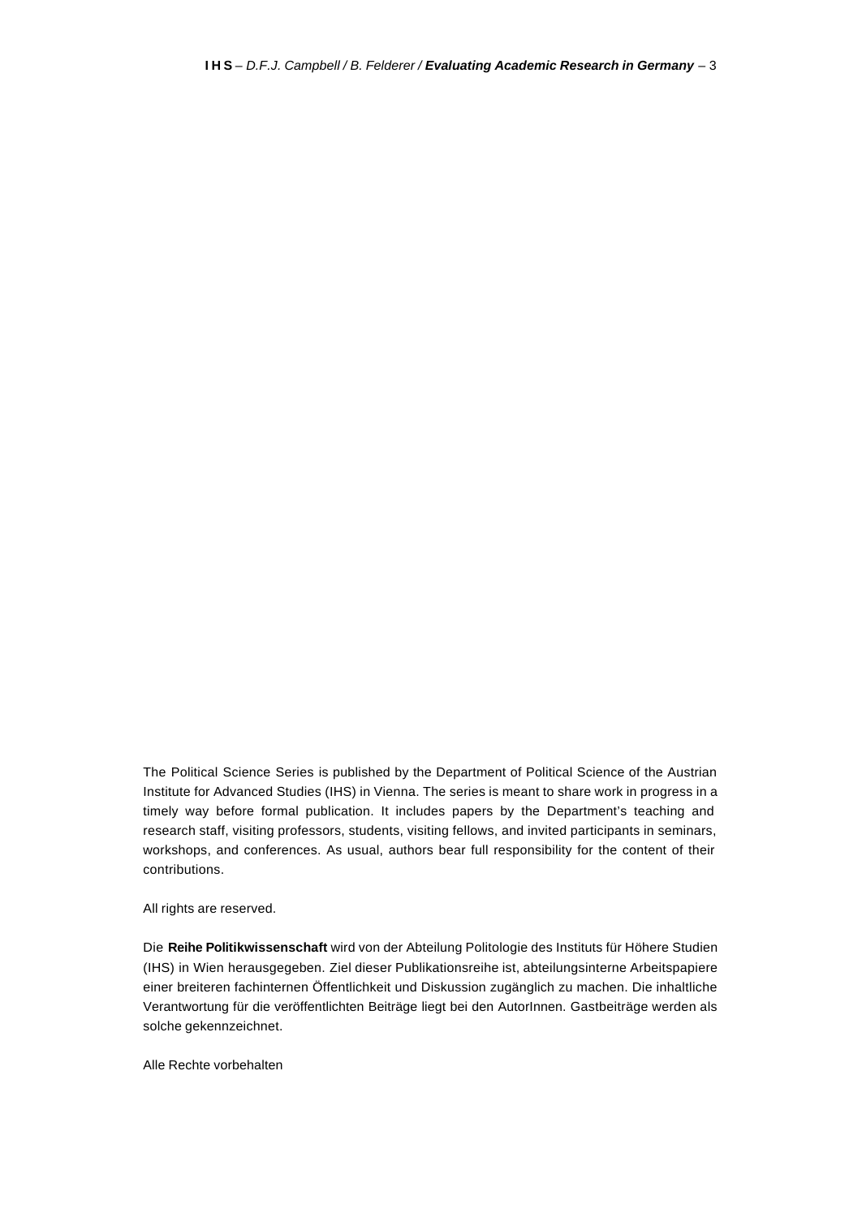The Political Science Series is published by the Department of Political Science of the Austrian Institute for Advanced Studies (IHS) in Vienna. The series is meant to share work in progress in a timely way before formal publication. It includes papers by the Department's teaching and research staff, visiting professors, students, visiting fellows, and invited participants in seminars, workshops, and conferences. As usual, authors bear full responsibility for the content of their contributions.

All rights are reserved.

Die **Reihe Politikwissenschaft** wird von der Abteilung Politologie des Instituts für Höhere Studien (IHS) in Wien herausgegeben. Ziel dieser Publikationsreihe ist, abteilungsinterne Arbeitspapiere einer breiteren fachinternen Öffentlichkeit und Diskussion zugänglich zu machen. Die inhaltliche Verantwortung für die veröffentlichten Beiträge liegt bei den AutorInnen. Gastbeiträge werden als solche gekennzeichnet.

Alle Rechte vorbehalten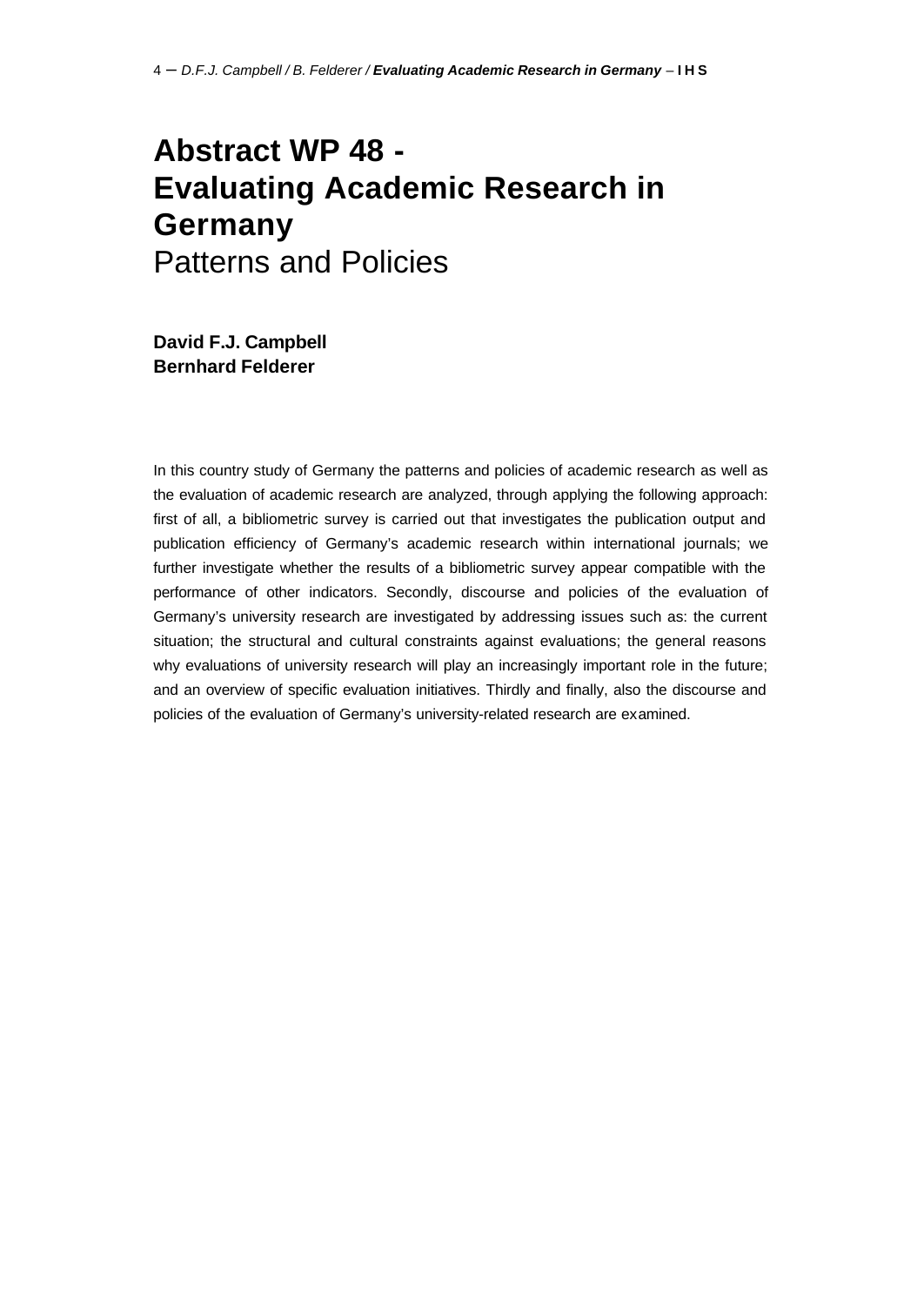# Abstract WP 48 - Evaluating Academic Research in Germany

Patterns and Policies

**David F.J. Campbell**
**Bernhard Felderer**

In this country study of Germany the patterns and policies of academic research as well as the evaluation of academic research are analyzed, through applying the following approach: first of all, a bibliometric survey is carried out that investigates the publication output and publication efficiency of Germany's academic research within international journals; we further investigate whether the results of a bibliometric survey appear compatible with the performance of other indicators. Secondly, discourse and policies of the evaluation of Germany's university research are investigated by addressing issues such as: the current situation; the structural and cultural constraints against evaluations; the general reasons why evaluations of university research will play an increasingly important role in the future; and an overview of specific evaluation initiatives. Thirdly and finally, also the discourse and policies of the evaluation of Germany's university-related research are examined.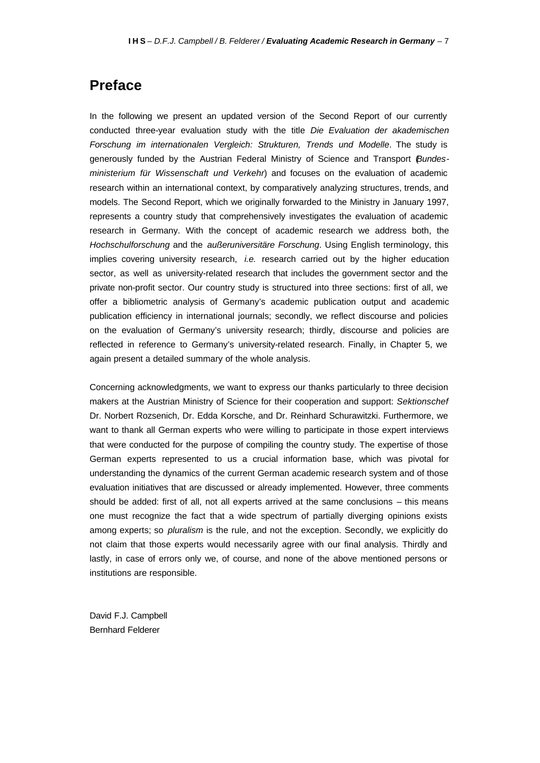# Preface

In the following we present an updated version of the Second Report of our currently conducted three-year evaluation study with the title *Die Evaluation der akademischen Forschung im internationalen Vergleich: Strukturen, Trends und Modelle*. The study is generously funded by the Austrian Federal Ministry of Science and Transport (*Bundesministerium für Wissenschaft und Verkehr*) and focuses on the evaluation of academic research within an international context, by comparatively analyzing structures, trends, and models. The Second Report, which we originally forwarded to the Ministry in January 1997, represents a country study that comprehensively investigates the evaluation of academic research in Germany. With the concept of academic research we address both, the *Hochschulforschung* and the *außeruniversitäre Forschung*. Using English terminology, this implies covering university research, *i.e.* research carried out by the higher education sector, as well as university-related research that includes the government sector and the private non-profit sector. Our country study is structured into three sections: first of all, we offer a bibliometric analysis of Germany's academic publication output and academic publication efficiency in international journals; secondly, we reflect discourse and policies on the evaluation of Germany's university research; thirdly, discourse and policies are reflected in reference to Germany's university-related research. Finally, in Chapter 5, we again present a detailed summary of the whole analysis.

Concerning acknowledgments, we want to express our thanks particularly to three decision makers at the Austrian Ministry of Science for their cooperation and support: *Sektionschef* Dr. Norbert Rozsenich, Dr. Edda Korsche, and Dr. Reinhard Schurawitzki. Furthermore, we want to thank all German experts who were willing to participate in those expert interviews that were conducted for the purpose of compiling the country study. The expertise of those German experts represented to us a crucial information base, which was pivotal for understanding the dynamics of the current German academic research system and of those evaluation initiatives that are discussed or already implemented. However, three comments should be added: first of all, not all experts arrived at the same conclusions – this means one must recognize the fact that a wide spectrum of partially diverging opinions exists among experts; so *pluralism* is the rule, and not the exception. Secondly, we explicitly do not claim that those experts would necessarily agree with our final analysis. Thirdly and lastly, in case of errors only we, of course, and none of the above mentioned persons or institutions are responsible.

David F.J. Campbell
Bernhard Felderer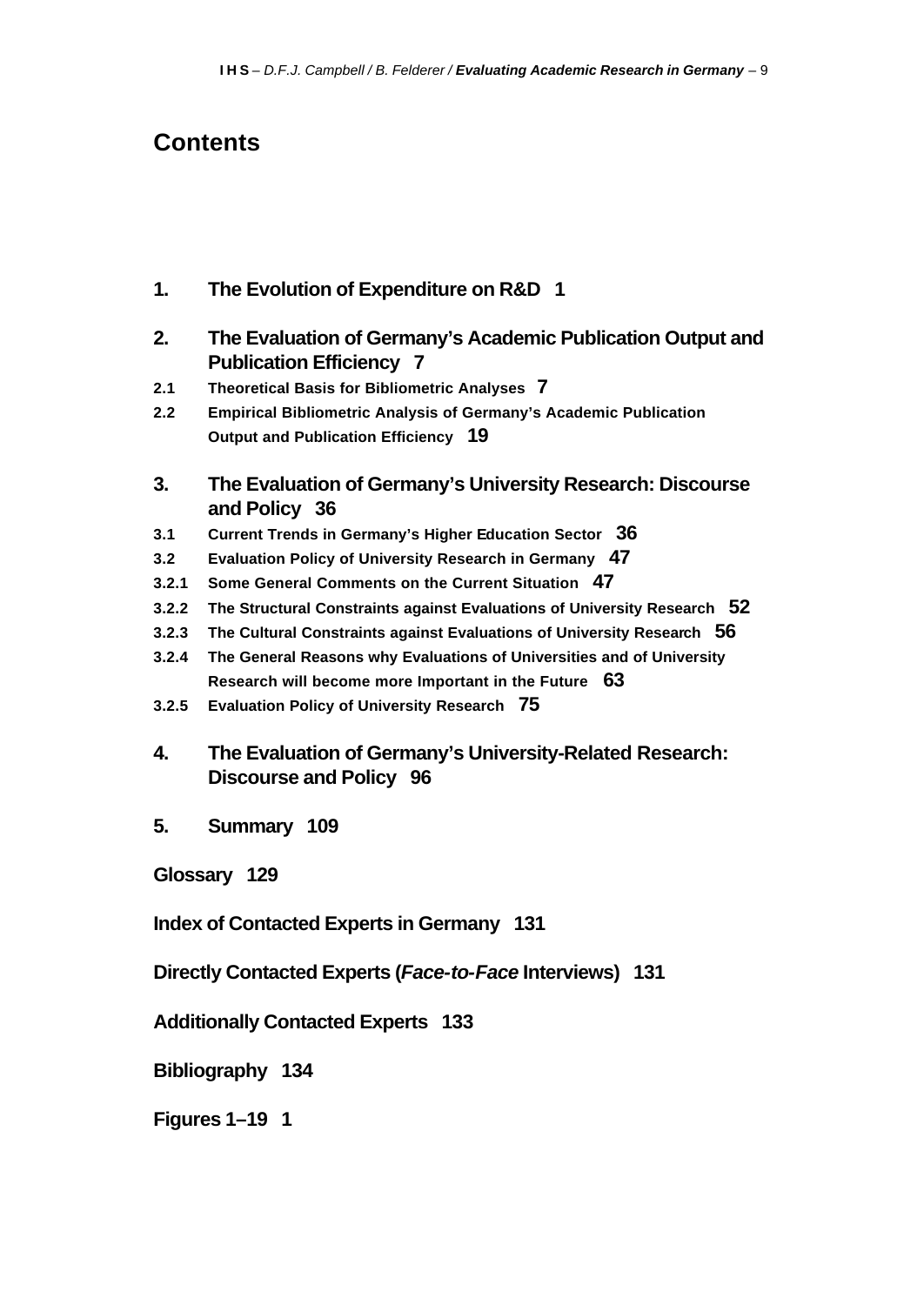# Contents

**1. The Evolution of Expenditure on R&D 1**

**2. The Evaluation of Germany's Academic Publication Output and Publication Efficiency 7**

**2.1 Theoretical Basis for Bibliometric Analyses 7**

**2.2 Empirical Bibliometric Analysis of Germany's Academic Publication Output and Publication Efficiency 19**

**3. The Evaluation of Germany's University Research: Discourse and Policy 36**

**3.1 Current Trends in Germany's Higher Education Sector 36**

**3.2 Evaluation Policy of University Research in Germany 47**

**3.2.1 Some General Comments on the Current Situation 47**

**3.2.2 The Structural Constraints against Evaluations of University Research 52**

**3.2.3 The Cultural Constraints against Evaluations of University Research 56**

**3.2.4 The General Reasons why Evaluations of Universities and of University Research will become more Important in the Future 63**

**3.2.5 Evaluation Policy of University Research 75**

**4. The Evaluation of Germany's University-Related Research: Discourse and Policy 96**

**5. Summary 109**

**Glossary 129**

**Index of Contacted Experts in Germany 131**

**Directly Contacted Experts (*Face-to-Face* Interviews) 131**

**Additionally Contacted Experts 133**

**Bibliography 134**

**Figures 1–19 1**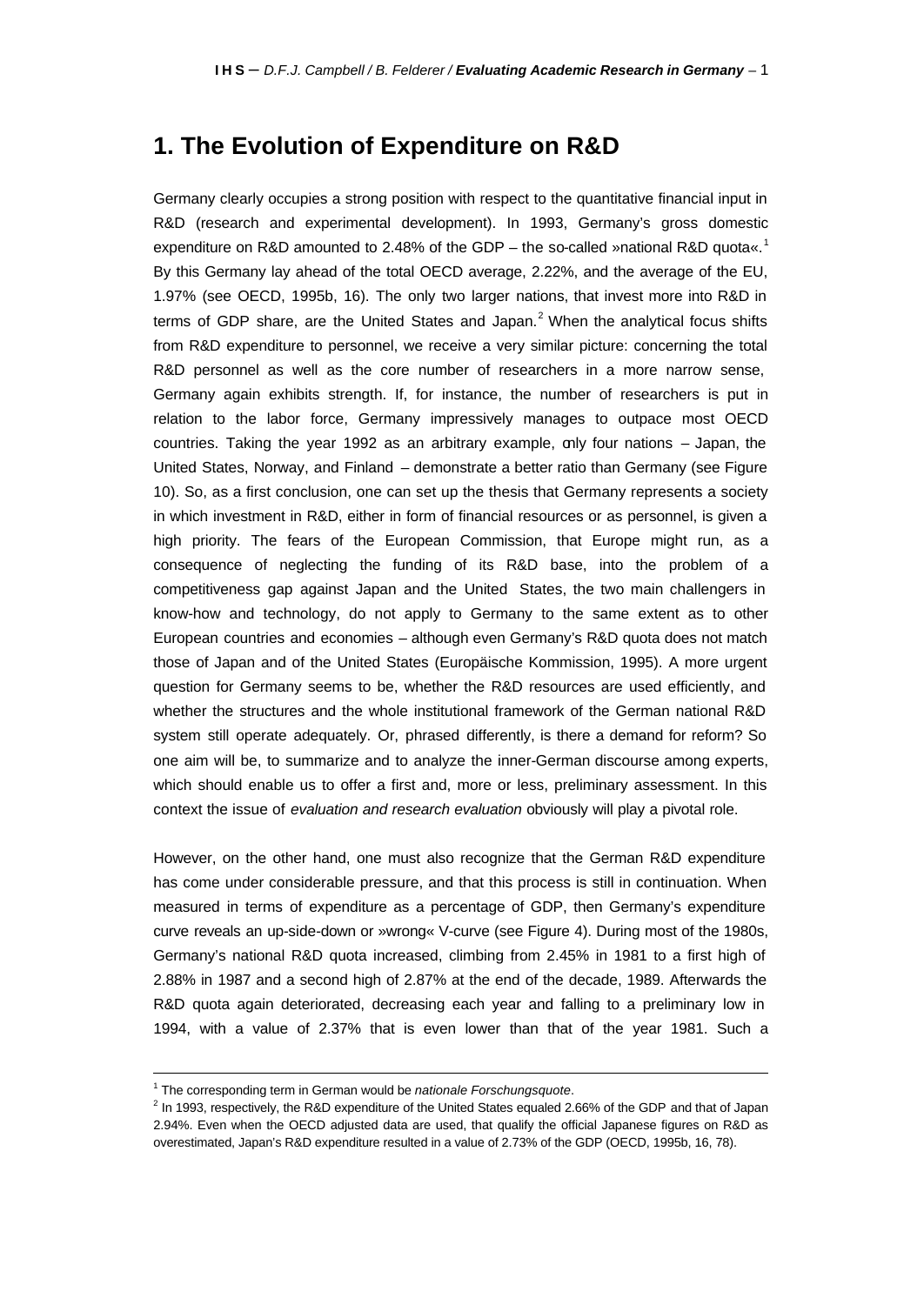# 1. The Evolution of Expenditure on R&D

Germany clearly occupies a strong position with respect to the quantitative financial input in R&D (research and experimental development). In 1993, Germany's gross domestic expenditure on R&D amounted to 2.48% of the GDP – the so-called »national R&D quota«.[1] By this Germany lay ahead of the total OECD average, 2.22%, and the average of the EU, 1.97% (see OECD, 1995b, 16). The only two larger nations, that invest more into R&D in terms of GDP share, are the United States and Japan.[2] When the analytical focus shifts from R&D expenditure to personnel, we receive a very similar picture: concerning the total R&D personnel as well as the core number of researchers in a more narrow sense, Germany again exhibits strength. If, for instance, the number of researchers is put in relation to the labor force, Germany impressively manages to outpace most OECD countries. Taking the year 1992 as an arbitrary example, only four nations – Japan, the United States, Norway, and Finland – demonstrate a better ratio than Germany (see Figure 10). So, as a first conclusion, one can set up the thesis that Germany represents a society in which investment in R&D, either in form of financial resources or as personnel, is given a high priority. The fears of the European Commission, that Europe might run, as a consequence of neglecting the funding of its R&D base, into the problem of a competitiveness gap against Japan and the United States, the two main challengers in know-how and technology, do not apply to Germany to the same extent as to other European countries and economies – although even Germany's R&D quota does not match those of Japan and of the United States (Europäische Kommission, 1995). A more urgent question for Germany seems to be, whether the R&D resources are used efficiently, and whether the structures and the whole institutional framework of the German national R&D system still operate adequately. Or, phrased differently, is there a demand for reform? So one aim will be, to summarize and to analyze the inner-German discourse among experts, which should enable us to offer a first and, more or less, preliminary assessment. In this context the issue of *evaluation and research evaluation* obviously will play a pivotal role.

However, on the other hand, one must also recognize that the German R&D expenditure has come under considerable pressure, and that this process is still in continuation. When measured in terms of expenditure as a percentage of GDP, then Germany's expenditure curve reveals an up-side-down or »wrong« V-curve (see Figure 4). During most of the 1980s, Germany's national R&D quota increased, climbing from 2.45% in 1981 to a first high of 2.88% in 1987 and a second high of 2.87% at the end of the decade, 1989. Afterwards the R&D quota again deteriorated, decreasing each year and falling to a preliminary low in 1994, with a value of 2.37% that is even lower than that of the year 1981. Such a

---

[1] The corresponding term in German would be *nationale Forschungsquote*.

[2] In 1993, respectively, the R&D expenditure of the United States equaled 2.66% of the GDP and that of Japan 2.94%. Even when the OECD adjusted data are used, that qualify the official Japanese figures on R&D as overestimated, Japan's R&D expenditure resulted in a value of 2.73% of the GDP (OECD, 1995b, 16, 78).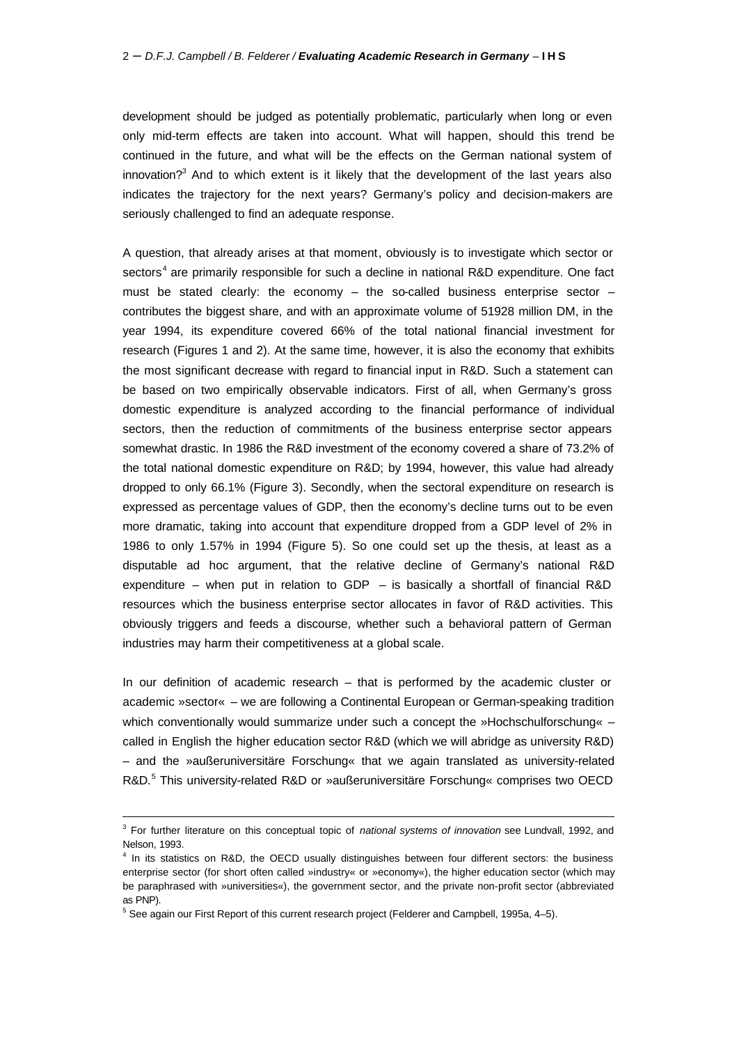development should be judged as potentially problematic, particularly when long or even only mid-term effects are taken into account. What will happen, should this trend be continued in the future, and what will be the effects on the German national system of innovation?[3] And to which extent is it likely that the development of the last years also indicates the trajectory for the next years? Germany's policy and decision-makers are seriously challenged to find an adequate response.

A question, that already arises at that moment, obviously is to investigate which sector or sectors[4] are primarily responsible for such a decline in national R&D expenditure. One fact must be stated clearly: the economy – the so-called business enterprise sector – contributes the biggest share, and with an approximate volume of 51928 million DM, in the year 1994, its expenditure covered 66% of the total national financial investment for research (Figures 1 and 2). At the same time, however, it is also the economy that exhibits the most significant decrease with regard to financial input in R&D. Such a statement can be based on two empirically observable indicators. First of all, when Germany's gross domestic expenditure is analyzed according to the financial performance of individual sectors, then the reduction of commitments of the business enterprise sector appears somewhat drastic. In 1986 the R&D investment of the economy covered a share of 73.2% of the total national domestic expenditure on R&D; by 1994, however, this value had already dropped to only 66.1% (Figure 3). Secondly, when the sectoral expenditure on research is expressed as percentage values of GDP, then the economy's decline turns out to be even more dramatic, taking into account that expenditure dropped from a GDP level of 2% in 1986 to only 1.57% in 1994 (Figure 5). So one could set up the thesis, at least as a disputable ad hoc argument, that the relative decline of Germany's national R&D expenditure – when put in relation to GDP – is basically a shortfall of financial R&D resources which the business enterprise sector allocates in favor of R&D activities. This obviously triggers and feeds a discourse, whether such a behavioral pattern of German industries may harm their competitiveness at a global scale.

In our definition of academic research – that is performed by the academic cluster or academic »sector« – we are following a Continental European or German-speaking tradition which conventionally would summarize under such a concept the »Hochschulforschung« – called in English the higher education sector R&D (which we will abridge as university R&D) – and the »außeruniversitäre Forschung« that we again translated as university-related R&D.[5] This university-related R&D or »außeruniversitäre Forschung« comprises two OECD

---

[3] For further literature on this conceptual topic of *national systems of innovation* see Lundvall, 1992, and Nelson, 1993.

[4] In its statistics on R&D, the OECD usually distinguishes between four different sectors: the business enterprise sector (for short often called »industry« or »economy«), the higher education sector (which may be paraphrased with »universities«), the government sector, and the private non-profit sector (abbreviated as PNP).

[5] See again our First Report of this current research project (Felderer and Campbell, 1995a, 4–5).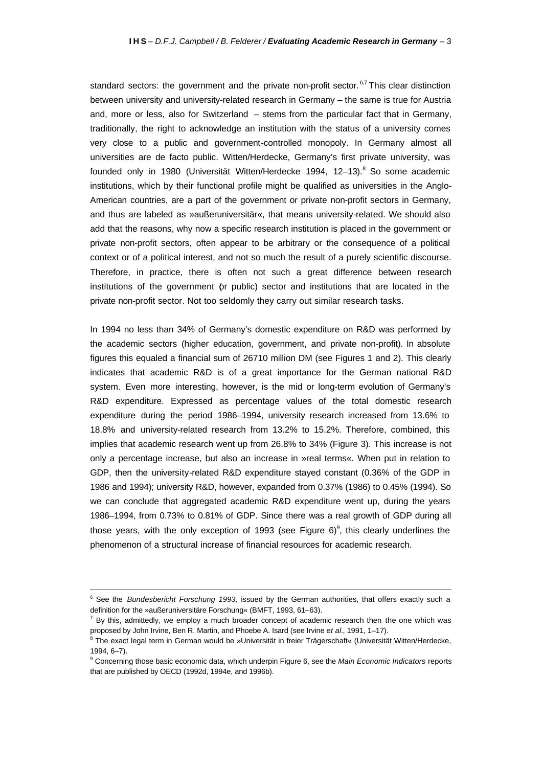standard sectors: the government and the private non-profit sector.[6,7] This clear distinction between university and university-related research in Germany – the same is true for Austria and, more or less, also for Switzerland – stems from the particular fact that in Germany, traditionally, the right to acknowledge an institution with the status of a university comes very close to a public and government-controlled monopoly. In Germany almost all universities are de facto public. Witten/Herdecke, Germany's first private university, was founded only in 1980 (Universität Witten/Herdecke 1994, 12–13).[8] So some academic institutions, which by their functional profile might be qualified as universities in the Anglo-American countries, are a part of the government or private non-profit sectors in Germany, and thus are labeled as »außeruniversitär«, that means university-related. We should also add that the reasons, why now a specific research institution is placed in the government or private non-profit sectors, often appear to be arbitrary or the consequence of a political context or of a political interest, and not so much the result of a purely scientific discourse. Therefore, in practice, there is often not such a great difference between research institutions of the government (or public) sector and institutions that are located in the private non-profit sector. Not too seldomly they carry out similar research tasks.

In 1994 no less than 34% of Germany's domestic expenditure on R&D was performed by the academic sectors (higher education, government, and private non-profit). In absolute figures this equaled a financial sum of 26710 million DM (see Figures 1 and 2). This clearly indicates that academic R&D is of a great importance for the German national R&D system. Even more interesting, however, is the mid or long-term evolution of Germany's R&D expenditure. Expressed as percentage values of the total domestic research expenditure during the period 1986–1994, university research increased from 13.6% to 18.8% and university-related research from 13.2% to 15.2%. Therefore, combined, this implies that academic research went up from 26.8% to 34% (Figure 3). This increase is not only a percentage increase, but also an increase in »real terms«. When put in relation to GDP, then the university-related R&D expenditure stayed constant (0.36% of the GDP in 1986 and 1994); university R&D, however, expanded from 0.37% (1986) to 0.45% (1994). So we can conclude that aggregated academic R&D expenditure went up, during the years 1986–1994, from 0.73% to 0.81% of GDP. Since there was a real growth of GDP during all those years, with the only exception of 1993 (see Figure 6)[9], this clearly underlines the phenomenon of a structural increase of financial resources for academic research.

---

[6] See the *Bundesbericht Forschung 1993*, issued by the German authorities, that offers exactly such a definition for the »außeruniversitäre Forschung« (BMFT, 1993, 61–63).

[7] By this, admittedly, we employ a much broader concept of academic research then the one which was proposed by John Irvine, Ben R. Martin, and Phoebe A. Isard (see Irvine *et al*., 1991, 1–17).

[8] The exact legal term in German would be »Universität in freier Trägerschaft« (Universität Witten/Herdecke, 1994, 6–7).

[9] Concerning those basic economic data, which underpin Figure 6, see the *Main Economic Indicators* reports that are published by OECD (1992d, 1994e, and 1996b).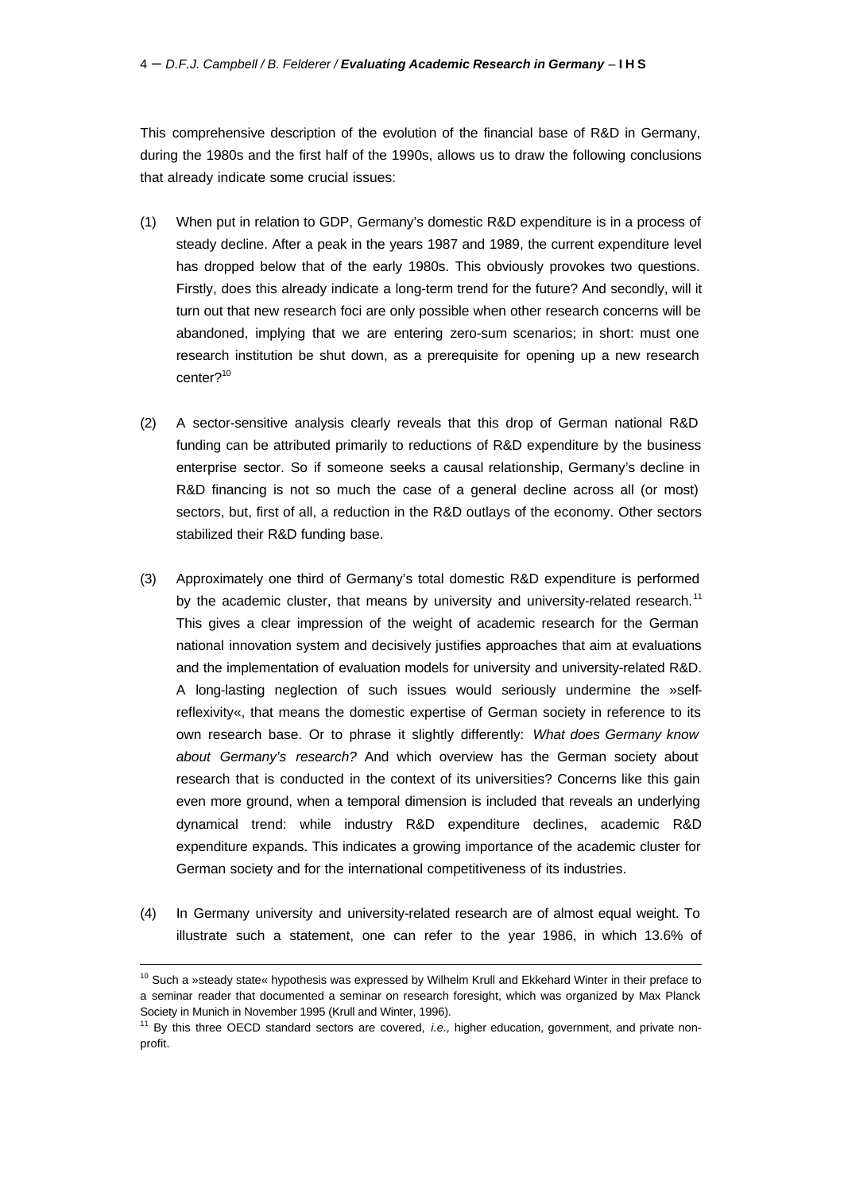This comprehensive description of the evolution of the financial base of R&D in Germany, during the 1980s and the first half of the 1990s, allows us to draw the following conclusions that already indicate some crucial issues:

(1) When put in relation to GDP, Germany's domestic R&D expenditure is in a process of steady decline. After a peak in the years 1987 and 1989, the current expenditure level has dropped below that of the early 1980s. This obviously provokes two questions. Firstly, does this already indicate a long-term trend for the future? And secondly, will it turn out that new research foci are only possible when other research concerns will be abandoned, implying that we are entering zero-sum scenarios; in short: must one research institution be shut down, as a prerequisite for opening up a new research center?[10]

(2) A sector-sensitive analysis clearly reveals that this drop of German national R&D funding can be attributed primarily to reductions of R&D expenditure by the business enterprise sector. So if someone seeks a causal relationship, Germany's decline in R&D financing is not so much the case of a general decline across all (or most) sectors, but, first of all, a reduction in the R&D outlays of the economy. Other sectors stabilized their R&D funding base.

(3) Approximately one third of Germany's total domestic R&D expenditure is performed by the academic cluster, that means by university and university-related research.[11] This gives a clear impression of the weight of academic research for the German national innovation system and decisively justifies approaches that aim at evaluations and the implementation of evaluation models for university and university-related R&D. A long-lasting neglection of such issues would seriously undermine the »self-reflexivity«, that means the domestic expertise of German society in reference to its own research base. Or to phrase it slightly differently: *What does Germany know about Germany's research?* And which overview has the German society about research that is conducted in the context of its universities? Concerns like this gain even more ground, when a temporal dimension is included that reveals an underlying dynamical trend: while industry R&D expenditure declines, academic R&D expenditure expands. This indicates a growing importance of the academic cluster for German society and for the international competitiveness of its industries.

(4) In Germany university and university-related research are of almost equal weight. To illustrate such a statement, one can refer to the year 1986, in which 13.6% of

---

[10] Such a »steady state« hypothesis was expressed by Wilhelm Krull and Ekkehard Winter in their preface to a seminar reader that documented a seminar on research foresight, which was organized by Max Planck Society in Munich in November 1995 (Krull and Winter, 1996).

[11] By this three OECD standard sectors are covered, *i.e.,* higher education, government, and private non-profit.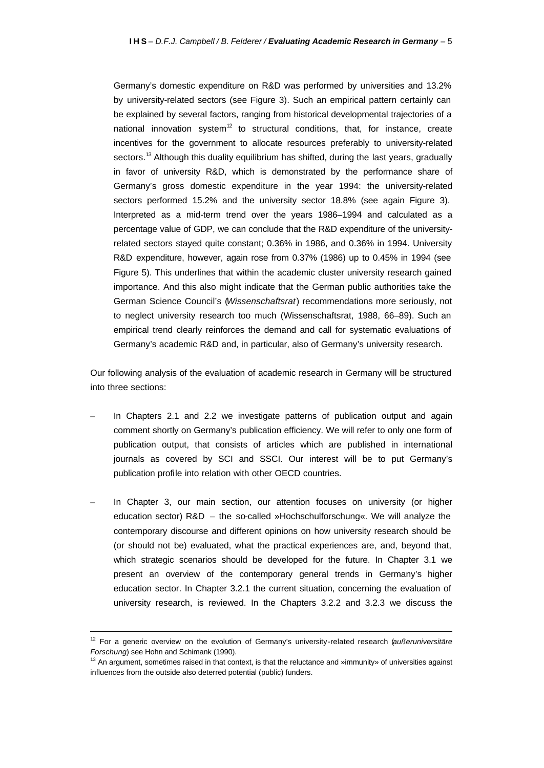Germany's domestic expenditure on R&D was performed by universities and 13.2% by university-related sectors (see Figure 3). Such an empirical pattern certainly can be explained by several factors, ranging from historical developmental trajectories of a national innovation system[12] to structural conditions, that, for instance, create incentives for the government to allocate resources preferably to university-related sectors.[13] Although this duality equilibrium has shifted, during the last years, gradually in favor of university R&D, which is demonstrated by the performance share of Germany's gross domestic expenditure in the year 1994: the university-related sectors performed 15.2% and the university sector 18.8% (see again Figure 3). Interpreted as a mid-term trend over the years 1986–1994 and calculated as a percentage value of GDP, we can conclude that the R&D expenditure of the university-related sectors stayed quite constant; 0.36% in 1986, and 0.36% in 1994. University R&D expenditure, however, again rose from 0.37% (1986) up to 0.45% in 1994 (see Figure 5). This underlines that within the academic cluster university research gained importance. And this also might indicate that the German public authorities take the German Science Council's (*Wissenschaftsrat*) recommendations more seriously, not to neglect university research too much (Wissenschaftsrat, 1988, 66–89). Such an empirical trend clearly reinforces the demand and call for systematic evaluations of Germany's academic R&D and, in particular, also of Germany's university research.

Our following analysis of the evaluation of academic research in Germany will be structured into three sections:

- In Chapters 2.1 and 2.2 we investigate patterns of publication output and again comment shortly on Germany's publication efficiency. We will refer to only one form of publication output, that consists of articles which are published in international journals as covered by SCI and SSCI. Our interest will be to put Germany's publication profile into relation with other OECD countries.

- In Chapter 3, our main section, our attention focuses on university (or higher education sector) R&D – the so-called »Hochschulforschung«. We will analyze the contemporary discourse and different opinions on how university research should be (or should not be) evaluated, what the practical experiences are, and, beyond that, which strategic scenarios should be developed for the future. In Chapter 3.1 we present an overview of the contemporary general trends in Germany's higher education sector. In Chapter 3.2.1 the current situation, concerning the evaluation of university research, is reviewed. In the Chapters 3.2.2 and 3.2.3 we discuss the

---

[12] For a generic overview on the evolution of Germany's university-related research (*außeruniversitäre Forschung*) see Hohn and Schimank (1990).

[13] An argument, sometimes raised in that context, is that the reluctance and »immunity» of universities against influences from the outside also deterred potential (public) funders.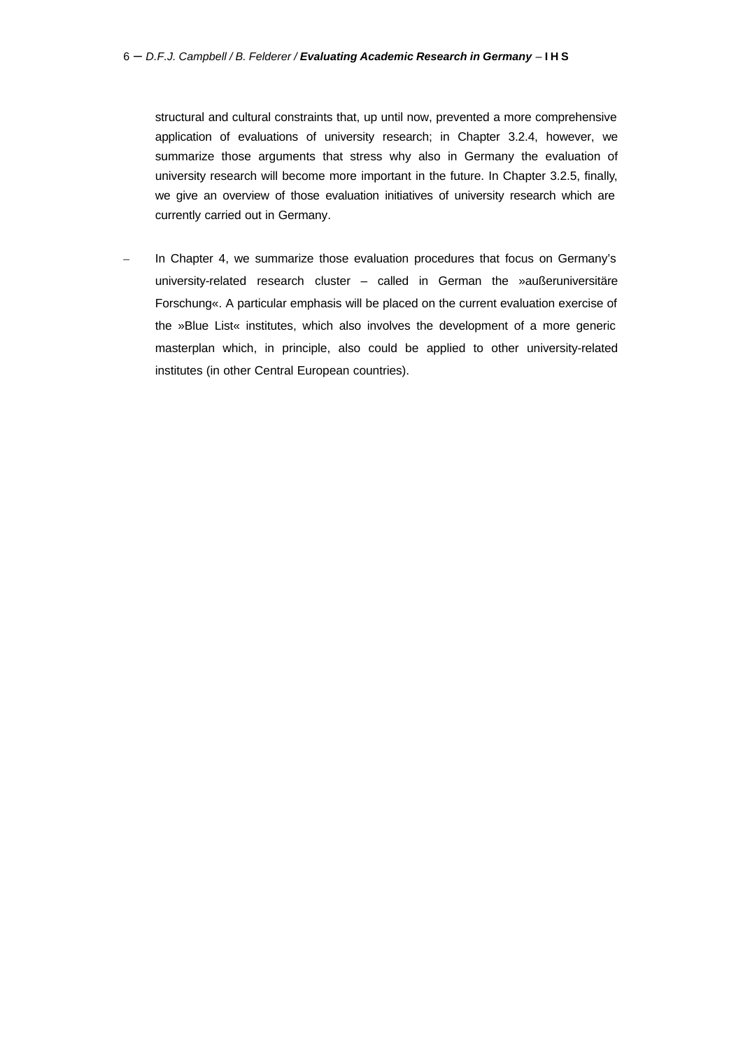structural and cultural constraints that, up until now, prevented a more comprehensive application of evaluations of university research; in Chapter 3.2.4, however, we summarize those arguments that stress why also in Germany the evaluation of university research will become more important in the future. In Chapter 3.2.5, finally, we give an overview of those evaluation initiatives of university research which are currently carried out in Germany.

- In Chapter 4, we summarize those evaluation procedures that focus on Germany's university-related research cluster – called in German the »außeruniversitäre Forschung«. A particular emphasis will be placed on the current evaluation exercise of the »Blue List« institutes, which also involves the development of a more generic masterplan which, in principle, also could be applied to other university-related institutes (in other Central European countries).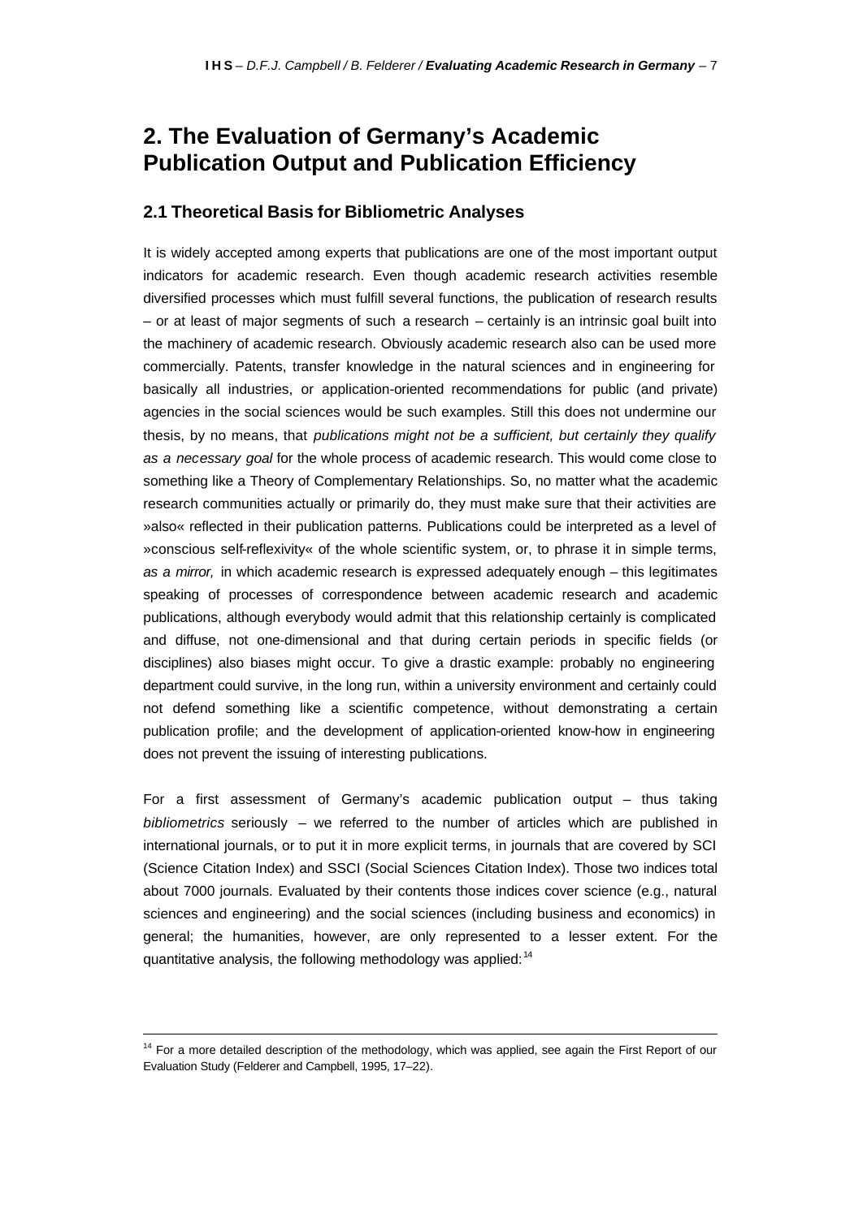# 2. The Evaluation of Germany's Academic Publication Output and Publication Efficiency

## 2.1 Theoretical Basis for Bibliometric Analyses

It is widely accepted among experts that publications are one of the most important output indicators for academic research. Even though academic research activities resemble diversified processes which must fulfill several functions, the publication of research results – or at least of major segments of such a research – certainly is an intrinsic goal built into the machinery of academic research. Obviously academic research also can be used more commercially. Patents, transfer knowledge in the natural sciences and in engineering for basically all industries, or application-oriented recommendations for public (and private) agencies in the social sciences would be such examples. Still this does not undermine our thesis, by no means, that *publications might not be a sufficient, but certainly they qualify as a necessary goal* for the whole process of academic research. This would come close to something like a Theory of Complementary Relationships. So, no matter what the academic research communities actually or primarily do, they must make sure that their activities are »also« reflected in their publication patterns. Publications could be interpreted as a level of »conscious self-reflexivity« of the whole scientific system, or, to phrase it in simple terms, *as a mirror,* in which academic research is expressed adequately enough – this legitimates speaking of processes of correspondence between academic research and academic publications, although everybody would admit that this relationship certainly is complicated and diffuse, not one-dimensional and that during certain periods in specific fields (or disciplines) also biases might occur. To give a drastic example: probably no engineering department could survive, in the long run, within a university environment and certainly could not defend something like a scientific competence, without demonstrating a certain publication profile; and the development of application-oriented know-how in engineering does not prevent the issuing of interesting publications.

For a first assessment of Germany's academic publication output – thus taking *bibliometrics* seriously – we referred to the number of articles which are published in international journals, or to put it in more explicit terms, in journals that are covered by SCI (Science Citation Index) and SSCI (Social Sciences Citation Index). Those two indices total about 7000 journals. Evaluated by their contents those indices cover science (e.g., natural sciences and engineering) and the social sciences (including business and economics) in general; the humanities, however, are only represented to a lesser extent. For the quantitative analysis, the following methodology was applied:[14]

---

[14] For a more detailed description of the methodology, which was applied, see again the First Report of our Evaluation Study (Felderer and Campbell, 1995, 17–22).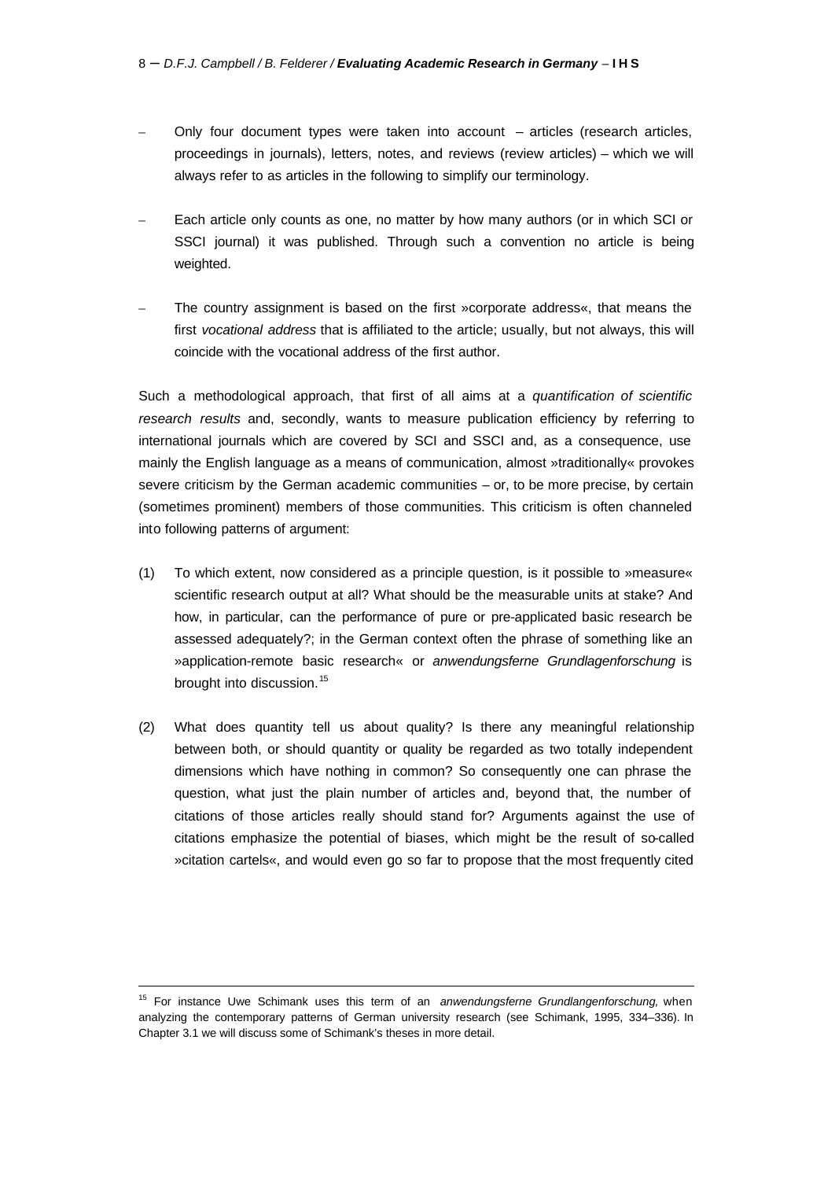- Only four document types were taken into account – articles (research articles, proceedings in journals), letters, notes, and reviews (review articles) – which we will always refer to as articles in the following to simplify our terminology.

- Each article only counts as one, no matter by how many authors (or in which SCI or SSCI journal) it was published. Through such a convention no article is being weighted.

- The country assignment is based on the first »corporate address«, that means the first *vocational address* that is affiliated to the article; usually, but not always, this will coincide with the vocational address of the first author.

Such a methodological approach, that first of all aims at a *quantification of scientific research results* and, secondly, wants to measure publication efficiency by referring to international journals which are covered by SCI and SSCI and, as a consequence, use mainly the English language as a means of communication, almost »traditionally« provokes severe criticism by the German academic communities – or, to be more precise, by certain (sometimes prominent) members of those communities. This criticism is often channeled into following patterns of argument:

(1) To which extent, now considered as a principle question, is it possible to »measure« scientific research output at all? What should be the measurable units at stake? And how, in particular, can the performance of pure or pre-applicated basic research be assessed adequately?; in the German context often the phrase of something like an »application-remote basic research« or *anwendungsferne Grundlagenforschung* is brought into discussion.[15]

(2) What does quantity tell us about quality? Is there any meaningful relationship between both, or should quantity or quality be regarded as two totally independent dimensions which have nothing in common? So consequently one can phrase the question, what just the plain number of articles and, beyond that, the number of citations of those articles really should stand for? Arguments against the use of citations emphasize the potential of biases, which might be the result of so-called »citation cartels«, and would even go so far to propose that the most frequently cited

---

[15] For instance Uwe Schimank uses this term of an *anwendungsferne Grundlangenforschung,* when analyzing the contemporary patterns of German university research (see Schimank, 1995, 334–336). In Chapter 3.1 we will discuss some of Schimank's theses in more detail.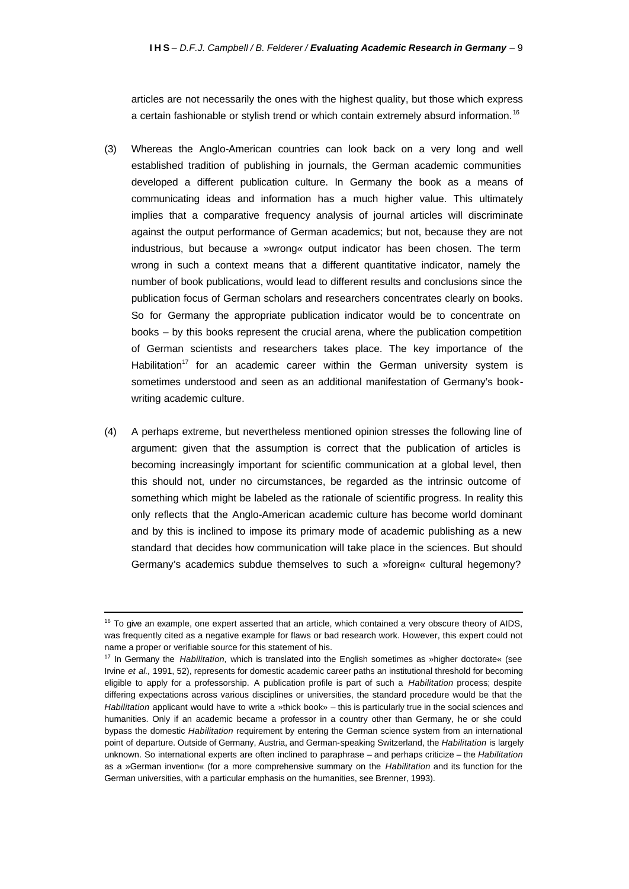articles are not necessarily the ones with the highest quality, but those which express a certain fashionable or stylish trend or which contain extremely absurd information.[16]

(3) Whereas the Anglo-American countries can look back on a very long and well established tradition of publishing in journals, the German academic communities developed a different publication culture. In Germany the book as a means of communicating ideas and information has a much higher value. This ultimately implies that a comparative frequency analysis of journal articles will discriminate against the output performance of German academics; but not, because they are not industrious, but because a »wrong« output indicator has been chosen. The term wrong in such a context means that a different quantitative indicator, namely the number of book publications, would lead to different results and conclusions since the publication focus of German scholars and researchers concentrates clearly on books. So for Germany the appropriate publication indicator would be to concentrate on books – by this books represent the crucial arena, where the publication competition of German scientists and researchers takes place. The key importance of the Habilitation[17] for an academic career within the German university system is sometimes understood and seen as an additional manifestation of Germany's book-writing academic culture.

(4) A perhaps extreme, but nevertheless mentioned opinion stresses the following line of argument: given that the assumption is correct that the publication of articles is becoming increasingly important for scientific communication at a global level, then this should not, under no circumstances, be regarded as the intrinsic outcome of something which might be labeled as the rationale of scientific progress. In reality this only reflects that the Anglo-American academic culture has become world dominant and by this is inclined to impose its primary mode of academic publishing as a new standard that decides how communication will take place in the sciences. But should Germany's academics subdue themselves to such a »foreign« cultural hegemony?

---

[16] To give an example, one expert asserted that an article, which contained a very obscure theory of AIDS, was frequently cited as a negative example for flaws or bad research work. However, this expert could not name a proper or verifiable source for this statement of his.

[17] In Germany the *Habilitation,* which is translated into the English sometimes as »higher doctorate« (see Irvine *et al.,* 1991, 52), represents for domestic academic career paths an institutional threshold for becoming eligible to apply for a professorship. A publication profile is part of such a *Habilitation* process; despite differing expectations across various disciplines or universities, the standard procedure would be that the *Habilitation* applicant would have to write a »thick book» – this is particularly true in the social sciences and humanities. Only if an academic became a professor in a country other than Germany, he or she could bypass the domestic *Habilitation* requirement by entering the German science system from an international point of departure. Outside of Germany, Austria, and German-speaking Switzerland, the *Habilitation* is largely unknown. So international experts are often inclined to paraphrase – and perhaps criticize – the *Habilitation* as a »German invention« (for a more comprehensive summary on the *Habilitation* and its function for the German universities, with a particular emphasis on the humanities, see Brenner, 1993).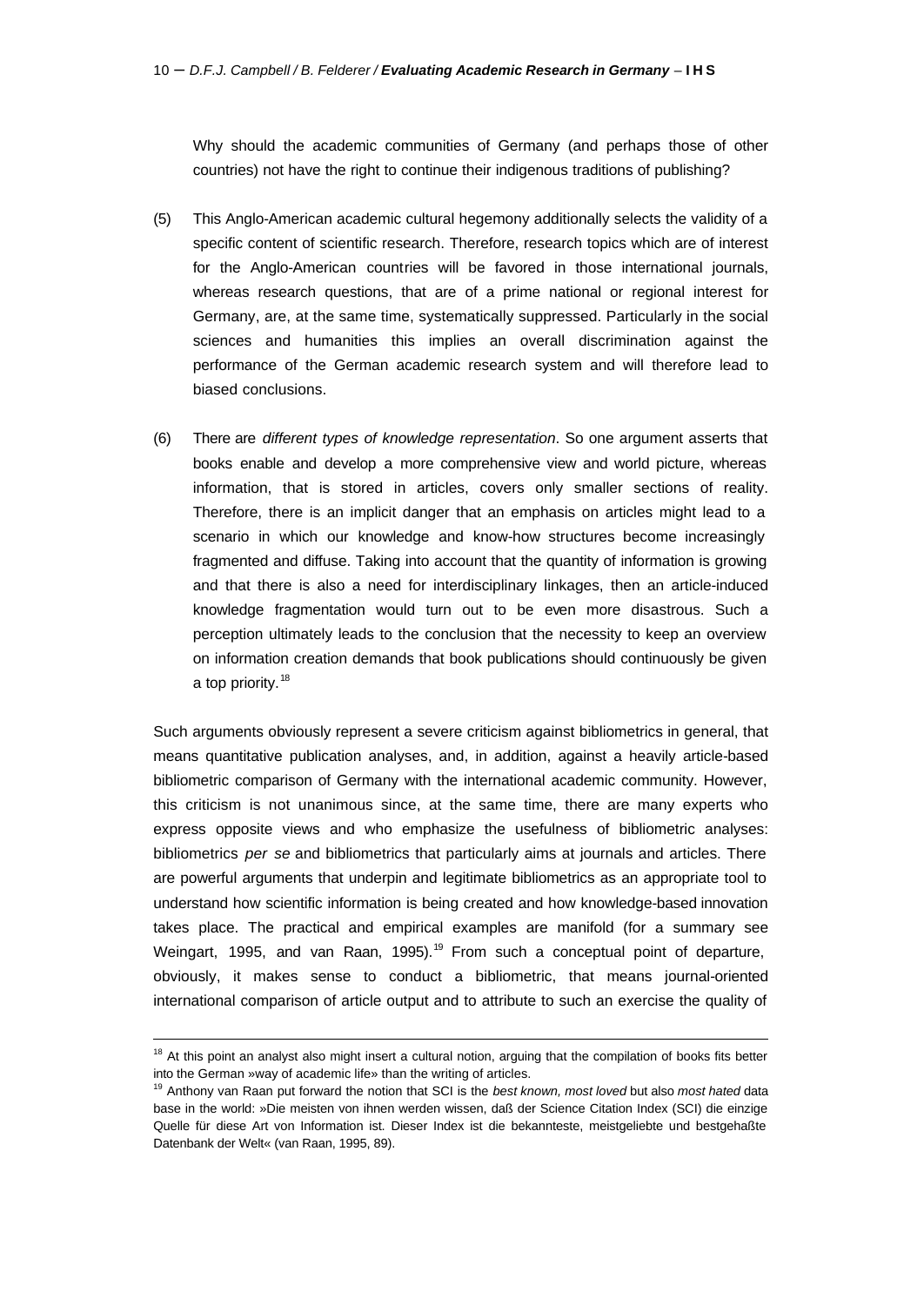Why should the academic communities of Germany (and perhaps those of other countries) not have the right to continue their indigenous traditions of publishing?

(5) This Anglo-American academic cultural hegemony additionally selects the validity of a specific content of scientific research. Therefore, research topics which are of interest for the Anglo-American countries will be favored in those international journals, whereas research questions, that are of a prime national or regional interest for Germany, are, at the same time, systematically suppressed. Particularly in the social sciences and humanities this implies an overall discrimination against the performance of the German academic research system and will therefore lead to biased conclusions.

(6) There are *different types of knowledge representation*. So one argument asserts that books enable and develop a more comprehensive view and world picture, whereas information, that is stored in articles, covers only smaller sections of reality. Therefore, there is an implicit danger that an emphasis on articles might lead to a scenario in which our knowledge and know-how structures become increasingly fragmented and diffuse. Taking into account that the quantity of information is growing and that there is also a need for interdisciplinary linkages, then an article-induced knowledge fragmentation would turn out to be even more disastrous. Such a perception ultimately leads to the conclusion that the necessity to keep an overview on information creation demands that book publications should continuously be given a top priority.[18]

Such arguments obviously represent a severe criticism against bibliometrics in general, that means quantitative publication analyses, and, in addition, against a heavily article-based bibliometric comparison of Germany with the international academic community. However, this criticism is not unanimous since, at the same time, there are many experts who express opposite views and who emphasize the usefulness of bibliometric analyses: bibliometrics *per se* and bibliometrics that particularly aims at journals and articles. There are powerful arguments that underpin and legitimate bibliometrics as an appropriate tool to understand how scientific information is being created and how knowledge-based innovation takes place. The practical and empirical examples are manifold (for a summary see Weingart, 1995, and van Raan, 1995).[19] From such a conceptual point of departure, obviously, it makes sense to conduct a bibliometric, that means journal-oriented international comparison of article output and to attribute to such an exercise the quality of

---

[18] At this point an analyst also might insert a cultural notion, arguing that the compilation of books fits better into the German »way of academic life» than the writing of articles.

[19] Anthony van Raan put forward the notion that SCI is the *best known, most loved* but also *most hated* data base in the world: »Die meisten von ihnen werden wissen, daß der Science Citation Index (SCI) die einzige Quelle für diese Art von Information ist. Dieser Index ist die bekannteste, meistgeliebte und bestgehaßte Datenbank der Welt« (van Raan, 1995, 89).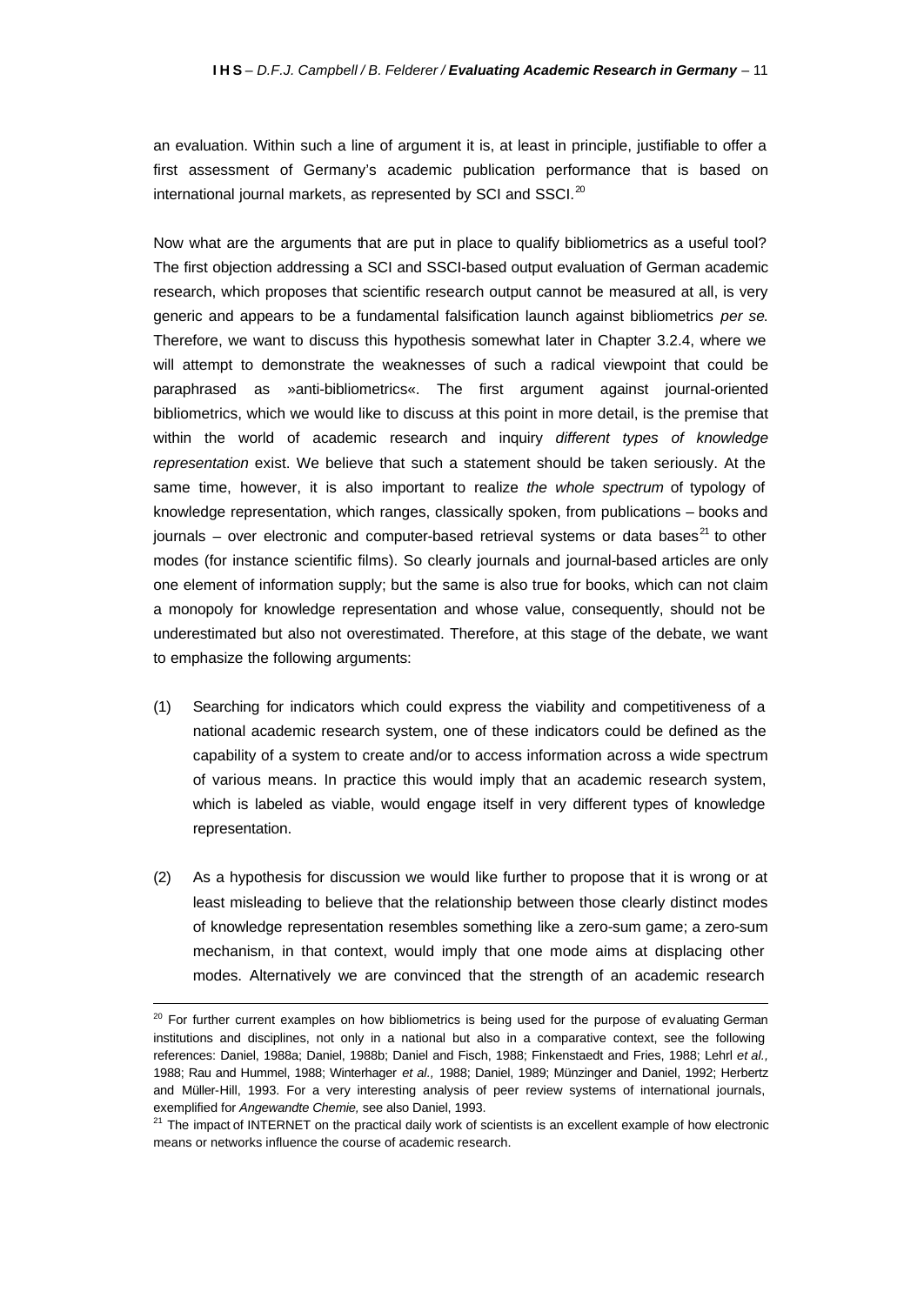an evaluation. Within such a line of argument it is, at least in principle, justifiable to offer a first assessment of Germany's academic publication performance that is based on international journal markets, as represented by SCI and SSCI.[20]

Now what are the arguments that are put in place to qualify bibliometrics as a useful tool? The first objection addressing a SCI and SSCI-based output evaluation of German academic research, which proposes that scientific research output cannot be measured at all, is very generic and appears to be a fundamental falsification launch against bibliometrics *per se*. Therefore, we want to discuss this hypothesis somewhat later in Chapter 3.2.4, where we will attempt to demonstrate the weaknesses of such a radical viewpoint that could be paraphrased as »anti-bibliometrics«. The first argument against journal-oriented bibliometrics, which we would like to discuss at this point in more detail, is the premise that within the world of academic research and inquiry *different types of knowledge representation* exist. We believe that such a statement should be taken seriously. At the same time, however, it is also important to realize *the whole spectrum* of typology of knowledge representation, which ranges, classically spoken, from publications – books and journals – over electronic and computer-based retrieval systems or data bases[21] to other modes (for instance scientific films). So clearly journals and journal-based articles are only one element of information supply; but the same is also true for books, which can not claim a monopoly for knowledge representation and whose value, consequently, should not be underestimated but also not overestimated. Therefore, at this stage of the debate, we want to emphasize the following arguments:

(1) Searching for indicators which could express the viability and competitiveness of a national academic research system, one of these indicators could be defined as the capability of a system to create and/or to access information across a wide spectrum of various means. In practice this would imply that an academic research system, which is labeled as viable, would engage itself in very different types of knowledge representation.

(2) As a hypothesis for discussion we would like further to propose that it is wrong or at least misleading to believe that the relationship between those clearly distinct modes of knowledge representation resembles something like a zero-sum game; a zero-sum mechanism, in that context, would imply that one mode aims at displacing other modes. Alternatively we are convinced that the strength of an academic research

---

[20] For further current examples on how bibliometrics is being used for the purpose of evaluating German institutions and disciplines, not only in a national but also in a comparative context, see the following references: Daniel, 1988a; Daniel, 1988b; Daniel and Fisch, 1988; Finkenstaedt and Fries, 1988; Lehrl *et al.,* 1988; Rau and Hummel, 1988; Winterhager *et al.,* 1988; Daniel, 1989; Münzinger and Daniel, 1992; Herbertz and Müller-Hill, 1993. For a very interesting analysis of peer review systems of international journals, exemplified for *Angewandte Chemie,* see also Daniel, 1993.

[21] The impact of INTERNET on the practical daily work of scientists is an excellent example of how electronic means or networks influence the course of academic research.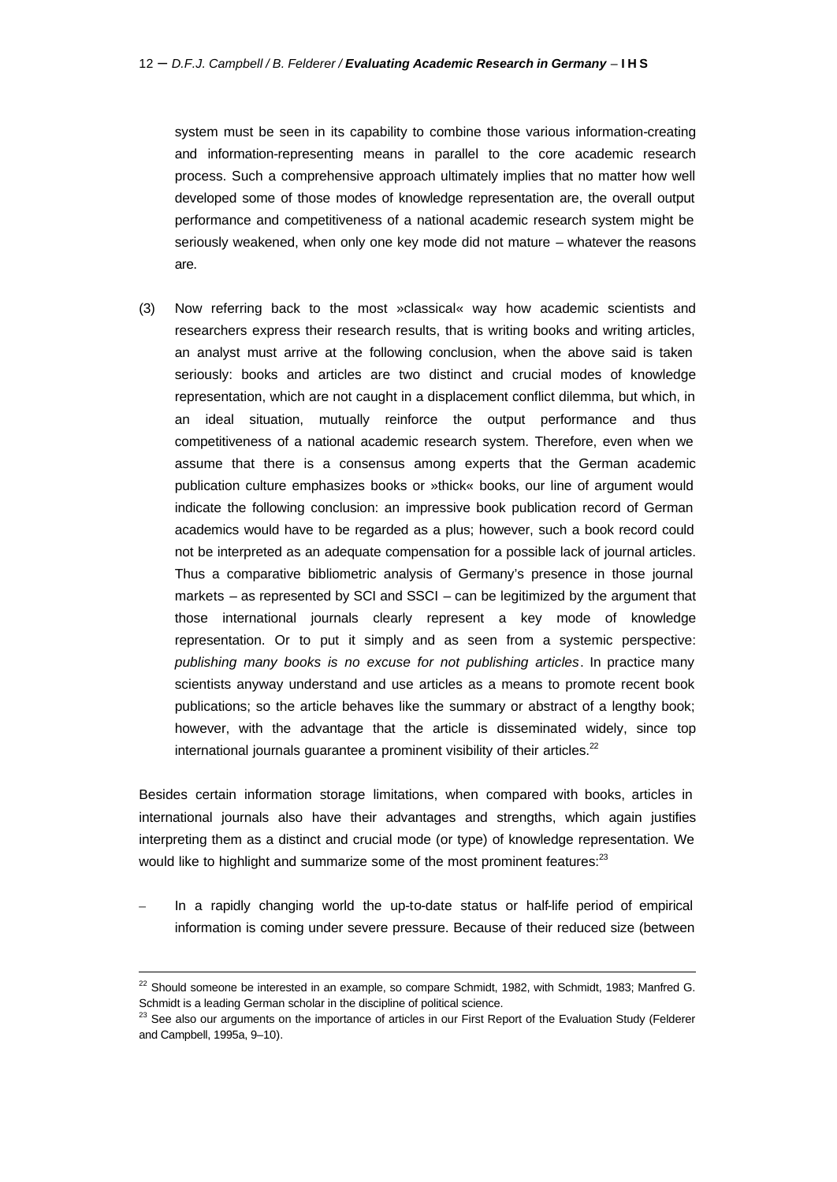system must be seen in its capability to combine those various information-creating and information-representing means in parallel to the core academic research process. Such a comprehensive approach ultimately implies that no matter how well developed some of those modes of knowledge representation are, the overall output performance and competitiveness of a national academic research system might be seriously weakened, when only one key mode did not mature – whatever the reasons are.

(3) Now referring back to the most »classical« way how academic scientists and researchers express their research results, that is writing books and writing articles, an analyst must arrive at the following conclusion, when the above said is taken seriously: books and articles are two distinct and crucial modes of knowledge representation, which are not caught in a displacement conflict dilemma, but which, in an ideal situation, mutually reinforce the output performance and thus competitiveness of a national academic research system. Therefore, even when we assume that there is a consensus among experts that the German academic publication culture emphasizes books or »thick« books, our line of argument would indicate the following conclusion: an impressive book publication record of German academics would have to be regarded as a plus; however, such a book record could not be interpreted as an adequate compensation for a possible lack of journal articles. Thus a comparative bibliometric analysis of Germany's presence in those journal markets – as represented by SCI and SSCI – can be legitimized by the argument that those international journals clearly represent a key mode of knowledge representation. Or to put it simply and as seen from a systemic perspective: *publishing many books is no excuse for not publishing articles*. In practice many scientists anyway understand and use articles as a means to promote recent book publications; so the article behaves like the summary or abstract of a lengthy book; however, with the advantage that the article is disseminated widely, since top international journals guarantee a prominent visibility of their articles.[22]

Besides certain information storage limitations, when compared with books, articles in international journals also have their advantages and strengths, which again justifies interpreting them as a distinct and crucial mode (or type) of knowledge representation. We would like to highlight and summarize some of the most prominent features:[23]

– In a rapidly changing world the up-to-date status or half-life period of empirical information is coming under severe pressure. Because of their reduced size (between

---

[22] Should someone be interested in an example, so compare Schmidt, 1982, with Schmidt, 1983; Manfred G. Schmidt is a leading German scholar in the discipline of political science.

[23] See also our arguments on the importance of articles in our First Report of the Evaluation Study (Felderer and Campbell, 1995a, 9–10).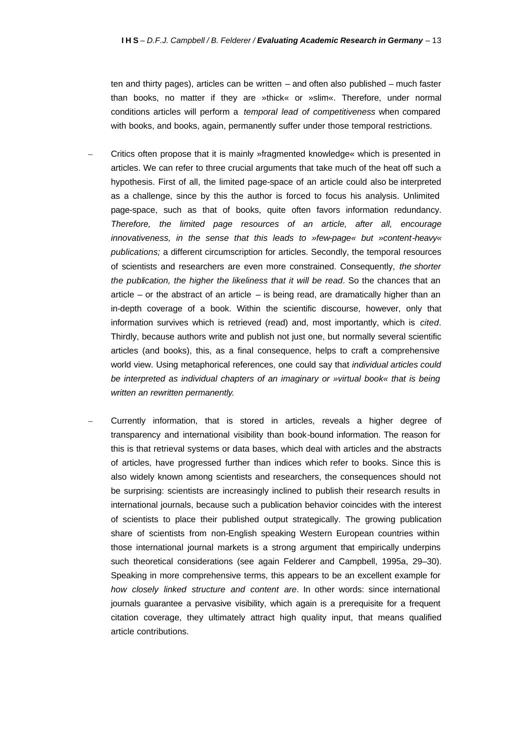ten and thirty pages), articles can be written – and often also published – much faster than books, no matter if they are »thick« or »slim«. Therefore, under normal conditions articles will perform a *temporal lead of competitiveness* when compared with books, and books, again, permanently suffer under those temporal restrictions.

- Critics often propose that it is mainly »fragmented knowledge« which is presented in articles. We can refer to three crucial arguments that take much of the heat off such a hypothesis. First of all, the limited page-space of an article could also be interpreted as a challenge, since by this the author is forced to focus his analysis. Unlimited page-space, such as that of books, quite often favors information redundancy. *Therefore, the limited page resources of an article, after all, encourage innovativeness, in the sense that this leads to »few-page« but »content-heavy« publications;* a different circumscription for articles. Secondly, the temporal resources of scientists and researchers are even more constrained. Consequently, *the shorter the publication, the higher the likeliness that it will be read*. So the chances that an article – or the abstract of an article – is being read, are dramatically higher than an in-depth coverage of a book. Within the scientific discourse, however, only that information survives which is retrieved (read) and, most importantly, which is *cited*. Thirdly, because authors write and publish not just one, but normally several scientific articles (and books), this, as a final consequence, helps to craft a comprehensive world view. Using metaphorical references, one could say that *individual articles could be interpreted as individual chapters of an imaginary or »virtual book« that is being written an rewritten permanently.*

- Currently information, that is stored in articles, reveals a higher degree of transparency and international visibility than book-bound information. The reason for this is that retrieval systems or data bases, which deal with articles and the abstracts of articles, have progressed further than indices which refer to books. Since this is also widely known among scientists and researchers, the consequences should not be surprising: scientists are increasingly inclined to publish their research results in international journals, because such a publication behavior coincides with the interest of scientists to place their published output strategically. The growing publication share of scientists from non-English speaking Western European countries within those international journal markets is a strong argument that empirically underpins such theoretical considerations (see again Felderer and Campbell, 1995a, 29–30). Speaking in more comprehensive terms, this appears to be an excellent example for *how closely linked structure and content are*. In other words: since international journals guarantee a pervasive visibility, which again is a prerequisite for a frequent citation coverage, they ultimately attract high quality input, that means qualified article contributions.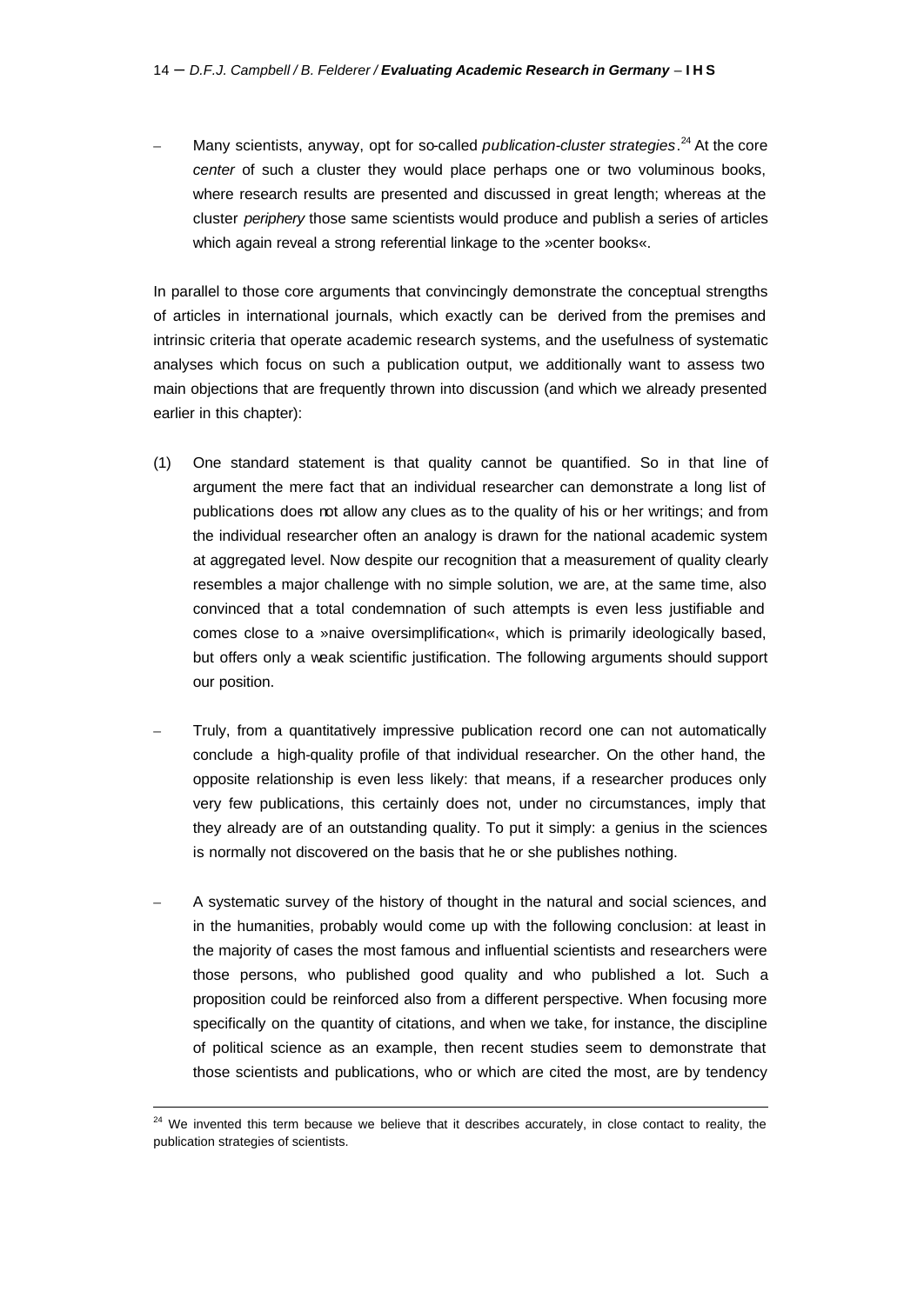- Many scientists, anyway, opt for so-called *publication-cluster strategies*.[24] At the core *center* of such a cluster they would place perhaps one or two voluminous books, where research results are presented and discussed in great length; whereas at the cluster *periphery* those same scientists would produce and publish a series of articles which again reveal a strong referential linkage to the »center books«.

In parallel to those core arguments that convincingly demonstrate the conceptual strengths of articles in international journals, which exactly can be derived from the premises and intrinsic criteria that operate academic research systems, and the usefulness of systematic analyses which focus on such a publication output, we additionally want to assess two main objections that are frequently thrown into discussion (and which we already presented earlier in this chapter):

(1) One standard statement is that quality cannot be quantified. So in that line of argument the mere fact that an individual researcher can demonstrate a long list of publications does not allow any clues as to the quality of his or her writings; and from the individual researcher often an analogy is drawn for the national academic system at aggregated level. Now despite our recognition that a measurement of quality clearly resembles a major challenge with no simple solution, we are, at the same time, also convinced that a total condemnation of such attempts is even less justifiable and comes close to a »naive oversimplification«, which is primarily ideologically based, but offers only a weak scientific justification. The following arguments should support our position.

- Truly, from a quantitatively impressive publication record one can not automatically conclude a high-quality profile of that individual researcher. On the other hand, the opposite relationship is even less likely: that means, if a researcher produces only very few publications, this certainly does not, under no circumstances, imply that they already are of an outstanding quality. To put it simply: a genius in the sciences is normally not discovered on the basis that he or she publishes nothing.

- A systematic survey of the history of thought in the natural and social sciences, and in the humanities, probably would come up with the following conclusion: at least in the majority of cases the most famous and influential scientists and researchers were those persons, who published good quality and who published a lot. Such a proposition could be reinforced also from a different perspective. When focusing more specifically on the quantity of citations, and when we take, for instance, the discipline of political science as an example, then recent studies seem to demonstrate that those scientists and publications, who or which are cited the most, are by tendency

[24] We invented this term because we believe that it describes accurately, in close contact to reality, the publication strategies of scientists.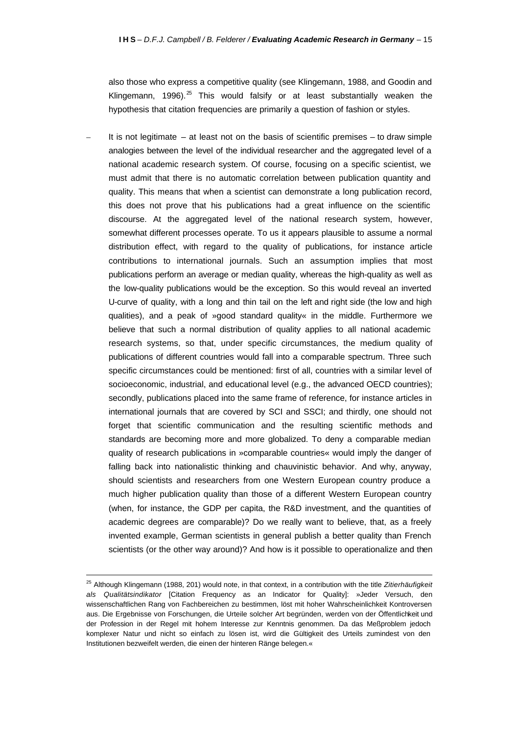also those who express a competitive quality (see Klingemann, 1988, and Goodin and Klingemann, 1996).[25] This would falsify or at least substantially weaken the hypothesis that citation frequencies are primarily a question of fashion or styles.

– It is not legitimate – at least not on the basis of scientific premises – to draw simple analogies between the level of the individual researcher and the aggregated level of a national academic research system. Of course, focusing on a specific scientist, we must admit that there is no automatic correlation between publication quantity and quality. This means that when a scientist can demonstrate a long publication record, this does not prove that his publications had a great influence on the scientific discourse. At the aggregated level of the national research system, however, somewhat different processes operate. To us it appears plausible to assume a normal distribution effect, with regard to the quality of publications, for instance article contributions to international journals. Such an assumption implies that most publications perform an average or median quality, whereas the high-quality as well as the low-quality publications would be the exception. So this would reveal an inverted U-curve of quality, with a long and thin tail on the left and right side (the low and high qualities), and a peak of »good standard quality« in the middle. Furthermore we believe that such a normal distribution of quality applies to all national academic research systems, so that, under specific circumstances, the medium quality of publications of different countries would fall into a comparable spectrum. Three such specific circumstances could be mentioned: first of all, countries with a similar level of socioeconomic, industrial, and educational level (e.g., the advanced OECD countries); secondly, publications placed into the same frame of reference, for instance articles in international journals that are covered by SCI and SSCI; and thirdly, one should not forget that scientific communication and the resulting scientific methods and standards are becoming more and more globalized. To deny a comparable median quality of research publications in »comparable countries« would imply the danger of falling back into nationalistic thinking and chauvinistic behavior. And why, anyway, should scientists and researchers from one Western European country produce a much higher publication quality than those of a different Western European country (when, for instance, the GDP per capita, the R&D investment, and the quantities of academic degrees are comparable)? Do we really want to believe, that, as a freely invented example, German scientists in general publish a better quality than French scientists (or the other way around)? And how is it possible to operationalize and then

---

[25] Although Klingemann (1988, 201) would note, in that context, in a contribution with the title *Zitierhäufigkeit als Qualitätsindikator* [Citation Frequency as an Indicator for Quality]: »Jeder Versuch, den wissenschaftlichen Rang von Fachbereichen zu bestimmen, löst mit hoher Wahrscheinlichkeit Kontroversen aus. Die Ergebnisse von Forschungen, die Urteile solcher Art begründen, werden von der Öffentlichkeit und der Profession in der Regel mit hohem Interesse zur Kenntnis genommen. Da das Meßproblem jedoch komplexer Natur und nicht so einfach zu lösen ist, wird die Gültigkeit des Urteils zumindest von den Institutionen bezweifelt werden, die einen der hinteren Ränge belegen.«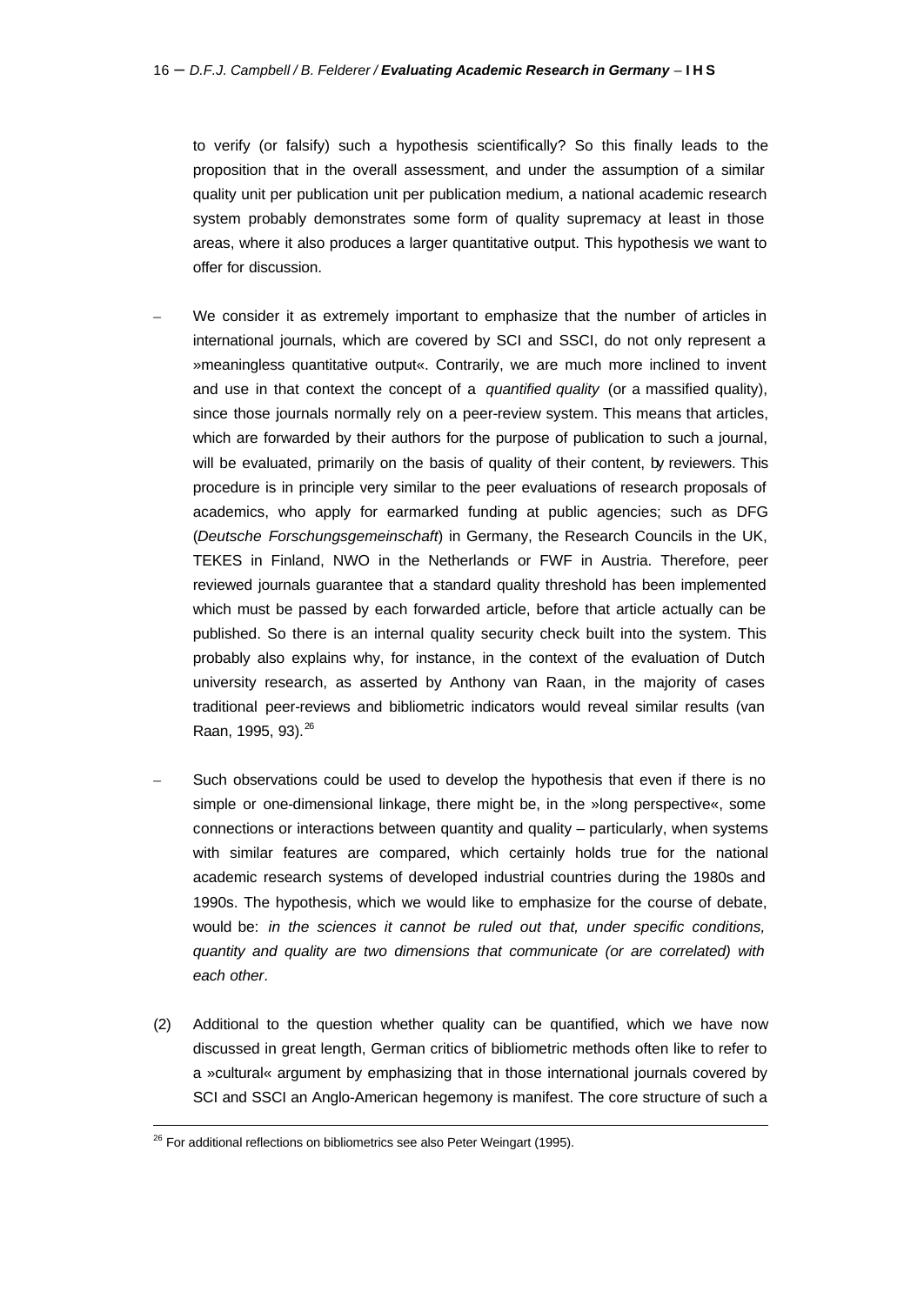to verify (or falsify) such a hypothesis scientifically? So this finally leads to the proposition that in the overall assessment, and under the assumption of a similar quality unit per publication unit per publication medium, a national academic research system probably demonstrates some form of quality supremacy at least in those areas, where it also produces a larger quantitative output. This hypothesis we want to offer for discussion.

– We consider it as extremely important to emphasize that the number of articles in international journals, which are covered by SCI and SSCI, do not only represent a »meaningless quantitative output«. Contrarily, we are much more inclined to invent and use in that context the concept of a *quantified quality* (or a massified quality), since those journals normally rely on a peer-review system. This means that articles, which are forwarded by their authors for the purpose of publication to such a journal, will be evaluated, primarily on the basis of quality of their content, by reviewers. This procedure is in principle very similar to the peer evaluations of research proposals of academics, who apply for earmarked funding at public agencies; such as DFG (*Deutsche Forschungsgemeinschaft*) in Germany, the Research Councils in the UK, TEKES in Finland, NWO in the Netherlands or FWF in Austria. Therefore, peer reviewed journals guarantee that a standard quality threshold has been implemented which must be passed by each forwarded article, before that article actually can be published. So there is an internal quality security check built into the system. This probably also explains why, for instance, in the context of the evaluation of Dutch university research, as asserted by Anthony van Raan, in the majority of cases traditional peer-reviews and bibliometric indicators would reveal similar results (van Raan, 1995, 93).[26]

– Such observations could be used to develop the hypothesis that even if there is no simple or one-dimensional linkage, there might be, in the »long perspective«, some connections or interactions between quantity and quality – particularly, when systems with similar features are compared, which certainly holds true for the national academic research systems of developed industrial countries during the 1980s and 1990s. The hypothesis, which we would like to emphasize for the course of debate, would be: *in the sciences it cannot be ruled out that, under specific conditions, quantity and quality are two dimensions that communicate (or are correlated) with each other*.

(2) Additional to the question whether quality can be quantified, which we have now discussed in great length, German critics of bibliometric methods often like to refer to a »cultural« argument by emphasizing that in those international journals covered by SCI and SSCI an Anglo-American hegemony is manifest. The core structure of such a

---

[26] For additional reflections on bibliometrics see also Peter Weingart (1995).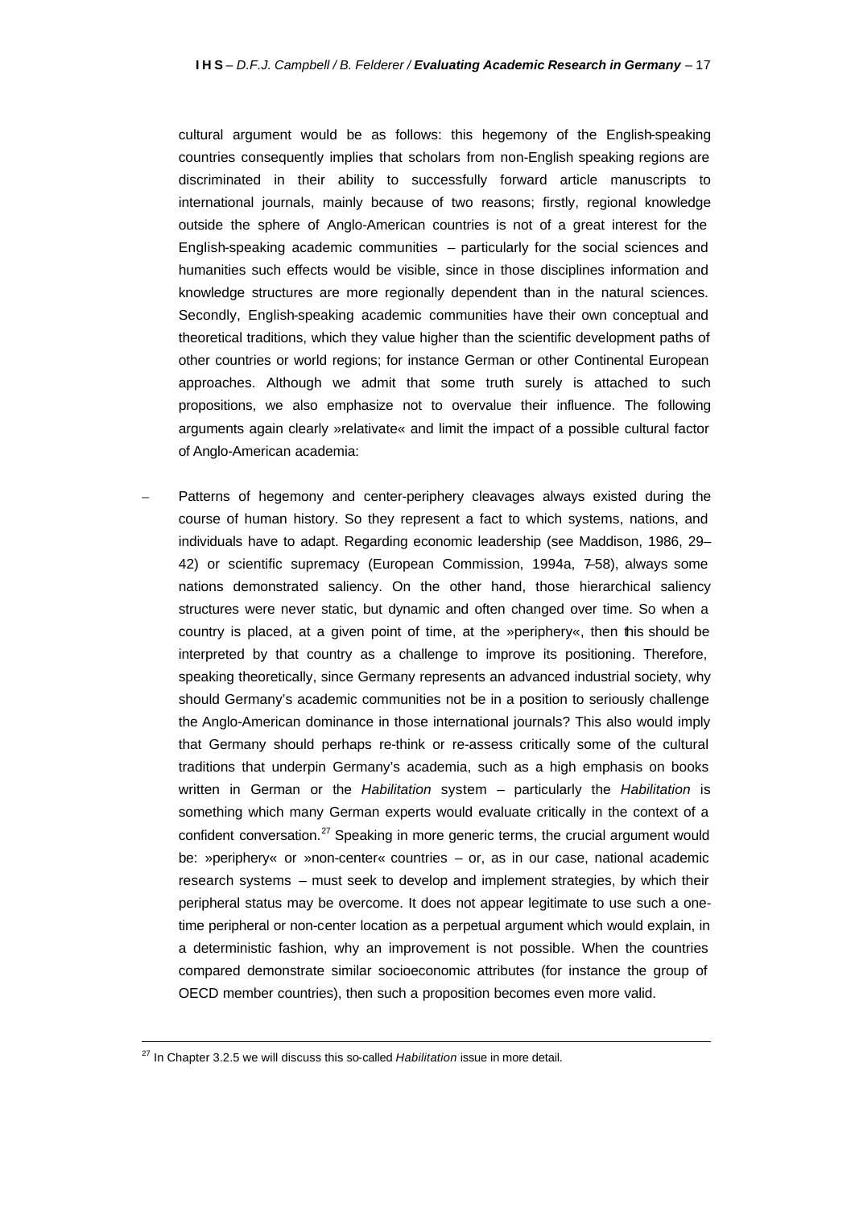cultural argument would be as follows: this hegemony of the English-speaking countries consequently implies that scholars from non-English speaking regions are discriminated in their ability to successfully forward article manuscripts to international journals, mainly because of two reasons; firstly, regional knowledge outside the sphere of Anglo-American countries is not of a great interest for the English-speaking academic communities – particularly for the social sciences and humanities such effects would be visible, since in those disciplines information and knowledge structures are more regionally dependent than in the natural sciences. Secondly, English-speaking academic communities have their own conceptual and theoretical traditions, which they value higher than the scientific development paths of other countries or world regions; for instance German or other Continental European approaches. Although we admit that some truth surely is attached to such propositions, we also emphasize not to overvalue their influence. The following arguments again clearly »relativate« and limit the impact of a possible cultural factor of Anglo-American academia:

– Patterns of hegemony and center-periphery cleavages always existed during the course of human history. So they represent a fact to which systems, nations, and individuals have to adapt. Regarding economic leadership (see Maddison, 1986, 29–42) or scientific supremacy (European Commission, 1994a, 7–58), always some nations demonstrated saliency. On the other hand, those hierarchical saliency structures were never static, but dynamic and often changed over time. So when a country is placed, at a given point of time, at the »periphery«, then this should be interpreted by that country as a challenge to improve its positioning. Therefore, speaking theoretically, since Germany represents an advanced industrial society, why should Germany's academic communities not be in a position to seriously challenge the Anglo-American dominance in those international journals? This also would imply that Germany should perhaps re-think or re-assess critically some of the cultural traditions that underpin Germany's academia, such as a high emphasis on books written in German or the *Habilitation* system – particularly the *Habilitation* is something which many German experts would evaluate critically in the context of a confident conversation.[27] Speaking in more generic terms, the crucial argument would be: »periphery« or »non-center« countries – or, as in our case, national academic research systems – must seek to develop and implement strategies, by which their peripheral status may be overcome. It does not appear legitimate to use such a one-time peripheral or non-center location as a perpetual argument which would explain, in a deterministic fashion, why an improvement is not possible. When the countries compared demonstrate similar socioeconomic attributes (for instance the group of OECD member countries), then such a proposition becomes even more valid.

[27] In Chapter 3.2.5 we will discuss this so-called *Habilitation* issue in more detail.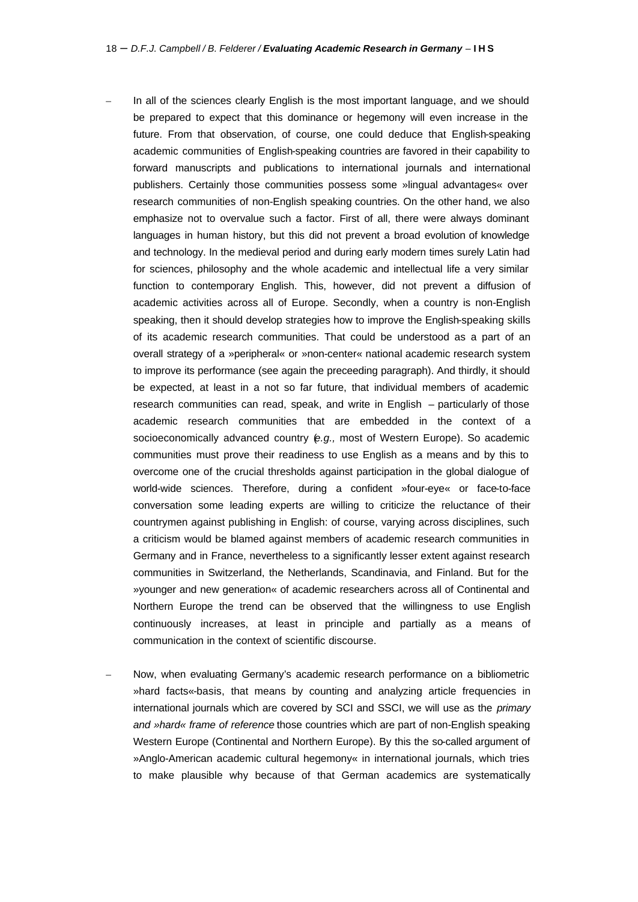- In all of the sciences clearly English is the most important language, and we should be prepared to expect that this dominance or hegemony will even increase in the future. From that observation, of course, one could deduce that English-speaking academic communities of English-speaking countries are favored in their capability to forward manuscripts and publications to international journals and international publishers. Certainly those communities possess some »lingual advantages« over research communities of non-English speaking countries. On the other hand, we also emphasize not to overvalue such a factor. First of all, there were always dominant languages in human history, but this did not prevent a broad evolution of knowledge and technology. In the medieval period and during early modern times surely Latin had for sciences, philosophy and the whole academic and intellectual life a very similar function to contemporary English. This, however, did not prevent a diffusion of academic activities across all of Europe. Secondly, when a country is non-English speaking, then it should develop strategies how to improve the English-speaking skills of its academic research communities. That could be understood as a part of an overall strategy of a »peripheral« or »non-center« national academic research system to improve its performance (see again the preceeding paragraph). And thirdly, it should be expected, at least in a not so far future, that individual members of academic research communities can read, speak, and write in English – particularly of those academic research communities that are embedded in the context of a socioeconomically advanced country (*e.g.,* most of Western Europe). So academic communities must prove their readiness to use English as a means and by this to overcome one of the crucial thresholds against participation in the global dialogue of world-wide sciences. Therefore, during a confident »four-eye« or face-to-face conversation some leading experts are willing to criticize the reluctance of their countrymen against publishing in English: of course, varying across disciplines, such a criticism would be blamed against members of academic research communities in Germany and in France, nevertheless to a significantly lesser extent against research communities in Switzerland, the Netherlands, Scandinavia, and Finland. But for the »younger and new generation« of academic researchers across all of Continental and Northern Europe the trend can be observed that the willingness to use English continuously increases, at least in principle and partially as a means of communication in the context of scientific discourse.

- Now, when evaluating Germany's academic research performance on a bibliometric »hard facts«-basis, that means by counting and analyzing article frequencies in international journals which are covered by SCI and SSCI, we will use as the *primary and »hard« frame of reference* those countries which are part of non-English speaking Western Europe (Continental and Northern Europe). By this the so-called argument of »Anglo-American academic cultural hegemony« in international journals, which tries to make plausible why because of that German academics are systematically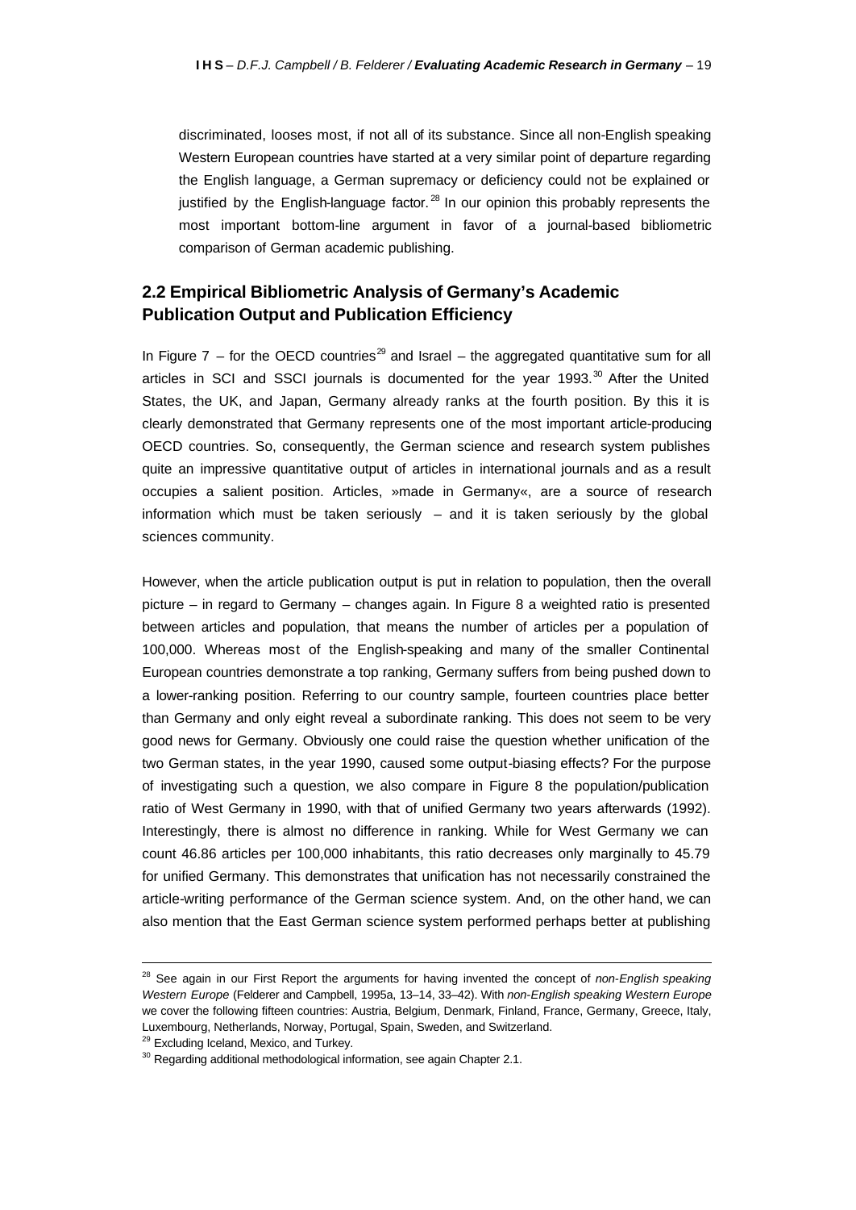discriminated, looses most, if not all of its substance. Since all non-English speaking Western European countries have started at a very similar point of departure regarding the English language, a German supremacy or deficiency could not be explained or justified by the English-language factor.[28] In our opinion this probably represents the most important bottom-line argument in favor of a journal-based bibliometric comparison of German academic publishing.

## 2.2 Empirical Bibliometric Analysis of Germany's Academic Publication Output and Publication Efficiency

In Figure 7 – for the OECD countries[29] and Israel – the aggregated quantitative sum for all articles in SCI and SSCI journals is documented for the year 1993.[30] After the United States, the UK, and Japan, Germany already ranks at the fourth position. By this it is clearly demonstrated that Germany represents one of the most important article-producing OECD countries. So, consequently, the German science and research system publishes quite an impressive quantitative output of articles in international journals and as a result occupies a salient position. Articles, »made in Germany«, are a source of research information which must be taken seriously – and it is taken seriously by the global sciences community.

However, when the article publication output is put in relation to population, then the overall picture – in regard to Germany – changes again. In Figure 8 a weighted ratio is presented between articles and population, that means the number of articles per a population of 100,000. Whereas most of the English-speaking and many of the smaller Continental European countries demonstrate a top ranking, Germany suffers from being pushed down to a lower-ranking position. Referring to our country sample, fourteen countries place better than Germany and only eight reveal a subordinate ranking. This does not seem to be very good news for Germany. Obviously one could raise the question whether unification of the two German states, in the year 1990, caused some output-biasing effects? For the purpose of investigating such a question, we also compare in Figure 8 the population/publication ratio of West Germany in 1990, with that of unified Germany two years afterwards (1992). Interestingly, there is almost no difference in ranking. While for West Germany we can count 46.86 articles per 100,000 inhabitants, this ratio decreases only marginally to 45.79 for unified Germany. This demonstrates that unification has not necessarily constrained the article-writing performance of the German science system. And, on the other hand, we can also mention that the East German science system performed perhaps better at publishing

---

[28] See again in our First Report the arguments for having invented the concept of *non-English speaking Western Europe* (Felderer and Campbell, 1995a, 13–14, 33–42). With *non-English speaking Western Europe* we cover the following fifteen countries: Austria, Belgium, Denmark, Finland, France, Germany, Greece, Italy, Luxembourg, Netherlands, Norway, Portugal, Spain, Sweden, and Switzerland.

[29] Excluding Iceland, Mexico, and Turkey.

[30] Regarding additional methodological information, see again Chapter 2.1.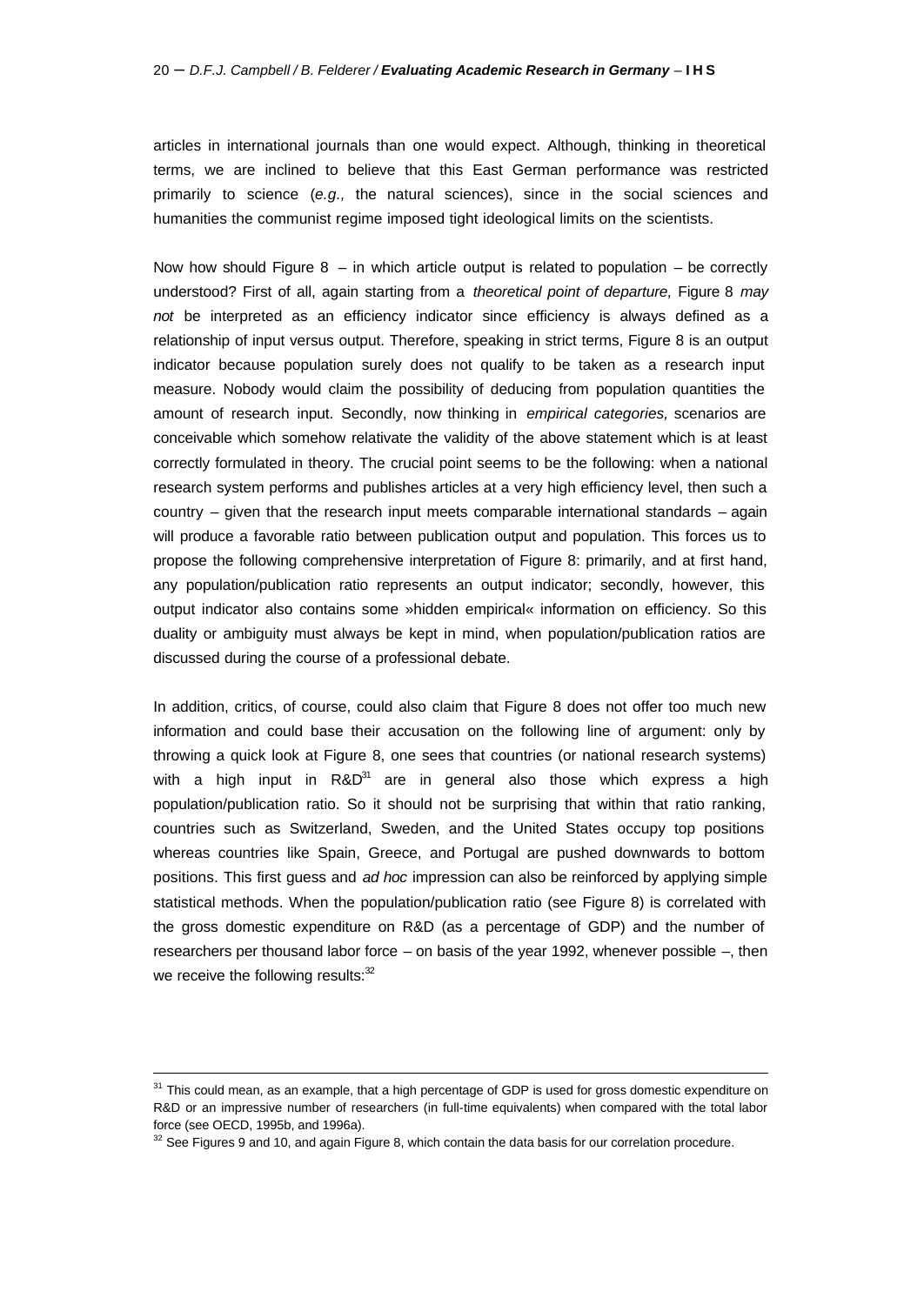articles in international journals than one would expect. Although, thinking in theoretical terms, we are inclined to believe that this East German performance was restricted primarily to science (*e.g.,* the natural sciences), since in the social sciences and humanities the communist regime imposed tight ideological limits on the scientists.

Now how should Figure 8 – in which article output is related to population – be correctly understood? First of all, again starting from a *theoretical point of departure,* Figure 8 *may not* be interpreted as an efficiency indicator since efficiency is always defined as a relationship of input versus output. Therefore, speaking in strict terms, Figure 8 is an output indicator because population surely does not qualify to be taken as a research input measure. Nobody would claim the possibility of deducing from population quantities the amount of research input. Secondly, now thinking in *empirical categories,* scenarios are conceivable which somehow relativate the validity of the above statement which is at least correctly formulated in theory. The crucial point seems to be the following: when a national research system performs and publishes articles at a very high efficiency level, then such a country – given that the research input meets comparable international standards – again will produce a favorable ratio between publication output and population. This forces us to propose the following comprehensive interpretation of Figure 8: primarily, and at first hand, any population/publication ratio represents an output indicator; secondly, however, this output indicator also contains some »hidden empirical« information on efficiency. So this duality or ambiguity must always be kept in mind, when population/publication ratios are discussed during the course of a professional debate.

In addition, critics, of course, could also claim that Figure 8 does not offer too much new information and could base their accusation on the following line of argument: only by throwing a quick look at Figure 8, one sees that countries (or national research systems) with a high input in R&D[31] are in general also those which express a high population/publication ratio. So it should not be surprising that within that ratio ranking, countries such as Switzerland, Sweden, and the United States occupy top positions whereas countries like Spain, Greece, and Portugal are pushed downwards to bottom positions. This first guess and *ad hoc* impression can also be reinforced by applying simple statistical methods. When the population/publication ratio (see Figure 8) is correlated with the gross domestic expenditure on R&D (as a percentage of GDP) and the number of researchers per thousand labor force – on basis of the year 1992, whenever possible –, then we receive the following results:[32]

---

[31] This could mean, as an example, that a high percentage of GDP is used for gross domestic expenditure on R&D or an impressive number of researchers (in full-time equivalents) when compared with the total labor force (see OECD, 1995b, and 1996a).

[32] See Figures 9 and 10, and again Figure 8, which contain the data basis for our correlation procedure.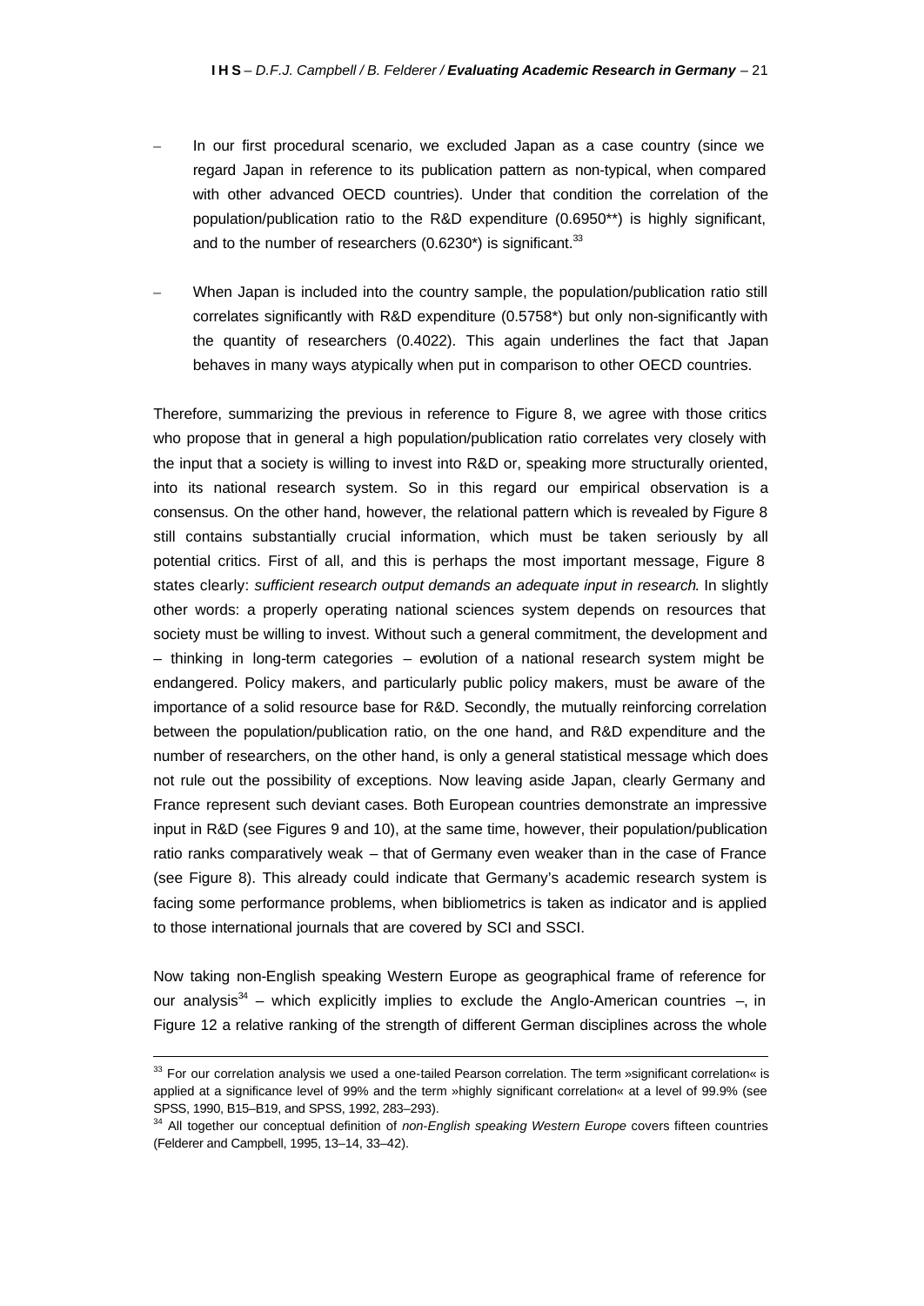- In our first procedural scenario, we excluded Japan as a case country (since we regard Japan in reference to its publication pattern as non-typical, when compared with other advanced OECD countries). Under that condition the correlation of the population/publication ratio to the R&D expenditure (0.6950**) is highly significant, and to the number of researchers (0.6230*) is significant.[33]

- When Japan is included into the country sample, the population/publication ratio still correlates significantly with R&D expenditure (0.5758*) but only non-significantly with the quantity of researchers (0.4022). This again underlines the fact that Japan behaves in many ways atypically when put in comparison to other OECD countries.

Therefore, summarizing the previous in reference to Figure 8, we agree with those critics who propose that in general a high population/publication ratio correlates very closely with the input that a society is willing to invest into R&D or, speaking more structurally oriented, into its national research system. So in this regard our empirical observation is a consensus. On the other hand, however, the relational pattern which is revealed by Figure 8 still contains substantially crucial information, which must be taken seriously by all potential critics. First of all, and this is perhaps the most important message, Figure 8 states clearly: *sufficient research output demands an adequate input in research*. In slightly other words: a properly operating national sciences system depends on resources that society must be willing to invest. Without such a general commitment, the development and – thinking in long-term categories – evolution of a national research system might be endangered. Policy makers, and particularly public policy makers, must be aware of the importance of a solid resource base for R&D. Secondly, the mutually reinforcing correlation between the population/publication ratio, on the one hand, and R&D expenditure and the number of researchers, on the other hand, is only a general statistical message which does not rule out the possibility of exceptions. Now leaving aside Japan, clearly Germany and France represent such deviant cases. Both European countries demonstrate an impressive input in R&D (see Figures 9 and 10), at the same time, however, their population/publication ratio ranks comparatively weak – that of Germany even weaker than in the case of France (see Figure 8). This already could indicate that Germany's academic research system is facing some performance problems, when bibliometrics is taken as indicator and is applied to those international journals that are covered by SCI and SSCI.

Now taking non-English speaking Western Europe as geographical frame of reference for our analysis[34] – which explicitly implies to exclude the Anglo-American countries –, in Figure 12 a relative ranking of the strength of different German disciplines across the whole

---

[33] For our correlation analysis we used a one-tailed Pearson correlation. The term »significant correlation« is applied at a significance level of 99% and the term »highly significant correlation« at a level of 99.9% (see SPSS, 1990, B15–B19, and SPSS, 1992, 283–293).

[34] All together our conceptual definition of *non-English speaking Western Europe* covers fifteen countries (Felderer and Campbell, 1995, 13–14, 33–42).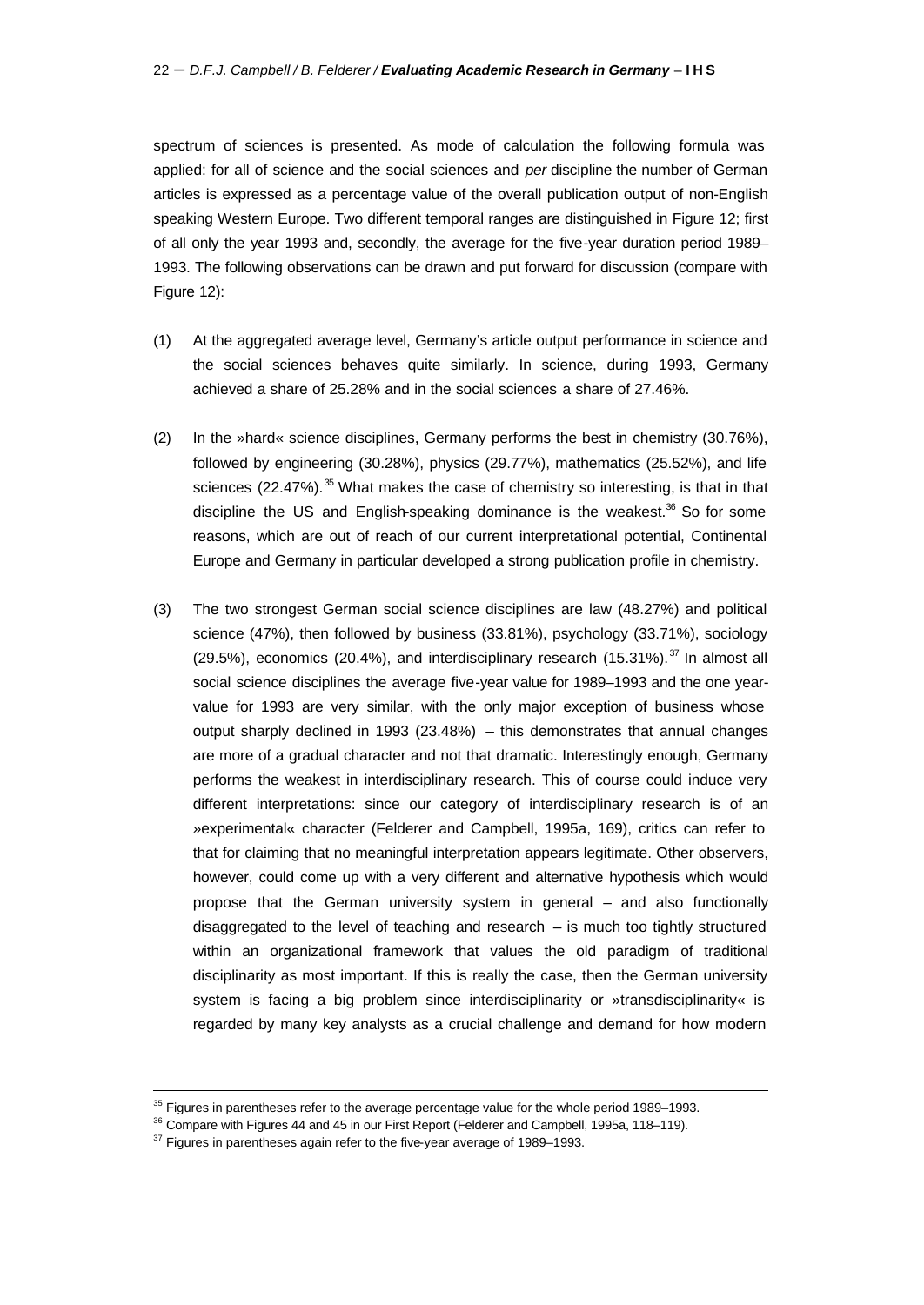spectrum of sciences is presented. As mode of calculation the following formula was applied: for all of science and the social sciences and *per* discipline the number of German articles is expressed as a percentage value of the overall publication output of non-English speaking Western Europe. Two different temporal ranges are distinguished in Figure 12; first of all only the year 1993 and, secondly, the average for the five-year duration period 1989–1993. The following observations can be drawn and put forward for discussion (compare with Figure 12):

(1) At the aggregated average level, Germany's article output performance in science and the social sciences behaves quite similarly. In science, during 1993, Germany achieved a share of 25.28% and in the social sciences a share of 27.46%.

(2) In the »hard« science disciplines, Germany performs the best in chemistry (30.76%), followed by engineering (30.28%), physics (29.77%), mathematics (25.52%), and life sciences (22.47%).[35] What makes the case of chemistry so interesting, is that in that discipline the US and English-speaking dominance is the weakest.[36] So for some reasons, which are out of reach of our current interpretational potential, Continental Europe and Germany in particular developed a strong publication profile in chemistry.

(3) The two strongest German social science disciplines are law (48.27%) and political science (47%), then followed by business (33.81%), psychology (33.71%), sociology (29.5%), economics (20.4%), and interdisciplinary research (15.31%).[37] In almost all social science disciplines the average five-year value for 1989–1993 and the one year-value for 1993 are very similar, with the only major exception of business whose output sharply declined in 1993 (23.48%) – this demonstrates that annual changes are more of a gradual character and not that dramatic. Interestingly enough, Germany performs the weakest in interdisciplinary research. This of course could induce very different interpretations: since our category of interdisciplinary research is of an »experimental« character (Felderer and Campbell, 1995a, 169), critics can refer to that for claiming that no meaningful interpretation appears legitimate. Other observers, however, could come up with a very different and alternative hypothesis which would propose that the German university system in general – and also functionally disaggregated to the level of teaching and research – is much too tightly structured within an organizational framework that values the old paradigm of traditional disciplinarity as most important. If this is really the case, then the German university system is facing a big problem since interdisciplinarity or »transdisciplinarity« is regarded by many key analysts as a crucial challenge and demand for how modern

---

[35] Figures in parentheses refer to the average percentage value for the whole period 1989–1993.

[36] Compare with Figures 44 and 45 in our First Report (Felderer and Campbell, 1995a, 118–119).

[37] Figures in parentheses again refer to the five-year average of 1989–1993.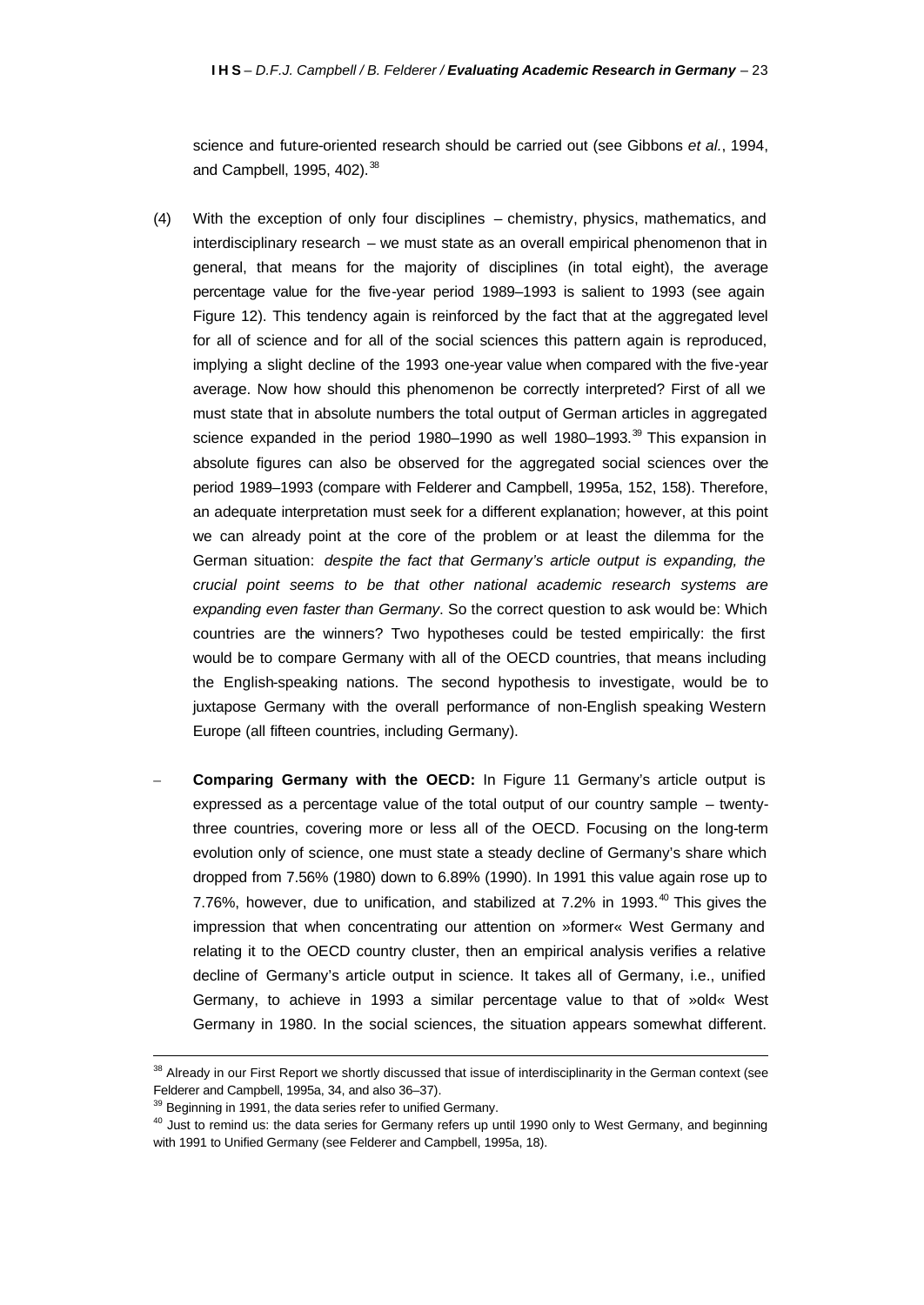science and future-oriented research should be carried out (see Gibbons *et al.*, 1994, and Campbell, 1995, 402).[38]

(4) With the exception of only four disciplines – chemistry, physics, mathematics, and interdisciplinary research – we must state as an overall empirical phenomenon that in general, that means for the majority of disciplines (in total eight), the average percentage value for the five-year period 1989–1993 is salient to 1993 (see again Figure 12). This tendency again is reinforced by the fact that at the aggregated level for all of science and for all of the social sciences this pattern again is reproduced, implying a slight decline of the 1993 one-year value when compared with the five-year average. Now how should this phenomenon be correctly interpreted? First of all we must state that in absolute numbers the total output of German articles in aggregated science expanded in the period 1980–1990 as well 1980–1993.[39] This expansion in absolute figures can also be observed for the aggregated social sciences over the period 1989–1993 (compare with Felderer and Campbell, 1995a, 152, 158). Therefore, an adequate interpretation must seek for a different explanation; however, at this point we can already point at the core of the problem or at least the dilemma for the German situation: *despite the fact that Germany's article output is expanding, the crucial point seems to be that other national academic research systems are expanding even faster than Germany*. So the correct question to ask would be: Which countries are the winners? Two hypotheses could be tested empirically: the first would be to compare Germany with all of the OECD countries, that means including the English-speaking nations. The second hypothesis to investigate, would be to juxtapose Germany with the overall performance of non-English speaking Western Europe (all fifteen countries, including Germany).

– **Comparing Germany with the OECD:** In Figure 11 Germany's article output is expressed as a percentage value of the total output of our country sample – twenty-three countries, covering more or less all of the OECD. Focusing on the long-term evolution only of science, one must state a steady decline of Germany's share which dropped from 7.56% (1980) down to 6.89% (1990). In 1991 this value again rose up to 7.76%, however, due to unification, and stabilized at 7.2% in 1993.[40] This gives the impression that when concentrating our attention on »former« West Germany and relating it to the OECD country cluster, then an empirical analysis verifies a relative decline of Germany's article output in science. It takes all of Germany, i.e., unified Germany, to achieve in 1993 a similar percentage value to that of »old« West Germany in 1980. In the social sciences, the situation appears somewhat different.

---

[38] Already in our First Report we shortly discussed that issue of interdisciplinarity in the German context (see Felderer and Campbell, 1995a, 34, and also 36–37).

[39] Beginning in 1991, the data series refer to unified Germany.

[40] Just to remind us: the data series for Germany refers up until 1990 only to West Germany, and beginning with 1991 to Unified Germany (see Felderer and Campbell, 1995a, 18).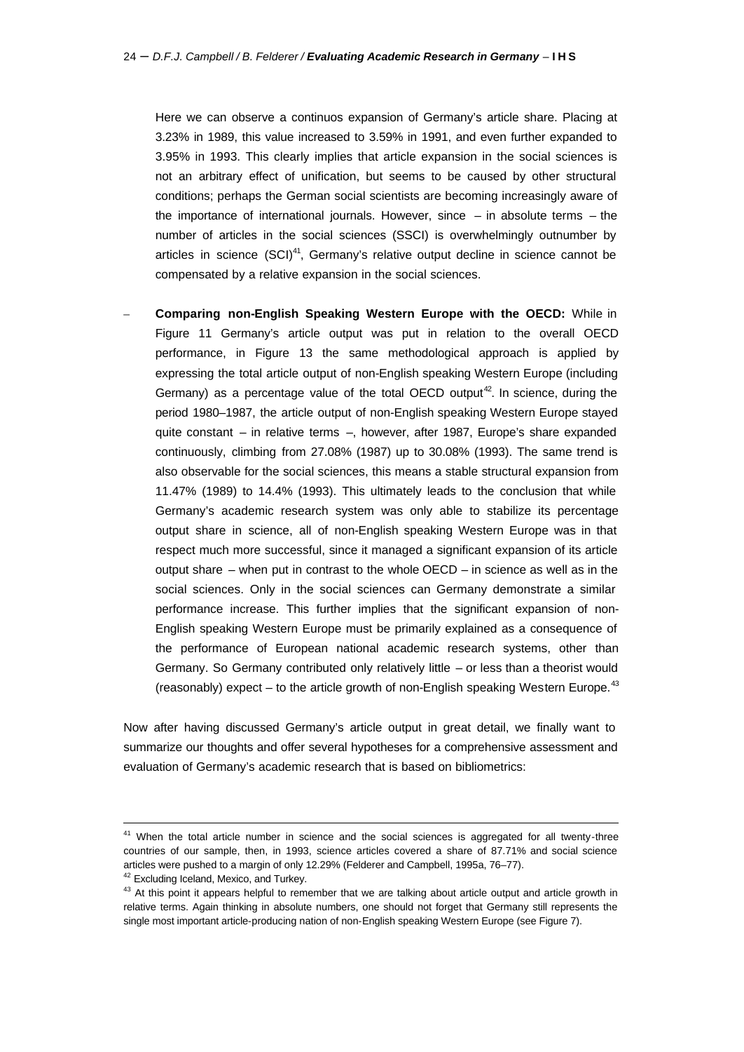Here we can observe a continuos expansion of Germany's article share. Placing at 3.23% in 1989, this value increased to 3.59% in 1991, and even further expanded to 3.95% in 1993. This clearly implies that article expansion in the social sciences is not an arbitrary effect of unification, but seems to be caused by other structural conditions; perhaps the German social scientists are becoming increasingly aware of the importance of international journals. However, since – in absolute terms – the number of articles in the social sciences (SSCI) is overwhelmingly outnumber by articles in science (SCI)[41], Germany's relative output decline in science cannot be compensated by a relative expansion in the social sciences.

– **Comparing non-English Speaking Western Europe with the OECD:** While in Figure 11 Germany's article output was put in relation to the overall OECD performance, in Figure 13 the same methodological approach is applied by expressing the total article output of non-English speaking Western Europe (including Germany) as a percentage value of the total OECD output[42]. In science, during the period 1980–1987, the article output of non-English speaking Western Europe stayed quite constant – in relative terms –, however, after 1987, Europe's share expanded continuously, climbing from 27.08% (1987) up to 30.08% (1993). The same trend is also observable for the social sciences, this means a stable structural expansion from 11.47% (1989) to 14.4% (1993). This ultimately leads to the conclusion that while Germany's academic research system was only able to stabilize its percentage output share in science, all of non-English speaking Western Europe was in that respect much more successful, since it managed a significant expansion of its article output share – when put in contrast to the whole OECD – in science as well as in the social sciences. Only in the social sciences can Germany demonstrate a similar performance increase. This further implies that the significant expansion of non-English speaking Western Europe must be primarily explained as a consequence of the performance of European national academic research systems, other than Germany. So Germany contributed only relatively little – or less than a theorist would (reasonably) expect – to the article growth of non-English speaking Western Europe.[43]

Now after having discussed Germany's article output in great detail, we finally want to summarize our thoughts and offer several hypotheses for a comprehensive assessment and evaluation of Germany's academic research that is based on bibliometrics:

---

[41] When the total article number in science and the social sciences is aggregated for all twenty-three countries of our sample, then, in 1993, science articles covered a share of 87.71% and social science articles were pushed to a margin of only 12.29% (Felderer and Campbell, 1995a, 76–77).

[42] Excluding Iceland, Mexico, and Turkey.

[43] At this point it appears helpful to remember that we are talking about article output and article growth in relative terms. Again thinking in absolute numbers, one should not forget that Germany still represents the single most important article-producing nation of non-English speaking Western Europe (see Figure 7).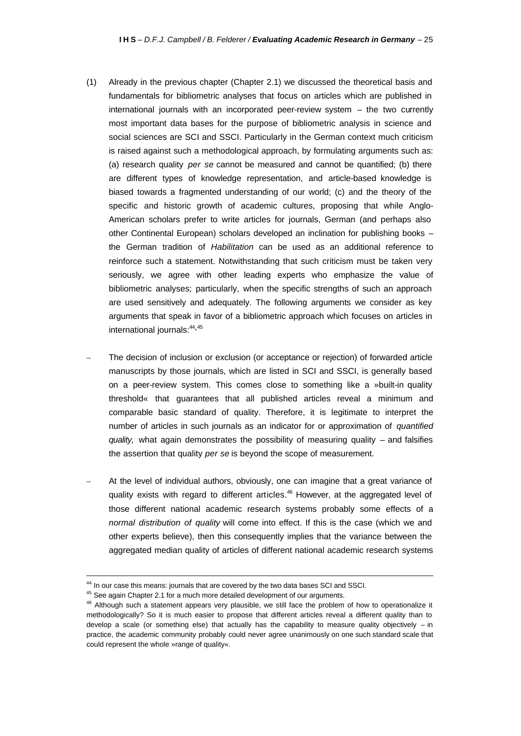(1) Already in the previous chapter (Chapter 2.1) we discussed the theoretical basis and fundamentals for bibliometric analyses that focus on articles which are published in international journals with an incorporated peer-review system – the two currently most important data bases for the purpose of bibliometric analysis in science and social sciences are SCI and SSCI. Particularly in the German context much criticism is raised against such a methodological approach, by formulating arguments such as: (a) research quality *per se* cannot be measured and cannot be quantified; (b) there are different types of knowledge representation, and article-based knowledge is biased towards a fragmented understanding of our world; (c) and the theory of the specific and historic growth of academic cultures, proposing that while Anglo-American scholars prefer to write articles for journals, German (and perhaps also other Continental European) scholars developed an inclination for publishing books – the German tradition of *Habilitation* can be used as an additional reference to reinforce such a statement. Notwithstanding that such criticism must be taken very seriously, we agree with other leading experts who emphasize the value of bibliometric analyses; particularly, when the specific strengths of such an approach are used sensitively and adequately. The following arguments we consider as key arguments that speak in favor of a bibliometric approach which focuses on articles in international journals:[44],[45]

– The decision of inclusion or exclusion (or acceptance or rejection) of forwarded article manuscripts by those journals, which are listed in SCI and SSCI, is generally based on a peer-review system. This comes close to something like a »built-in quality threshold« that guarantees that all published articles reveal a minimum and comparable basic standard of quality. Therefore, it is legitimate to interpret the number of articles in such journals as an indicator for or approximation of *quantified quality,* what again demonstrates the possibility of measuring quality – and falsifies the assertion that quality *per se* is beyond the scope of measurement.

– At the level of individual authors, obviously, one can imagine that a great variance of quality exists with regard to different articles.[46] However, at the aggregated level of those different national academic research systems probably some effects of a *normal distribution of quality* will come into effect. If this is the case (which we and other experts believe), then this consequently implies that the variance between the aggregated median quality of articles of different national academic research systems

---

[44] In our case this means: journals that are covered by the two data bases SCI and SSCI.

[45] See again Chapter 2.1 for a much more detailed development of our arguments.

[46] Although such a statement appears very plausible, we still face the problem of how to operationalize it methodologically? So it is much easier to propose that different articles reveal a different quality than to develop a scale (or something else) that actually has the capability to measure quality objectively – in practice, the academic community probably could never agree unanimously on one such standard scale that could represent the whole »range of quality«.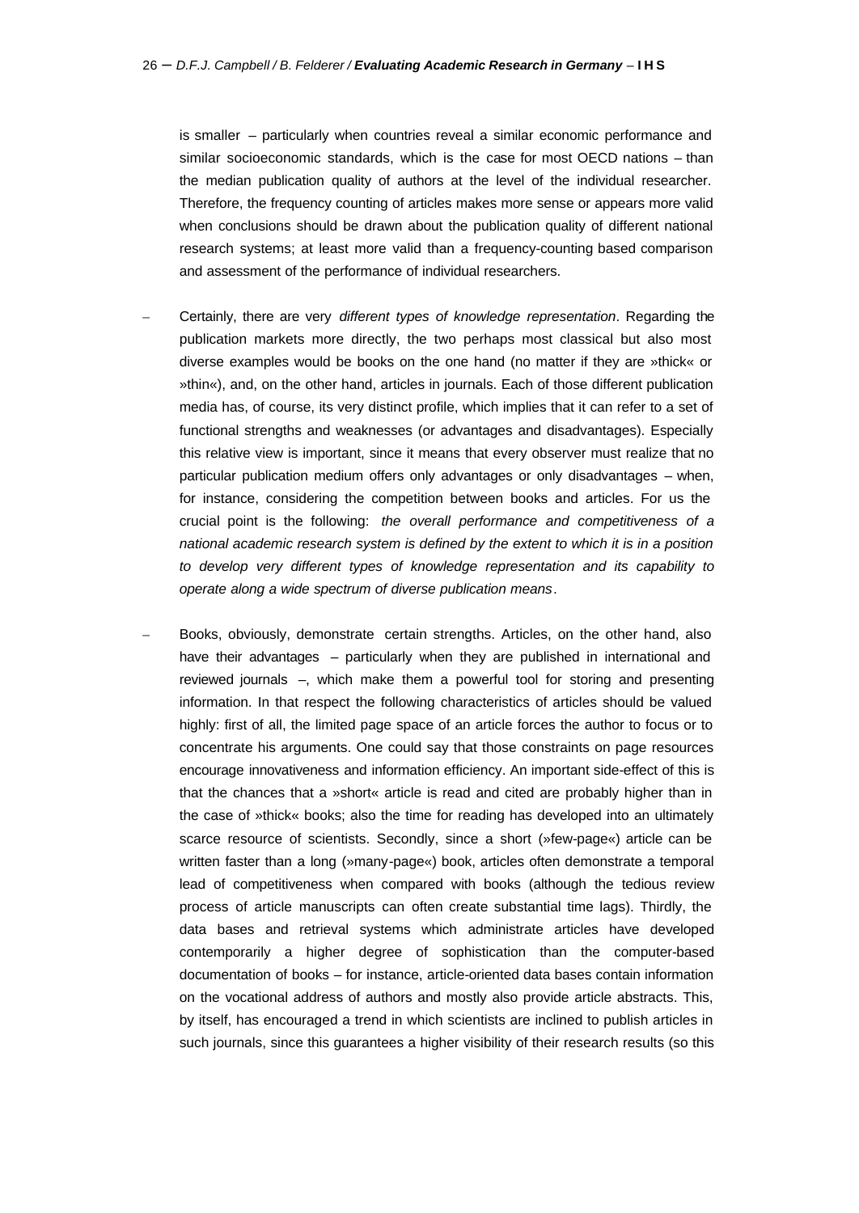is smaller – particularly when countries reveal a similar economic performance and similar socioeconomic standards, which is the case for most OECD nations – than the median publication quality of authors at the level of the individual researcher. Therefore, the frequency counting of articles makes more sense or appears more valid when conclusions should be drawn about the publication quality of different national research systems; at least more valid than a frequency-counting based comparison and assessment of the performance of individual researchers.

- Certainly, there are very *different types of knowledge representation*. Regarding the publication markets more directly, the two perhaps most classical but also most diverse examples would be books on the one hand (no matter if they are »thick« or »thin«), and, on the other hand, articles in journals. Each of those different publication media has, of course, its very distinct profile, which implies that it can refer to a set of functional strengths and weaknesses (or advantages and disadvantages). Especially this relative view is important, since it means that every observer must realize that no particular publication medium offers only advantages or only disadvantages – when, for instance, considering the competition between books and articles. For us the crucial point is the following: *the overall performance and competitiveness of a national academic research system is defined by the extent to which it is in a position to develop very different types of knowledge representation and its capability to operate along a wide spectrum of diverse publication means*.

- Books, obviously, demonstrate certain strengths. Articles, on the other hand, also have their advantages – particularly when they are published in international and reviewed journals –, which make them a powerful tool for storing and presenting information. In that respect the following characteristics of articles should be valued highly: first of all, the limited page space of an article forces the author to focus or to concentrate his arguments. One could say that those constraints on page resources encourage innovativeness and information efficiency. An important side-effect of this is that the chances that a »short« article is read and cited are probably higher than in the case of »thick« books; also the time for reading has developed into an ultimately scarce resource of scientists. Secondly, since a short (»few-page«) article can be written faster than a long (»many-page«) book, articles often demonstrate a temporal lead of competitiveness when compared with books (although the tedious review process of article manuscripts can often create substantial time lags). Thirdly, the data bases and retrieval systems which administrate articles have developed contemporarily a higher degree of sophistication than the computer-based documentation of books – for instance, article-oriented data bases contain information on the vocational address of authors and mostly also provide article abstracts. This, by itself, has encouraged a trend in which scientists are inclined to publish articles in such journals, since this guarantees a higher visibility of their research results (so this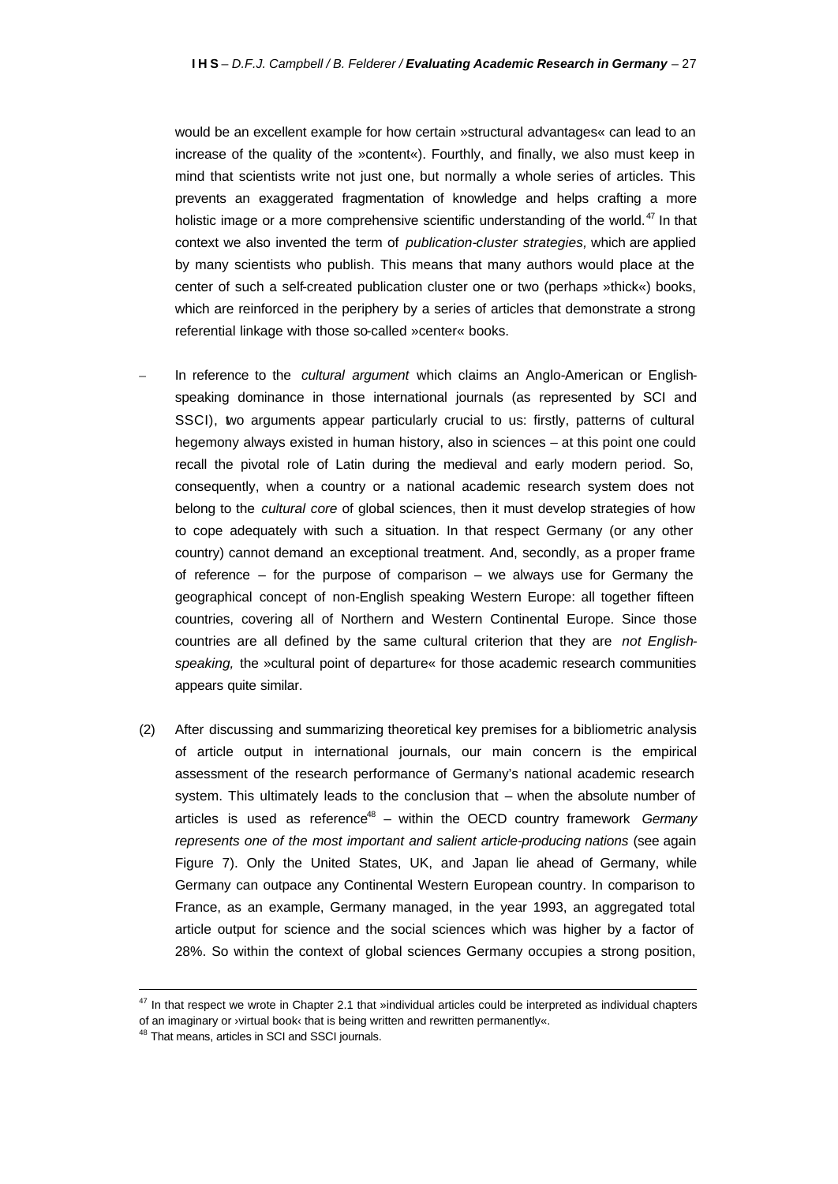would be an excellent example for how certain »structural advantages« can lead to an increase of the quality of the »content«). Fourthly, and finally, we also must keep in mind that scientists write not just one, but normally a whole series of articles. This prevents an exaggerated fragmentation of knowledge and helps crafting a more holistic image or a more comprehensive scientific understanding of the world.[47] In that context we also invented the term of *publication-cluster strategies,* which are applied by many scientists who publish. This means that many authors would place at the center of such a self-created publication cluster one or two (perhaps »thick«) books, which are reinforced in the periphery by a series of articles that demonstrate a strong referential linkage with those so-called »center« books.

– In reference to the *cultural argument* which claims an Anglo-American or English-speaking dominance in those international journals (as represented by SCI and SSCI), two arguments appear particularly crucial to us: firstly, patterns of cultural hegemony always existed in human history, also in sciences – at this point one could recall the pivotal role of Latin during the medieval and early modern period. So, consequently, when a country or a national academic research system does not belong to the *cultural core* of global sciences, then it must develop strategies of how to cope adequately with such a situation. In that respect Germany (or any other country) cannot demand an exceptional treatment. And, secondly, as a proper frame of reference – for the purpose of comparison – we always use for Germany the geographical concept of non-English speaking Western Europe: all together fifteen countries, covering all of Northern and Western Continental Europe. Since those countries are all defined by the same cultural criterion that they are *not English-speaking,* the »cultural point of departure« for those academic research communities appears quite similar.

(2) After discussing and summarizing theoretical key premises for a bibliometric analysis of article output in international journals, our main concern is the empirical assessment of the research performance of Germany's national academic research system. This ultimately leads to the conclusion that – when the absolute number of articles is used as reference[48] – within the OECD country framework *Germany represents one of the most important and salient article-producing nations* (see again Figure 7). Only the United States, UK, and Japan lie ahead of Germany, while Germany can outpace any Continental Western European country. In comparison to France, as an example, Germany managed, in the year 1993, an aggregated total article output for science and the social sciences which was higher by a factor of 28%. So within the context of global sciences Germany occupies a strong position,

---

[47] In that respect we wrote in Chapter 2.1 that »individual articles could be interpreted as individual chapters of an imaginary or ›virtual book‹ that is being written and rewritten permanently«.

[48] That means, articles in SCI and SSCI journals.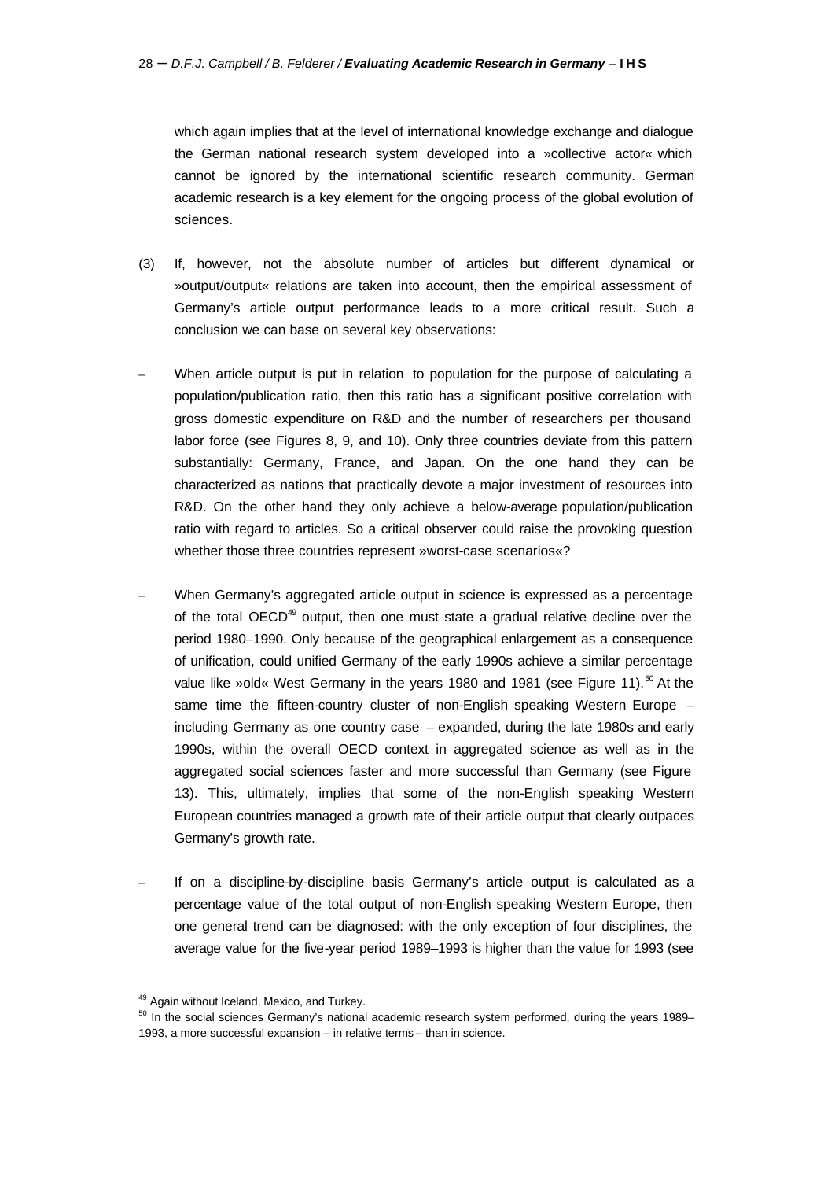which again implies that at the level of international knowledge exchange and dialogue the German national research system developed into a »collective actor« which cannot be ignored by the international scientific research community. German academic research is a key element for the ongoing process of the global evolution of sciences.

(3) If, however, not the absolute number of articles but different dynamical or »output/output« relations are taken into account, then the empirical assessment of Germany's article output performance leads to a more critical result. Such a conclusion we can base on several key observations:

– When article output is put in relation to population for the purpose of calculating a population/publication ratio, then this ratio has a significant positive correlation with gross domestic expenditure on R&D and the number of researchers per thousand labor force (see Figures 8, 9, and 10). Only three countries deviate from this pattern substantially: Germany, France, and Japan. On the one hand they can be characterized as nations that practically devote a major investment of resources into R&D. On the other hand they only achieve a below-average population/publication ratio with regard to articles. So a critical observer could raise the provoking question whether those three countries represent »worst-case scenarios«?

– When Germany's aggregated article output in science is expressed as a percentage of the total OECD[49] output, then one must state a gradual relative decline over the period 1980–1990. Only because of the geographical enlargement as a consequence of unification, could unified Germany of the early 1990s achieve a similar percentage value like »old« West Germany in the years 1980 and 1981 (see Figure 11).[50] At the same time the fifteen-country cluster of non-English speaking Western Europe – including Germany as one country case – expanded, during the late 1980s and early 1990s, within the overall OECD context in aggregated science as well as in the aggregated social sciences faster and more successful than Germany (see Figure 13). This, ultimately, implies that some of the non-English speaking Western European countries managed a growth rate of their article output that clearly outpaces Germany's growth rate.

– If on a discipline-by-discipline basis Germany's article output is calculated as a percentage value of the total output of non-English speaking Western Europe, then one general trend can be diagnosed: with the only exception of four disciplines, the average value for the five-year period 1989–1993 is higher than the value for 1993 (see

---

[49] Again without Iceland, Mexico, and Turkey.

[50] In the social sciences Germany's national academic research system performed, during the years 1989–1993, a more successful expansion – in relative terms – than in science.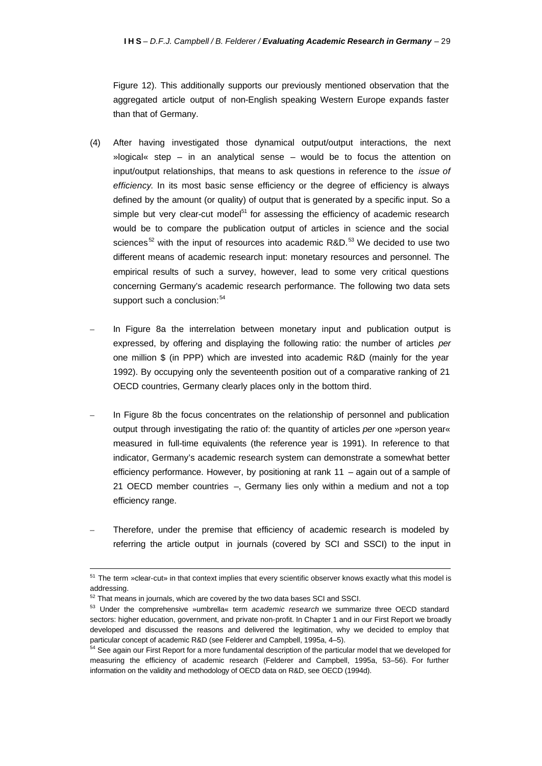Figure 12). This additionally supports our previously mentioned observation that the aggregated article output of non-English speaking Western Europe expands faster than that of Germany.

(4) After having investigated those dynamical output/output interactions, the next »logical« step – in an analytical sense – would be to focus the attention on input/output relationships, that means to ask questions in reference to the *issue of efficiency*. In its most basic sense efficiency or the degree of efficiency is always defined by the amount (or quality) of output that is generated by a specific input. So a simple but very clear-cut model[51] for assessing the efficiency of academic research would be to compare the publication output of articles in science and the social sciences[52] with the input of resources into academic R&D.[53] We decided to use two different means of academic research input: monetary resources and personnel. The empirical results of such a survey, however, lead to some very critical questions concerning Germany's academic research performance. The following two data sets support such a conclusion:[54]

– In Figure 8a the interrelation between monetary input and publication output is expressed, by offering and displaying the following ratio: the number of articles *per* one million $ (in PPP) which are invested into academic R&D (mainly for the year 1992). By occupying only the seventeenth position out of a comparative ranking of 21 OECD countries, Germany clearly places only in the bottom third.

– In Figure 8b the focus concentrates on the relationship of personnel and publication output through investigating the ratio of: the quantity of articles *per* one »person year« measured in full-time equivalents (the reference year is 1991). In reference to that indicator, Germany's academic research system can demonstrate a somewhat better efficiency performance. However, by positioning at rank 11 – again out of a sample of 21 OECD member countries –, Germany lies only within a medium and not a top efficiency range.

– Therefore, under the premise that efficiency of academic research is modeled by referring the article output in journals (covered by SCI and SSCI) to the input in

---

[51] The term »clear-cut» in that context implies that every scientific observer knows exactly what this model is addressing.

[52] That means in journals, which are covered by the two data bases SCI and SSCI.

[53] Under the comprehensive »umbrella« term *academic research* we summarize three OECD standard sectors: higher education, government, and private non-profit. In Chapter 1 and in our First Report we broadly developed and discussed the reasons and delivered the legitimation, why we decided to employ that particular concept of academic R&D (see Felderer and Campbell, 1995a, 4–5).

[54] See again our First Report for a more fundamental description of the particular model that we developed for measuring the efficiency of academic research (Felderer and Campbell, 1995a, 53–56). For further information on the validity and methodology of OECD data on R&D, see OECD (1994d).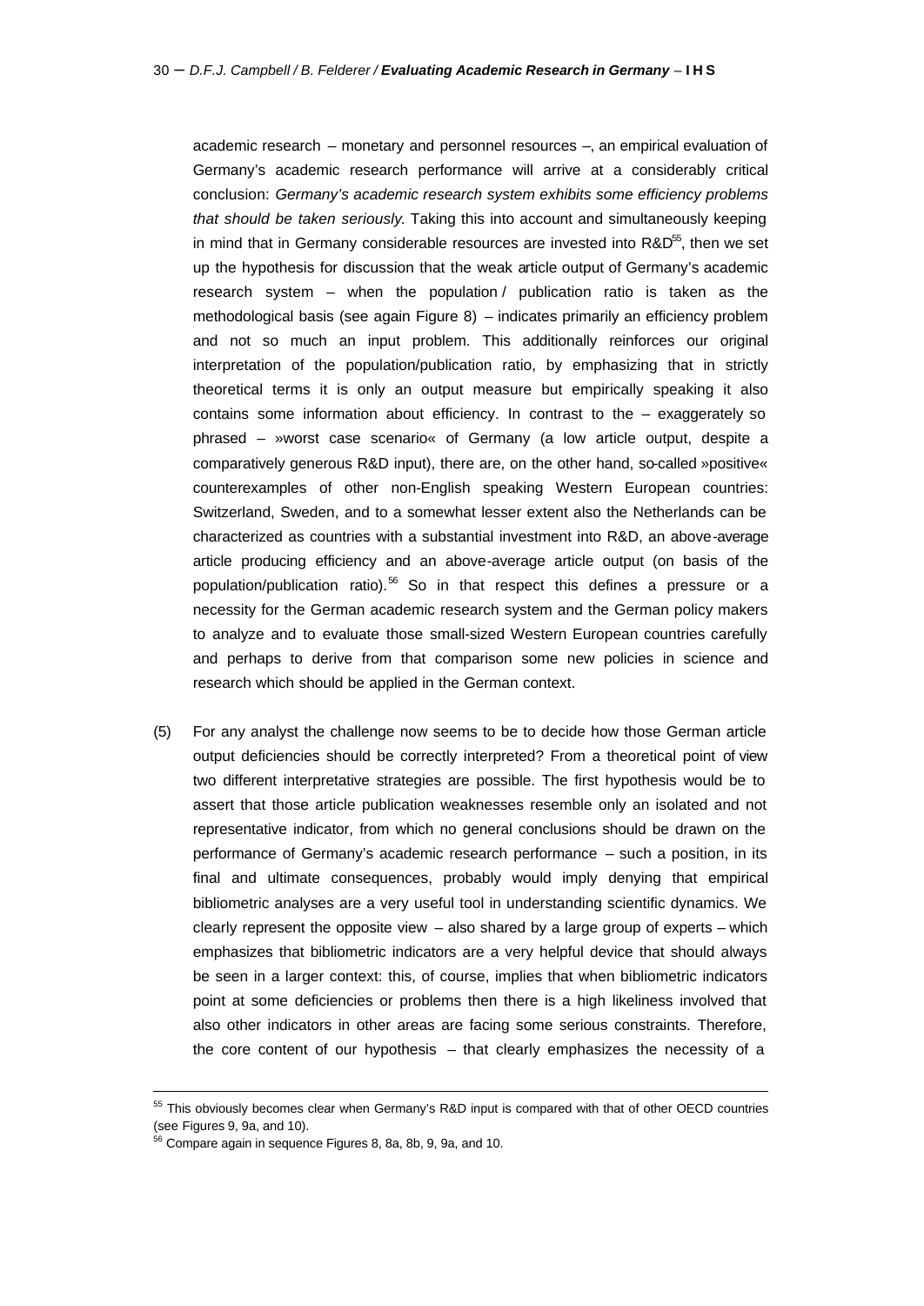academic research – monetary and personnel resources –, an empirical evaluation of Germany's academic research performance will arrive at a considerably critical conclusion: *Germany's academic research system exhibits some efficiency problems that should be taken seriously.* Taking this into account and simultaneously keeping in mind that in Germany considerable resources are invested into R&D[55], then we set up the hypothesis for discussion that the weak article output of Germany's academic research system – when the population / publication ratio is taken as the methodological basis (see again Figure 8) – indicates primarily an efficiency problem and not so much an input problem. This additionally reinforces our original interpretation of the population/publication ratio, by emphasizing that in strictly theoretical terms it is only an output measure but empirically speaking it also contains some information about efficiency. In contrast to the – exaggerately so phrased – »worst case scenario« of Germany (a low article output, despite a comparatively generous R&D input), there are, on the other hand, so-called »positive« counterexamples of other non-English speaking Western European countries: Switzerland, Sweden, and to a somewhat lesser extent also the Netherlands can be characterized as countries with a substantial investment into R&D, an above-average article producing efficiency and an above-average article output (on basis of the population/publication ratio).[56] So in that respect this defines a pressure or a necessity for the German academic research system and the German policy makers to analyze and to evaluate those small-sized Western European countries carefully and perhaps to derive from that comparison some new policies in science and research which should be applied in the German context.

(5) For any analyst the challenge now seems to be to decide how those German article output deficiencies should be correctly interpreted? From a theoretical point of view two different interpretative strategies are possible. The first hypothesis would be to assert that those article publication weaknesses resemble only an isolated and not representative indicator, from which no general conclusions should be drawn on the performance of Germany's academic research performance – such a position, in its final and ultimate consequences, probably would imply denying that empirical bibliometric analyses are a very useful tool in understanding scientific dynamics. We clearly represent the opposite view – also shared by a large group of experts – which emphasizes that bibliometric indicators are a very helpful device that should always be seen in a larger context: this, of course, implies that when bibliometric indicators point at some deficiencies or problems then there is a high likeliness involved that also other indicators in other areas are facing some serious constraints. Therefore, the core content of our hypothesis – that clearly emphasizes the necessity of a

[55] This obviously becomes clear when Germany's R&D input is compared with that of other OECD countries (see Figures 9, 9a, and 10).

[56] Compare again in sequence Figures 8, 8a, 8b, 9, 9a, and 10.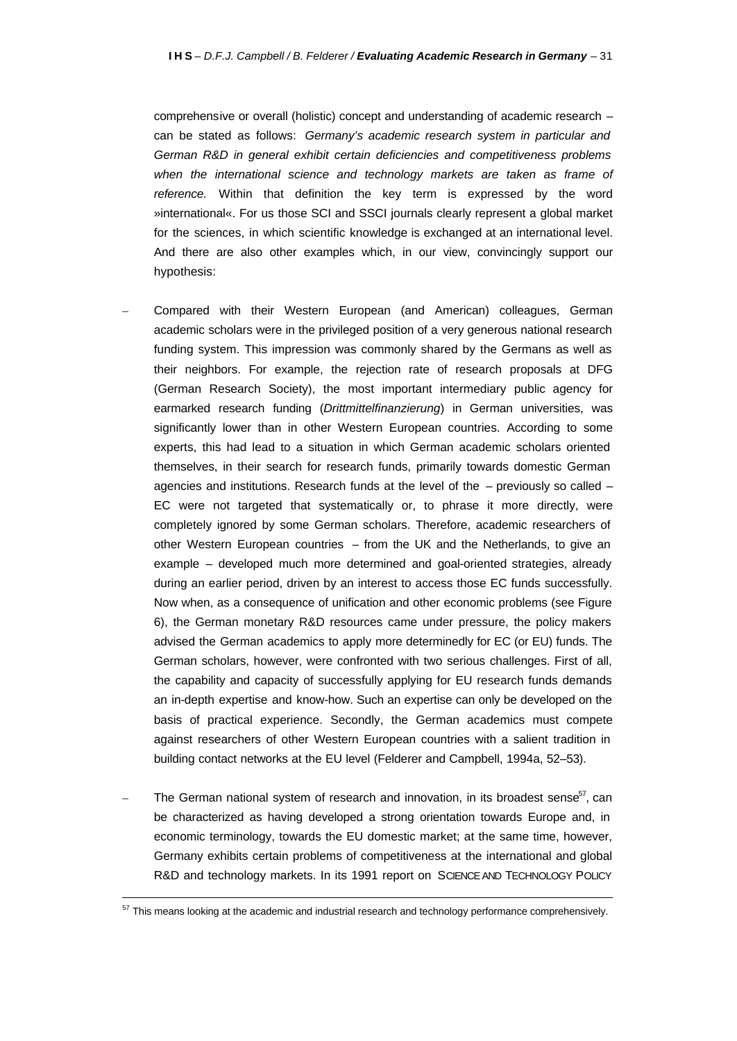comprehensive or overall (holistic) concept and understanding of academic research – can be stated as follows: *Germany's academic research system in particular and German R&D in general exhibit certain deficiencies and competitiveness problems when the international science and technology markets are taken as frame of reference.* Within that definition the key term is expressed by the word »international«. For us those SCI and SSCI journals clearly represent a global market for the sciences, in which scientific knowledge is exchanged at an international level. And there are also other examples which, in our view, convincingly support our hypothesis:

- Compared with their Western European (and American) colleagues, German academic scholars were in the privileged position of a very generous national research funding system. This impression was commonly shared by the Germans as well as their neighbors. For example, the rejection rate of research proposals at DFG (German Research Society), the most important intermediary public agency for earmarked research funding (*Drittmittelfinanzierung*) in German universities, was significantly lower than in other Western European countries. According to some experts, this had lead to a situation in which German academic scholars oriented themselves, in their search for research funds, primarily towards domestic German agencies and institutions. Research funds at the level of the – previously so called – EC were not targeted that systematically or, to phrase it more directly, were completely ignored by some German scholars. Therefore, academic researchers of other Western European countries – from the UK and the Netherlands, to give an example – developed much more determined and goal-oriented strategies, already during an earlier period, driven by an interest to access those EC funds successfully. Now when, as a consequence of unification and other economic problems (see Figure 6), the German monetary R&D resources came under pressure, the policy makers advised the German academics to apply more determinedly for EC (or EU) funds. The German scholars, however, were confronted with two serious challenges. First of all, the capability and capacity of successfully applying for EU research funds demands an in-depth expertise and know-how. Such an expertise can only be developed on the basis of practical experience. Secondly, the German academics must compete against researchers of other Western European countries with a salient tradition in building contact networks at the EU level (Felderer and Campbell, 1994a, 52–53).

- The German national system of research and innovation, in its broadest sense[57], can be characterized as having developed a strong orientation towards Europe and, in economic terminology, towards the EU domestic market; at the same time, however, Germany exhibits certain problems of competitiveness at the international and global R&D and technology markets. In its 1991 report on SCIENCE AND TECHNOLOGY POLICY

[57] This means looking at the academic and industrial research and technology performance comprehensively.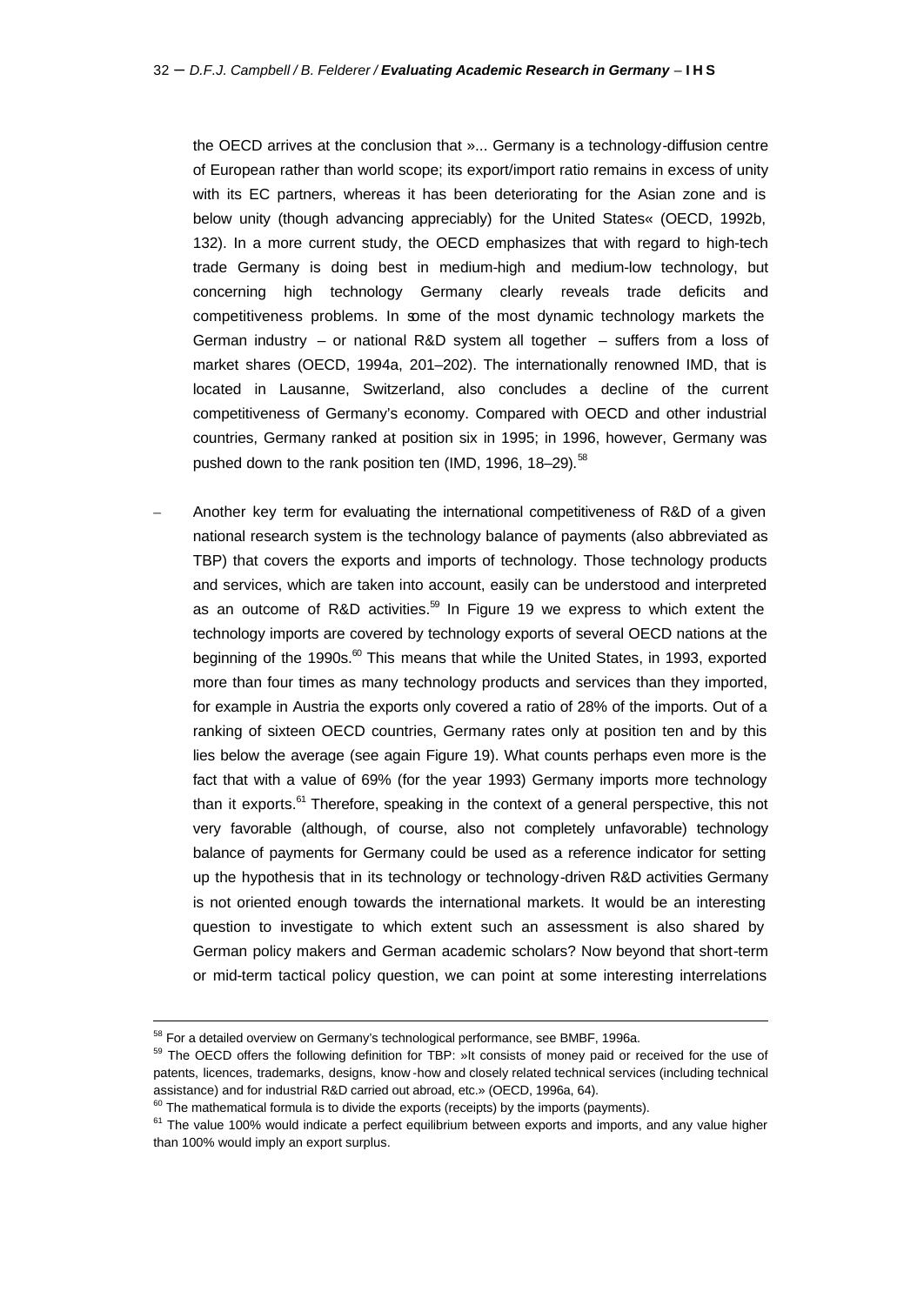the OECD arrives at the conclusion that »... Germany is a technology-diffusion centre of European rather than world scope; its export/import ratio remains in excess of unity with its EC partners, whereas it has been deteriorating for the Asian zone and is below unity (though advancing appreciably) for the United States« (OECD, 1992b, 132). In a more current study, the OECD emphasizes that with regard to high-tech trade Germany is doing best in medium-high and medium-low technology, but concerning high technology Germany clearly reveals trade deficits and competitiveness problems. In some of the most dynamic technology markets the German industry – or national R&D system all together – suffers from a loss of market shares (OECD, 1994a, 201–202). The internationally renowned IMD, that is located in Lausanne, Switzerland, also concludes a decline of the current competitiveness of Germany's economy. Compared with OECD and other industrial countries, Germany ranked at position six in 1995; in 1996, however, Germany was pushed down to the rank position ten (IMD, 1996, 18–29).[58]

– Another key term for evaluating the international competitiveness of R&D of a given national research system is the technology balance of payments (also abbreviated as TBP) that covers the exports and imports of technology. Those technology products and services, which are taken into account, easily can be understood and interpreted as an outcome of R&D activities.[59] In Figure 19 we express to which extent the technology imports are covered by technology exports of several OECD nations at the beginning of the 1990s.[60] This means that while the United States, in 1993, exported more than four times as many technology products and services than they imported, for example in Austria the exports only covered a ratio of 28% of the imports. Out of a ranking of sixteen OECD countries, Germany rates only at position ten and by this lies below the average (see again Figure 19). What counts perhaps even more is the fact that with a value of 69% (for the year 1993) Germany imports more technology than it exports.[61] Therefore, speaking in the context of a general perspective, this not very favorable (although, of course, also not completely unfavorable) technology balance of payments for Germany could be used as a reference indicator for setting up the hypothesis that in its technology or technology-driven R&D activities Germany is not oriented enough towards the international markets. It would be an interesting question to investigate to which extent such an assessment is also shared by German policy makers and German academic scholars? Now beyond that short-term or mid-term tactical policy question, we can point at some interesting interrelations

---

[58] For a detailed overview on Germany's technological performance, see BMBF, 1996a.

[59] The OECD offers the following definition for TBP: »It consists of money paid or received for the use of patents, licences, trademarks, designs, know-how and closely related technical services (including technical assistance) and for industrial R&D carried out abroad, etc.» (OECD, 1996a, 64).

[60] The mathematical formula is to divide the exports (receipts) by the imports (payments).

[61] The value 100% would indicate a perfect equilibrium between exports and imports, and any value higher than 100% would imply an export surplus.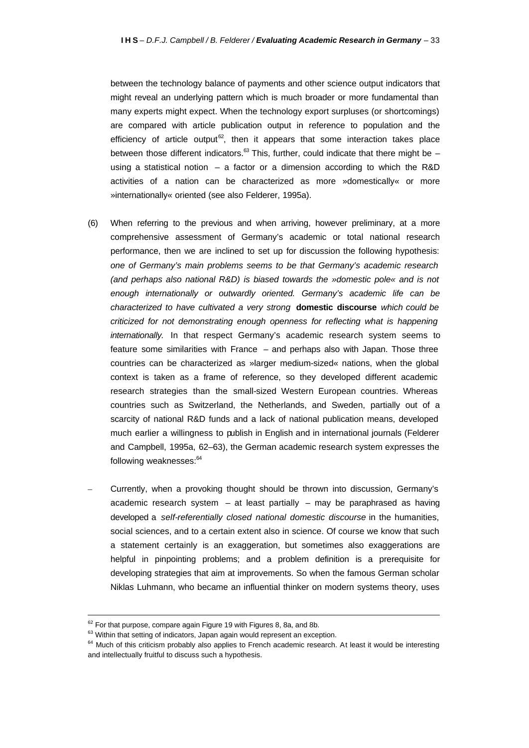between the technology balance of payments and other science output indicators that might reveal an underlying pattern which is much broader or more fundamental than many experts might expect. When the technology export surpluses (or shortcomings) are compared with article publication output in reference to population and the efficiency of article output[62], then it appears that some interaction takes place between those different indicators.[63] This, further, could indicate that there might be – using a statistical notion – a factor or a dimension according to which the R&D activities of a nation can be characterized as more »domestically« or more »internationally« oriented (see also Felderer, 1995a).

(6) When referring to the previous and when arriving, however preliminary, at a more comprehensive assessment of Germany's academic or total national research performance, then we are inclined to set up for discussion the following hypothesis: *one of Germany's main problems seems to be that Germany's academic research (and perhaps also national R&D) is biased towards the »domestic pole« and is not enough internationally or outwardly oriented. Germany's academic life can be characterized to have cultivated a very strong* **domestic discourse** *which could be criticized for not demonstrating enough openness for reflecting what is happening internationally.* In that respect Germany's academic research system seems to feature some similarities with France – and perhaps also with Japan. Those three countries can be characterized as »larger medium-sized« nations, when the global context is taken as a frame of reference, so they developed different academic research strategies than the small-sized Western European countries. Whereas countries such as Switzerland, the Netherlands, and Sweden, partially out of a scarcity of national R&D funds and a lack of national publication means, developed much earlier a willingness to publish in English and in international journals (Felderer and Campbell, 1995a, 62–63), the German academic research system expresses the following weaknesses:[64]

– Currently, when a provoking thought should be thrown into discussion, Germany's academic research system – at least partially – may be paraphrased as having developed a *self-referentially closed national domestic discourse* in the humanities, social sciences, and to a certain extent also in science. Of course we know that such a statement certainly is an exaggeration, but sometimes also exaggerations are helpful in pinpointing problems; and a problem definition is a prerequisite for developing strategies that aim at improvements. So when the famous German scholar Niklas Luhmann, who became an influential thinker on modern systems theory, uses

---

[62] For that purpose, compare again Figure 19 with Figures 8, 8a, and 8b.

[63] Within that setting of indicators, Japan again would represent an exception.

[64] Much of this criticism probably also applies to French academic research. At least it would be interesting and intellectually fruitful to discuss such a hypothesis.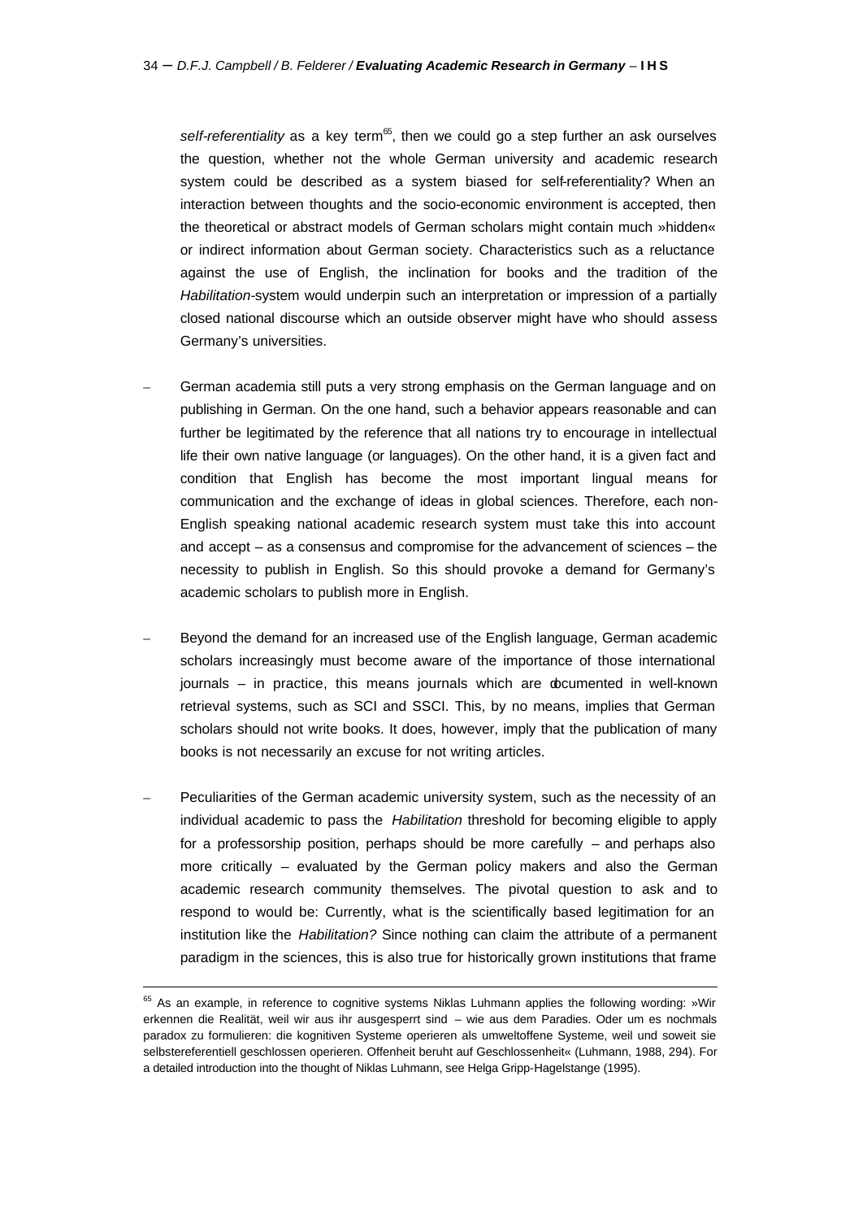*self-referentiality* as a key term[65], then we could go a step further an ask ourselves the question, whether not the whole German university and academic research system could be described as a system biased for self-referentiality? When an interaction between thoughts and the socio-economic environment is accepted, then the theoretical or abstract models of German scholars might contain much »hidden« or indirect information about German society. Characteristics such as a reluctance against the use of English, the inclination for books and the tradition of the *Habilitation*-system would underpin such an interpretation or impression of a partially closed national discourse which an outside observer might have who should assess Germany's universities.

– German academia still puts a very strong emphasis on the German language and on publishing in German. On the one hand, such a behavior appears reasonable and can further be legitimated by the reference that all nations try to encourage in intellectual life their own native language (or languages). On the other hand, it is a given fact and condition that English has become the most important lingual means for communication and the exchange of ideas in global sciences. Therefore, each non-English speaking national academic research system must take this into account and accept – as a consensus and compromise for the advancement of sciences – the necessity to publish in English. So this should provoke a demand for Germany's academic scholars to publish more in English.

– Beyond the demand for an increased use of the English language, German academic scholars increasingly must become aware of the importance of those international journals – in practice, this means journals which are documented in well-known retrieval systems, such as SCI and SSCI. This, by no means, implies that German scholars should not write books. It does, however, imply that the publication of many books is not necessarily an excuse for not writing articles.

– Peculiarities of the German academic university system, such as the necessity of an individual academic to pass the *Habilitation* threshold for becoming eligible to apply for a professorship position, perhaps should be more carefully – and perhaps also more critically – evaluated by the German policy makers and also the German academic research community themselves. The pivotal question to ask and to respond to would be: Currently, what is the scientifically based legitimation for an institution like the *Habilitation?* Since nothing can claim the attribute of a permanent paradigm in the sciences, this is also true for historically grown institutions that frame

[65] As an example, in reference to cognitive systems Niklas Luhmann applies the following wording: »Wir erkennen die Realität, weil wir aus ihr ausgesperrt sind – wie aus dem Paradies. Oder um es nochmals paradox zu formulieren: die kognitiven Systeme operieren als umweltoffene Systeme, weil und soweit sie selbstereferentiell geschlossen operieren. Offenheit beruht auf Geschlossenheit« (Luhmann, 1988, 294). For a detailed introduction into the thought of Niklas Luhmann, see Helga Gripp-Hagelstange (1995).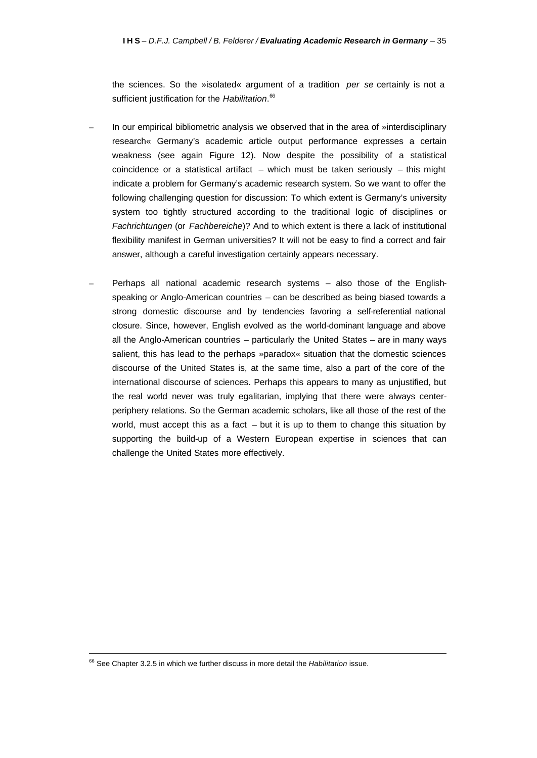the sciences. So the »isolated« argument of a tradition *per se* certainly is not a sufficient justification for the *Habilitation*.[66]

– In our empirical bibliometric analysis we observed that in the area of »interdisciplinary research« Germany's academic article output performance expresses a certain weakness (see again Figure 12). Now despite the possibility of a statistical coincidence or a statistical artifact – which must be taken seriously – this might indicate a problem for Germany's academic research system. So we want to offer the following challenging question for discussion: To which extent is Germany's university system too tightly structured according to the traditional logic of disciplines or *Fachrichtungen* (or *Fachbereiche*)? And to which extent is there a lack of institutional flexibility manifest in German universities? It will not be easy to find a correct and fair answer, although a careful investigation certainly appears necessary.

– Perhaps all national academic research systems – also those of the English-speaking or Anglo-American countries – can be described as being biased towards a strong domestic discourse and by tendencies favoring a self-referential national closure. Since, however, English evolved as the world-dominant language and above all the Anglo-American countries – particularly the United States – are in many ways salient, this has lead to the perhaps »paradox« situation that the domestic sciences discourse of the United States is, at the same time, also a part of the core of the international discourse of sciences. Perhaps this appears to many as unjustified, but the real world never was truly egalitarian, implying that there were always center-periphery relations. So the German academic scholars, like all those of the rest of the world, must accept this as a fact – but it is up to them to change this situation by supporting the build-up of a Western European expertise in sciences that can challenge the United States more effectively.

---

[66] See Chapter 3.2.5 in which we further discuss in more detail the *Habilitation* issue.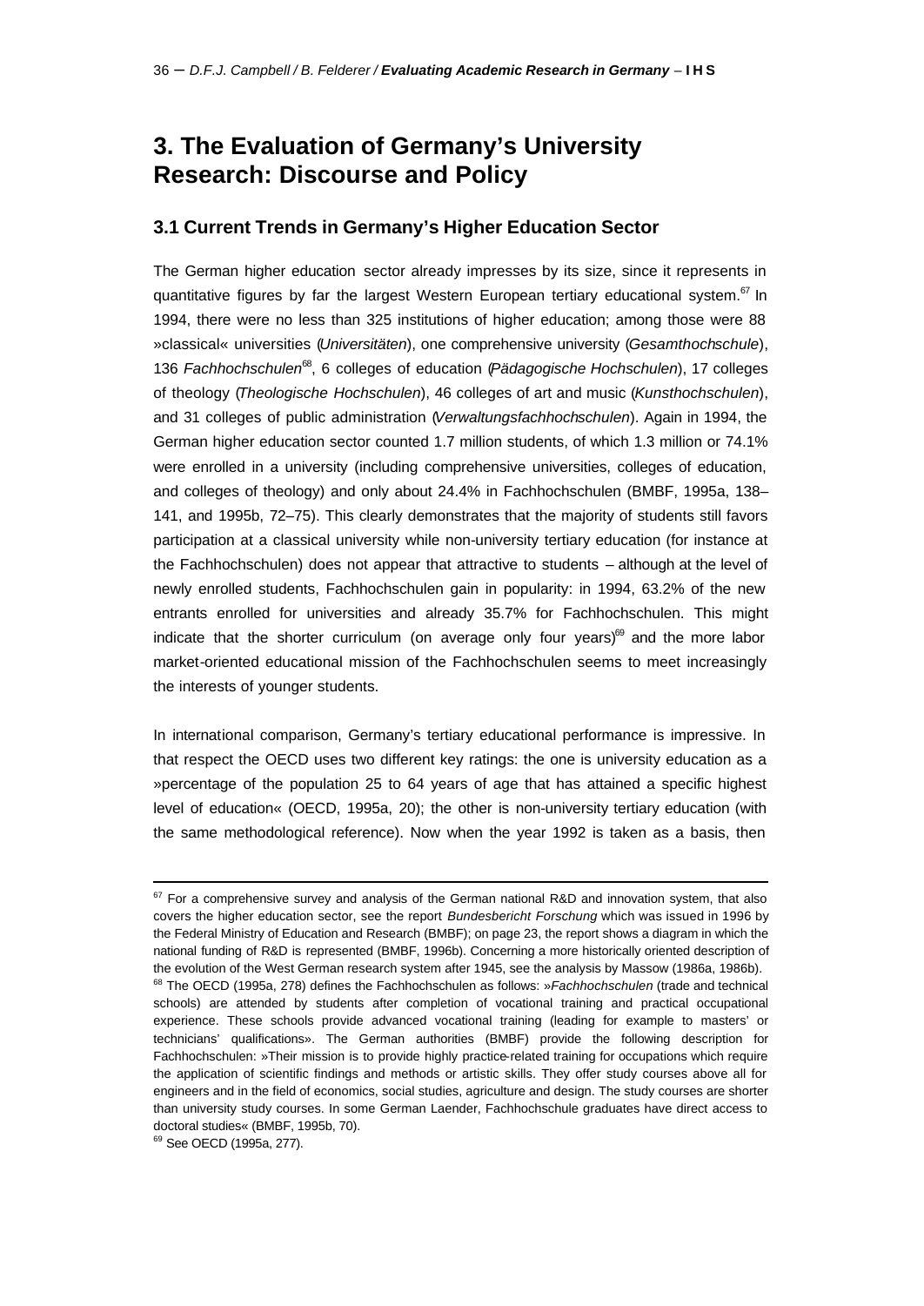# 3. The Evaluation of Germany's University Research: Discourse and Policy

## 3.1 Current Trends in Germany's Higher Education Sector

The German higher education sector already impresses by its size, since it represents in quantitative figures by far the largest Western European tertiary educational system.[67] In 1994, there were no less than 325 institutions of higher education; among those were 88 »classical« universities (*Universitäten*), one comprehensive university (*Gesamthochschule*), 136 *Fachhochschulen*[68], 6 colleges of education (*Pädagogische Hochschulen*), 17 colleges of theology (*Theologische Hochschulen*), 46 colleges of art and music (*Kunsthochschulen*), and 31 colleges of public administration (*Verwaltungsfachhochschulen*). Again in 1994, the German higher education sector counted 1.7 million students, of which 1.3 million or 74.1% were enrolled in a university (including comprehensive universities, colleges of education, and colleges of theology) and only about 24.4% in Fachhochschulen (BMBF, 1995a, 138–141, and 1995b, 72–75). This clearly demonstrates that the majority of students still favors participation at a classical university while non-university tertiary education (for instance at the Fachhochschulen) does not appear that attractive to students – although at the level of newly enrolled students, Fachhochschulen gain in popularity: in 1994, 63.2% of the new entrants enrolled for universities and already 35.7% for Fachhochschulen. This might indicate that the shorter curriculum (on average only four years)[69] and the more labor market-oriented educational mission of the Fachhochschulen seems to meet increasingly the interests of younger students.

In international comparison, Germany's tertiary educational performance is impressive. In that respect the OECD uses two different key ratings: the one is university education as a »percentage of the population 25 to 64 years of age that has attained a specific highest level of education« (OECD, 1995a, 20); the other is non-university tertiary education (with the same methodological reference). Now when the year 1992 is taken as a basis, then

---

[67] For a comprehensive survey and analysis of the German national R&D and innovation system, that also covers the higher education sector, see the report *Bundesbericht Forschung* which was issued in 1996 by the Federal Ministry of Education and Research (BMBF); on page 23, the report shows a diagram in which the national funding of R&D is represented (BMBF, 1996b). Concerning a more historically oriented description of the evolution of the West German research system after 1945, see the analysis by Massow (1986a, 1986b).

[68] The OECD (1995a, 278) defines the Fachhochschulen as follows: »*Fachhochschulen* (trade and technical schools) are attended by students after completion of vocational training and practical occupational experience. These schools provide advanced vocational training (leading for example to masters' or technicians' qualifications». The German authorities (BMBF) provide the following description for Fachhochschulen: »Their mission is to provide highly practice-related training for occupations which require the application of scientific findings and methods or artistic skills. They offer study courses above all for engineers and in the field of economics, social studies, agriculture and design. The study courses are shorter than university study courses. In some German Laender, Fachhochschule graduates have direct access to doctoral studies« (BMBF, 1995b, 70).

[69] See OECD (1995a, 277).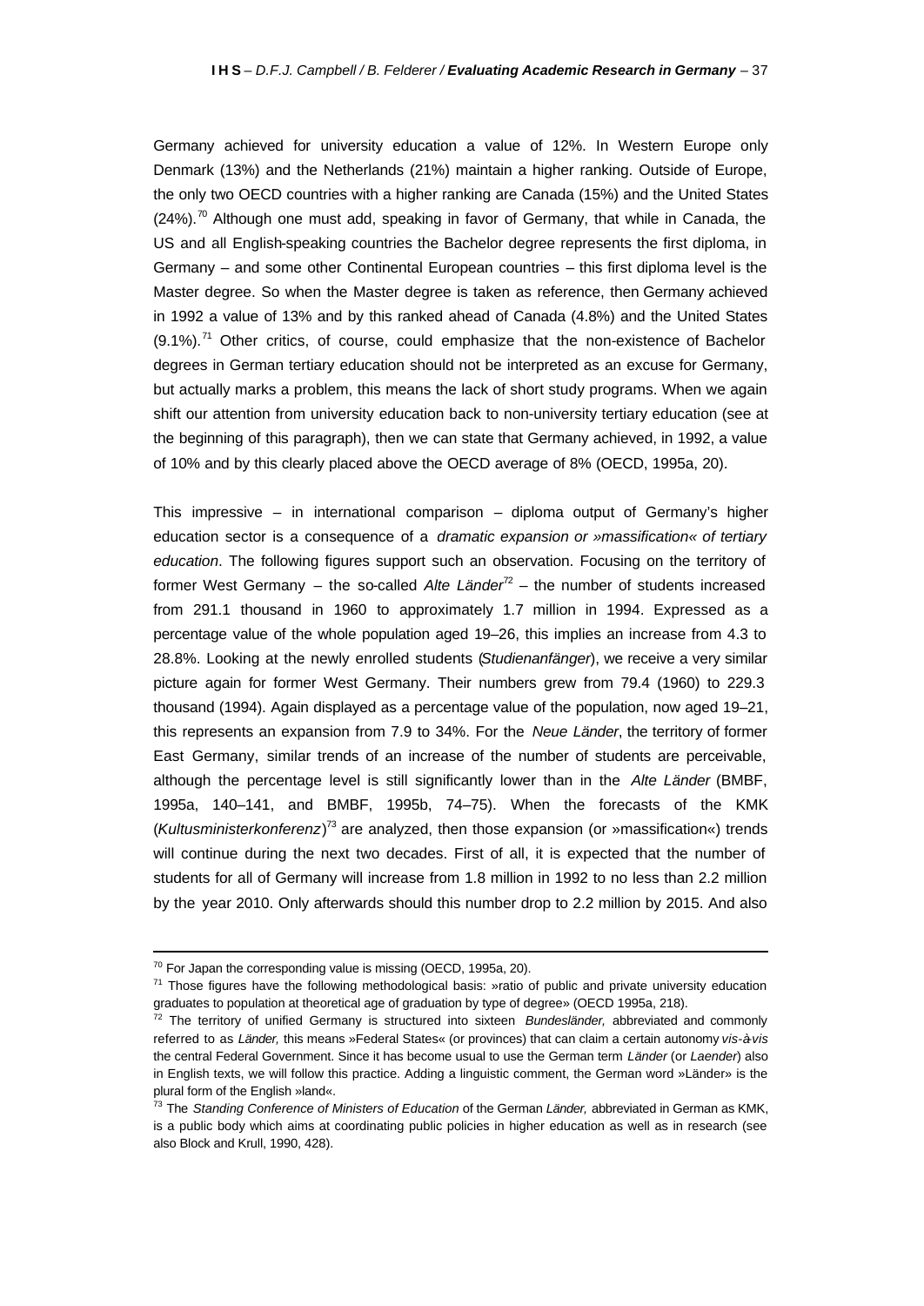Germany achieved for university education a value of 12%. In Western Europe only Denmark (13%) and the Netherlands (21%) maintain a higher ranking. Outside of Europe, the only two OECD countries with a higher ranking are Canada (15%) and the United States (24%).[70] Although one must add, speaking in favor of Germany, that while in Canada, the US and all English-speaking countries the Bachelor degree represents the first diploma, in Germany – and some other Continental European countries – this first diploma level is the Master degree. So when the Master degree is taken as reference, then Germany achieved in 1992 a value of 13% and by this ranked ahead of Canada (4.8%) and the United States (9.1%).[71] Other critics, of course, could emphasize that the non-existence of Bachelor degrees in German tertiary education should not be interpreted as an excuse for Germany, but actually marks a problem, this means the lack of short study programs. When we again shift our attention from university education back to non-university tertiary education (see at the beginning of this paragraph), then we can state that Germany achieved, in 1992, a value of 10% and by this clearly placed above the OECD average of 8% (OECD, 1995a, 20).

This impressive – in international comparison – diploma output of Germany's higher education sector is a consequence of a *dramatic expansion or »massification« of tertiary education*. The following figures support such an observation. Focusing on the territory of former West Germany – the so-called *Alte Länder*[72] – the number of students increased from 291.1 thousand in 1960 to approximately 1.7 million in 1994. Expressed as a percentage value of the whole population aged 19–26, this implies an increase from 4.3 to 28.8%. Looking at the newly enrolled students (*Studienanfänger*), we receive a very similar picture again for former West Germany. Their numbers grew from 79.4 (1960) to 229.3 thousand (1994). Again displayed as a percentage value of the population, now aged 19–21, this represents an expansion from 7.9 to 34%. For the *Neue Länder*, the territory of former East Germany, similar trends of an increase of the number of students are perceivable, although the percentage level is still significantly lower than in the *Alte Länder* (BMBF, 1995a, 140–141, and BMBF, 1995b, 74–75). When the forecasts of the KMK (*Kultusministerkonferenz*)[73] are analyzed, then those expansion (or »massification«) trends will continue during the next two decades. First of all, it is expected that the number of students for all of Germany will increase from 1.8 million in 1992 to no less than 2.2 million by the year 2010. Only afterwards should this number drop to 2.2 million by 2015. And also

---

[70] For Japan the corresponding value is missing (OECD, 1995a, 20).

[71] Those figures have the following methodological basis: »ratio of public and private university education graduates to population at theoretical age of graduation by type of degree» (OECD 1995a, 218).

[72] The territory of unified Germany is structured into sixteen *Bundesländer,* abbreviated and commonly referred to as *Länder,* this means »Federal States« (or provinces) that can claim a certain autonomy *vis-à-vis* the central Federal Government. Since it has become usual to use the German term *Länder* (or *Laender*) also in English texts, we will follow this practice. Adding a linguistic comment, the German word »Länder» is the plural form of the English »land«.

[73] The *Standing Conference of Ministers of Education* of the German *Länder,* abbreviated in German as KMK, is a public body which aims at coordinating public policies in higher education as well as in research (see also Block and Krull, 1990, 428).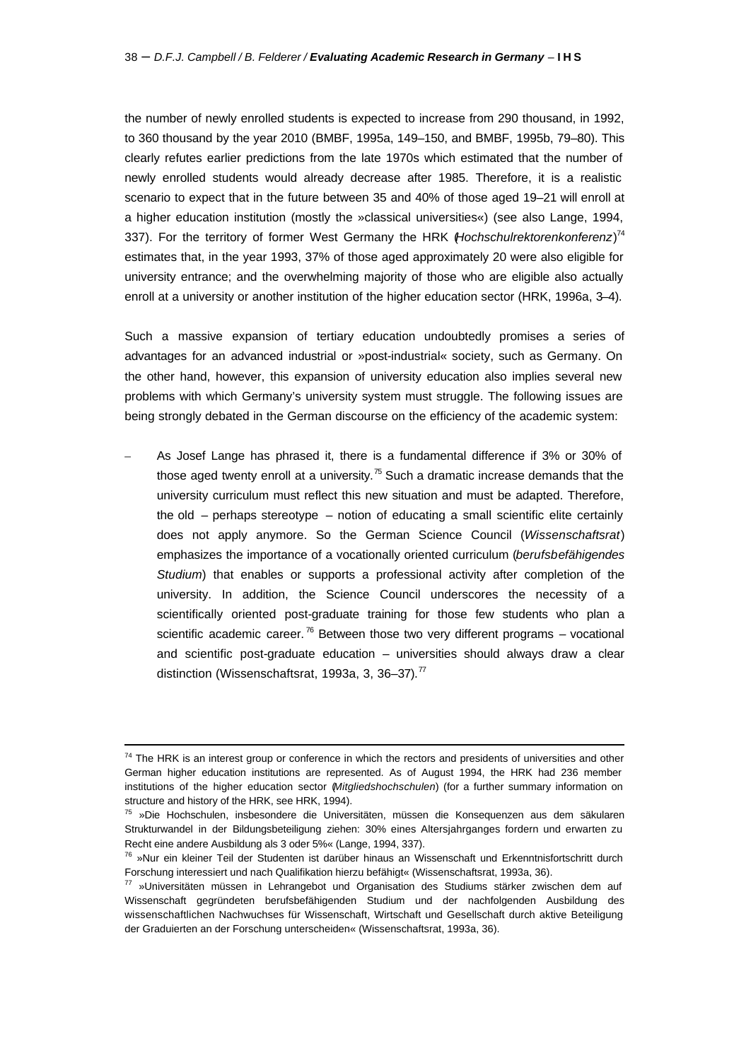the number of newly enrolled students is expected to increase from 290 thousand, in 1992, to 360 thousand by the year 2010 (BMBF, 1995a, 149–150, and BMBF, 1995b, 79–80). This clearly refutes earlier predictions from the late 1970s which estimated that the number of newly enrolled students would already decrease after 1985. Therefore, it is a realistic scenario to expect that in the future between 35 and 40% of those aged 19–21 will enroll at a higher education institution (mostly the »classical universities«) (see also Lange, 1994, 337). For the territory of former West Germany the HRK (*Hochschulrektorenkonferenz*)[74] estimates that, in the year 1993, 37% of those aged approximately 20 were also eligible for university entrance; and the overwhelming majority of those who are eligible also actually enroll at a university or another institution of the higher education sector (HRK, 1996a, 3–4).

Such a massive expansion of tertiary education undoubtedly promises a series of advantages for an advanced industrial or »post-industrial« society, such as Germany. On the other hand, however, this expansion of university education also implies several new problems with which Germany's university system must struggle. The following issues are being strongly debated in the German discourse on the efficiency of the academic system:

– As Josef Lange has phrased it, there is a fundamental difference if 3% or 30% of those aged twenty enroll at a university.[75] Such a dramatic increase demands that the university curriculum must reflect this new situation and must be adapted. Therefore, the old – perhaps stereotype – notion of educating a small scientific elite certainly does not apply anymore. So the German Science Council (*Wissenschaftsrat*) emphasizes the importance of a vocationally oriented curriculum (*berufsbefähigendes Studium*) that enables or supports a professional activity after completion of the university. In addition, the Science Council underscores the necessity of a scientifically oriented post-graduate training for those few students who plan a scientific academic career.[76] Between those two very different programs – vocational and scientific post-graduate education – universities should always draw a clear distinction (Wissenschaftsrat, 1993a, 3, 36–37).[77]

---

[74] The HRK is an interest group or conference in which the rectors and presidents of universities and other German higher education institutions are represented. As of August 1994, the HRK had 236 member institutions of the higher education sector (*Mitgliedshochschulen*) (for a further summary information on structure and history of the HRK, see HRK, 1994).

[75] »Die Hochschulen, insbesondere die Universitäten, müssen die Konsequenzen aus dem säkularen Strukturwandel in der Bildungsbeteiligung ziehen: 30% eines Altersjahrganges fordern und erwarten zu Recht eine andere Ausbildung als 3 oder 5%« (Lange, 1994, 337).

[76] »Nur ein kleiner Teil der Studenten ist darüber hinaus an Wissenschaft und Erkenntnisfortschritt durch Forschung interessiert und nach Qualifikation hierzu befähigt« (Wissenschaftsrat, 1993a, 36).

[77] »Universitäten müssen in Lehrangebot und Organisation des Studiums stärker zwischen dem auf Wissenschaft gegründeten berufsbefähigenden Studium und der nachfolgenden Ausbildung des wissenschaftlichen Nachwuchses für Wissenschaft, Wirtschaft und Gesellschaft durch aktive Beteiligung der Graduierten an der Forschung unterscheiden« (Wissenschaftsrat, 1993a, 36).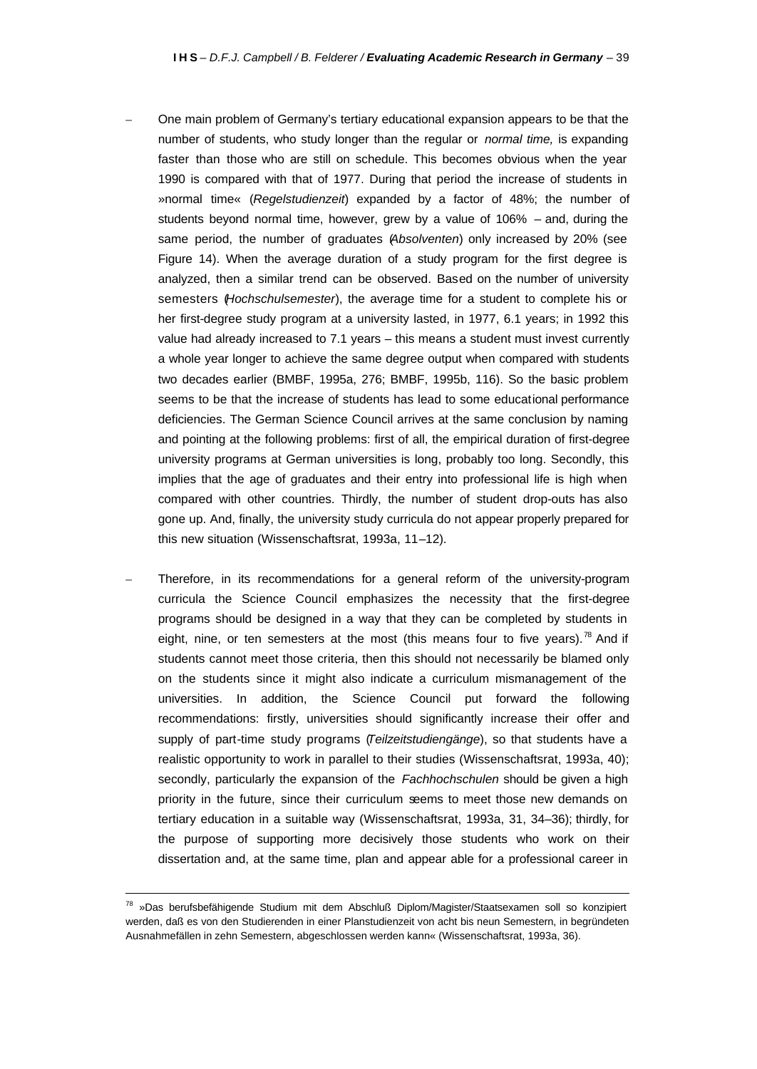- One main problem of Germany's tertiary educational expansion appears to be that the number of students, who study longer than the regular or *normal time,* is expanding faster than those who are still on schedule. This becomes obvious when the year 1990 is compared with that of 1977. During that period the increase of students in »normal time« (*Regelstudienzeit*) expanded by a factor of 48%; the number of students beyond normal time, however, grew by a value of 106% – and, during the same period, the number of graduates (*Absolventen*) only increased by 20% (see Figure 14). When the average duration of a study program for the first degree is analyzed, then a similar trend can be observed. Based on the number of university semesters (*Hochschulsemester*), the average time for a student to complete his or her first-degree study program at a university lasted, in 1977, 6.1 years; in 1992 this value had already increased to 7.1 years – this means a student must invest currently a whole year longer to achieve the same degree output when compared with students two decades earlier (BMBF, 1995a, 276; BMBF, 1995b, 116). So the basic problem seems to be that the increase of students has lead to some educational performance deficiencies. The German Science Council arrives at the same conclusion by naming and pointing at the following problems: first of all, the empirical duration of first-degree university programs at German universities is long, probably too long. Secondly, this implies that the age of graduates and their entry into professional life is high when compared with other countries. Thirdly, the number of student drop-outs has also gone up. And, finally, the university study curricula do not appear properly prepared for this new situation (Wissenschaftsrat, 1993a, 11–12).

- Therefore, in its recommendations for a general reform of the university-program curricula the Science Council emphasizes the necessity that the first-degree programs should be designed in a way that they can be completed by students in eight, nine, or ten semesters at the most (this means four to five years).[78] And if students cannot meet those criteria, then this should not necessarily be blamed only on the students since it might also indicate a curriculum mismanagement of the universities. In addition, the Science Council put forward the following recommendations: firstly, universities should significantly increase their offer and supply of part-time study programs (*Teilzeitstudiengänge*), so that students have a realistic opportunity to work in parallel to their studies (Wissenschaftsrat, 1993a, 40); secondly, particularly the expansion of the *Fachhochschulen* should be given a high priority in the future, since their curriculum seems to meet those new demands on tertiary education in a suitable way (Wissenschaftsrat, 1993a, 31, 34–36); thirdly, for the purpose of supporting more decisively those students who work on their dissertation and, at the same time, plan and appear able for a professional career in

---

[78] »Das berufsbefähigende Studium mit dem Abschluß Diplom/Magister/Staatsexamen soll so konzipiert werden, daß es von den Studierenden in einer Planstudienzeit von acht bis neun Semestern, in begründeten Ausnahmefällen in zehn Semestern, abgeschlossen werden kann« (Wissenschaftsrat, 1993a, 36).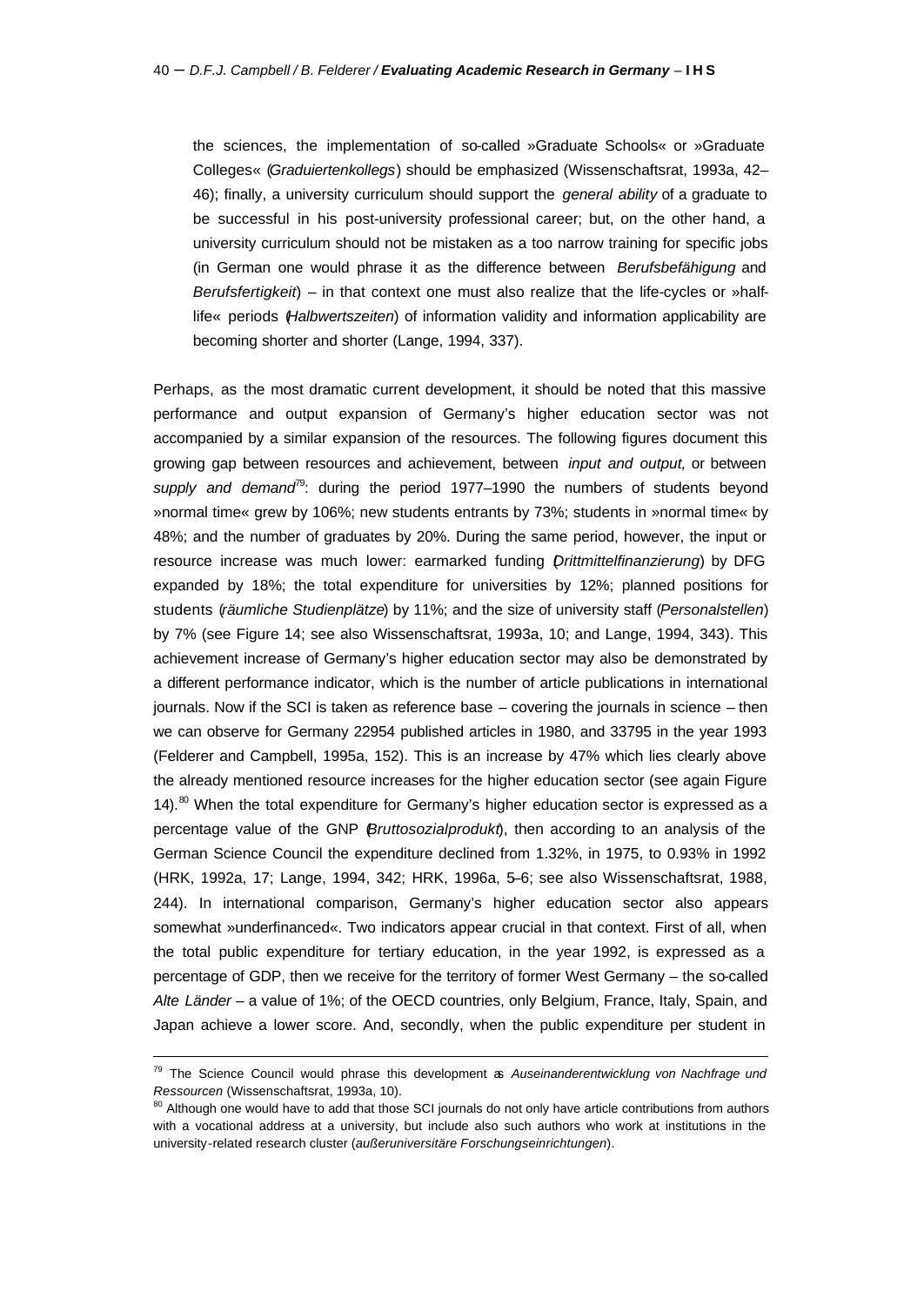the sciences, the implementation of so-called »Graduate Schools« or »Graduate Colleges« (*Graduiertenkollegs*) should be emphasized (Wissenschaftsrat, 1993a, 42–46); finally, a university curriculum should support the *general ability* of a graduate to be successful in his post-university professional career; but, on the other hand, a university curriculum should not be mistaken as a too narrow training for specific jobs (in German one would phrase it as the difference between *Berufsbefähigung* and *Berufsfertigkeit*) – in that context one must also realize that the life-cycles or »half-life« periods (*Halbwertszeiten*) of information validity and information applicability are becoming shorter and shorter (Lange, 1994, 337).

Perhaps, as the most dramatic current development, it should be noted that this massive performance and output expansion of Germany's higher education sector was not accompanied by a similar expansion of the resources. The following figures document this growing gap between resources and achievement, between *input and output,* or between *supply and demand*[79]: during the period 1977–1990 the numbers of students beyond »normal time« grew by 106%; new students entrants by 73%; students in »normal time« by 48%; and the number of graduates by 20%. During the same period, however, the input or resource increase was much lower: earmarked funding (*Drittmittelfinanzierung*) by DFG expanded by 18%; the total expenditure for universities by 12%; planned positions for students (*räumliche Studienplätze*) by 11%; and the size of university staff (*Personalstellen*) by 7% (see Figure 14; see also Wissenschaftsrat, 1993a, 10; and Lange, 1994, 343). This achievement increase of Germany's higher education sector may also be demonstrated by a different performance indicator, which is the number of article publications in international journals. Now if the SCI is taken as reference base – covering the journals in science – then we can observe for Germany 22954 published articles in 1980, and 33795 in the year 1993 (Felderer and Campbell, 1995a, 152). This is an increase by 47% which lies clearly above the already mentioned resource increases for the higher education sector (see again Figure 14).[80] When the total expenditure for Germany's higher education sector is expressed as a percentage value of the GNP (*Bruttosozialprodukt*), then according to an analysis of the German Science Council the expenditure declined from 1.32%, in 1975, to 0.93% in 1992 (HRK, 1992a, 17; Lange, 1994, 342; HRK, 1996a, 5–6; see also Wissenschaftsrat, 1988, 244). In international comparison, Germany's higher education sector also appears somewhat »underfinanced«. Two indicators appear crucial in that context. First of all, when the total public expenditure for tertiary education, in the year 1992, is expressed as a percentage of GDP, then we receive for the territory of former West Germany – the so-called *Alte Länder* – a value of 1%; of the OECD countries, only Belgium, France, Italy, Spain, and Japan achieve a lower score. And, secondly, when the public expenditure per student in

---

[79] The Science Council would phrase this development as *Auseinanderentwicklung von Nachfrage und Ressourcen* (Wissenschaftsrat, 1993a, 10).

[80] Although one would have to add that those SCI journals do not only have article contributions from authors with a vocational address at a university, but include also such authors who work at institutions in the university-related research cluster (*außeruniversitäre Forschungseinrichtungen*).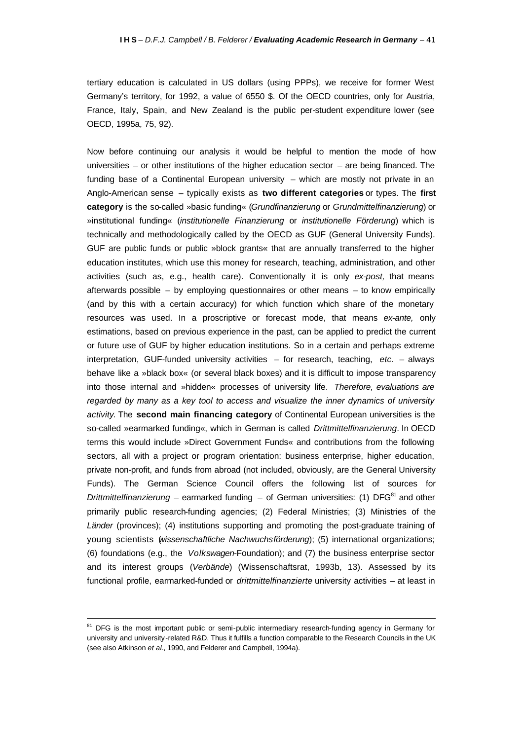tertiary education is calculated in US dollars (using PPPs), we receive for former West Germany's territory, for 1992, a value of 6550 $. Of the OECD countries, only for Austria, France, Italy, Spain, and New Zealand is the public per-student expenditure lower (see OECD, 1995a, 75, 92).

Now before continuing our analysis it would be helpful to mention the mode of how universities – or other institutions of the higher education sector – are being financed. The funding base of a Continental European university – which are mostly not private in an Anglo-American sense – typically exists as **two different categories** or types. The **first category** is the so-called »basic funding« (*Grundfinanzierung* or *Grundmittelfinanzierung*) or »institutional funding« (*institutionelle Finanzierung* or *institutionelle Förderung*) which is technically and methodologically called by the OECD as GUF (General University Funds). GUF are public funds or public »block grants« that are annually transferred to the higher education institutes, which use this money for research, teaching, administration, and other activities (such as, e.g., health care). Conventionally it is only *ex-post,* that means afterwards possible – by employing questionnaires or other means – to know empirically (and by this with a certain accuracy) for which function which share of the monetary resources was used. In a proscriptive or forecast mode, that means *ex-ante,* only estimations, based on previous experience in the past, can be applied to predict the current or future use of GUF by higher education institutions. So in a certain and perhaps extreme interpretation, GUF-funded university activities – for research, teaching, *etc*. – always behave like a »black box« (or several black boxes) and it is difficult to impose transparency into those internal and »hidden« processes of university life. *Therefore, evaluations are regarded by many as a key tool to access and visualize the inner dynamics of university activity*. The **second main financing category** of Continental European universities is the so-called »earmarked funding«, which in German is called *Drittmittelfinanzierung*. In OECD terms this would include »Direct Government Funds« and contributions from the following sectors, all with a project or program orientation: business enterprise, higher education, private non-profit, and funds from abroad (not included, obviously, are the General University Funds). The German Science Council offers the following list of sources for *Drittmittelfinanzierung* – earmarked funding – of German universities: (1) DFG[81] and other primarily public research-funding agencies; (2) Federal Ministries; (3) Ministries of the *Länder* (provinces); (4) institutions supporting and promoting the post-graduate training of young scientists (*wissenschaftliche Nachwuchsförderung*); (5) international organizations; (6) foundations (e.g., the *Volkswagen*-Foundation); and (7) the business enterprise sector and its interest groups (*Verbände*) (Wissenschaftsrat, 1993b, 13). Assessed by its functional profile, earmarked-funded or *drittmittelfinanzierte* university activities – at least in

---

[81] DFG is the most important public or semi-public intermediary research-funding agency in Germany for university and university-related R&D. Thus it fulfills a function comparable to the Research Councils in the UK (see also Atkinson *et al*., 1990, and Felderer and Campbell, 1994a).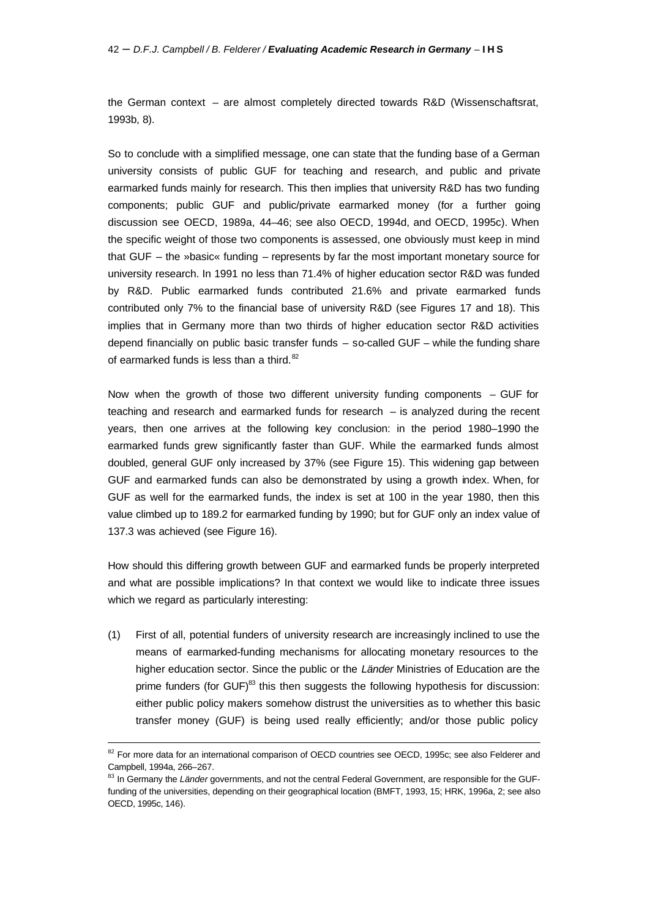the German context – are almost completely directed towards R&D (Wissenschaftsrat, 1993b, 8).

So to conclude with a simplified message, one can state that the funding base of a German university consists of public GUF for teaching and research, and public and private earmarked funds mainly for research. This then implies that university R&D has two funding components; public GUF and public/private earmarked money (for a further going discussion see OECD, 1989a, 44–46; see also OECD, 1994d, and OECD, 1995c). When the specific weight of those two components is assessed, one obviously must keep in mind that GUF – the »basic« funding – represents by far the most important monetary source for university research. In 1991 no less than 71.4% of higher education sector R&D was funded by R&D. Public earmarked funds contributed 21.6% and private earmarked funds contributed only 7% to the financial base of university R&D (see Figures 17 and 18). This implies that in Germany more than two thirds of higher education sector R&D activities depend financially on public basic transfer funds – so-called GUF – while the funding share of earmarked funds is less than a third.[82]

Now when the growth of those two different university funding components – GUF for teaching and research and earmarked funds for research – is analyzed during the recent years, then one arrives at the following key conclusion: in the period 1980–1990 the earmarked funds grew significantly faster than GUF. While the earmarked funds almost doubled, general GUF only increased by 37% (see Figure 15). This widening gap between GUF and earmarked funds can also be demonstrated by using a growth index. When, for GUF as well for the earmarked funds, the index is set at 100 in the year 1980, then this value climbed up to 189.2 for earmarked funding by 1990; but for GUF only an index value of 137.3 was achieved (see Figure 16).

How should this differing growth between GUF and earmarked funds be properly interpreted and what are possible implications? In that context we would like to indicate three issues which we regard as particularly interesting:

(1) First of all, potential funders of university research are increasingly inclined to use the means of earmarked-funding mechanisms for allocating monetary resources to the higher education sector. Since the public or the *Länder* Ministries of Education are the prime funders (for GUF)[83] this then suggests the following hypothesis for discussion: either public policy makers somehow distrust the universities as to whether this basic transfer money (GUF) is being used really efficiently; and/or those public policy

---

[82] For more data for an international comparison of OECD countries see OECD, 1995c; see also Felderer and Campbell, 1994a, 266–267.

[83] In Germany the *Länder* governments, and not the central Federal Government, are responsible for the GUF-funding of the universities, depending on their geographical location (BMFT, 1993, 15; HRK, 1996a, 2; see also OECD, 1995c, 146).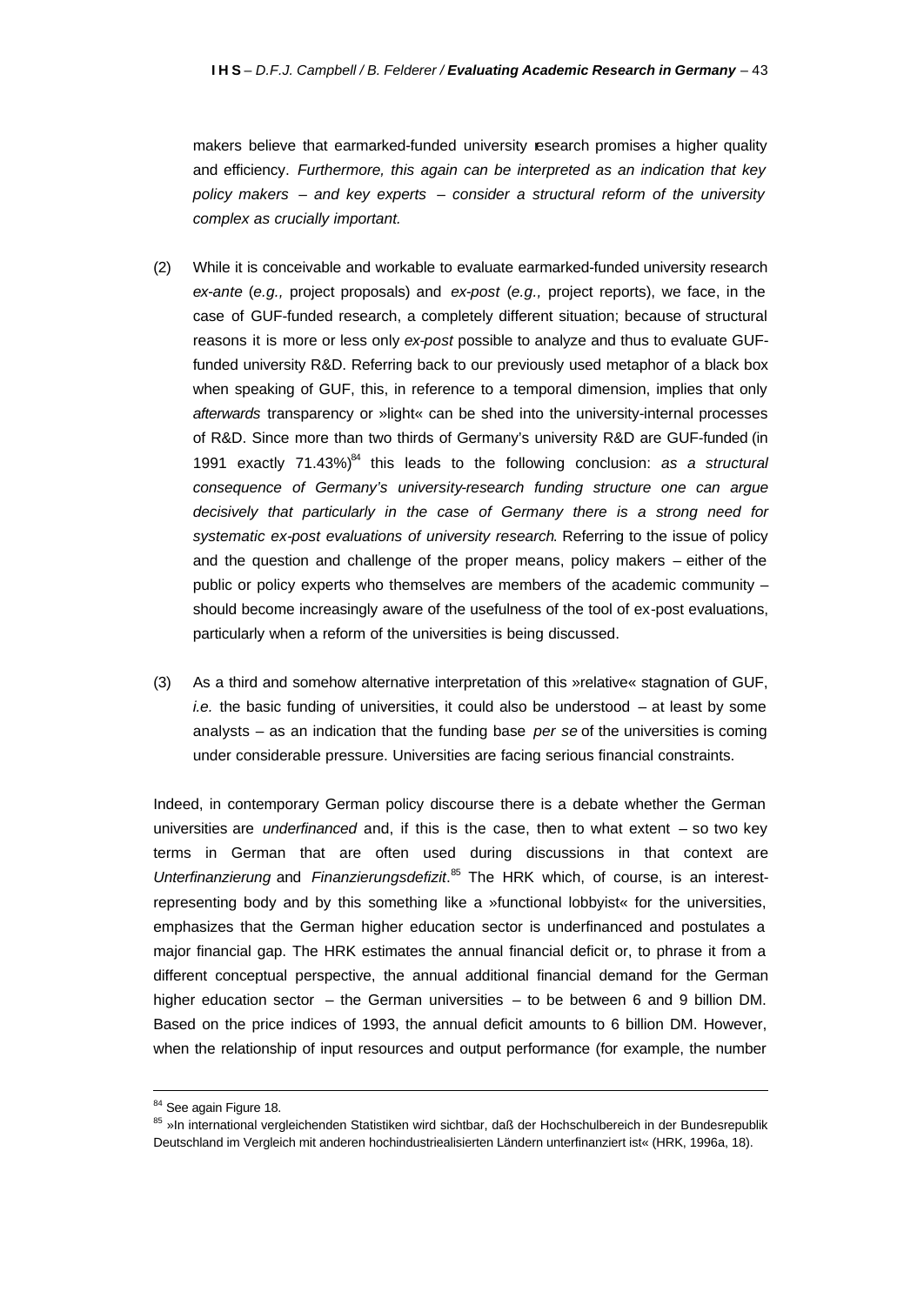makers believe that earmarked-funded university research promises a higher quality and efficiency. *Furthermore, this again can be interpreted as an indication that key policy makers – and key experts – consider a structural reform of the university complex as crucially important.*

(2) While it is conceivable and workable to evaluate earmarked-funded university research *ex-ante* (*e.g.,* project proposals) and *ex-post* (*e.g.,* project reports), we face, in the case of GUF-funded research, a completely different situation; because of structural reasons it is more or less only *ex-post* possible to analyze and thus to evaluate GUF-funded university R&D. Referring back to our previously used metaphor of a black box when speaking of GUF, this, in reference to a temporal dimension, implies that only *afterwards* transparency or »light« can be shed into the university-internal processes of R&D. Since more than two thirds of Germany's university R&D are GUF-funded (in 1991 exactly 71.43%)[84] this leads to the following conclusion: *as a structural consequence of Germany's university-research funding structure one can argue decisively that particularly in the case of Germany there is a strong need for systematic ex-post evaluations of university research*. Referring to the issue of policy and the question and challenge of the proper means, policy makers – either of the public or policy experts who themselves are members of the academic community – should become increasingly aware of the usefulness of the tool of ex-post evaluations, particularly when a reform of the universities is being discussed.

(3) As a third and somehow alternative interpretation of this »relative« stagnation of GUF, *i.e.* the basic funding of universities, it could also be understood – at least by some analysts – as an indication that the funding base *per se* of the universities is coming under considerable pressure. Universities are facing serious financial constraints.

Indeed, in contemporary German policy discourse there is a debate whether the German universities are *underfinanced* and, if this is the case, then to what extent – so two key terms in German that are often used during discussions in that context are *Unterfinanzierung* and *Finanzierungsdefizit*.[85] The HRK which, of course, is an interest-representing body and by this something like a »functional lobbyist« for the universities, emphasizes that the German higher education sector is underfinanced and postulates a major financial gap. The HRK estimates the annual financial deficit or, to phrase it from a different conceptual perspective, the annual additional financial demand for the German higher education sector – the German universities – to be between 6 and 9 billion DM. Based on the price indices of 1993, the annual deficit amounts to 6 billion DM. However, when the relationship of input resources and output performance (for example, the number

---

[84] See again Figure 18.

[85] »In international vergleichenden Statistiken wird sichtbar, daß der Hochschulbereich in der Bundesrepublik Deutschland im Vergleich mit anderen hochindustriealisierten Ländern unterfinanziert ist« (HRK, 1996a, 18).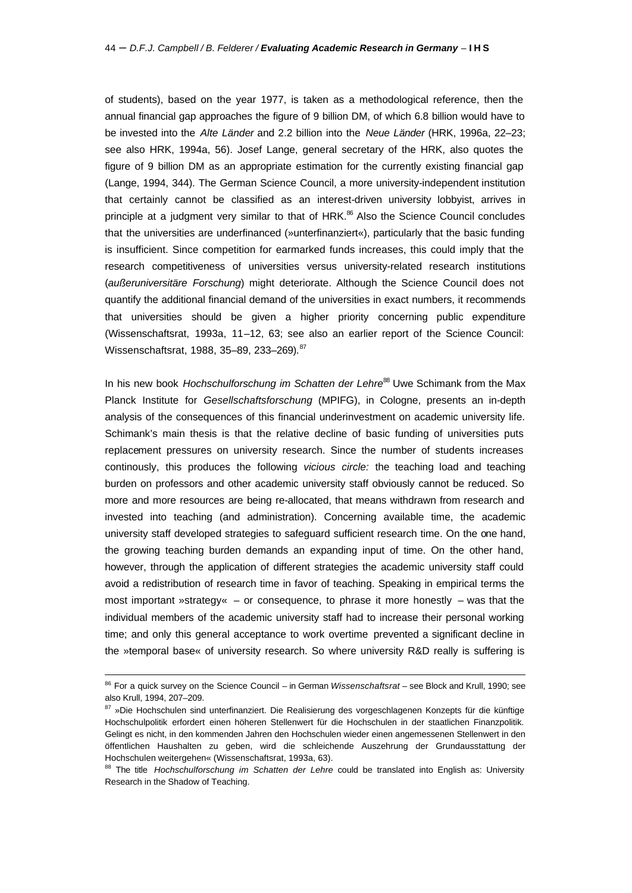of students), based on the year 1977, is taken as a methodological reference, then the annual financial gap approaches the figure of 9 billion DM, of which 6.8 billion would have to be invested into the *Alte Länder* and 2.2 billion into the *Neue Länder* (HRK, 1996a, 22–23; see also HRK, 1994a, 56). Josef Lange, general secretary of the HRK, also quotes the figure of 9 billion DM as an appropriate estimation for the currently existing financial gap (Lange, 1994, 344). The German Science Council, a more university-independent institution that certainly cannot be classified as an interest-driven university lobbyist, arrives in principle at a judgment very similar to that of HRK.[86] Also the Science Council concludes that the universities are underfinanced (»unterfinanziert«), particularly that the basic funding is insufficient. Since competition for earmarked funds increases, this could imply that the research competitiveness of universities versus university-related research institutions (*außeruniversitäre Forschung*) might deteriorate. Although the Science Council does not quantify the additional financial demand of the universities in exact numbers, it recommends that universities should be given a higher priority concerning public expenditure (Wissenschaftsrat, 1993a, 11–12, 63; see also an earlier report of the Science Council: Wissenschaftsrat, 1988, 35–89, 233–269).[87]

In his new book *Hochschulforschung im Schatten der Lehre*[88] Uwe Schimank from the Max Planck Institute for *Gesellschaftsforschung* (MPIFG), in Cologne, presents an in-depth analysis of the consequences of this financial underinvestment on academic university life. Schimank's main thesis is that the relative decline of basic funding of universities puts replacement pressures on university research. Since the number of students increases continously, this produces the following *vicious circle:* the teaching load and teaching burden on professors and other academic university staff obviously cannot be reduced. So more and more resources are being re-allocated, that means withdrawn from research and invested into teaching (and administration). Concerning available time, the academic university staff developed strategies to safeguard sufficient research time. On the one hand, the growing teaching burden demands an expanding input of time. On the other hand, however, through the application of different strategies the academic university staff could avoid a redistribution of research time in favor of teaching. Speaking in empirical terms the most important »strategy« – or consequence, to phrase it more honestly – was that the individual members of the academic university staff had to increase their personal working time; and only this general acceptance to work overtime prevented a significant decline in the »temporal base« of university research. So where university R&D really is suffering is

---

[86] For a quick survey on the Science Council – in German *Wissenschaftsrat* – see Block and Krull, 1990; see also Krull, 1994, 207–209.

[87] »Die Hochschulen sind unterfinanziert. Die Realisierung des vorgeschlagenen Konzepts für die künftige Hochschulpolitik erfordert einen höheren Stellenwert für die Hochschulen in der staatlichen Finanzpolitik. Gelingt es nicht, in den kommenden Jahren den Hochschulen wieder einen angemessenen Stellenwert in den öffentlichen Haushalten zu geben, wird die schleichende Auszehrung der Grundausstattung der Hochschulen weitergehen« (Wissenschaftsrat, 1993a, 63).

[88] The title *Hochschulforschung im Schatten der Lehre* could be translated into English as: University Research in the Shadow of Teaching.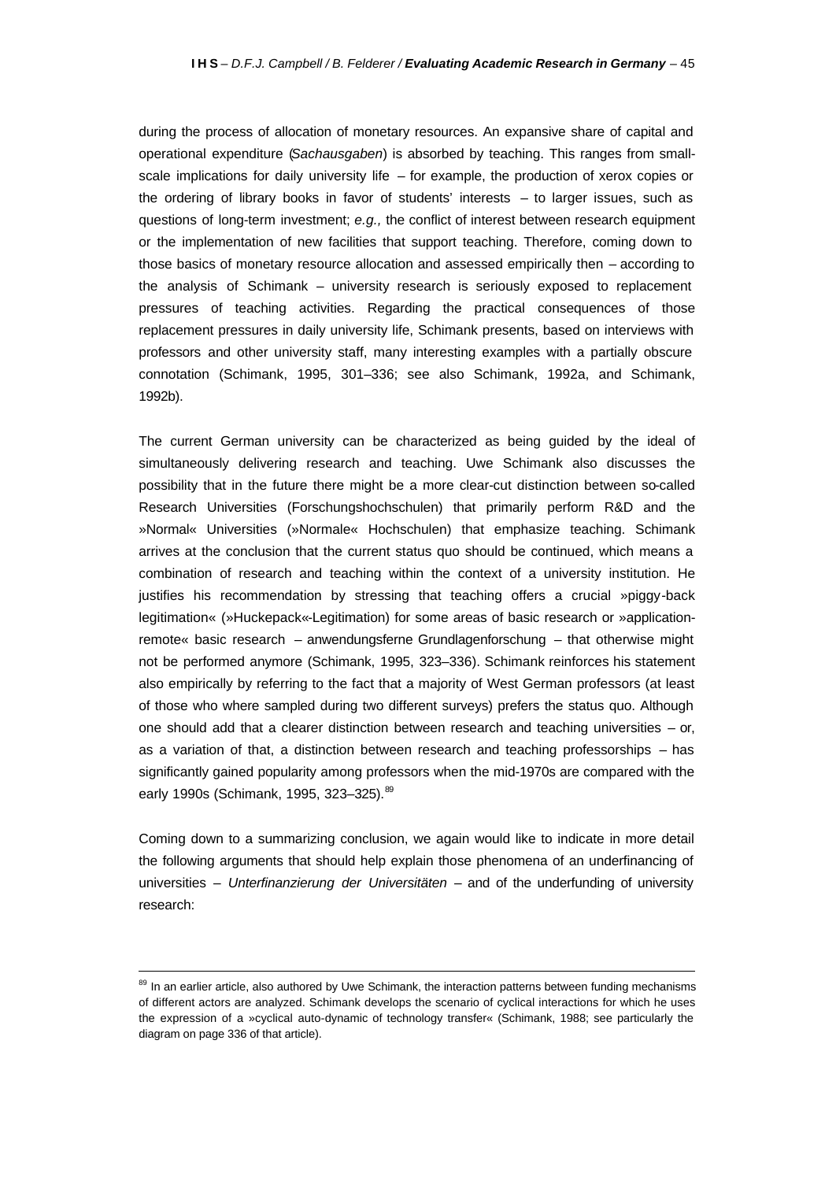during the process of allocation of monetary resources. An expansive share of capital and operational expenditure (*Sachausgaben*) is absorbed by teaching. This ranges from small-scale implications for daily university life – for example, the production of xerox copies or the ordering of library books in favor of students' interests – to larger issues, such as questions of long-term investment; *e.g.,* the conflict of interest between research equipment or the implementation of new facilities that support teaching. Therefore, coming down to those basics of monetary resource allocation and assessed empirically then – according to the analysis of Schimank – university research is seriously exposed to replacement pressures of teaching activities. Regarding the practical consequences of those replacement pressures in daily university life, Schimank presents, based on interviews with professors and other university staff, many interesting examples with a partially obscure connotation (Schimank, 1995, 301–336; see also Schimank, 1992a, and Schimank, 1992b).

The current German university can be characterized as being guided by the ideal of simultaneously delivering research and teaching. Uwe Schimank also discusses the possibility that in the future there might be a more clear-cut distinction between so-called Research Universities (Forschungshochschulen) that primarily perform R&D and the »Normal« Universities (»Normale« Hochschulen) that emphasize teaching. Schimank arrives at the conclusion that the current status quo should be continued, which means a combination of research and teaching within the context of a university institution. He justifies his recommendation by stressing that teaching offers a crucial »piggy-back legitimation« (»Huckepack«-Legitimation) for some areas of basic research or »application-remote« basic research – anwendungsferne Grundlagenforschung – that otherwise might not be performed anymore (Schimank, 1995, 323–336). Schimank reinforces his statement also empirically by referring to the fact that a majority of West German professors (at least of those who where sampled during two different surveys) prefers the status quo. Although one should add that a clearer distinction between research and teaching universities – or, as a variation of that, a distinction between research and teaching professorships – has significantly gained popularity among professors when the mid-1970s are compared with the early 1990s (Schimank, 1995, 323–325).[89]

Coming down to a summarizing conclusion, we again would like to indicate in more detail the following arguments that should help explain those phenomena of an underfinancing of universities – *Unterfinanzierung der Universitäten* – and of the underfunding of university research:

---

[89] In an earlier article, also authored by Uwe Schimank, the interaction patterns between funding mechanisms of different actors are analyzed. Schimank develops the scenario of cyclical interactions for which he uses the expression of a »cyclical auto-dynamic of technology transfer« (Schimank, 1988; see particularly the diagram on page 336 of that article).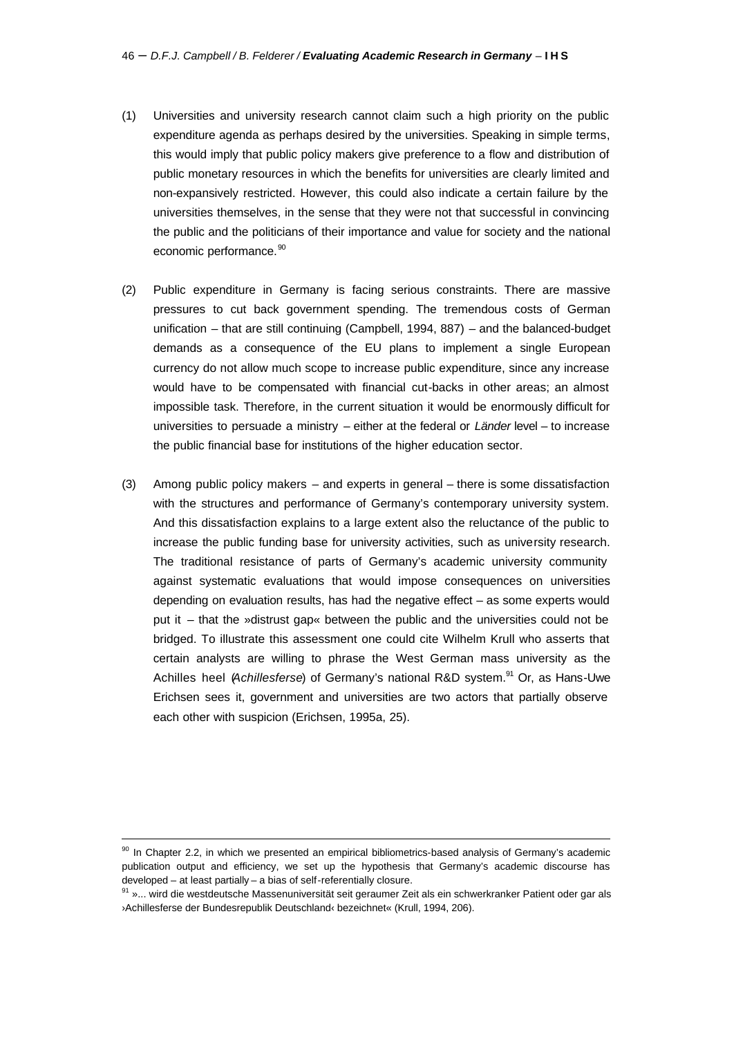(1) Universities and university research cannot claim such a high priority on the public expenditure agenda as perhaps desired by the universities. Speaking in simple terms, this would imply that public policy makers give preference to a flow and distribution of public monetary resources in which the benefits for universities are clearly limited and non-expansively restricted. However, this could also indicate a certain failure by the universities themselves, in the sense that they were not that successful in convincing the public and the politicians of their importance and value for society and the national economic performance.[90]

(2) Public expenditure in Germany is facing serious constraints. There are massive pressures to cut back government spending. The tremendous costs of German unification – that are still continuing (Campbell, 1994, 887) – and the balanced-budget demands as a consequence of the EU plans to implement a single European currency do not allow much scope to increase public expenditure, since any increase would have to be compensated with financial cut-backs in other areas; an almost impossible task. Therefore, in the current situation it would be enormously difficult for universities to persuade a ministry – either at the federal or *Länder* level – to increase the public financial base for institutions of the higher education sector.

(3) Among public policy makers – and experts in general – there is some dissatisfaction with the structures and performance of Germany's contemporary university system. And this dissatisfaction explains to a large extent also the reluctance of the public to increase the public funding base for university activities, such as university research. The traditional resistance of parts of Germany's academic university community against systematic evaluations that would impose consequences on universities depending on evaluation results, has had the negative effect – as some experts would put it – that the »distrust gap« between the public and the universities could not be bridged. To illustrate this assessment one could cite Wilhelm Krull who asserts that certain analysts are willing to phrase the West German mass university as the Achilles heel (*Achillesferse*) of Germany's national R&D system.[91] Or, as Hans-Uwe Erichsen sees it, government and universities are two actors that partially observe each other with suspicion (Erichsen, 1995a, 25).

---

[90] In Chapter 2.2, in which we presented an empirical bibliometrics-based analysis of Germany's academic publication output and efficiency, we set up the hypothesis that Germany's academic discourse has developed – at least partially – a bias of self-referentially closure.

[91] »... wird die westdeutsche Massenuniversität seit geraumer Zeit als ein schwerkranker Patient oder gar als ›Achillesferse der Bundesrepublik Deutschland‹ bezeichnet« (Krull, 1994, 206).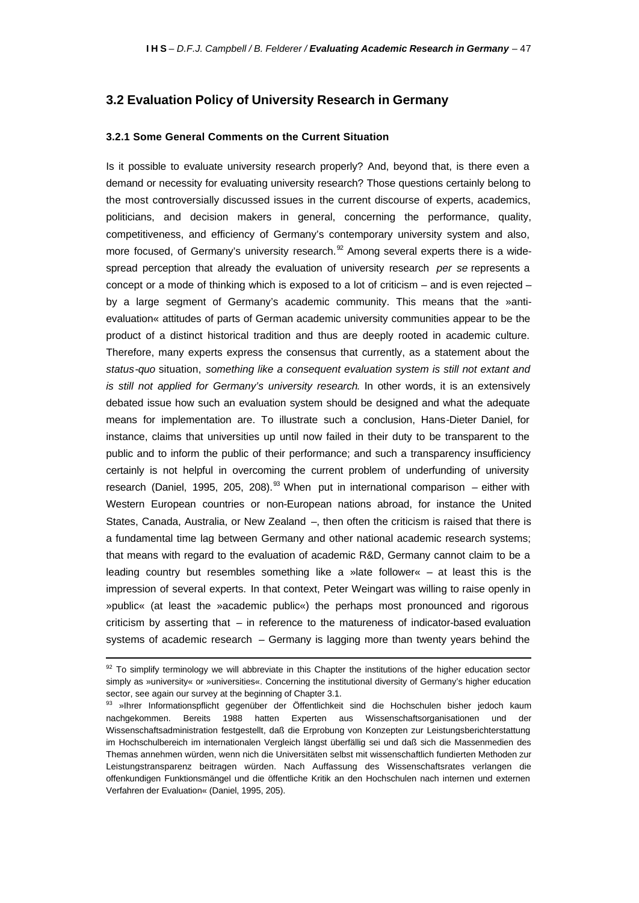## 3.2 Evaluation Policy of University Research in Germany

### 3.2.1 Some General Comments on the Current Situation

Is it possible to evaluate university research properly? And, beyond that, is there even a demand or necessity for evaluating university research? Those questions certainly belong to the most controversially discussed issues in the current discourse of experts, academics, politicians, and decision makers in general, concerning the performance, quality, competitiveness, and efficiency of Germany's contemporary university system and also, more focused, of Germany's university research.[92] Among several experts there is a widespread perception that already the evaluation of university research *per se* represents a concept or a mode of thinking which is exposed to a lot of criticism – and is even rejected – by a large segment of Germany's academic community. This means that the »anti-evaluation« attitudes of parts of German academic university communities appear to be the product of a distinct historical tradition and thus are deeply rooted in academic culture. Therefore, many experts express the consensus that currently, as a statement about the *status-quo* situation, *something like a consequent evaluation system is still not extant and is still not applied for Germany's university research*. In other words, it is an extensively debated issue how such an evaluation system should be designed and what the adequate means for implementation are. To illustrate such a conclusion, Hans-Dieter Daniel, for instance, claims that universities up until now failed in their duty to be transparent to the public and to inform the public of their performance; and such a transparency insufficiency certainly is not helpful in overcoming the current problem of underfunding of university research (Daniel, 1995, 205, 208).[93] When put in international comparison – either with Western European countries or non-European nations abroad, for instance the United States, Canada, Australia, or New Zealand –, then often the criticism is raised that there is a fundamental time lag between Germany and other national academic research systems; that means with regard to the evaluation of academic R&D, Germany cannot claim to be a leading country but resembles something like a »late follower« – at least this is the impression of several experts. In that context, Peter Weingart was willing to raise openly in »public« (at least the »academic public«) the perhaps most pronounced and rigorous criticism by asserting that – in reference to the matureness of indicator-based evaluation systems of academic research – Germany is lagging more than twenty years behind the

---

[92] To simplify terminology we will abbreviate in this Chapter the institutions of the higher education sector simply as »university« or »universities«. Concerning the institutional diversity of Germany's higher education sector, see again our survey at the beginning of Chapter 3.1.

[93] »Ihrer Informationspflicht gegenüber der Öffentlichkeit sind die Hochschulen bisher jedoch kaum nachgekommen. Bereits 1988 hatten Experten aus Wissenschaftsorganisationen und der Wissenschaftsadministration festgestellt, daß die Erprobung von Konzepten zur Leistungsberichterstattung im Hochschulbereich im internationalen Vergleich längst überfällig sei und daß sich die Massenmedien des Themas annehmen würden, wenn nich die Universitäten selbst mit wissenschaftlich fundierten Methoden zur Leistungstransparenz beitragen würden. Nach Auffassung des Wissenschaftsrates verlangen die offenkundigen Funktionsmängel und die öffentliche Kritik an den Hochschulen nach internen und externen Verfahren der Evaluation« (Daniel, 1995, 205).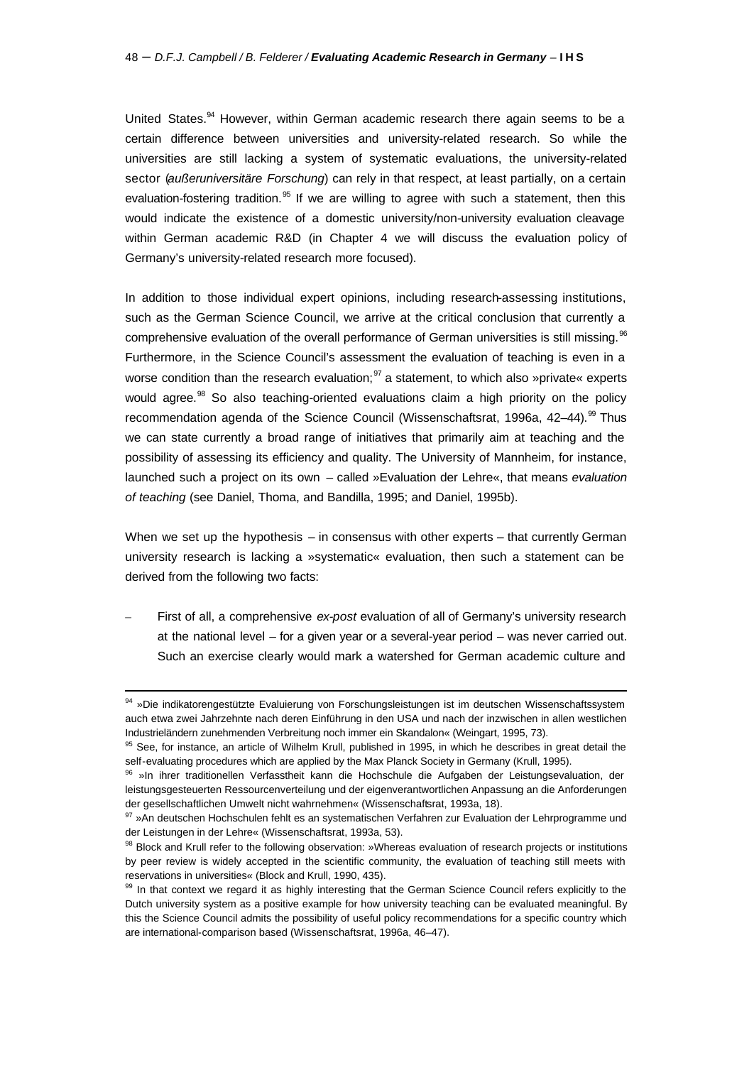United States.[94] However, within German academic research there again seems to be a certain difference between universities and university-related research. So while the universities are still lacking a system of systematic evaluations, the university-related sector (*außeruniversitäre Forschung*) can rely in that respect, at least partially, on a certain evaluation-fostering tradition.[95] If we are willing to agree with such a statement, then this would indicate the existence of a domestic university/non-university evaluation cleavage within German academic R&D (in Chapter 4 we will discuss the evaluation policy of Germany's university-related research more focused).

In addition to those individual expert opinions, including research-assessing institutions, such as the German Science Council, we arrive at the critical conclusion that currently a comprehensive evaluation of the overall performance of German universities is still missing.[96] Furthermore, in the Science Council's assessment the evaluation of teaching is even in a worse condition than the research evaluation;[97] a statement, to which also »private« experts would agree.[98] So also teaching-oriented evaluations claim a high priority on the policy recommendation agenda of the Science Council (Wissenschaftsrat, 1996a, 42–44).[99] Thus we can state currently a broad range of initiatives that primarily aim at teaching and the possibility of assessing its efficiency and quality. The University of Mannheim, for instance, launched such a project on its own – called »Evaluation der Lehre«, that means *evaluation of teaching* (see Daniel, Thoma, and Bandilla, 1995; and Daniel, 1995b).

When we set up the hypothesis – in consensus with other experts – that currently German university research is lacking a »systematic« evaluation, then such a statement can be derived from the following two facts:

– First of all, a comprehensive *ex-post* evaluation of all of Germany's university research at the national level – for a given year or a several-year period – was never carried out. Such an exercise clearly would mark a watershed for German academic culture and

---

[94] »Die indikatorengestützte Evaluierung von Forschungsleistungen ist im deutschen Wissenschaftssystem auch etwa zwei Jahrzehnte nach deren Einführung in den USA und nach der inzwischen in allen westlichen Industrieländern zunehmenden Verbreitung noch immer ein Skandalon« (Weingart, 1995, 73).

[95] See, for instance, an article of Wilhelm Krull, published in 1995, in which he describes in great detail the self-evaluating procedures which are applied by the Max Planck Society in Germany (Krull, 1995).

[96] »In ihrer traditionellen Verfasstheit kann die Hochschule die Aufgaben der Leistungsevaluation, der leistungsgesteuerten Ressourcenverteilung und der eigenverantwortlichen Anpassung an die Anforderungen der gesellschaftlichen Umwelt nicht wahrnehmen« (Wissenschaftsrat, 1993a, 18).

[97] »An deutschen Hochschulen fehlt es an systematischen Verfahren zur Evaluation der Lehrprogramme und der Leistungen in der Lehre« (Wissenschaftsrat, 1993a, 53).

[98] Block and Krull refer to the following observation: »Whereas evaluation of research projects or institutions by peer review is widely accepted in the scientific community, the evaluation of teaching still meets with reservations in universities« (Block and Krull, 1990, 435).

[99] In that context we regard it as highly interesting that the German Science Council refers explicitly to the Dutch university system as a positive example for how university teaching can be evaluated meaningful. By this the Science Council admits the possibility of useful policy recommendations for a specific country which are international-comparison based (Wissenschaftsrat, 1996a, 46–47).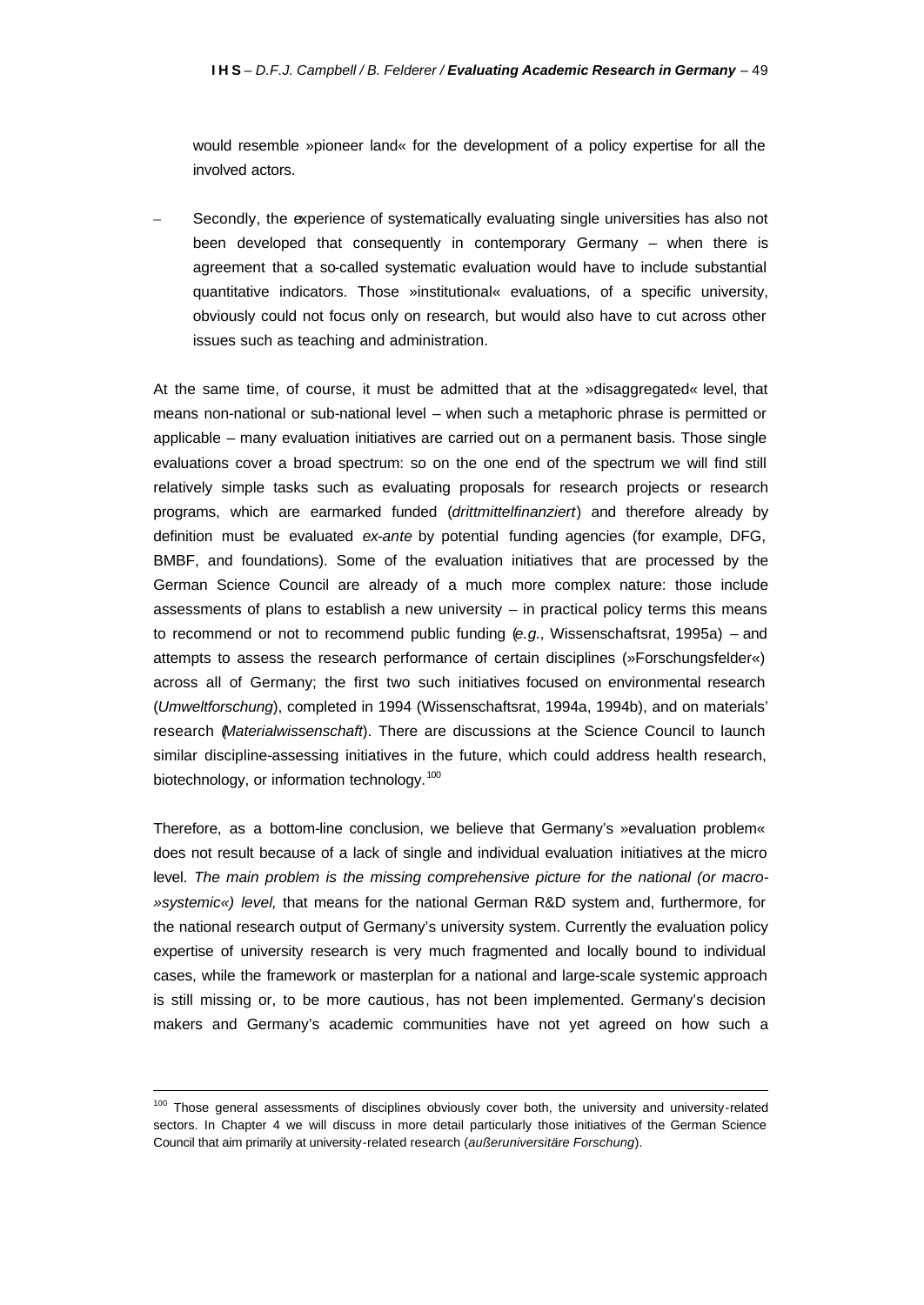would resemble »pioneer land« for the development of a policy expertise for all the involved actors.

- Secondly, the experience of systematically evaluating single universities has also not been developed that consequently in contemporary Germany – when there is agreement that a so-called systematic evaluation would have to include substantial quantitative indicators. Those »institutional« evaluations, of a specific university, obviously could not focus only on research, but would also have to cut across other issues such as teaching and administration.

At the same time, of course, it must be admitted that at the »disaggregated« level, that means non-national or sub-national level – when such a metaphoric phrase is permitted or applicable – many evaluation initiatives are carried out on a permanent basis. Those single evaluations cover a broad spectrum: so on the one end of the spectrum we will find still relatively simple tasks such as evaluating proposals for research projects or research programs, which are earmarked funded (*drittmittelfinanziert*) and therefore already by definition must be evaluated *ex-ante* by potential funding agencies (for example, DFG, BMBF, and foundations). Some of the evaluation initiatives that are processed by the German Science Council are already of a much more complex nature: those include assessments of plans to establish a new university – in practical policy terms this means to recommend or not to recommend public funding (*e.g.,* Wissenschaftsrat, 1995a) – and attempts to assess the research performance of certain disciplines (»Forschungsfelder«) across all of Germany; the first two such initiatives focused on environmental research (*Umweltforschung*), completed in 1994 (Wissenschaftsrat, 1994a, 1994b), and on materials' research (*Materialwissenschaft*). There are discussions at the Science Council to launch similar discipline-assessing initiatives in the future, which could address health research, biotechnology, or information technology.[100]

Therefore, as a bottom-line conclusion, we believe that Germany's »evaluation problem« does not result because of a lack of single and individual evaluation initiatives at the micro level. *The main problem is the missing comprehensive picture for the national (or macro-»systemic«) level,* that means for the national German R&D system and, furthermore, for the national research output of Germany's university system. Currently the evaluation policy expertise of university research is very much fragmented and locally bound to individual cases, while the framework or masterplan for a national and large-scale systemic approach is still missing or, to be more cautious, has not been implemented. Germany's decision makers and Germany's academic communities have not yet agreed on how such a

---

[100] Those general assessments of disciplines obviously cover both, the university and university-related sectors. In Chapter 4 we will discuss in more detail particularly those initiatives of the German Science Council that aim primarily at university-related research (*außeruniversitäre Forschung*).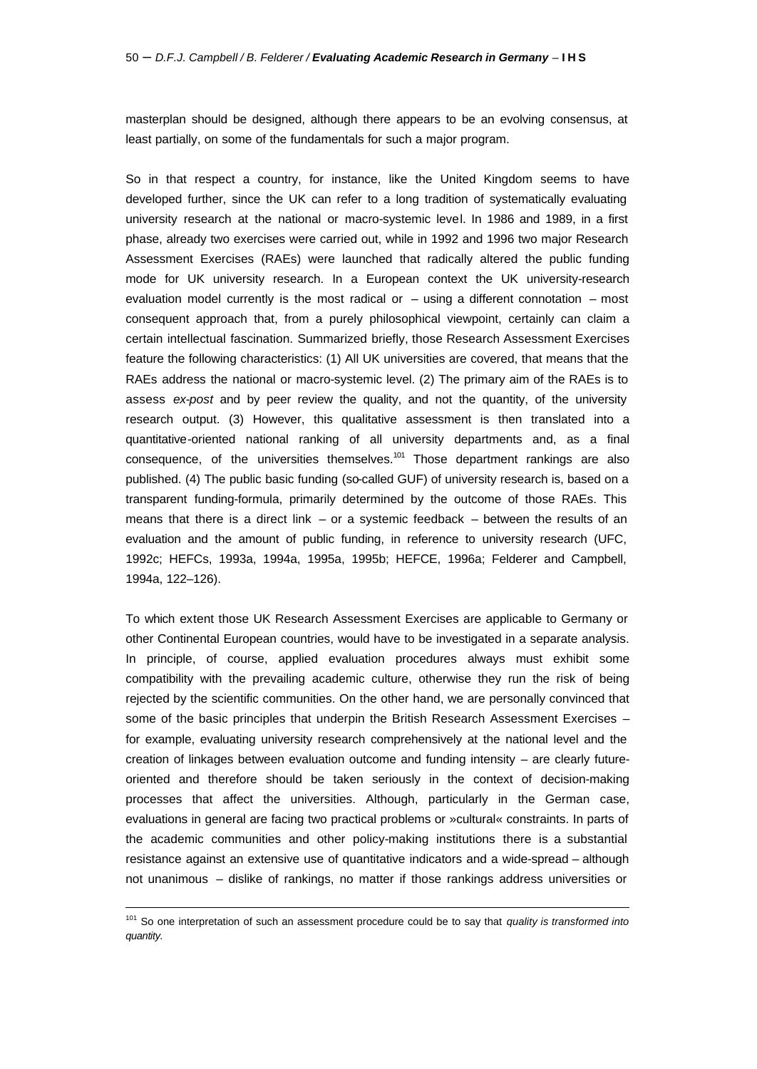masterplan should be designed, although there appears to be an evolving consensus, at least partially, on some of the fundamentals for such a major program.

So in that respect a country, for instance, like the United Kingdom seems to have developed further, since the UK can refer to a long tradition of systematically evaluating university research at the national or macro-systemic level. In 1986 and 1989, in a first phase, already two exercises were carried out, while in 1992 and 1996 two major Research Assessment Exercises (RAEs) were launched that radically altered the public funding mode for UK university research. In a European context the UK university-research evaluation model currently is the most radical or – using a different connotation – most consequent approach that, from a purely philosophical viewpoint, certainly can claim a certain intellectual fascination. Summarized briefly, those Research Assessment Exercises feature the following characteristics: (1) All UK universities are covered, that means that the RAEs address the national or macro-systemic level. (2) The primary aim of the RAEs is to assess *ex-post* and by peer review the quality, and not the quantity, of the university research output. (3) However, this qualitative assessment is then translated into a quantitative-oriented national ranking of all university departments and, as a final consequence, of the universities themselves.[101] Those department rankings are also published. (4) The public basic funding (so-called GUF) of university research is, based on a transparent funding-formula, primarily determined by the outcome of those RAEs. This means that there is a direct link – or a systemic feedback – between the results of an evaluation and the amount of public funding, in reference to university research (UFC, 1992c; HEFCs, 1993a, 1994a, 1995a, 1995b; HEFCE, 1996a; Felderer and Campbell, 1994a, 122–126).

To which extent those UK Research Assessment Exercises are applicable to Germany or other Continental European countries, would have to be investigated in a separate analysis. In principle, of course, applied evaluation procedures always must exhibit some compatibility with the prevailing academic culture, otherwise they run the risk of being rejected by the scientific communities. On the other hand, we are personally convinced that some of the basic principles that underpin the British Research Assessment Exercises – for example, evaluating university research comprehensively at the national level and the creation of linkages between evaluation outcome and funding intensity – are clearly future-oriented and therefore should be taken seriously in the context of decision-making processes that affect the universities. Although, particularly in the German case, evaluations in general are facing two practical problems or »cultural« constraints. In parts of the academic communities and other policy-making institutions there is a substantial resistance against an extensive use of quantitative indicators and a wide-spread – although not unanimous – dislike of rankings, no matter if those rankings address universities or

---

[101] So one interpretation of such an assessment procedure could be to say that *quality is transformed into quantity.*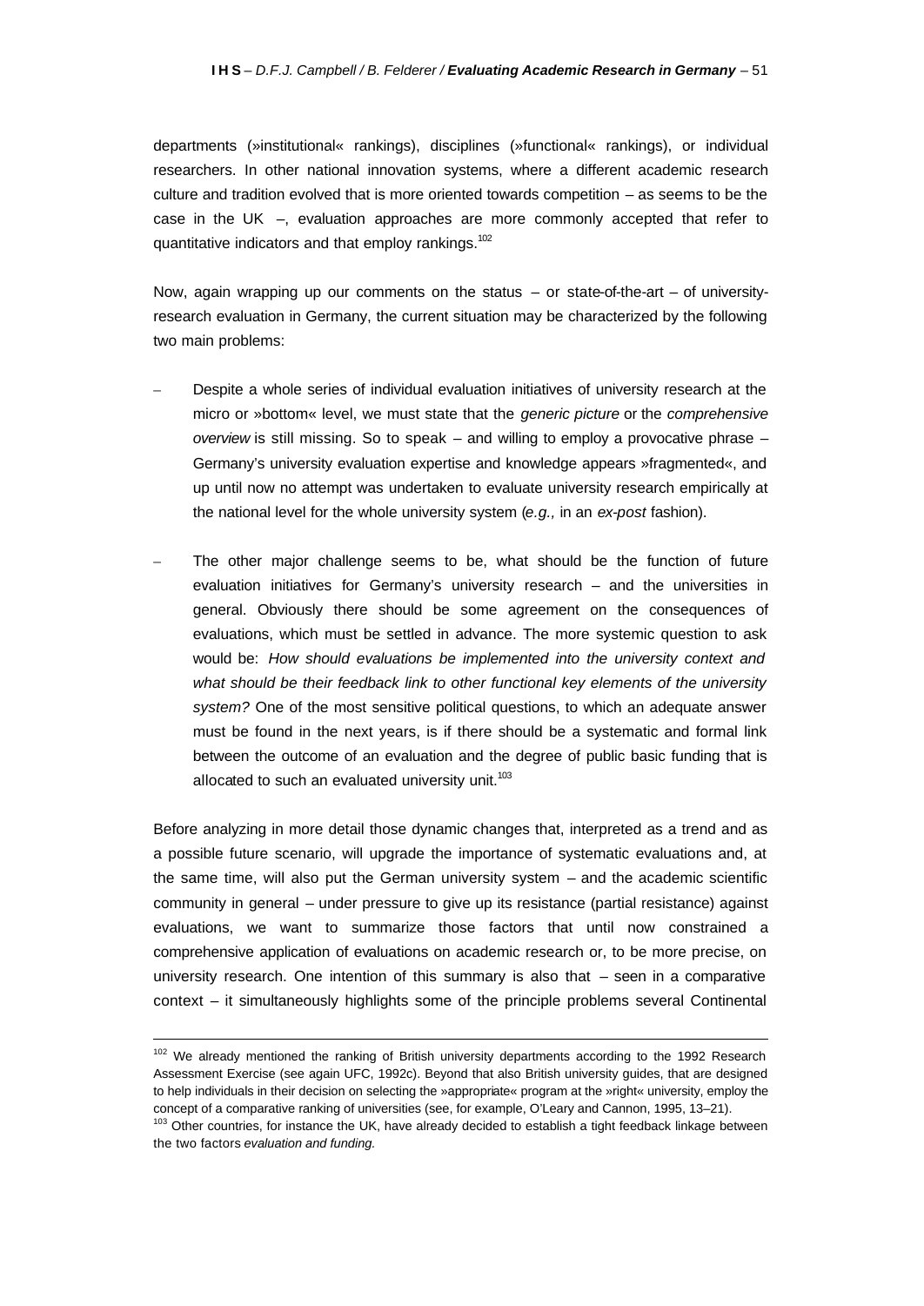departments (»institutional« rankings), disciplines (»functional« rankings), or individual researchers. In other national innovation systems, where a different academic research culture and tradition evolved that is more oriented towards competition – as seems to be the case in the UK –, evaluation approaches are more commonly accepted that refer to quantitative indicators and that employ rankings.[102]

Now, again wrapping up our comments on the status – or state-of-the-art – of university-research evaluation in Germany, the current situation may be characterized by the following two main problems:

- Despite a whole series of individual evaluation initiatives of university research at the micro or »bottom« level, we must state that the *generic picture* or the *comprehensive overview* is still missing. So to speak – and willing to employ a provocative phrase – Germany's university evaluation expertise and knowledge appears »fragmented«, and up until now no attempt was undertaken to evaluate university research empirically at the national level for the whole university system (*e.g.,* in an *ex-post* fashion).

- The other major challenge seems to be, what should be the function of future evaluation initiatives for Germany's university research – and the universities in general. Obviously there should be some agreement on the consequences of evaluations, which must be settled in advance. The more systemic question to ask would be: *How should evaluations be implemented into the university context and what should be their feedback link to other functional key elements of the university system?* One of the most sensitive political questions, to which an adequate answer must be found in the next years, is if there should be a systematic and formal link between the outcome of an evaluation and the degree of public basic funding that is allocated to such an evaluated university unit.[103]

Before analyzing in more detail those dynamic changes that, interpreted as a trend and as a possible future scenario, will upgrade the importance of systematic evaluations and, at the same time, will also put the German university system – and the academic scientific community in general – under pressure to give up its resistance (partial resistance) against evaluations, we want to summarize those factors that until now constrained a comprehensive application of evaluations on academic research or, to be more precise, on university research. One intention of this summary is also that – seen in a comparative context – it simultaneously highlights some of the principle problems several Continental

---

[102] We already mentioned the ranking of British university departments according to the 1992 Research Assessment Exercise (see again UFC, 1992c). Beyond that also British university guides, that are designed to help individuals in their decision on selecting the »appropriate« program at the »right« university, employ the concept of a comparative ranking of universities (see, for example, O'Leary and Cannon, 1995, 13–21).

[103] Other countries, for instance the UK, have already decided to establish a tight feedback linkage between the two factors *evaluation and funding.*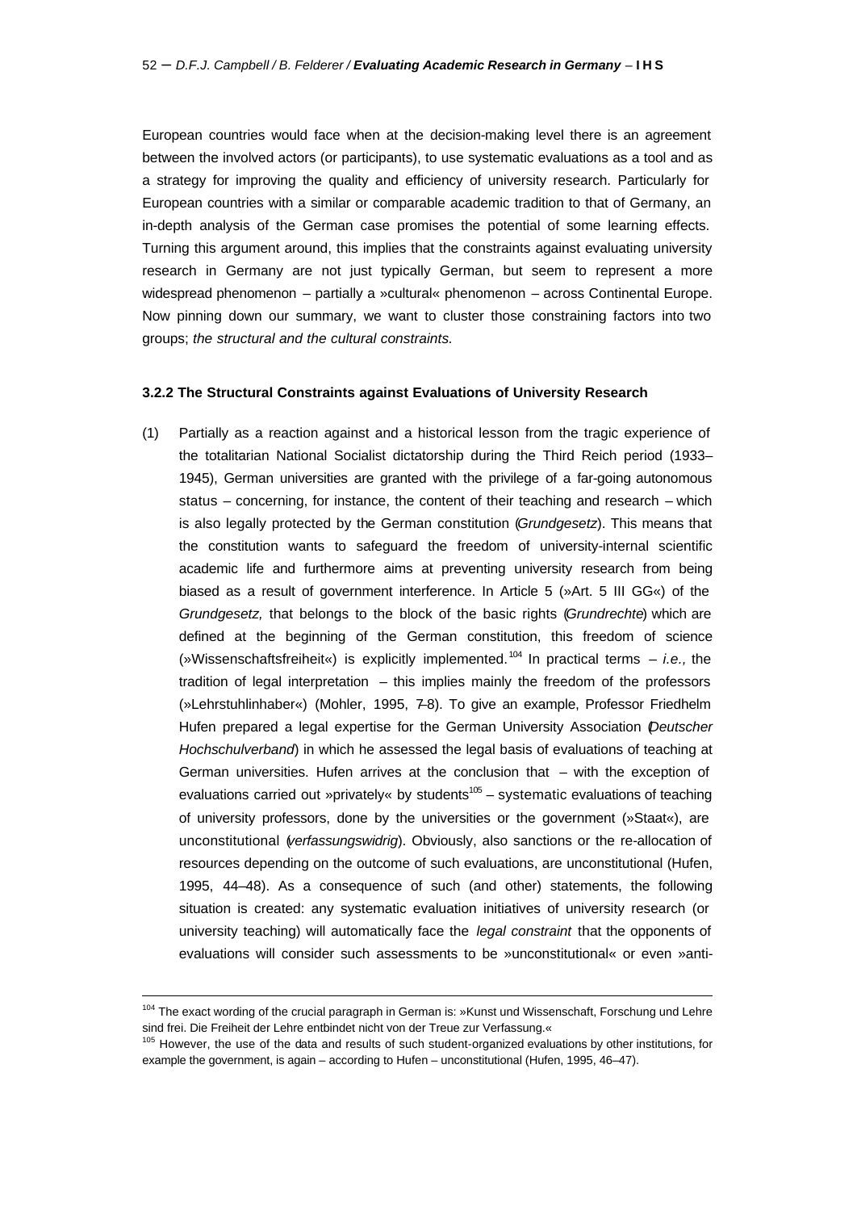European countries would face when at the decision-making level there is an agreement between the involved actors (or participants), to use systematic evaluations as a tool and as a strategy for improving the quality and efficiency of university research. Particularly for European countries with a similar or comparable academic tradition to that of Germany, an in-depth analysis of the German case promises the potential of some learning effects. Turning this argument around, this implies that the constraints against evaluating university research in Germany are not just typically German, but seem to represent a more widespread phenomenon – partially a »cultural« phenomenon – across Continental Europe. Now pinning down our summary, we want to cluster those constraining factors into two groups; *the structural and the cultural constraints.*

### 3.2.2 The Structural Constraints against Evaluations of University Research

(1) Partially as a reaction against and a historical lesson from the tragic experience of the totalitarian National Socialist dictatorship during the Third Reich period (1933–1945), German universities are granted with the privilege of a far-going autonomous status – concerning, for instance, the content of their teaching and research – which is also legally protected by the German constitution (*Grundgesetz*). This means that the constitution wants to safeguard the freedom of university-internal scientific academic life and furthermore aims at preventing university research from being biased as a result of government interference. In Article 5 (»Art. 5 III GG«) of the *Grundgesetz,* that belongs to the block of the basic rights (*Grundrechte*) which are defined at the beginning of the German constitution, this freedom of science (»Wissenschaftsfreiheit«) is explicitly implemented.[104] In practical terms – *i.e.,* the tradition of legal interpretation – this implies mainly the freedom of the professors (»Lehrstuhlinhaber«) (Mohler, 1995, 7–8). To give an example, Professor Friedhelm Hufen prepared a legal expertise for the German University Association (*Deutscher Hochschulverband*) in which he assessed the legal basis of evaluations of teaching at German universities. Hufen arrives at the conclusion that – with the exception of evaluations carried out »privately« by students[105] – systematic evaluations of teaching of university professors, done by the universities or the government (»Staat«), are unconstitutional (*verfassungswidrig*). Obviously, also sanctions or the re-allocation of resources depending on the outcome of such evaluations, are unconstitutional (Hufen, 1995, 44–48). As a consequence of such (and other) statements, the following situation is created: any systematic evaluation initiatives of university research (or university teaching) will automatically face the *legal constraint* that the opponents of evaluations will consider such assessments to be »unconstitutional« or even »anti-

[104] The exact wording of the crucial paragraph in German is: »Kunst und Wissenschaft, Forschung und Lehre sind frei. Die Freiheit der Lehre entbindet nicht von der Treue zur Verfassung.«

[105] However, the use of the data and results of such student-organized evaluations by other institutions, for example the government, is again – according to Hufen – unconstitutional (Hufen, 1995, 46–47).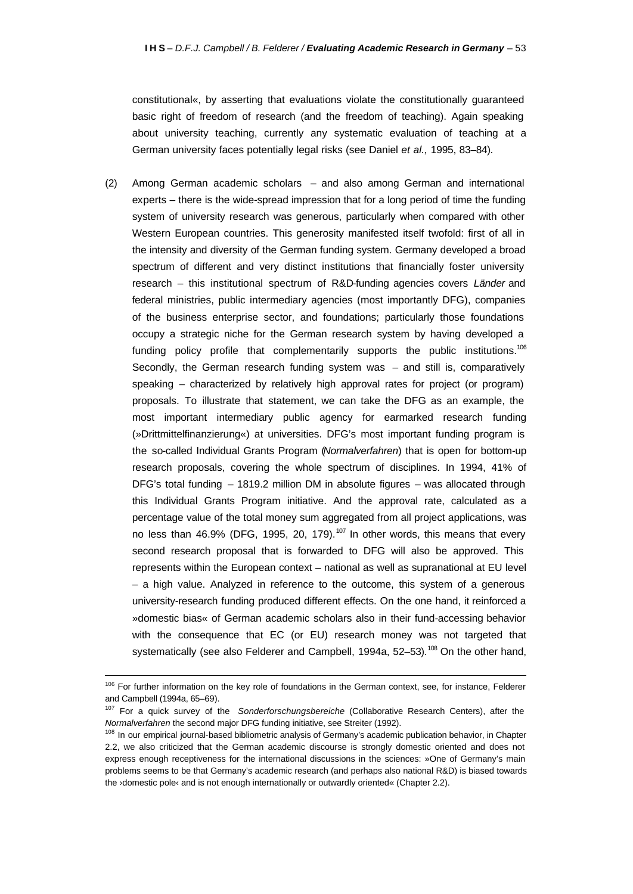constitutional«, by asserting that evaluations violate the constitutionally guaranteed basic right of freedom of research (and the freedom of teaching). Again speaking about university teaching, currently any systematic evaluation of teaching at a German university faces potentially legal risks (see Daniel *et al.,* 1995, 83–84).

(2) Among German academic scholars – and also among German and international experts – there is the wide-spread impression that for a long period of time the funding system of university research was generous, particularly when compared with other Western European countries. This generosity manifested itself twofold: first of all in the intensity and diversity of the German funding system. Germany developed a broad spectrum of different and very distinct institutions that financially foster university research – this institutional spectrum of R&D-funding agencies covers *Länder* and federal ministries, public intermediary agencies (most importantly DFG), companies of the business enterprise sector, and foundations; particularly those foundations occupy a strategic niche for the German research system by having developed a funding policy profile that complementarily supports the public institutions.[106] Secondly, the German research funding system was – and still is, comparatively speaking – characterized by relatively high approval rates for project (or program) proposals. To illustrate that statement, we can take the DFG as an example, the most important intermediary public agency for earmarked research funding (»Drittmittelfinanzierung«) at universities. DFG's most important funding program is the so-called Individual Grants Program (*Normalverfahren*) that is open for bottom-up research proposals, covering the whole spectrum of disciplines. In 1994, 41% of DFG's total funding – 1819.2 million DM in absolute figures – was allocated through this Individual Grants Program initiative. And the approval rate, calculated as a percentage value of the total money sum aggregated from all project applications, was no less than 46.9% (DFG, 1995, 20, 179).[107] In other words, this means that every second research proposal that is forwarded to DFG will also be approved. This represents within the European context – national as well as supranational at EU level – a high value. Analyzed in reference to the outcome, this system of a generous university-research funding produced different effects. On the one hand, it reinforced a »domestic bias« of German academic scholars also in their fund-accessing behavior with the consequence that EC (or EU) research money was not targeted that systematically (see also Felderer and Campbell, 1994a, 52–53).[108] On the other hand,

---

[106] For further information on the key role of foundations in the German context, see, for instance, Felderer and Campbell (1994a, 65–69).

[107] For a quick survey of the *Sonderforschungsbereiche* (Collaborative Research Centers), after the *Normalverfahren* the second major DFG funding initiative, see Streiter (1992).

[108] In our empirical journal-based bibliometric analysis of Germany's academic publication behavior, in Chapter 2.2, we also criticized that the German academic discourse is strongly domestic oriented and does not express enough receptiveness for the international discussions in the sciences: »One of Germany's main problems seems to be that Germany's academic research (and perhaps also national R&D) is biased towards the ›domestic pole‹ and is not enough internationally or outwardly oriented« (Chapter 2.2).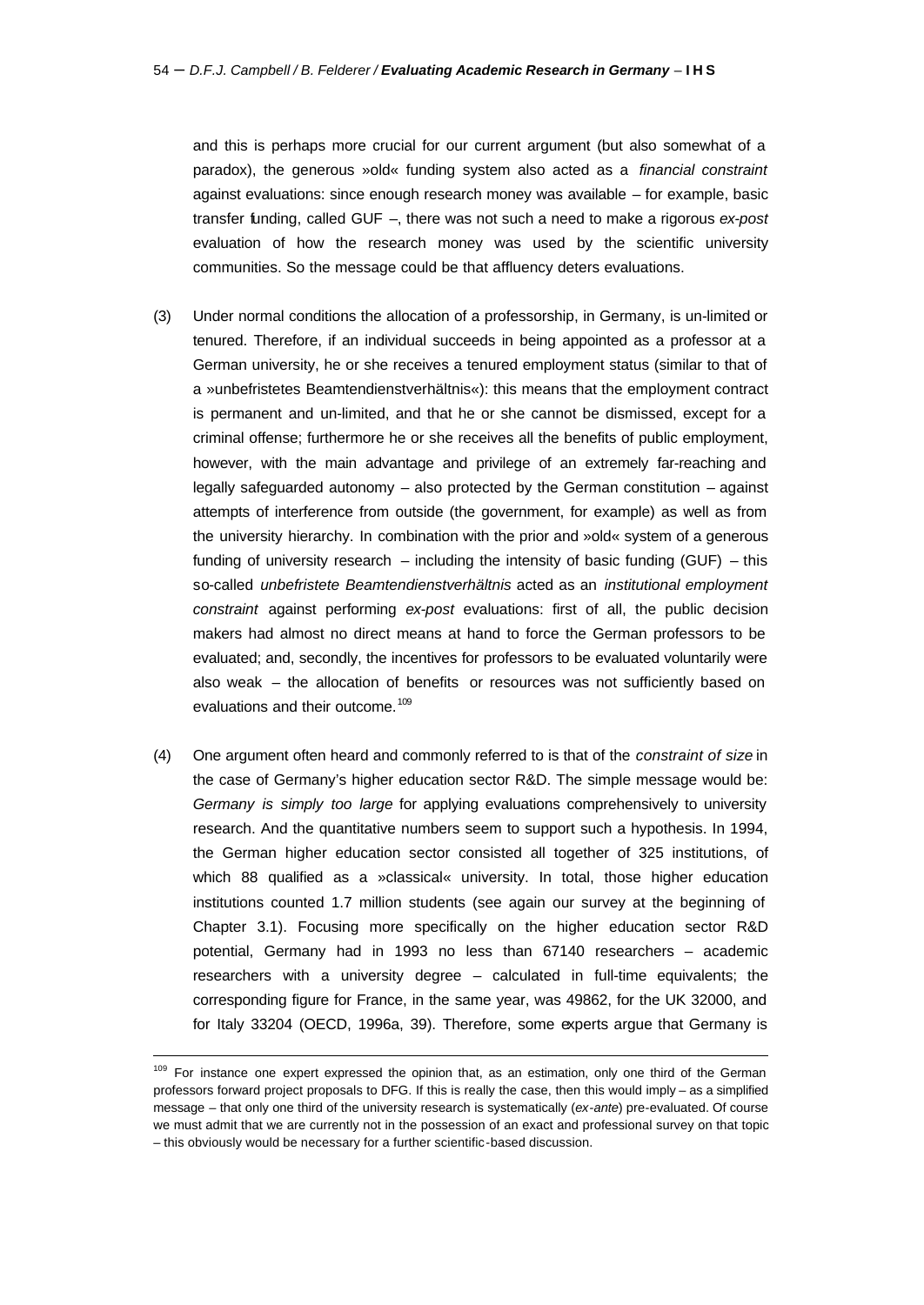and this is perhaps more crucial for our current argument (but also somewhat of a paradox), the generous »old« funding system also acted as a *financial constraint* against evaluations: since enough research money was available – for example, basic transfer funding, called GUF –, there was not such a need to make a rigorous *ex-post* evaluation of how the research money was used by the scientific university communities. So the message could be that affluency deters evaluations.

(3) Under normal conditions the allocation of a professorship, in Germany, is un-limited or tenured. Therefore, if an individual succeeds in being appointed as a professor at a German university, he or she receives a tenured employment status (similar to that of a »unbefristetes Beamtendienstverhältnis«): this means that the employment contract is permanent and un-limited, and that he or she cannot be dismissed, except for a criminal offense; furthermore he or she receives all the benefits of public employment, however, with the main advantage and privilege of an extremely far-reaching and legally safeguarded autonomy – also protected by the German constitution – against attempts of interference from outside (the government, for example) as well as from the university hierarchy. In combination with the prior and »old« system of a generous funding of university research – including the intensity of basic funding (GUF) – this so-called *unbefristete Beamtendienstverhältnis* acted as an *institutional employment constraint* against performing *ex-post* evaluations: first of all, the public decision makers had almost no direct means at hand to force the German professors to be evaluated; and, secondly, the incentives for professors to be evaluated voluntarily were also weak – the allocation of benefits or resources was not sufficiently based on evaluations and their outcome.[109]

(4) One argument often heard and commonly referred to is that of the *constraint of size* in the case of Germany's higher education sector R&D. The simple message would be: *Germany is simply too large* for applying evaluations comprehensively to university research. And the quantitative numbers seem to support such a hypothesis. In 1994, the German higher education sector consisted all together of 325 institutions, of which 88 qualified as a »classical« university. In total, those higher education institutions counted 1.7 million students (see again our survey at the beginning of Chapter 3.1). Focusing more specifically on the higher education sector R&D potential, Germany had in 1993 no less than 67140 researchers – academic researchers with a university degree – calculated in full-time equivalents; the corresponding figure for France, in the same year, was 49862, for the UK 32000, and for Italy 33204 (OECD, 1996a, 39). Therefore, some experts argue that Germany is

---

[109] For instance one expert expressed the opinion that, as an estimation, only one third of the German professors forward project proposals to DFG. If this is really the case, then this would imply – as a simplified message – that only one third of the university research is systematically (*ex-ante*) pre-evaluated. Of course we must admit that we are currently not in the possession of an exact and professional survey on that topic – this obviously would be necessary for a further scientific-based discussion.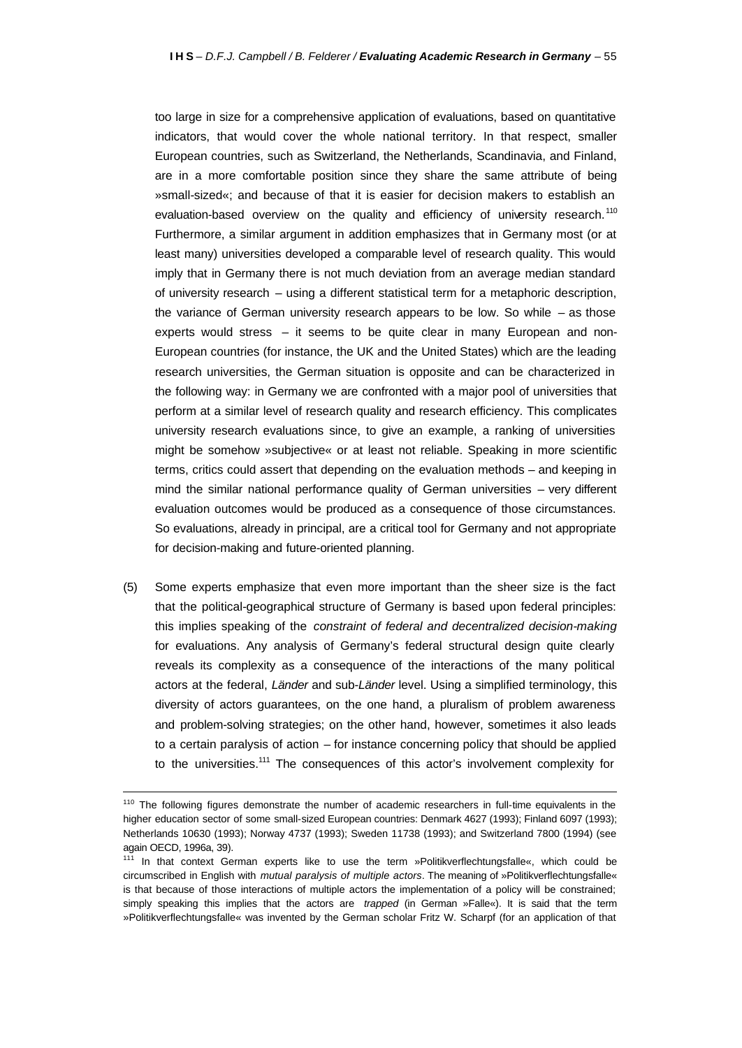too large in size for a comprehensive application of evaluations, based on quantitative indicators, that would cover the whole national territory. In that respect, smaller European countries, such as Switzerland, the Netherlands, Scandinavia, and Finland, are in a more comfortable position since they share the same attribute of being »small-sized«; and because of that it is easier for decision makers to establish an evaluation-based overview on the quality and efficiency of university research.[110] Furthermore, a similar argument in addition emphasizes that in Germany most (or at least many) universities developed a comparable level of research quality. This would imply that in Germany there is not much deviation from an average median standard of university research – using a different statistical term for a metaphoric description, the variance of German university research appears to be low. So while – as those experts would stress – it seems to be quite clear in many European and non-European countries (for instance, the UK and the United States) which are the leading research universities, the German situation is opposite and can be characterized in the following way: in Germany we are confronted with a major pool of universities that perform at a similar level of research quality and research efficiency. This complicates university research evaluations since, to give an example, a ranking of universities might be somehow »subjective« or at least not reliable. Speaking in more scientific terms, critics could assert that depending on the evaluation methods – and keeping in mind the similar national performance quality of German universities – very different evaluation outcomes would be produced as a consequence of those circumstances. So evaluations, already in principal, are a critical tool for Germany and not appropriate for decision-making and future-oriented planning.

(5) Some experts emphasize that even more important than the sheer size is the fact that the political-geographical structure of Germany is based upon federal principles: this implies speaking of the *constraint of federal and decentralized decision-making* for evaluations. Any analysis of Germany's federal structural design quite clearly reveals its complexity as a consequence of the interactions of the many political actors at the federal, *Länder* and sub-*Länder* level. Using a simplified terminology, this diversity of actors guarantees, on the one hand, a pluralism of problem awareness and problem-solving strategies; on the other hand, however, sometimes it also leads to a certain paralysis of action – for instance concerning policy that should be applied to the universities.[111] The consequences of this actor's involvement complexity for

---

[110] The following figures demonstrate the number of academic researchers in full-time equivalents in the higher education sector of some small-sized European countries: Denmark 4627 (1993); Finland 6097 (1993); Netherlands 10630 (1993); Norway 4737 (1993); Sweden 11738 (1993); and Switzerland 7800 (1994) (see again OECD, 1996a, 39).

[111] In that context German experts like to use the term »Politikverflechtungsfalle«, which could be circumscribed in English with *mutual paralysis of multiple actors*. The meaning of »Politikverflechtungsfalle« is that because of those interactions of multiple actors the implementation of a policy will be constrained; simply speaking this implies that the actors are *trapped* (in German »Falle«). It is said that the term »Politikverflechtungsfalle« was invented by the German scholar Fritz W. Scharpf (for an application of that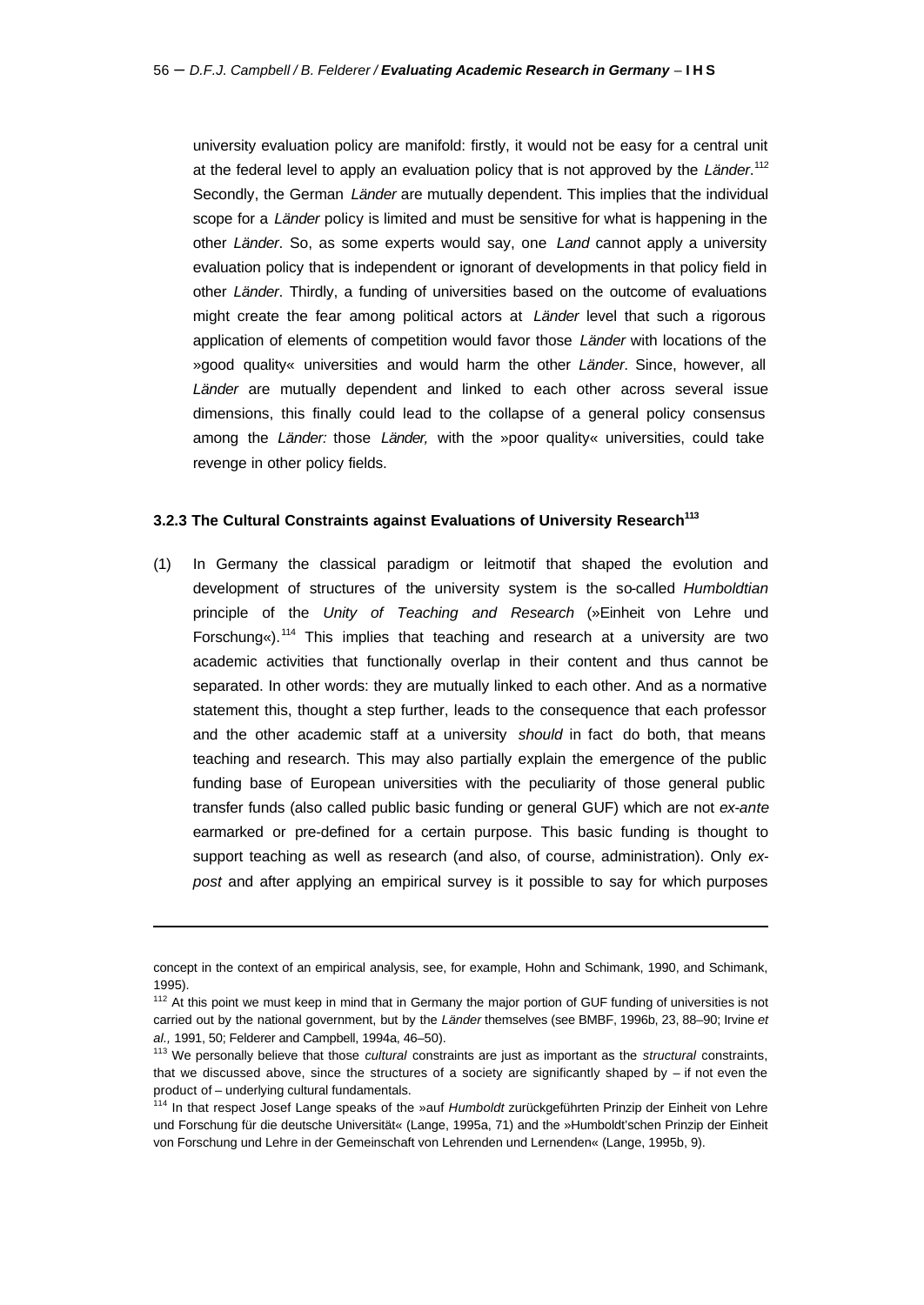university evaluation policy are manifold: firstly, it would not be easy for a central unit at the federal level to apply an evaluation policy that is not approved by the *Länder*.[112] Secondly, the German *Länder* are mutually dependent. This implies that the individual scope for a *Länder* policy is limited and must be sensitive for what is happening in the other *Länder*. So, as some experts would say, one *Land* cannot apply a university evaluation policy that is independent or ignorant of developments in that policy field in other *Länder*. Thirdly, a funding of universities based on the outcome of evaluations might create the fear among political actors at *Länder* level that such a rigorous application of elements of competition would favor those *Länder* with locations of the »good quality« universities and would harm the other *Länder*. Since, however, all *Länder* are mutually dependent and linked to each other across several issue dimensions, this finally could lead to the collapse of a general policy consensus among the *Länder:* those *Länder,* with the »poor quality« universities, could take revenge in other policy fields.

### 3.2.3 The Cultural Constraints against Evaluations of University Research[113]

(1) In Germany the classical paradigm or leitmotif that shaped the evolution and development of structures of the university system is the so-called *Humboldtian* principle of the *Unity of Teaching and Research* (»Einheit von Lehre und Forschung«).[114] This implies that teaching and research at a university are two academic activities that functionally overlap in their content and thus cannot be separated. In other words: they are mutually linked to each other. And as a normative statement this, thought a step further, leads to the consequence that each professor and the other academic staff at a university *should* in fact do both, that means teaching and research. This may also partially explain the emergence of the public funding base of European universities with the peculiarity of those general public transfer funds (also called public basic funding or general GUF) which are not *ex-ante* earmarked or pre-defined for a certain purpose. This basic funding is thought to support teaching as well as research (and also, of course, administration). Only *ex-post* and after applying an empirical survey is it possible to say for which purposes

---

concept in the context of an empirical analysis, see, for example, Hohn and Schimank, 1990, and Schimank, 1995).

[112] At this point we must keep in mind that in Germany the major portion of GUF funding of universities is not carried out by the national government, but by the *Länder* themselves (see BMBF, 1996b, 23, 88–90; Irvine *et al.,* 1991, 50; Felderer and Campbell, 1994a, 46–50).

[113] We personally believe that those *cultural* constraints are just as important as the *structural* constraints, that we discussed above, since the structures of a society are significantly shaped by – if not even the product of – underlying cultural fundamentals.

[114] In that respect Josef Lange speaks of the »auf *Humboldt* zurückgeführten Prinzip der Einheit von Lehre und Forschung für die deutsche Universität« (Lange, 1995a, 71) and the »Humboldt'schen Prinzip der Einheit von Forschung und Lehre in der Gemeinschaft von Lehrenden und Lernenden« (Lange, 1995b, 9).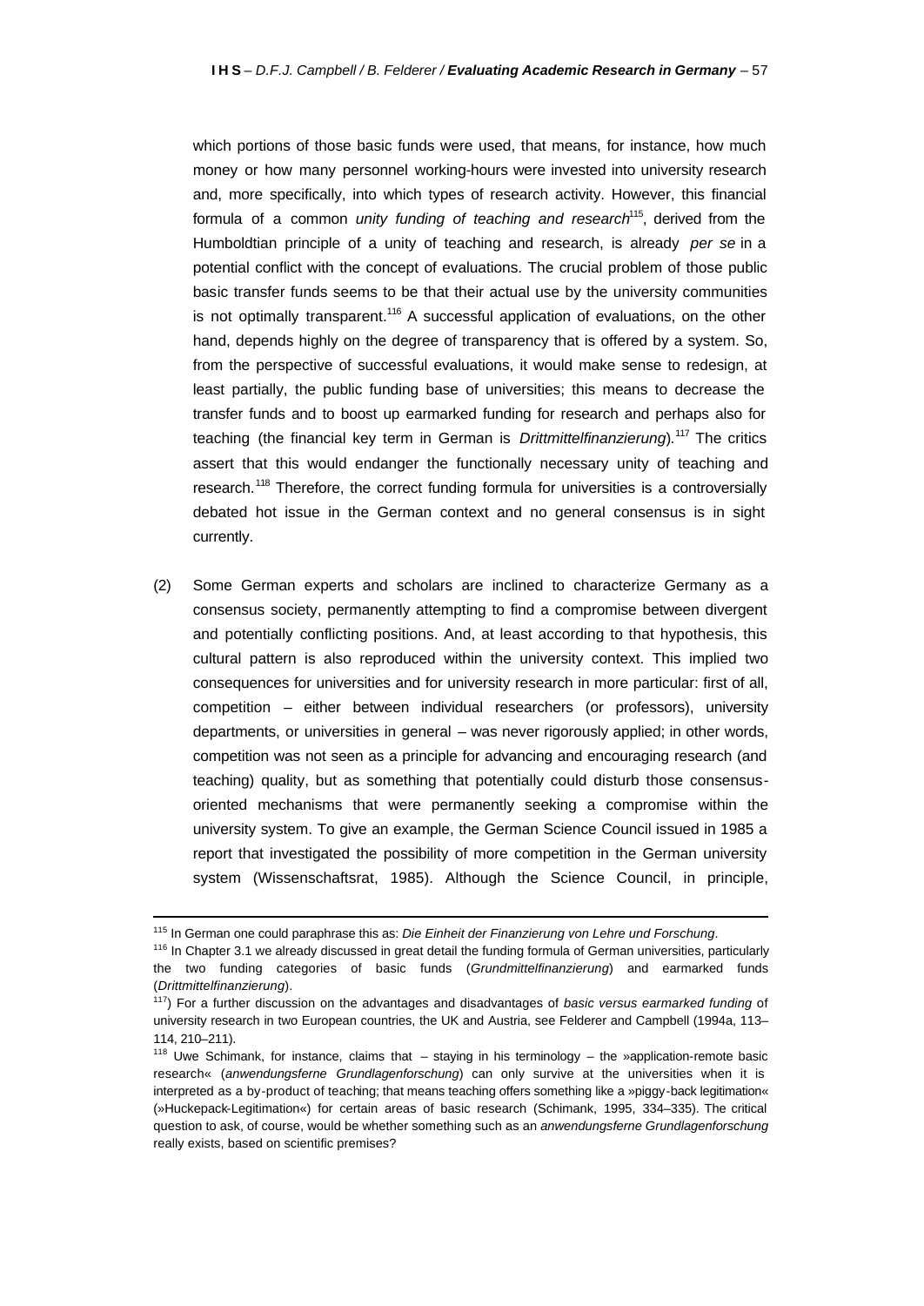which portions of those basic funds were used, that means, for instance, how much money or how many personnel working-hours were invested into university research and, more specifically, into which types of research activity. However, this financial formula of a common *unity funding of teaching and research*[115], derived from the Humboldtian principle of a unity of teaching and research, is already *per se* in a potential conflict with the concept of evaluations. The crucial problem of those public basic transfer funds seems to be that their actual use by the university communities is not optimally transparent.[116] A successful application of evaluations, on the other hand, depends highly on the degree of transparency that is offered by a system. So, from the perspective of successful evaluations, it would make sense to redesign, at least partially, the public funding base of universities; this means to decrease the transfer funds and to boost up earmarked funding for research and perhaps also for teaching (the financial key term in German is *Drittmittelfinanzierung*).[117] The critics assert that this would endanger the functionally necessary unity of teaching and research.[118] Therefore, the correct funding formula for universities is a controversially debated hot issue in the German context and no general consensus is in sight currently.

(2) Some German experts and scholars are inclined to characterize Germany as a consensus society, permanently attempting to find a compromise between divergent and potentially conflicting positions. And, at least according to that hypothesis, this cultural pattern is also reproduced within the university context. This implied two consequences for universities and for university research in more particular: first of all, competition – either between individual researchers (or professors), university departments, or universities in general – was never rigorously applied; in other words, competition was not seen as a principle for advancing and encouraging research (and teaching) quality, but as something that potentially could disturb those consensus-oriented mechanisms that were permanently seeking a compromise within the university system. To give an example, the German Science Council issued in 1985 a report that investigated the possibility of more competition in the German university system (Wissenschaftsrat, 1985). Although the Science Council, in principle,

---

[115] In German one could paraphrase this as: *Die Einheit der Finanzierung von Lehre und Forschung*.

[116] In Chapter 3.1 we already discussed in great detail the funding formula of German universities, particularly the two funding categories of basic funds (*Grundmittelfinanzierung*) and earmarked funds (*Drittmittelfinanzierung*).

[117]) For a further discussion on the advantages and disadvantages of *basic versus earmarked funding* of university research in two European countries, the UK and Austria, see Felderer and Campbell (1994a, 113–114, 210–211).

[118] Uwe Schimank, for instance, claims that – staying in his terminology – the »application-remote basic research« (*anwendungsferne Grundlagenforschung*) can only survive at the universities when it is interpreted as a by-product of teaching; that means teaching offers something like a »piggy-back legitimation« (»Huckepack-Legitimation«) for certain areas of basic research (Schimank, 1995, 334–335). The critical question to ask, of course, would be whether something such as an *anwendungsferne Grundlagenforschung* really exists, based on scientific premises?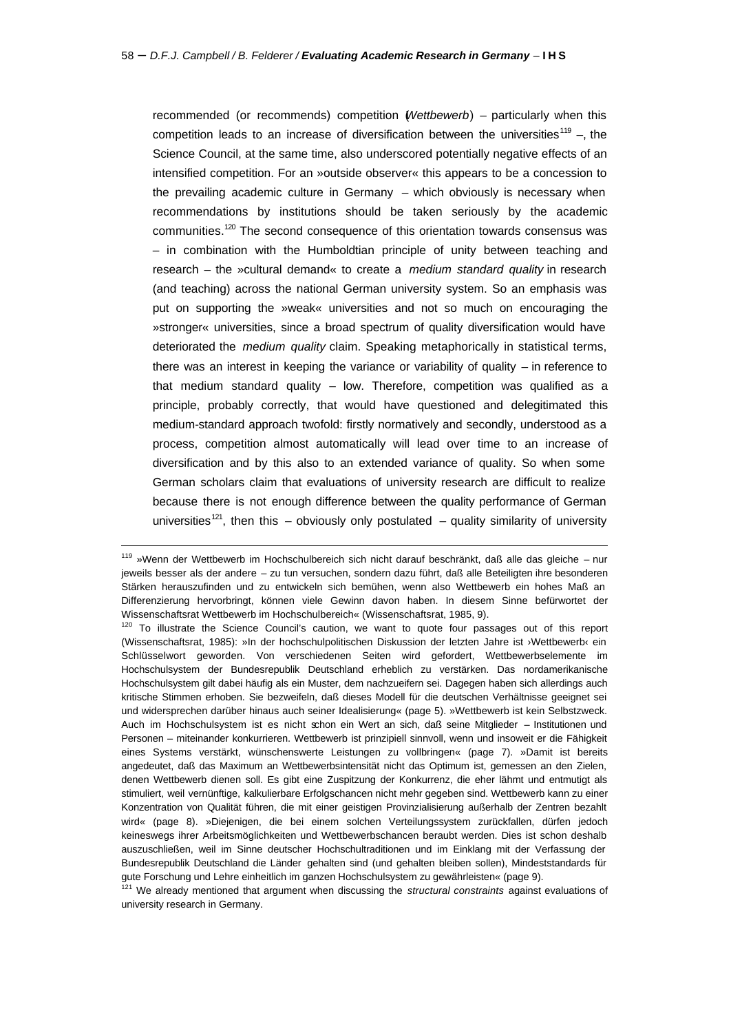recommended (or recommends) competition (*Wettbewerb*) – particularly when this competition leads to an increase of diversification between the universities[119] –, the Science Council, at the same time, also underscored potentially negative effects of an intensified competition. For an »outside observer« this appears to be a concession to the prevailing academic culture in Germany – which obviously is necessary when recommendations by institutions should be taken seriously by the academic communities.[120] The second consequence of this orientation towards consensus was – in combination with the Humboldtian principle of unity between teaching and research – the »cultural demand« to create a *medium standard quality* in research (and teaching) across the national German university system. So an emphasis was put on supporting the »weak« universities and not so much on encouraging the »stronger« universities, since a broad spectrum of quality diversification would have deteriorated the *medium quality* claim. Speaking metaphorically in statistical terms, there was an interest in keeping the variance or variability of quality – in reference to that medium standard quality – low. Therefore, competition was qualified as a principle, probably correctly, that would have questioned and delegitimated this medium-standard approach twofold: firstly normatively and secondly, understood as a process, competition almost automatically will lead over time to an increase of diversification and by this also to an extended variance of quality. So when some German scholars claim that evaluations of university research are difficult to realize because there is not enough difference between the quality performance of German universities[121], then this – obviously only postulated – quality similarity of university

---

[119] »Wenn der Wettbewerb im Hochschulbereich sich nicht darauf beschränkt, daß alle das gleiche – nur jeweils besser als der andere – zu tun versuchen, sondern dazu führt, daß alle Beteiligten ihre besonderen Stärken herauszufinden und zu entwickeln sich bemühen, wenn also Wettbewerb ein hohes Maß an Differenzierung hervorbringt, können viele Gewinn davon haben. In diesem Sinne befürwortet der Wissenschaftsrat Wettbewerb im Hochschulbereich« (Wissenschaftsrat, 1985, 9).

[120] To illustrate the Science Council's caution, we want to quote four passages out of this report (Wissenschaftsrat, 1985): »In der hochschulpolitischen Diskussion der letzten Jahre ist ›Wettbewerb‹ ein Schlüsselwort geworden. Von verschiedenen Seiten wird gefordert, Wettbewerbselemente im Hochschulsystem der Bundesrepublik Deutschland erheblich zu verstärken. Das nordamerikanische Hochschulsystem gilt dabei häufig als ein Muster, dem nachzueifern sei. Dagegen haben sich allerdings auch kritische Stimmen erhoben. Sie bezweifeln, daß dieses Modell für die deutschen Verhältnisse geeignet sei und widersprechen darüber hinaus auch seiner Idealisierung« (page 5). »Wettbewerb ist kein Selbstzweck. Auch im Hochschulsystem ist es nicht schon ein Wert an sich, daß seine Mitglieder – Institutionen und Personen – miteinander konkurrieren. Wettbewerb ist prinzipiell sinnvoll, wenn und insoweit er die Fähigkeit eines Systems verstärkt, wünschenswerte Leistungen zu vollbringen« (page 7). »Damit ist bereits angedeutet, daß das Maximum an Wettbewerbsintensität nicht das Optimum ist, gemessen an den Zielen, denen Wettbewerb dienen soll. Es gibt eine Zuspitzung der Konkurrenz, die eher lähmt und entmutigt als stimuliert, weil vernünftige, kalkulierbare Erfolgschancen nicht mehr gegeben sind. Wettbewerb kann zu einer Konzentration von Qualität führen, die mit einer geistigen Provinzialisierung außerhalb der Zentren bezahlt wird« (page 8). »Diejenigen, die bei einem solchen Verteilungssystem zurückfallen, dürfen jedoch keineswegs ihrer Arbeitsmöglichkeiten und Wettbewerbschancen beraubt werden. Dies ist schon deshalb auszuschließen, weil im Sinne deutscher Hochschultraditionen und im Einklang mit der Verfassung der Bundesrepublik Deutschland die Länder gehalten sind (und gehalten bleiben sollen), Mindeststandards für gute Forschung und Lehre einheitlich im ganzen Hochschulsystem zu gewährleisten« (page 9).

[121] We already mentioned that argument when discussing the *structural constraints* against evaluations of university research in Germany.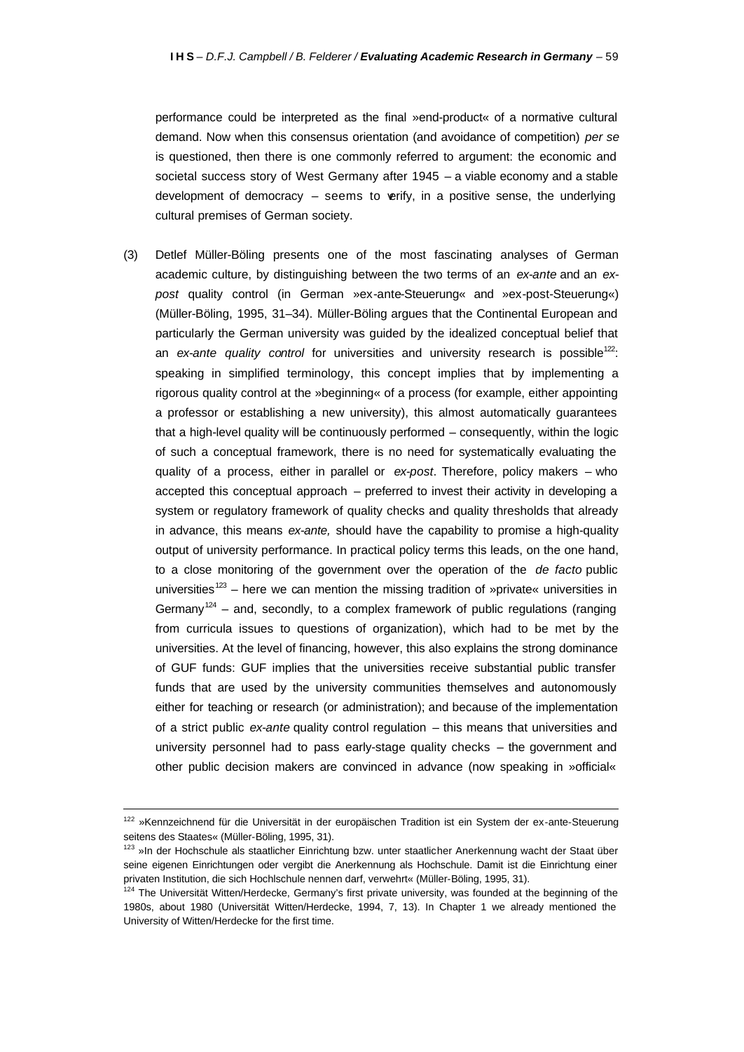performance could be interpreted as the final »end-product« of a normative cultural demand. Now when this consensus orientation (and avoidance of competition) *per se* is questioned, then there is one commonly referred to argument: the economic and societal success story of West Germany after 1945 – a viable economy and a stable development of democracy – seems to verify, in a positive sense, the underlying cultural premises of German society.

(3) Detlef Müller-Böling presents one of the most fascinating analyses of German academic culture, by distinguishing between the two terms of an *ex-ante* and an *ex-post* quality control (in German »ex-ante-Steuerung« and »ex-post-Steuerung«) (Müller-Böling, 1995, 31–34). Müller-Böling argues that the Continental European and particularly the German university was guided by the idealized conceptual belief that an *ex-ante quality control* for universities and university research is possible[122]: speaking in simplified terminology, this concept implies that by implementing a rigorous quality control at the »beginning« of a process (for example, either appointing a professor or establishing a new university), this almost automatically guarantees that a high-level quality will be continuously performed – consequently, within the logic of such a conceptual framework, there is no need for systematically evaluating the quality of a process, either in parallel or *ex-post*. Therefore, policy makers – who accepted this conceptual approach – preferred to invest their activity in developing a system or regulatory framework of quality checks and quality thresholds that already in advance, this means *ex-ante,* should have the capability to promise a high-quality output of university performance. In practical policy terms this leads, on the one hand, to a close monitoring of the government over the operation of the *de facto* public universities[123] – here we can mention the missing tradition of »private« universities in Germany[124] – and, secondly, to a complex framework of public regulations (ranging from curricula issues to questions of organization), which had to be met by the universities. At the level of financing, however, this also explains the strong dominance of GUF funds: GUF implies that the universities receive substantial public transfer funds that are used by the university communities themselves and autonomously either for teaching or research (or administration); and because of the implementation of a strict public *ex-ante* quality control regulation – this means that universities and university personnel had to pass early-stage quality checks – the government and other public decision makers are convinced in advance (now speaking in »official«

---

[122] »Kennzeichnend für die Universität in der europäischen Tradition ist ein System der ex-ante-Steuerung seitens des Staates« (Müller-Böling, 1995, 31).

[123] »In der Hochschule als staatlicher Einrichtung bzw. unter staatlicher Anerkennung wacht der Staat über seine eigenen Einrichtungen oder vergibt die Anerkennung als Hochschule. Damit ist die Einrichtung einer privaten Institution, die sich Hochlschule nennen darf, verwehrt« (Müller-Böling, 1995, 31).

[124] The Universität Witten/Herdecke, Germany's first private university, was founded at the beginning of the 1980s, about 1980 (Universität Witten/Herdecke, 1994, 7, 13). In Chapter 1 we already mentioned the University of Witten/Herdecke for the first time.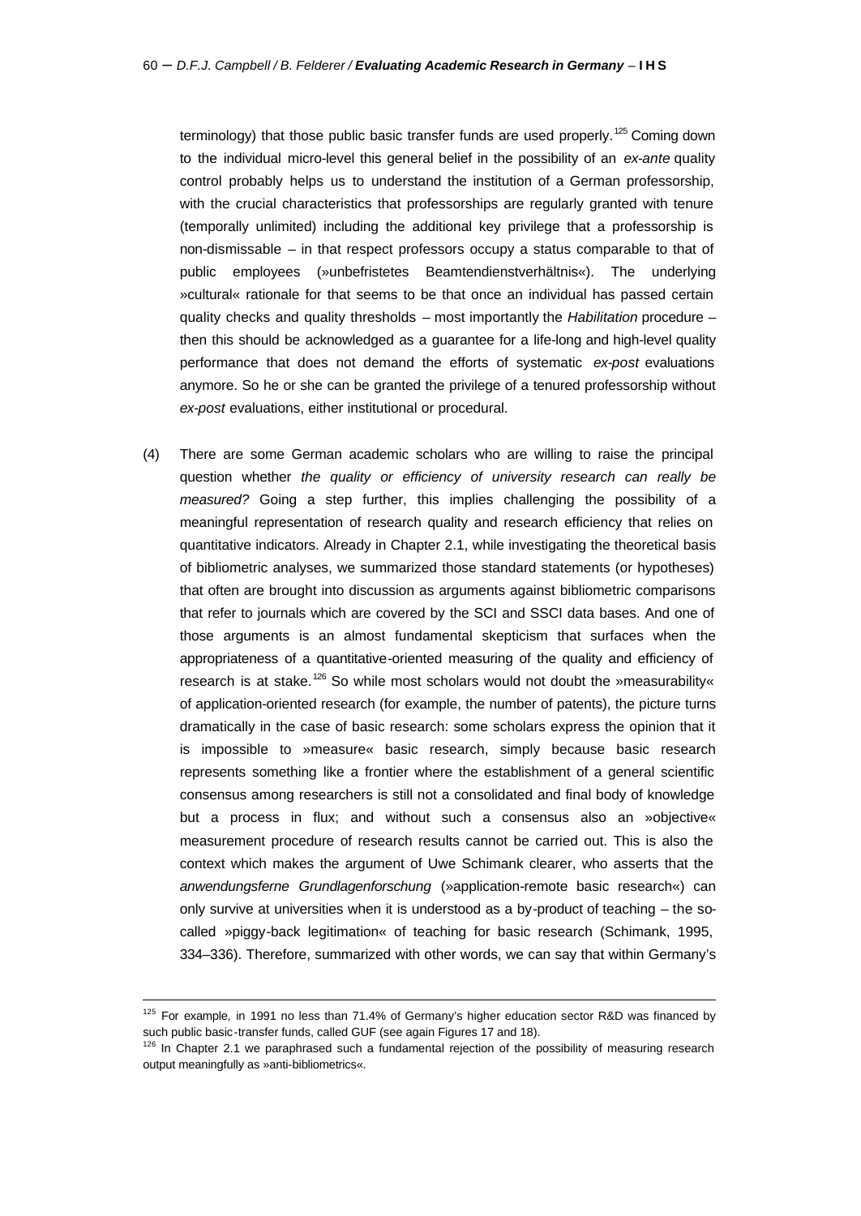terminology) that those public basic transfer funds are used properly.[125] Coming down to the individual micro-level this general belief in the possibility of an *ex-ante* quality control probably helps us to understand the institution of a German professorship, with the crucial characteristics that professorships are regularly granted with tenure (temporally unlimited) including the additional key privilege that a professorship is non-dismissable – in that respect professors occupy a status comparable to that of public employees (»unbefristetes Beamtendienstverhältnis«). The underlying »cultural« rationale for that seems to be that once an individual has passed certain quality checks and quality thresholds – most importantly the *Habilitation* procedure – then this should be acknowledged as a guarantee for a life-long and high-level quality performance that does not demand the efforts of systematic *ex-post* evaluations anymore. So he or she can be granted the privilege of a tenured professorship without *ex-post* evaluations, either institutional or procedural.

(4) There are some German academic scholars who are willing to raise the principal question whether *the quality or efficiency of university research can really be measured?* Going a step further, this implies challenging the possibility of a meaningful representation of research quality and research efficiency that relies on quantitative indicators. Already in Chapter 2.1, while investigating the theoretical basis of bibliometric analyses, we summarized those standard statements (or hypotheses) that often are brought into discussion as arguments against bibliometric comparisons that refer to journals which are covered by the SCI and SSCI data bases. And one of those arguments is an almost fundamental skepticism that surfaces when the appropriateness of a quantitative-oriented measuring of the quality and efficiency of research is at stake.[126] So while most scholars would not doubt the »measurability« of application-oriented research (for example, the number of patents), the picture turns dramatically in the case of basic research: some scholars express the opinion that it is impossible to »measure« basic research, simply because basic research represents something like a frontier where the establishment of a general scientific consensus among researchers is still not a consolidated and final body of knowledge but a process in flux; and without such a consensus also an »objective« measurement procedure of research results cannot be carried out. This is also the context which makes the argument of Uwe Schimank clearer, who asserts that the *anwendungsferne Grundlagenforschung* (»application-remote basic research«) can only survive at universities when it is understood as a by-product of teaching – the so-called »piggy-back legitimation« of teaching for basic research (Schimank, 1995, 334–336). Therefore, summarized with other words, we can say that within Germany's

---

[125] For example, in 1991 no less than 71.4% of Germany's higher education sector R&D was financed by such public basic-transfer funds, called GUF (see again Figures 17 and 18).

[126] In Chapter 2.1 we paraphrased such a fundamental rejection of the possibility of measuring research output meaningfully as »anti-bibliometrics«.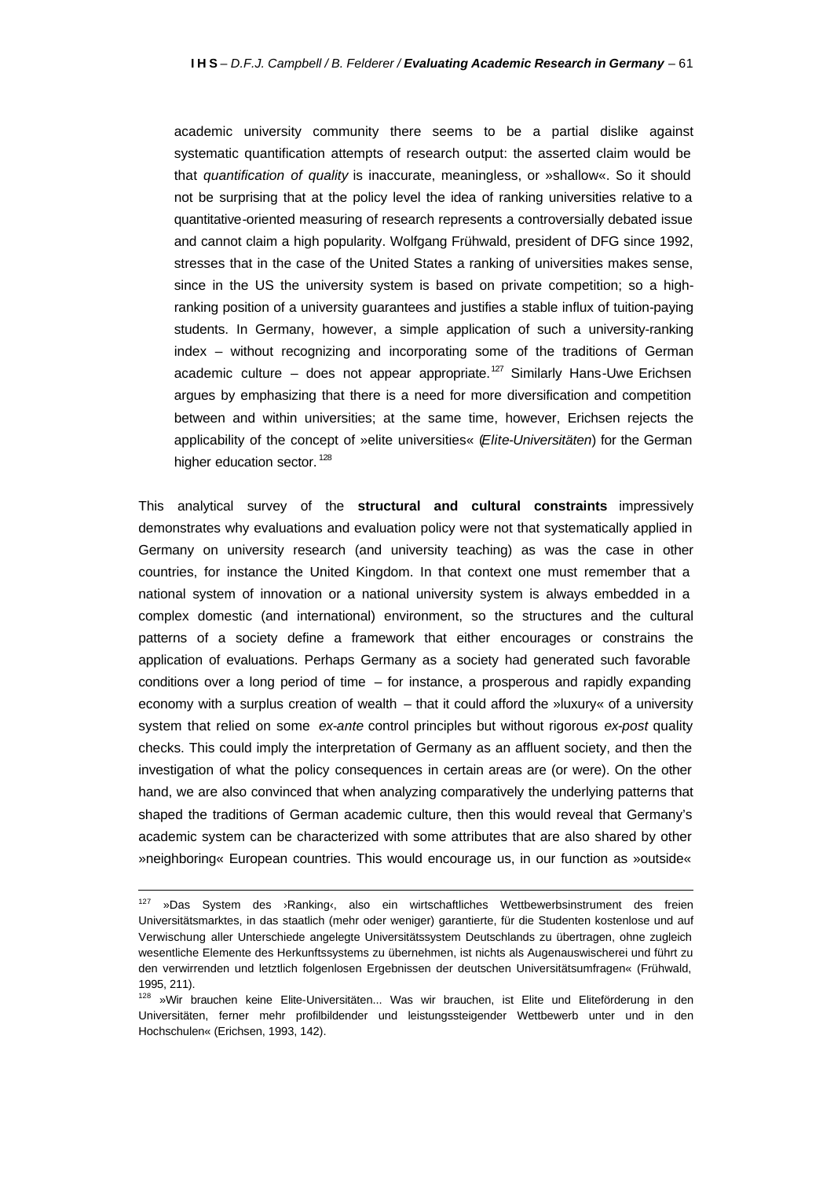academic university community there seems to be a partial dislike against systematic quantification attempts of research output: the asserted claim would be that *quantification of quality* is inaccurate, meaningless, or »shallow«. So it should not be surprising that at the policy level the idea of ranking universities relative to a quantitative-oriented measuring of research represents a controversially debated issue and cannot claim a high popularity. Wolfgang Frühwald, president of DFG since 1992, stresses that in the case of the United States a ranking of universities makes sense, since in the US the university system is based on private competition; so a high-ranking position of a university guarantees and justifies a stable influx of tuition-paying students. In Germany, however, a simple application of such a university-ranking index – without recognizing and incorporating some of the traditions of German academic culture – does not appear appropriate.[127] Similarly Hans-Uwe Erichsen argues by emphasizing that there is a need for more diversification and competition between and within universities; at the same time, however, Erichsen rejects the applicability of the concept of »elite universities« (*Elite-Universitäten*) for the German higher education sector.[128]

This analytical survey of the **structural and cultural constraints** impressively demonstrates why evaluations and evaluation policy were not that systematically applied in Germany on university research (and university teaching) as was the case in other countries, for instance the United Kingdom. In that context one must remember that a national system of innovation or a national university system is always embedded in a complex domestic (and international) environment, so the structures and the cultural patterns of a society define a framework that either encourages or constrains the application of evaluations. Perhaps Germany as a society had generated such favorable conditions over a long period of time – for instance, a prosperous and rapidly expanding economy with a surplus creation of wealth – that it could afford the »luxury« of a university system that relied on some *ex-ante* control principles but without rigorous *ex-post* quality checks. This could imply the interpretation of Germany as an affluent society, and then the investigation of what the policy consequences in certain areas are (or were). On the other hand, we are also convinced that when analyzing comparatively the underlying patterns that shaped the traditions of German academic culture, then this would reveal that Germany's academic system can be characterized with some attributes that are also shared by other »neighboring« European countries. This would encourage us, in our function as »outside«

---

[127] »Das System des ›Ranking‹, also ein wirtschaftliches Wettbewerbsinstrument des freien Universitätsmarktes, in das staatlich (mehr oder weniger) garantierte, für die Studenten kostenlose und auf Verwischung aller Unterschiede angelegte Universitätssystem Deutschlands zu übertragen, ohne zugleich wesentliche Elemente des Herkunftssystems zu übernehmen, ist nichts als Augenauswischerei und führt zu den verwirrenden und letztlich folgenlosen Ergebnissen der deutschen Universitätsumfragen« (Frühwald, 1995, 211).

[128] »Wir brauchen keine Elite-Universitäten... Was wir brauchen, ist Elite und Eliteförderung in den Universitäten, ferner mehr profilbildender und leistungssteigender Wettbewerb unter und in den Hochschulen« (Erichsen, 1993, 142).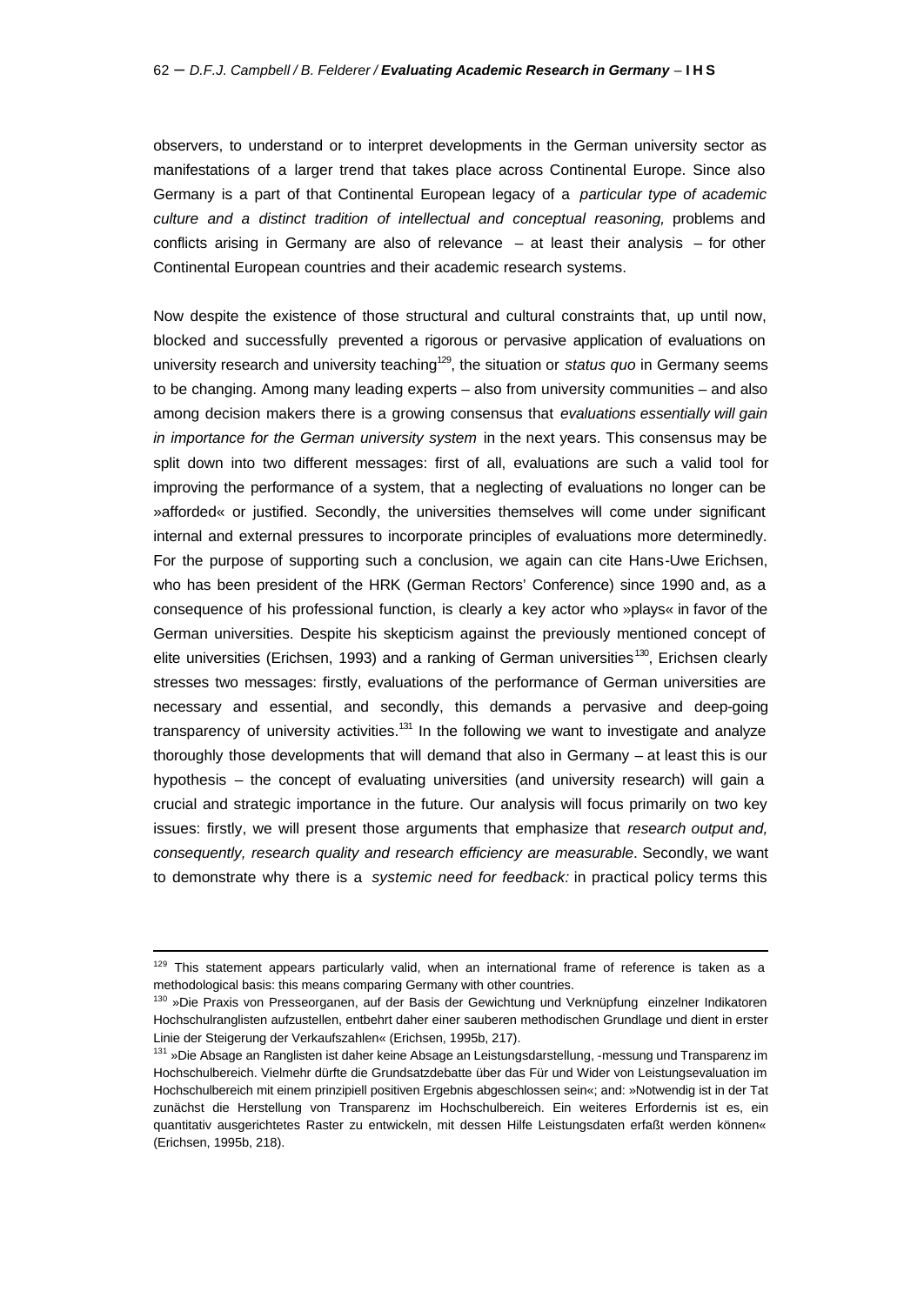observers, to understand or to interpret developments in the German university sector as manifestations of a larger trend that takes place across Continental Europe. Since also Germany is a part of that Continental European legacy of a *particular type of academic culture and a distinct tradition of intellectual and conceptual reasoning,* problems and conflicts arising in Germany are also of relevance – at least their analysis – for other Continental European countries and their academic research systems.

Now despite the existence of those structural and cultural constraints that, up until now, blocked and successfully prevented a rigorous or pervasive application of evaluations on university research and university teaching[129], the situation or *status quo* in Germany seems to be changing. Among many leading experts – also from university communities – and also among decision makers there is a growing consensus that *evaluations essentially will gain in importance for the German university system* in the next years. This consensus may be split down into two different messages: first of all, evaluations are such a valid tool for improving the performance of a system, that a neglecting of evaluations no longer can be »afforded« or justified. Secondly, the universities themselves will come under significant internal and external pressures to incorporate principles of evaluations more determinedly. For the purpose of supporting such a conclusion, we again can cite Hans-Uwe Erichsen, who has been president of the HRK (German Rectors' Conference) since 1990 and, as a consequence of his professional function, is clearly a key actor who »plays« in favor of the German universities. Despite his skepticism against the previously mentioned concept of elite universities (Erichsen, 1993) and a ranking of German universities[130], Erichsen clearly stresses two messages: firstly, evaluations of the performance of German universities are necessary and essential, and secondly, this demands a pervasive and deep-going transparency of university activities.[131] In the following we want to investigate and analyze thoroughly those developments that will demand that also in Germany – at least this is our hypothesis – the concept of evaluating universities (and university research) will gain a crucial and strategic importance in the future. Our analysis will focus primarily on two key issues: firstly, we will present those arguments that emphasize that *research output and, consequently, research quality and research efficiency are measurable*. Secondly, we want to demonstrate why there is a *systemic need for feedback:* in practical policy terms this

---

[129] This statement appears particularly valid, when an international frame of reference is taken as a methodological basis: this means comparing Germany with other countries.

[130] »Die Praxis von Presseorganen, auf der Basis der Gewichtung und Verknüpfung einzelner Indikatoren Hochschulranglisten aufzustellen, entbehrt daher einer sauberen methodischen Grundlage und dient in erster Linie der Steigerung der Verkaufszahlen« (Erichsen, 1995b, 217).

[131] »Die Absage an Ranglisten ist daher keine Absage an Leistungsdarstellung, -messung und Transparenz im Hochschulbereich. Vielmehr dürfte die Grundsatzdebatte über das Für und Wider von Leistungsevaluation im Hochschulbereich mit einem prinzipiell positiven Ergebnis abgeschlossen sein«; and: »Notwendig ist in der Tat zunächst die Herstellung von Transparenz im Hochschulbereich. Ein weiteres Erfordernis ist es, ein quantitativ ausgerichtetes Raster zu entwickeln, mit dessen Hilfe Leistungsdaten erfaßt werden können« (Erichsen, 1995b, 218).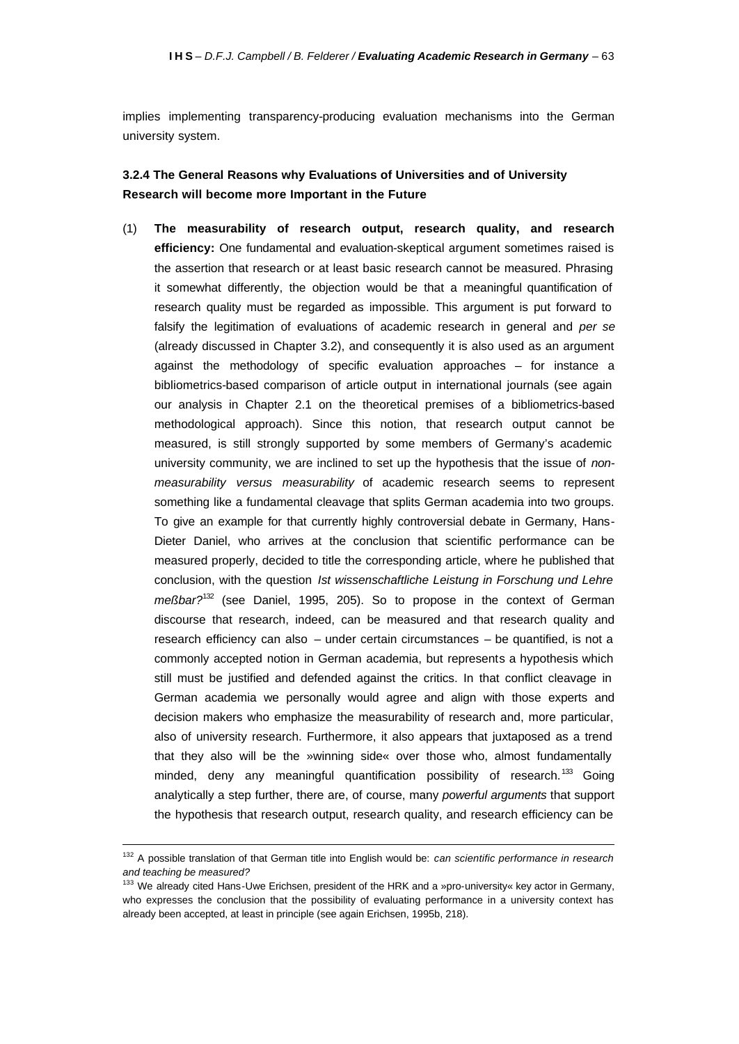implies implementing transparency-producing evaluation mechanisms into the German university system.

#### 3.2.4 The General Reasons why Evaluations of Universities and of University Research will become more Important in the Future

(1) **The measurability of research output, research quality, and research efficiency:** One fundamental and evaluation-skeptical argument sometimes raised is the assertion that research or at least basic research cannot be measured. Phrasing it somewhat differently, the objection would be that a meaningful quantification of research quality must be regarded as impossible. This argument is put forward to falsify the legitimation of evaluations of academic research in general and *per se* (already discussed in Chapter 3.2), and consequently it is also used as an argument against the methodology of specific evaluation approaches – for instance a bibliometrics-based comparison of article output in international journals (see again our analysis in Chapter 2.1 on the theoretical premises of a bibliometrics-based methodological approach). Since this notion, that research output cannot be measured, is still strongly supported by some members of Germany's academic university community, we are inclined to set up the hypothesis that the issue of *non-measurability versus measurability* of academic research seems to represent something like a fundamental cleavage that splits German academia into two groups. To give an example for that currently highly controversial debate in Germany, Hans-Dieter Daniel, who arrives at the conclusion that scientific performance can be measured properly, decided to title the corresponding article, where he published that conclusion, with the question *Ist wissenschaftliche Leistung in Forschung und Lehre meßbar?*[132] (see Daniel, 1995, 205). So to propose in the context of German discourse that research, indeed, can be measured and that research quality and research efficiency can also – under certain circumstances – be quantified, is not a commonly accepted notion in German academia, but represents a hypothesis which still must be justified and defended against the critics. In that conflict cleavage in German academia we personally would agree and align with those experts and decision makers who emphasize the measurability of research and, more particular, also of university research. Furthermore, it also appears that juxtaposed as a trend that they also will be the »winning side« over those who, almost fundamentally minded, deny any meaningful quantification possibility of research.[133] Going analytically a step further, there are, of course, many *powerful arguments* that support the hypothesis that research output, research quality, and research efficiency can be

---

[132] A possible translation of that German title into English would be: *can scientific performance in research and teaching be measured?*

[133] We already cited Hans-Uwe Erichsen, president of the HRK and a »pro-university« key actor in Germany, who expresses the conclusion that the possibility of evaluating performance in a university context has already been accepted, at least in principle (see again Erichsen, 1995b, 218).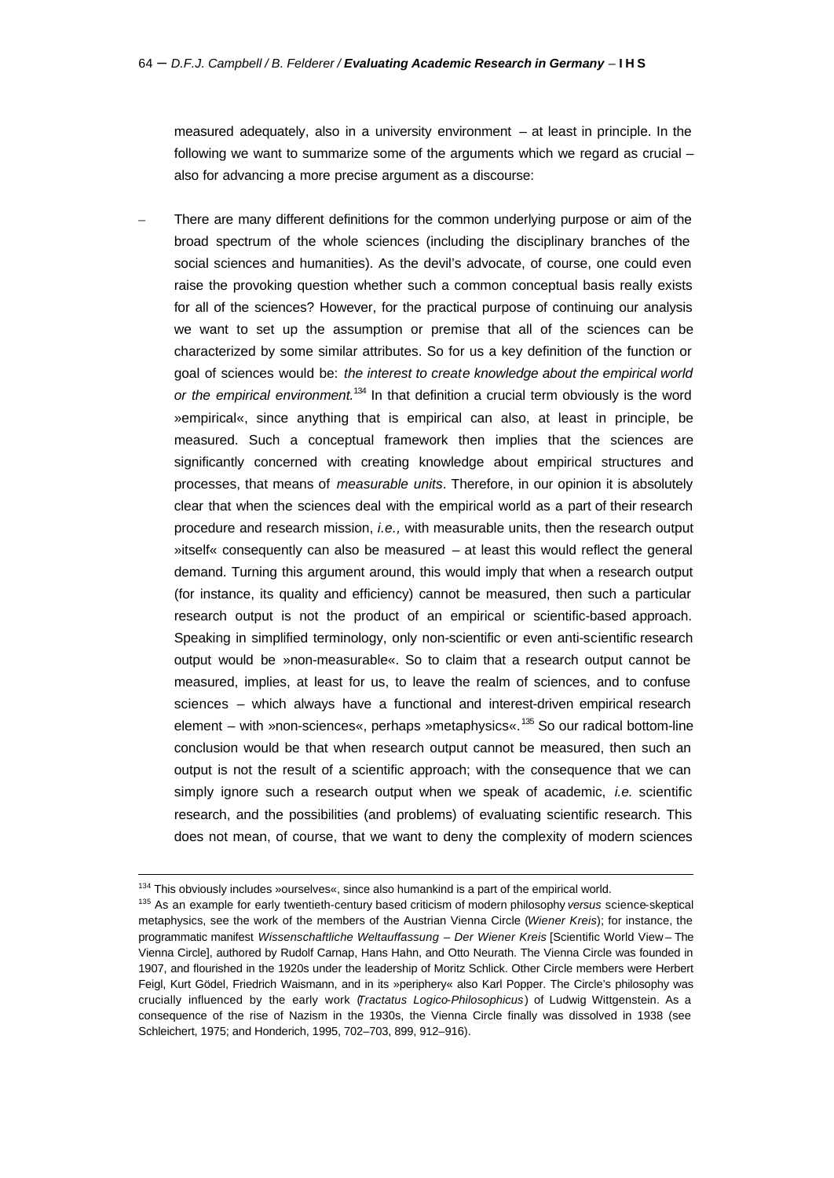measured adequately, also in a university environment – at least in principle. In the following we want to summarize some of the arguments which we regard as crucial – also for advancing a more precise argument as a discourse:

- There are many different definitions for the common underlying purpose or aim of the broad spectrum of the whole sciences (including the disciplinary branches of the social sciences and humanities). As the devil's advocate, of course, one could even raise the provoking question whether such a common conceptual basis really exists for all of the sciences? However, for the practical purpose of continuing our analysis we want to set up the assumption or premise that all of the sciences can be characterized by some similar attributes. So for us a key definition of the function or goal of sciences would be: *the interest to create knowledge about the empirical world or the empirical environment.*[134] In that definition a crucial term obviously is the word »empirical«, since anything that is empirical can also, at least in principle, be measured. Such a conceptual framework then implies that the sciences are significantly concerned with creating knowledge about empirical structures and processes, that means of *measurable units*. Therefore, in our opinion it is absolutely clear that when the sciences deal with the empirical world as a part of their research procedure and research mission, *i.e.,* with measurable units, then the research output »itself« consequently can also be measured – at least this would reflect the general demand. Turning this argument around, this would imply that when a research output (for instance, its quality and efficiency) cannot be measured, then such a particular research output is not the product of an empirical or scientific-based approach. Speaking in simplified terminology, only non-scientific or even anti-scientific research output would be »non-measurable«. So to claim that a research output cannot be measured, implies, at least for us, to leave the realm of sciences, and to confuse sciences – which always have a functional and interest-driven empirical research element – with »non-sciences«, perhaps »metaphysics«.[135] So our radical bottom-line conclusion would be that when research output cannot be measured, then such an output is not the result of a scientific approach; with the consequence that we can simply ignore such a research output when we speak of academic, *i.e.* scientific research, and the possibilities (and problems) of evaluating scientific research. This does not mean, of course, that we want to deny the complexity of modern sciences

---

[134] This obviously includes »ourselves«, since also humankind is a part of the empirical world.

[135] As an example for early twentieth-century based criticism of modern philosophy *versus* science-skeptical metaphysics, see the work of the members of the Austrian Vienna Circle (*Wiener Kreis*); for instance, the programmatic manifest *Wissenschaftliche Weltauffassung – Der Wiener Kreis* [Scientific World View – The Vienna Circle], authored by Rudolf Carnap, Hans Hahn, and Otto Neurath. The Vienna Circle was founded in 1907, and flourished in the 1920s under the leadership of Moritz Schlick. Other Circle members were Herbert Feigl, Kurt Gödel, Friedrich Waismann, and in its »periphery« also Karl Popper. The Circle's philosophy was crucially influenced by the early work (*Tractatus Logico-Philosophicus*) of Ludwig Wittgenstein. As a consequence of the rise of Nazism in the 1930s, the Vienna Circle finally was dissolved in 1938 (see Schleichert, 1975; and Honderich, 1995, 702–703, 899, 912–916).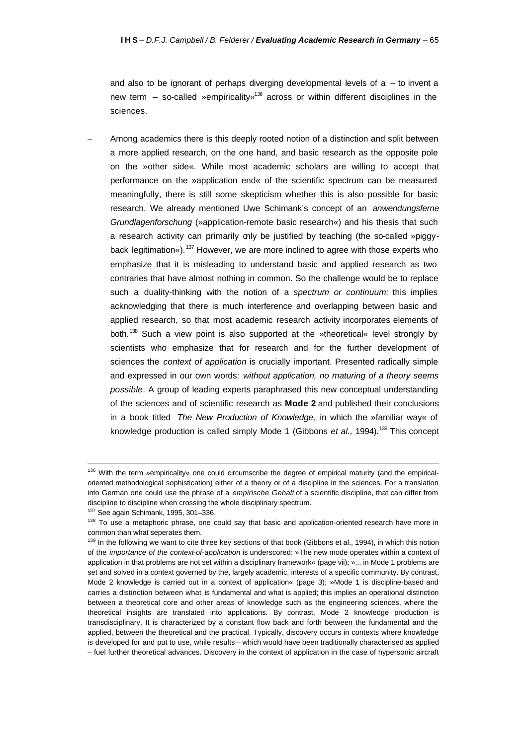and also to be ignorant of perhaps diverging developmental levels of a – to invent a new term – so-called »empiricality«[136] across or within different disciplines in the sciences.

– Among academics there is this deeply rooted notion of a distinction and split between a more applied research, on the one hand, and basic research as the opposite pole on the »other side«. While most academic scholars are willing to accept that performance on the »application end« of the scientific spectrum can be measured meaningfully, there is still some skepticism whether this is also possible for basic research. We already mentioned Uwe Schimank's concept of an *anwendungsferne Grundlagenforschung* (»application-remote basic research«) and his thesis that such a research activity can primarily only be justified by teaching (the so-called »piggy-back legitimation«).[137] However, we are more inclined to agree with those experts who emphasize that it is misleading to understand basic and applied research as two contraries that have almost nothing in common. So the challenge would be to replace such a duality-thinking with the notion of a *spectrum or continuum:* this implies acknowledging that there is much interference and overlapping between basic and applied research, so that most academic research activity incorporates elements of both.[138] Such a view point is also supported at the »theoretical« level strongly by scientists who emphasize that for research and for the further development of sciences the *context of application* is crucially important. Presented radically simple and expressed in our own words: *without application, no maturing of a theory seems possible*. A group of leading experts paraphrased this new conceptual understanding of the sciences and of scientific research as **Mode 2** and published their conclusions in a book titled *The New Production of Knowledge,* in which the »familiar way« of knowledge production is called simply Mode 1 (Gibbons *et al.,* 1994).[139] This concept

---

[136] With the term »empiricality« one could circumscribe the degree of empirical maturity (and the empirical-oriented methodological sophistication) either of a theory or of a discipline in the sciences. For a translation into German one could use the phrase of a *empirische Gehalt* of a scientific discipline, that can differ from discipline to discipline when crossing the whole disciplinary spectrum.

[137] See again Schimank, 1995, 301–336.

[138] To use a metaphoric phrase, one could say that basic and application-oriented research have more in common than what seperates them.

[139] In the following we want to cite three key sections of that book (Gibbons et al., 1994), in which this notion of the *importance of the context-of-application* is underscored: »The new mode operates within a context of application in that problems are not set within a disciplinary framework« (page vii); »... in Mode 1 problems are set and solved in a context governed by the, largely academic, interests of a specific community. By contrast, Mode 2 knowledge is carried out in a context of application« (page 3); »Mode 1 is discipline-based and carries a distinction between what is fundamental and what is applied; this implies an operational distinction between a theoretical core and other areas of knowledge such as the engineering sciences, where the theoretical insights are translated into applications. By contrast, Mode 2 knowledge production is transdisciplinary. It is characterized by a constant flow back and forth between the fundamental and the applied, between the theoretical and the practical. Typically, discovery occurs in contexts where knowledge is developed for and put to use, while results – which would have been traditionally characterised as applied – fuel further theoretical advances. Discovery in the context of application in the case of hypersonic aircraft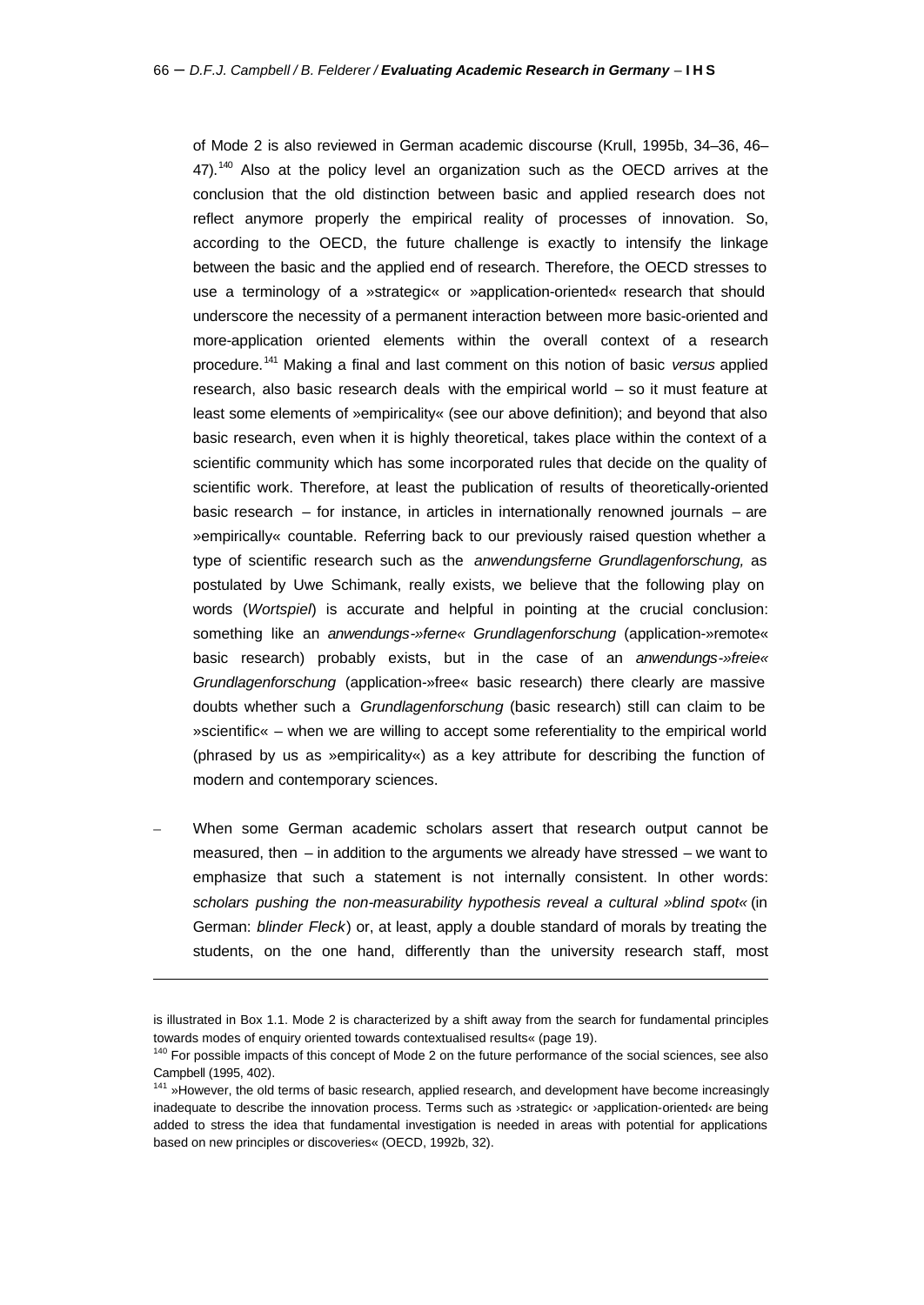of Mode 2 is also reviewed in German academic discourse (Krull, 1995b, 34–36, 46–47).[140] Also at the policy level an organization such as the OECD arrives at the conclusion that the old distinction between basic and applied research does not reflect anymore properly the empirical reality of processes of innovation. So, according to the OECD, the future challenge is exactly to intensify the linkage between the basic and the applied end of research. Therefore, the OECD stresses to use a terminology of a »strategic« or »application-oriented« research that should underscore the necessity of a permanent interaction between more basic-oriented and more-application oriented elements within the overall context of a research procedure.[141] Making a final and last comment on this notion of basic *versus* applied research, also basic research deals with the empirical world – so it must feature at least some elements of »empiricality« (see our above definition); and beyond that also basic research, even when it is highly theoretical, takes place within the context of a scientific community which has some incorporated rules that decide on the quality of scientific work. Therefore, at least the publication of results of theoretically-oriented basic research – for instance, in articles in internationally renowned journals – are »empirically« countable. Referring back to our previously raised question whether a type of scientific research such as the *anwendungsferne Grundlagenforschung,* as postulated by Uwe Schimank, really exists, we believe that the following play on words (*Wortspiel*) is accurate and helpful in pointing at the crucial conclusion: something like an *anwendungs-»ferne« Grundlagenforschung* (application-»remote« basic research) probably exists, but in the case of an *anwendungs-»freie« Grundlagenforschung* (application-»free« basic research) there clearly are massive doubts whether such a *Grundlagenforschung* (basic research) still can claim to be »scientific« – when we are willing to accept some referentiality to the empirical world (phrased by us as »empiricality«) as a key attribute for describing the function of modern and contemporary sciences.

– When some German academic scholars assert that research output cannot be measured, then – in addition to the arguments we already have stressed – we want to emphasize that such a statement is not internally consistent. In other words: *scholars pushing the non-measurability hypothesis reveal a cultural »blind spot«* (in German: *blinder Fleck*) or, at least, apply a double standard of morals by treating the students, on the one hand, differently than the university research staff, most

---

is illustrated in Box 1.1. Mode 2 is characterized by a shift away from the search for fundamental principles towards modes of enquiry oriented towards contextualised results« (page 19).

[140] For possible impacts of this concept of Mode 2 on the future performance of the social sciences, see also Campbell (1995, 402).

[141] »However, the old terms of basic research, applied research, and development have become increasingly inadequate to describe the innovation process. Terms such as ›strategic‹ or ›application-oriented‹ are being added to stress the idea that fundamental investigation is needed in areas with potential for applications based on new principles or discoveries« (OECD, 1992b, 32).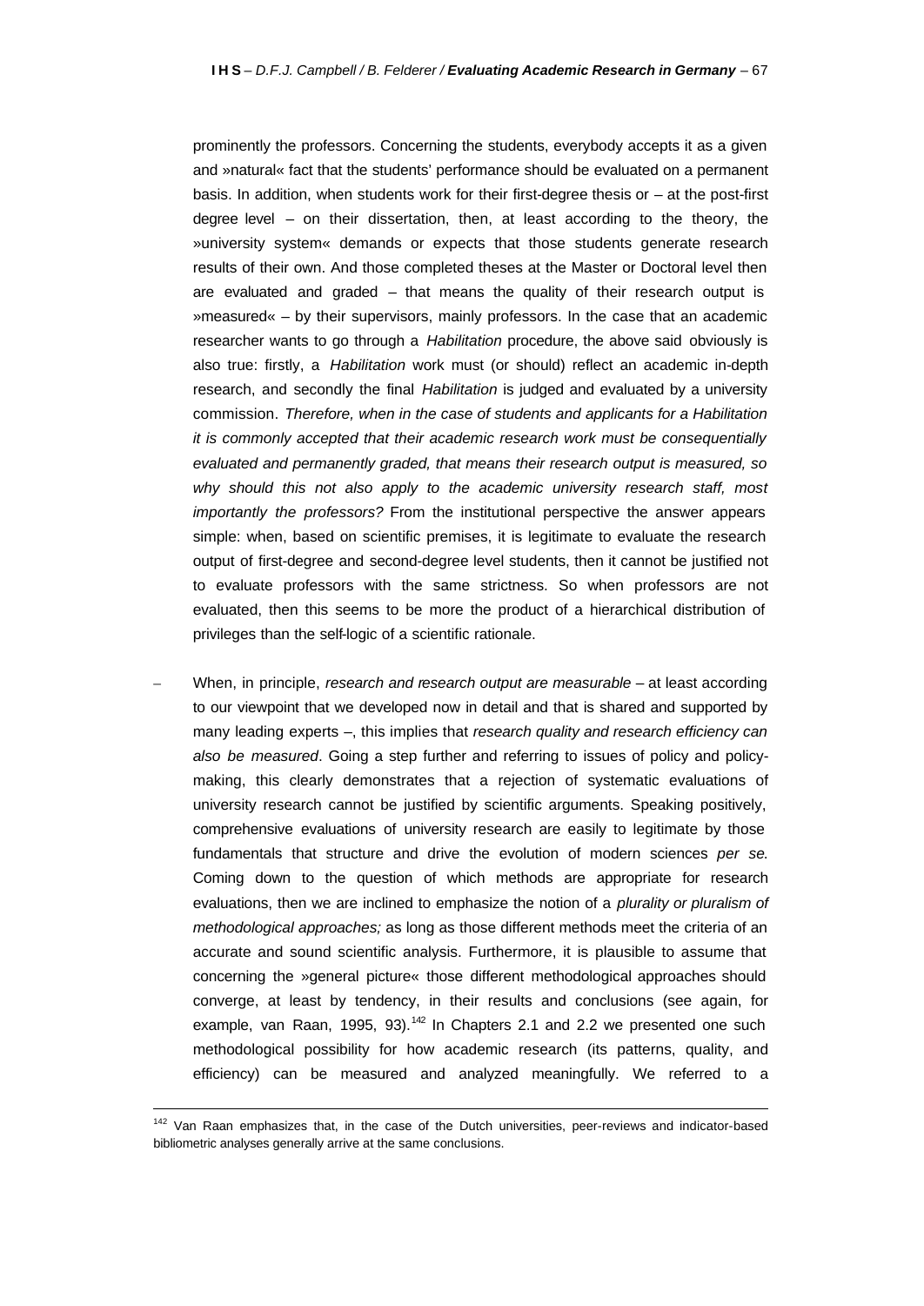prominently the professors. Concerning the students, everybody accepts it as a given and »natural« fact that the students' performance should be evaluated on a permanent basis. In addition, when students work for their first-degree thesis or – at the post-first degree level – on their dissertation, then, at least according to the theory, the »university system« demands or expects that those students generate research results of their own. And those completed theses at the Master or Doctoral level then are evaluated and graded – that means the quality of their research output is »measured« – by their supervisors, mainly professors. In the case that an academic researcher wants to go through a *Habilitation* procedure, the above said obviously is also true: firstly, a *Habilitation* work must (or should) reflect an academic in-depth research, and secondly the final *Habilitation* is judged and evaluated by a university commission. *Therefore, when in the case of students and applicants for a Habilitation it is commonly accepted that their academic research work must be consequentially evaluated and permanently graded, that means their research output is measured, so why should this not also apply to the academic university research staff, most importantly the professors?* From the institutional perspective the answer appears simple: when, based on scientific premises, it is legitimate to evaluate the research output of first-degree and second-degree level students, then it cannot be justified not to evaluate professors with the same strictness. So when professors are not evaluated, then this seems to be more the product of a hierarchical distribution of privileges than the self-logic of a scientific rationale.

– When, in principle, *research and research output are measurable* – at least according to our viewpoint that we developed now in detail and that is shared and supported by many leading experts –, this implies that *research quality and research efficiency can also be measured*. Going a step further and referring to issues of policy and policy-making, this clearly demonstrates that a rejection of systematic evaluations of university research cannot be justified by scientific arguments. Speaking positively, comprehensive evaluations of university research are easily to legitimate by those fundamentals that structure and drive the evolution of modern sciences *per se*. Coming down to the question of which methods are appropriate for research evaluations, then we are inclined to emphasize the notion of a *plurality or pluralism of methodological approaches;* as long as those different methods meet the criteria of an accurate and sound scientific analysis. Furthermore, it is plausible to assume that concerning the »general picture« those different methodological approaches should converge, at least by tendency, in their results and conclusions (see again, for example, van Raan, 1995, 93).[142] In Chapters 2.1 and 2.2 we presented one such methodological possibility for how academic research (its patterns, quality, and efficiency) can be measured and analyzed meaningfully. We referred to a

---

[142] Van Raan emphasizes that, in the case of the Dutch universities, peer-reviews and indicator-based bibliometric analyses generally arrive at the same conclusions.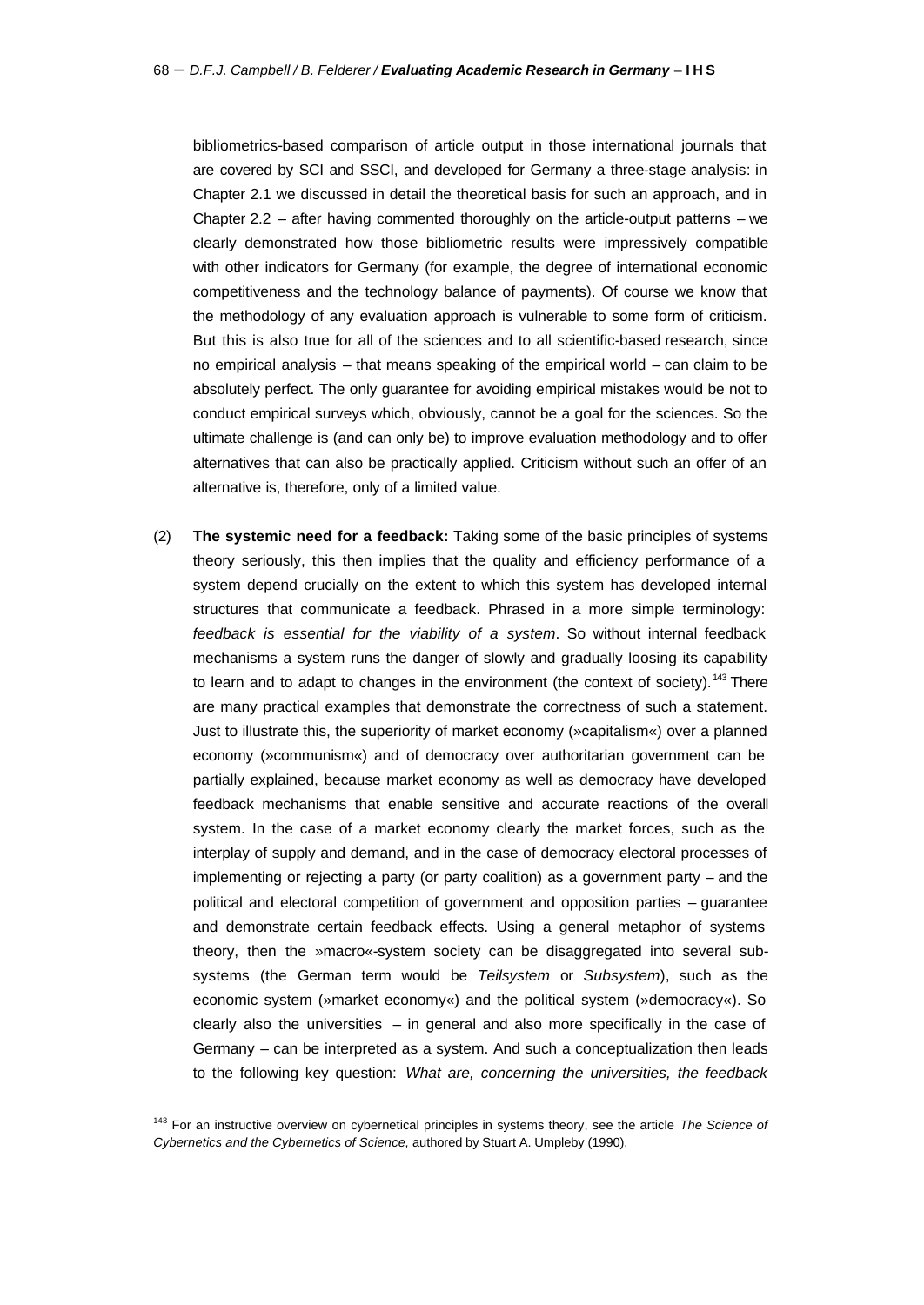bibliometrics-based comparison of article output in those international journals that are covered by SCI and SSCI, and developed for Germany a three-stage analysis: in Chapter 2.1 we discussed in detail the theoretical basis for such an approach, and in Chapter 2.2 – after having commented thoroughly on the article-output patterns – we clearly demonstrated how those bibliometric results were impressively compatible with other indicators for Germany (for example, the degree of international economic competitiveness and the technology balance of payments). Of course we know that the methodology of any evaluation approach is vulnerable to some form of criticism. But this is also true for all of the sciences and to all scientific-based research, since no empirical analysis – that means speaking of the empirical world – can claim to be absolutely perfect. The only guarantee for avoiding empirical mistakes would be not to conduct empirical surveys which, obviously, cannot be a goal for the sciences. So the ultimate challenge is (and can only be) to improve evaluation methodology and to offer alternatives that can also be practically applied. Criticism without such an offer of an alternative is, therefore, only of a limited value.

(2) **The systemic need for a feedback:** Taking some of the basic principles of systems theory seriously, this then implies that the quality and efficiency performance of a system depend crucially on the extent to which this system has developed internal structures that communicate a feedback. Phrased in a more simple terminology: *feedback is essential for the viability of a system*. So without internal feedback mechanisms a system runs the danger of slowly and gradually loosing its capability to learn and to adapt to changes in the environment (the context of society).[143] There are many practical examples that demonstrate the correctness of such a statement. Just to illustrate this, the superiority of market economy (»capitalism«) over a planned economy (»communism«) and of democracy over authoritarian government can be partially explained, because market economy as well as democracy have developed feedback mechanisms that enable sensitive and accurate reactions of the overall system. In the case of a market economy clearly the market forces, such as the interplay of supply and demand, and in the case of democracy electoral processes of implementing or rejecting a party (or party coalition) as a government party – and the political and electoral competition of government and opposition parties – guarantee and demonstrate certain feedback effects. Using a general metaphor of systems theory, then the »macro«-system society can be disaggregated into several sub-systems (the German term would be *Teilsystem* or *Subsystem*), such as the economic system (»market economy«) and the political system (»democracy«). So clearly also the universities – in general and also more specifically in the case of Germany – can be interpreted as a system. And such a conceptualization then leads to the following key question: *What are, concerning the universities, the feedback*

[143] For an instructive overview on cybernetical principles in systems theory, see the article *The Science of Cybernetics and the Cybernetics of Science,* authored by Stuart A. Umpleby (1990).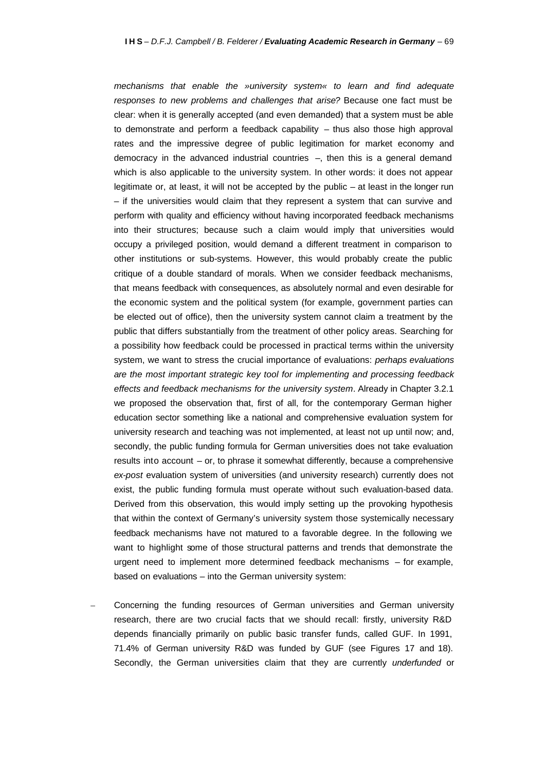*mechanisms that enable the »university system« to learn and find adequate responses to new problems and challenges that arise?* Because one fact must be clear: when it is generally accepted (and even demanded) that a system must be able to demonstrate and perform a feedback capability – thus also those high approval rates and the impressive degree of public legitimation for market economy and democracy in the advanced industrial countries –, then this is a general demand which is also applicable to the university system. In other words: it does not appear legitimate or, at least, it will not be accepted by the public – at least in the longer run – if the universities would claim that they represent a system that can survive and perform with quality and efficiency without having incorporated feedback mechanisms into their structures; because such a claim would imply that universities would occupy a privileged position, would demand a different treatment in comparison to other institutions or sub-systems. However, this would probably create the public critique of a double standard of morals. When we consider feedback mechanisms, that means feedback with consequences, as absolutely normal and even desirable for the economic system and the political system (for example, government parties can be elected out of office), then the university system cannot claim a treatment by the public that differs substantially from the treatment of other policy areas. Searching for a possibility how feedback could be processed in practical terms within the university system, we want to stress the crucial importance of evaluations: *perhaps evaluations are the most important strategic key tool for implementing and processing feedback effects and feedback mechanisms for the university system*. Already in Chapter 3.2.1 we proposed the observation that, first of all, for the contemporary German higher education sector something like a national and comprehensive evaluation system for university research and teaching was not implemented, at least not up until now; and, secondly, the public funding formula for German universities does not take evaluation results into account – or, to phrase it somewhat differently, because a comprehensive *ex-post* evaluation system of universities (and university research) currently does not exist, the public funding formula must operate without such evaluation-based data. Derived from this observation, this would imply setting up the provoking hypothesis that within the context of Germany's university system those systemically necessary feedback mechanisms have not matured to a favorable degree. In the following we want to highlight some of those structural patterns and trends that demonstrate the urgent need to implement more determined feedback mechanisms – for example, based on evaluations – into the German university system:

– Concerning the funding resources of German universities and German university research, there are two crucial facts that we should recall: firstly, university R&D depends financially primarily on public basic transfer funds, called GUF. In 1991, 71.4% of German university R&D was funded by GUF (see Figures 17 and 18). Secondly, the German universities claim that they are currently *underfunded* or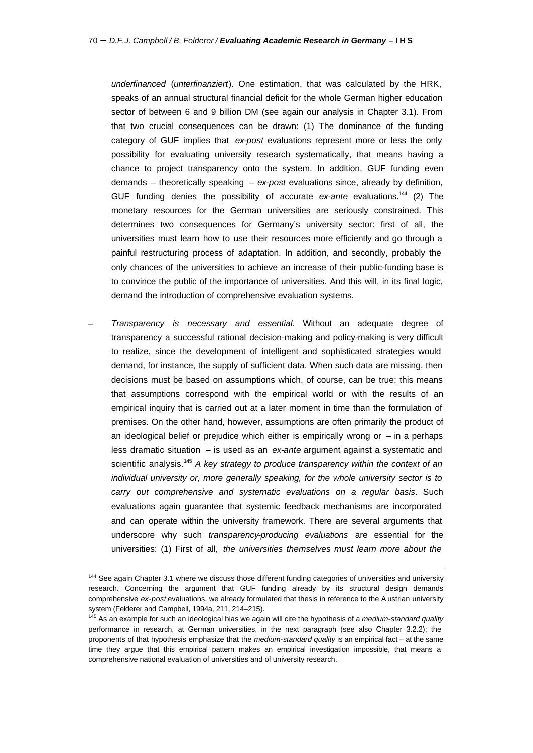*underfinanced* (*unterfinanziert*). One estimation, that was calculated by the HRK, speaks of an annual structural financial deficit for the whole German higher education sector of between 6 and 9 billion DM (see again our analysis in Chapter 3.1). From that two crucial consequences can be drawn: (1) The dominance of the funding category of GUF implies that *ex-post* evaluations represent more or less the only possibility for evaluating university research systematically, that means having a chance to project transparency onto the system. In addition, GUF funding even demands – theoretically speaking – *ex-post* evaluations since, already by definition, GUF funding denies the possibility of accurate *ex-ante* evaluations.[144] (2) The monetary resources for the German universities are seriously constrained. This determines two consequences for Germany's university sector: first of all, the universities must learn how to use their resources more efficiently and go through a painful restructuring process of adaptation. In addition, and secondly, probably the only chances of the universities to achieve an increase of their public-funding base is to convince the public of the importance of universities. And this will, in its final logic, demand the introduction of comprehensive evaluation systems.

– *Transparency is necessary and essential*. Without an adequate degree of transparency a successful rational decision-making and policy-making is very difficult to realize, since the development of intelligent and sophisticated strategies would demand, for instance, the supply of sufficient data. When such data are missing, then decisions must be based on assumptions which, of course, can be true; this means that assumptions correspond with the empirical world or with the results of an empirical inquiry that is carried out at a later moment in time than the formulation of premises. On the other hand, however, assumptions are often primarily the product of an ideological belief or prejudice which either is empirically wrong or – in a perhaps less dramatic situation – is used as an *ex-ante* argument against a systematic and scientific analysis.[145] *A key strategy to produce transparency within the context of an individual university or, more generally speaking, for the whole university sector is to carry out comprehensive and systematic evaluations on a regular basis*. Such evaluations again guarantee that systemic feedback mechanisms are incorporated and can operate within the university framework. There are several arguments that underscore why such *transparency-producing evaluations* are essential for the universities: (1) First of all, *the universities themselves must learn more about the*

---

[144] See again Chapter 3.1 where we discuss those different funding categories of universities and university research. Concerning the argument that GUF funding already by its structural design demands comprehensive *ex-post* evaluations, we already formulated that thesis in reference to the Austrian university system (Felderer and Campbell, 1994a, 211, 214–215).

[145] As an example for such an ideological bias we again will cite the hypothesis of a *medium-standard quality* performance in research, at German universities, in the next paragraph (see also Chapter 3.2.2); the proponents of that hypothesis emphasize that the *medium-standard quality* is an empirical fact – at the same time they argue that this empirical pattern makes an empirical investigation impossible, that means a comprehensive national evaluation of universities and of university research.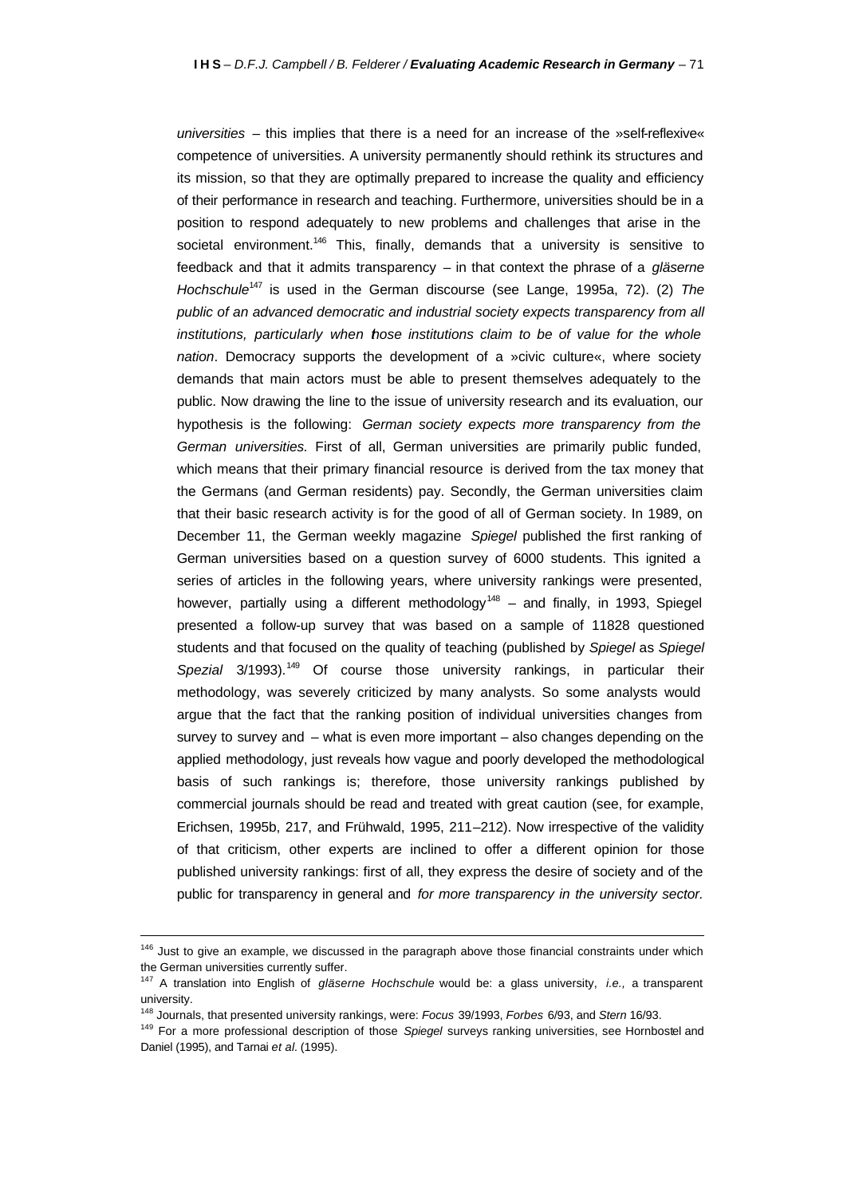*universities* – this implies that there is a need for an increase of the »self-reflexive« competence of universities. A university permanently should rethink its structures and its mission, so that they are optimally prepared to increase the quality and efficiency of their performance in research and teaching. Furthermore, universities should be in a position to respond adequately to new problems and challenges that arise in the societal environment.[146] This, finally, demands that a university is sensitive to feedback and that it admits transparency – in that context the phrase of a *gläserne Hochschule*[147] is used in the German discourse (see Lange, 1995a, 72). (2) *The public of an advanced democratic and industrial society expects transparency from all institutions, particularly when those institutions claim to be of value for the whole nation*. Democracy supports the development of a »civic culture«, where society demands that main actors must be able to present themselves adequately to the public. Now drawing the line to the issue of university research and its evaluation, our hypothesis is the following: *German society expects more transparency from the German universities.* First of all, German universities are primarily public funded, which means that their primary financial resource is derived from the tax money that the Germans (and German residents) pay. Secondly, the German universities claim that their basic research activity is for the good of all of German society. In 1989, on December 11, the German weekly magazine *Spiegel* published the first ranking of German universities based on a question survey of 6000 students. This ignited a series of articles in the following years, where university rankings were presented, however, partially using a different methodology[148] – and finally, in 1993, Spiegel presented a follow-up survey that was based on a sample of 11828 questioned students and that focused on the quality of teaching (published by *Spiegel* as *Spiegel Spezial* 3/1993).[149] Of course those university rankings, in particular their methodology, was severely criticized by many analysts. So some analysts would argue that the fact that the ranking position of individual universities changes from survey to survey and – what is even more important – also changes depending on the applied methodology, just reveals how vague and poorly developed the methodological basis of such rankings is; therefore, those university rankings published by commercial journals should be read and treated with great caution (see, for example, Erichsen, 1995b, 217, and Frühwald, 1995, 211–212). Now irrespective of the validity of that criticism, other experts are inclined to offer a different opinion for those published university rankings: first of all, they express the desire of society and of the public for transparency in general and *for more transparency in the university sector.*

---

[146] Just to give an example, we discussed in the paragraph above those financial constraints under which the German universities currently suffer.

[147] A translation into English of *gläserne Hochschule* would be: a glass university, *i.e.,* a transparent university.

[148] Journals, that presented university rankings, were: *Focus* 39/1993, *Forbes* 6/93, and *Stern* 16/93.

[149] For a more professional description of those *Spiegel* surveys ranking universities, see Hornbostel and Daniel (1995), and Tarnai *et al.* (1995).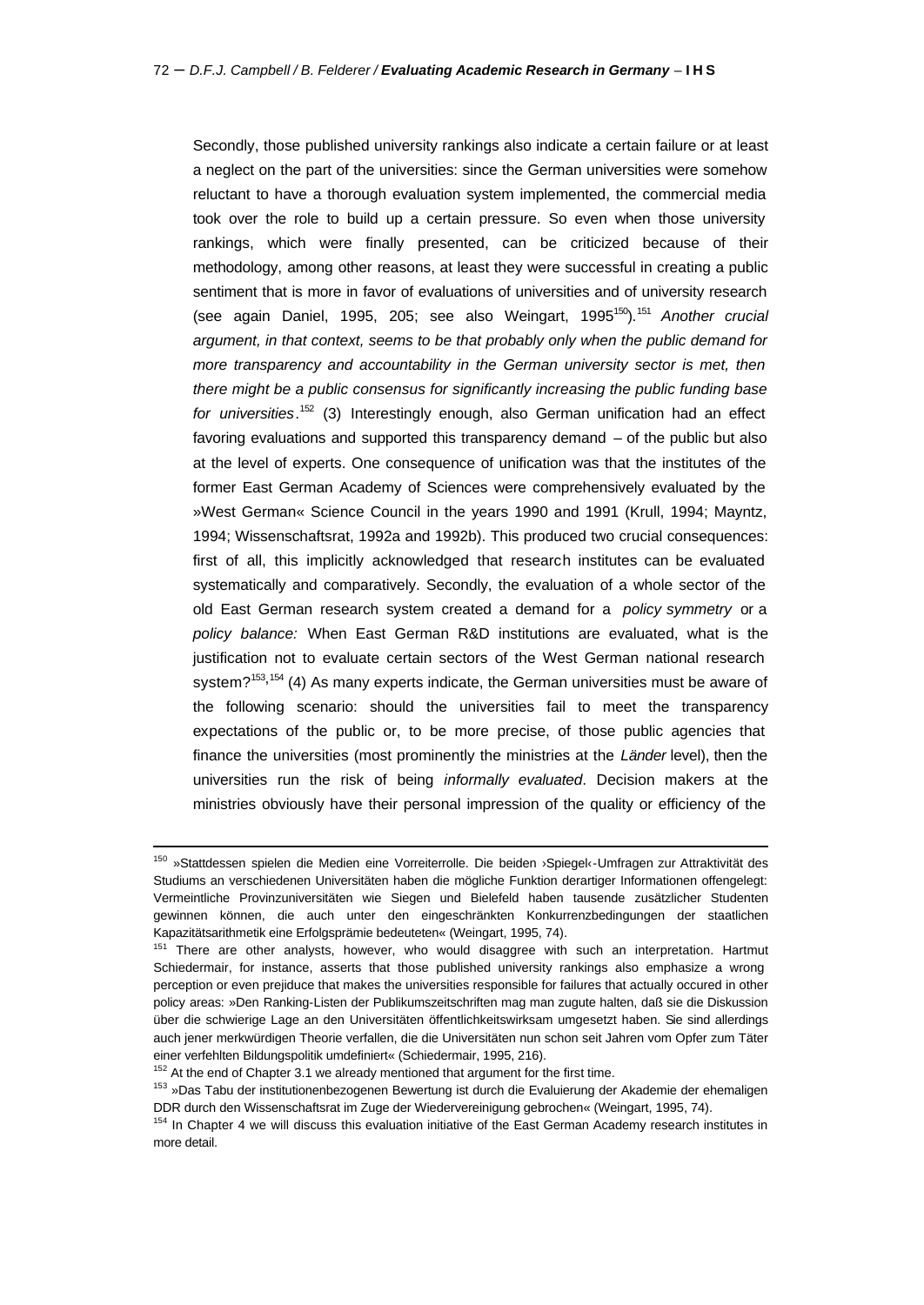Secondly, those published university rankings also indicate a certain failure or at least a neglect on the part of the universities: since the German universities were somehow reluctant to have a thorough evaluation system implemented, the commercial media took over the role to build up a certain pressure. So even when those university rankings, which were finally presented, can be criticized because of their methodology, among other reasons, at least they were successful in creating a public sentiment that is more in favor of evaluations of universities and of university research (see again Daniel, 1995, 205; see also Weingart, 1995[150]).[151] *Another crucial argument, in that context, seems to be that probably only when the public demand for more transparency and accountability in the German university sector is met, then there might be a public consensus for significantly increasing the public funding base for universities*.[152] (3) Interestingly enough, also German unification had an effect favoring evaluations and supported this transparency demand – of the public but also at the level of experts. One consequence of unification was that the institutes of the former East German Academy of Sciences were comprehensively evaluated by the »West German« Science Council in the years 1990 and 1991 (Krull, 1994; Mayntz, 1994; Wissenschaftsrat, 1992a and 1992b). This produced two crucial consequences: first of all, this implicitly acknowledged that research institutes can be evaluated systematically and comparatively. Secondly, the evaluation of a whole sector of the old East German research system created a demand for a *policy symmetry* or a *policy balance:* When East German R&D institutions are evaluated, what is the justification not to evaluate certain sectors of the West German national research system?[153],[154] (4) As many experts indicate, the German universities must be aware of the following scenario: should the universities fail to meet the transparency expectations of the public or, to be more precise, of those public agencies that finance the universities (most prominently the ministries at the *Länder* level), then the universities run the risk of being *informally evaluated*. Decision makers at the ministries obviously have their personal impression of the quality or efficiency of the

---

[150] »Stattdessen spielen die Medien eine Vorreiterrolle. Die beiden ›Spiegel‹-Umfragen zur Attraktivität des Studiums an verschiedenen Universitäten haben die mögliche Funktion derartiger Informationen offengelegt: Vermeintliche Provinzuniversitäten wie Siegen und Bielefeld haben tausende zusätzlicher Studenten gewinnen können, die auch unter den eingeschränkten Konkurrenzbedingungen der staatlichen Kapazitätsarithmetik eine Erfolgsprämie bedeuteten« (Weingart, 1995, 74).

[151] There are other analysts, however, who would disaggree with such an interpretation. Hartmut Schiedermair, for instance, asserts that those published university rankings also emphasize a wrong perception or even prejiduce that makes the universities responsible for failures that actually occured in other policy areas: »Den Ranking-Listen der Publikumszeitschriften mag man zugute halten, daß sie die Diskussion über die schwierige Lage an den Universitäten öffentlichkeitswirksam umgesetzt haben. Sie sind allerdings auch jener merkwürdigen Theorie verfallen, die die Universitäten nun schon seit Jahren vom Opfer zum Täter einer verfehlten Bildungspolitik umdefiniert« (Schiedermair, 1995, 216).

[152] At the end of Chapter 3.1 we already mentioned that argument for the first time.

[153] »Das Tabu der institutionenbezogenen Bewertung ist durch die Evaluierung der Akademie der ehemaligen DDR durch den Wissenschaftsrat im Zuge der Wiedervereinigung gebrochen« (Weingart, 1995, 74).

[154] In Chapter 4 we will discuss this evaluation initiative of the East German Academy research institutes in more detail.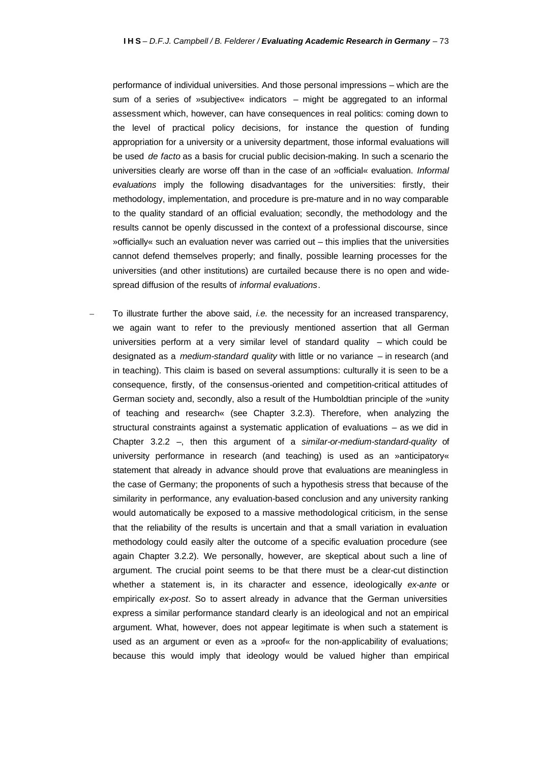performance of individual universities. And those personal impressions – which are the sum of a series of »subjective« indicators – might be aggregated to an informal assessment which, however, can have consequences in real politics: coming down to the level of practical policy decisions, for instance the question of funding appropriation for a university or a university department, those informal evaluations will be used *de facto* as a basis for crucial public decision-making. In such a scenario the universities clearly are worse off than in the case of an »official« evaluation. *Informal evaluations* imply the following disadvantages for the universities: firstly, their methodology, implementation, and procedure is pre-mature and in no way comparable to the quality standard of an official evaluation; secondly, the methodology and the results cannot be openly discussed in the context of a professional discourse, since »officially« such an evaluation never was carried out – this implies that the universities cannot defend themselves properly; and finally, possible learning processes for the universities (and other institutions) are curtailed because there is no open and wide-spread diffusion of the results of *informal evaluations*.

– To illustrate further the above said, *i.e.* the necessity for an increased transparency, we again want to refer to the previously mentioned assertion that all German universities perform at a very similar level of standard quality – which could be designated as a *medium-standard quality* with little or no variance – in research (and in teaching). This claim is based on several assumptions: culturally it is seen to be a consequence, firstly, of the consensus-oriented and competition-critical attitudes of German society and, secondly, also a result of the Humboldtian principle of the »unity of teaching and research« (see Chapter 3.2.3). Therefore, when analyzing the structural constraints against a systematic application of evaluations – as we did in Chapter 3.2.2 –, then this argument of a *similar-or-medium-standard-quality* of university performance in research (and teaching) is used as an »anticipatory« statement that already in advance should prove that evaluations are meaningless in the case of Germany; the proponents of such a hypothesis stress that because of the similarity in performance, any evaluation-based conclusion and any university ranking would automatically be exposed to a massive methodological criticism, in the sense that the reliability of the results is uncertain and that a small variation in evaluation methodology could easily alter the outcome of a specific evaluation procedure (see again Chapter 3.2.2). We personally, however, are skeptical about such a line of argument. The crucial point seems to be that there must be a clear-cut distinction whether a statement is, in its character and essence, ideologically *ex-ante* or empirically *ex-post*. So to assert already in advance that the German universities express a similar performance standard clearly is an ideological and not an empirical argument. What, however, does not appear legitimate is when such a statement is used as an argument or even as a »proof« for the non-applicability of evaluations; because this would imply that ideology would be valued higher than empirical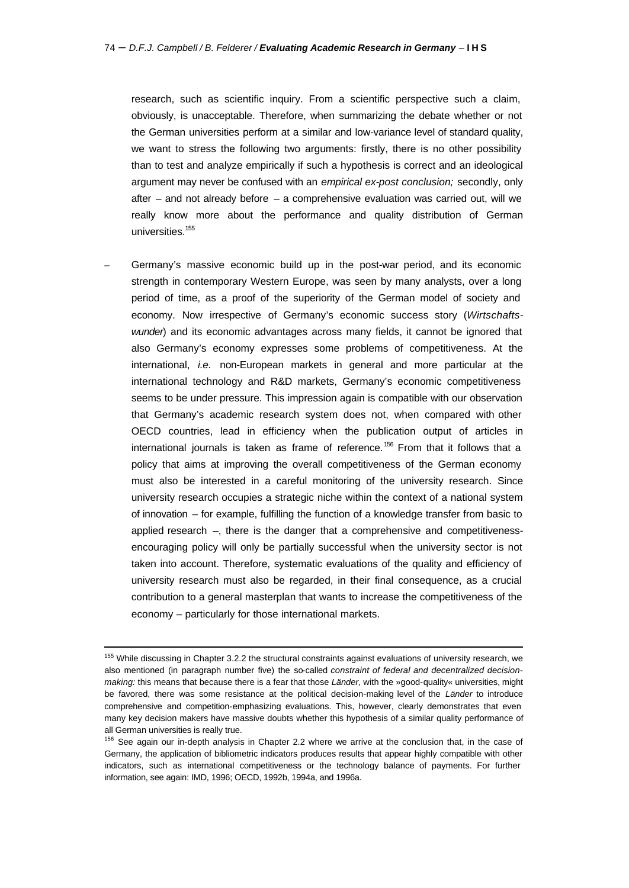research, such as scientific inquiry. From a scientific perspective such a claim, obviously, is unacceptable. Therefore, when summarizing the debate whether or not the German universities perform at a similar and low-variance level of standard quality, we want to stress the following two arguments: firstly, there is no other possibility than to test and analyze empirically if such a hypothesis is correct and an ideological argument may never be confused with an *empirical ex-post conclusion;* secondly, only after – and not already before – a comprehensive evaluation was carried out, will we really know more about the performance and quality distribution of German universities.[155]

– Germany's massive economic build up in the post-war period, and its economic strength in contemporary Western Europe, was seen by many analysts, over a long period of time, as a proof of the superiority of the German model of society and economy. Now irrespective of Germany's economic success story (*Wirtschafts-wunder*) and its economic advantages across many fields, it cannot be ignored that also Germany's economy expresses some problems of competitiveness. At the international, *i.e.* non-European markets in general and more particular at the international technology and R&D markets, Germany's economic competitiveness seems to be under pressure. This impression again is compatible with our observation that Germany's academic research system does not, when compared with other OECD countries, lead in efficiency when the publication output of articles in international journals is taken as frame of reference.[156] From that it follows that a policy that aims at improving the overall competitiveness of the German economy must also be interested in a careful monitoring of the university research. Since university research occupies a strategic niche within the context of a national system of innovation – for example, fulfilling the function of a knowledge transfer from basic to applied research –, there is the danger that a comprehensive and competitiveness-encouraging policy will only be partially successful when the university sector is not taken into account. Therefore, systematic evaluations of the quality and efficiency of university research must also be regarded, in their final consequence, as a crucial contribution to a general masterplan that wants to increase the competitiveness of the economy – particularly for those international markets.

---

[155] While discussing in Chapter 3.2.2 the structural constraints against evaluations of university research, we also mentioned (in paragraph number five) the so-called *constraint of federal and decentralized decision-making:* this means that because there is a fear that those *Länder*, with the »good-quality« universities, might be favored, there was some resistance at the political decision-making level of the *Länder* to introduce comprehensive and competition-emphasizing evaluations. This, however, clearly demonstrates that even many key decision makers have massive doubts whether this hypothesis of a similar quality performance of all German universities is really true.

[156] See again our in-depth analysis in Chapter 2.2 where we arrive at the conclusion that, in the case of Germany, the application of bibliometric indicators produces results that appear highly compatible with other indicators, such as international competitiveness or the technology balance of payments. For further information, see again: IMD, 1996; OECD, 1992b, 1994a, and 1996a.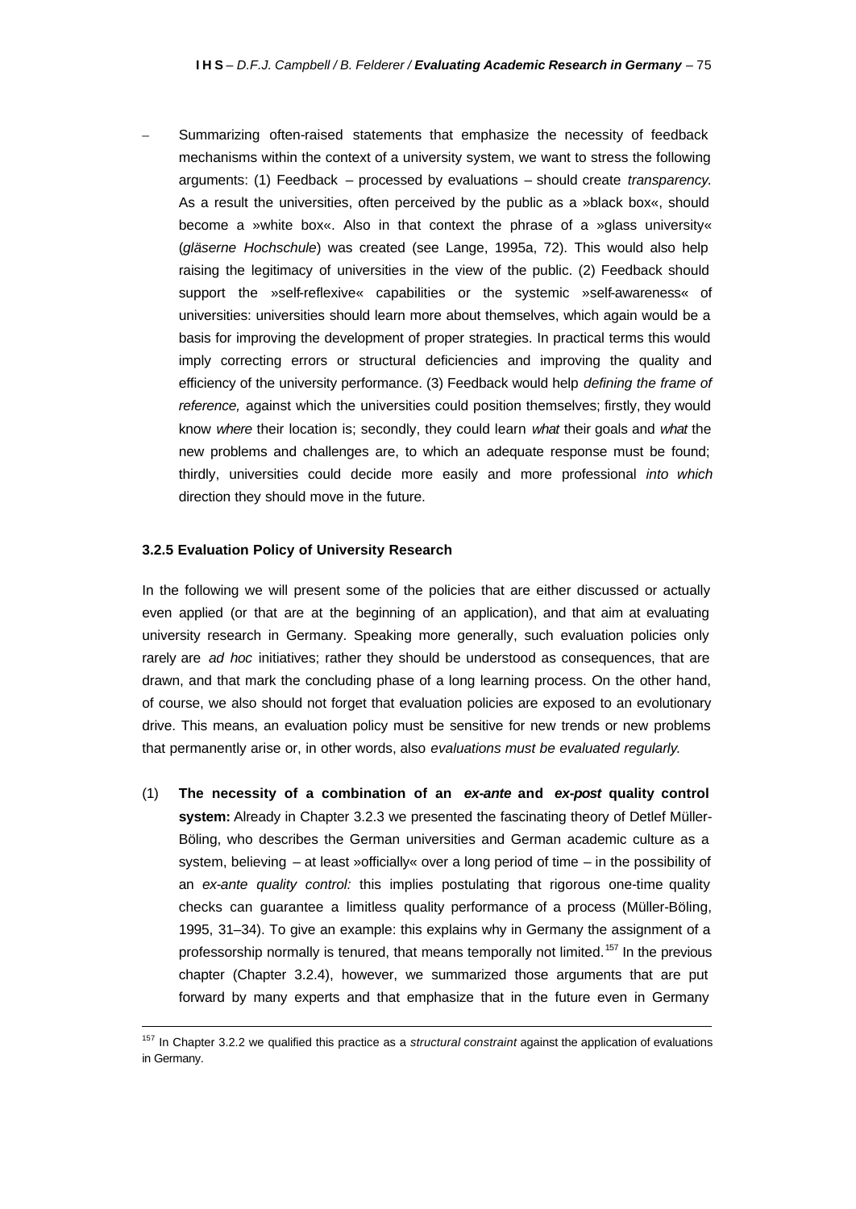– Summarizing often-raised statements that emphasize the necessity of feedback mechanisms within the context of a university system, we want to stress the following arguments: (1) Feedback – processed by evaluations – should create *transparency*. As a result the universities, often perceived by the public as a »black box«, should become a »white box«. Also in that context the phrase of a »glass university« (*gläserne Hochschule*) was created (see Lange, 1995a, 72). This would also help raising the legitimacy of universities in the view of the public. (2) Feedback should support the »self-reflexive« capabilities or the systemic »self-awareness« of universities: universities should learn more about themselves, which again would be a basis for improving the development of proper strategies. In practical terms this would imply correcting errors or structural deficiencies and improving the quality and efficiency of the university performance. (3) Feedback would help *defining the frame of reference,* against which the universities could position themselves; firstly, they would know *where* their location is; secondly, they could learn *what* their goals and *what* the new problems and challenges are, to which an adequate response must be found; thirdly, universities could decide more easily and more professional *into which* direction they should move in the future.

### 3.2.5 Evaluation Policy of University Research

In the following we will present some of the policies that are either discussed or actually even applied (or that are at the beginning of an application), and that aim at evaluating university research in Germany. Speaking more generally, such evaluation policies only rarely are *ad hoc* initiatives; rather they should be understood as consequences, that are drawn, and that mark the concluding phase of a long learning process. On the other hand, of course, we also should not forget that evaluation policies are exposed to an evolutionary drive. This means, an evaluation policy must be sensitive for new trends or new problems that permanently arise or, in other words, also *evaluations must be evaluated regularly.*

(1) **The necessity of a combination of an *ex-ante* and *ex-post* quality control system:** Already in Chapter 3.2.3 we presented the fascinating theory of Detlef Müller-Böling, who describes the German universities and German academic culture as a system, believing – at least »officially« over a long period of time – in the possibility of an *ex-ante quality control:* this implies postulating that rigorous one-time quality checks can guarantee a limitless quality performance of a process (Müller-Böling, 1995, 31–34). To give an example: this explains why in Germany the assignment of a professorship normally is tenured, that means temporally not limited.[157] In the previous chapter (Chapter 3.2.4), however, we summarized those arguments that are put forward by many experts and that emphasize that in the future even in Germany

[157] In Chapter 3.2.2 we qualified this practice as a *structural constraint* against the application of evaluations in Germany.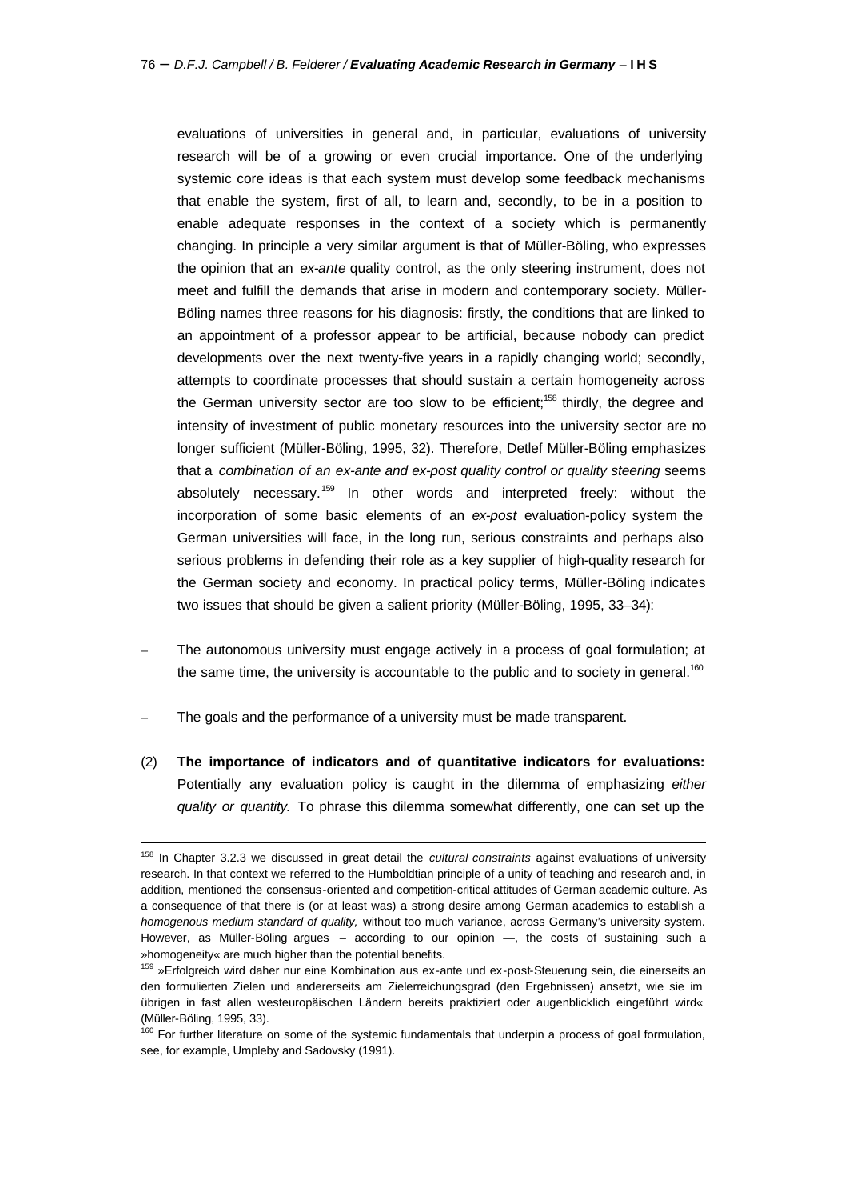evaluations of universities in general and, in particular, evaluations of university research will be of a growing or even crucial importance. One of the underlying systemic core ideas is that each system must develop some feedback mechanisms that enable the system, first of all, to learn and, secondly, to be in a position to enable adequate responses in the context of a society which is permanently changing. In principle a very similar argument is that of Müller-Böling, who expresses the opinion that an *ex-ante* quality control, as the only steering instrument, does not meet and fulfill the demands that arise in modern and contemporary society. Müller-Böling names three reasons for his diagnosis: firstly, the conditions that are linked to an appointment of a professor appear to be artificial, because nobody can predict developments over the next twenty-five years in a rapidly changing world; secondly, attempts to coordinate processes that should sustain a certain homogeneity across the German university sector are too slow to be efficient;[158] thirdly, the degree and intensity of investment of public monetary resources into the university sector are no longer sufficient (Müller-Böling, 1995, 32). Therefore, Detlef Müller-Böling emphasizes that a *combination of an ex-ante and ex-post quality control or quality steering* seems absolutely necessary.[159] In other words and interpreted freely: without the incorporation of some basic elements of an *ex-post* evaluation-policy system the German universities will face, in the long run, serious constraints and perhaps also serious problems in defending their role as a key supplier of high-quality research for the German society and economy. In practical policy terms, Müller-Böling indicates two issues that should be given a salient priority (Müller-Böling, 1995, 33–34):

– The autonomous university must engage actively in a process of goal formulation; at the same time, the university is accountable to the public and to society in general.[160]

– The goals and the performance of a university must be made transparent.

(2) **The importance of indicators and of quantitative indicators for evaluations:** Potentially any evaluation policy is caught in the dilemma of emphasizing *either quality or quantity.* To phrase this dilemma somewhat differently, one can set up the

---

[158] In Chapter 3.2.3 we discussed in great detail the *cultural constraints* against evaluations of university research. In that context we referred to the Humboldtian principle of a unity of teaching and research and, in addition, mentioned the consensus-oriented and competition-critical attitudes of German academic culture. As a consequence of that there is (or at least was) a strong desire among German academics to establish a *homogenous medium standard of quality,* without too much variance, across Germany's university system. However, as Müller-Böling argues – according to our opinion —, the costs of sustaining such a »homogeneity« are much higher than the potential benefits.

[159] »Erfolgreich wird daher nur eine Kombination aus ex-ante und ex-post-Steuerung sein, die einerseits an den formulierten Zielen und andererseits am Zielerreichungsgrad (den Ergebnissen) ansetzt, wie sie im übrigen in fast allen westeuropäischen Ländern bereits praktiziert oder augenblicklich eingeführt wird« (Müller-Böling, 1995, 33).

[160] For further literature on some of the systemic fundamentals that underpin a process of goal formulation, see, for example, Umpleby and Sadovsky (1991).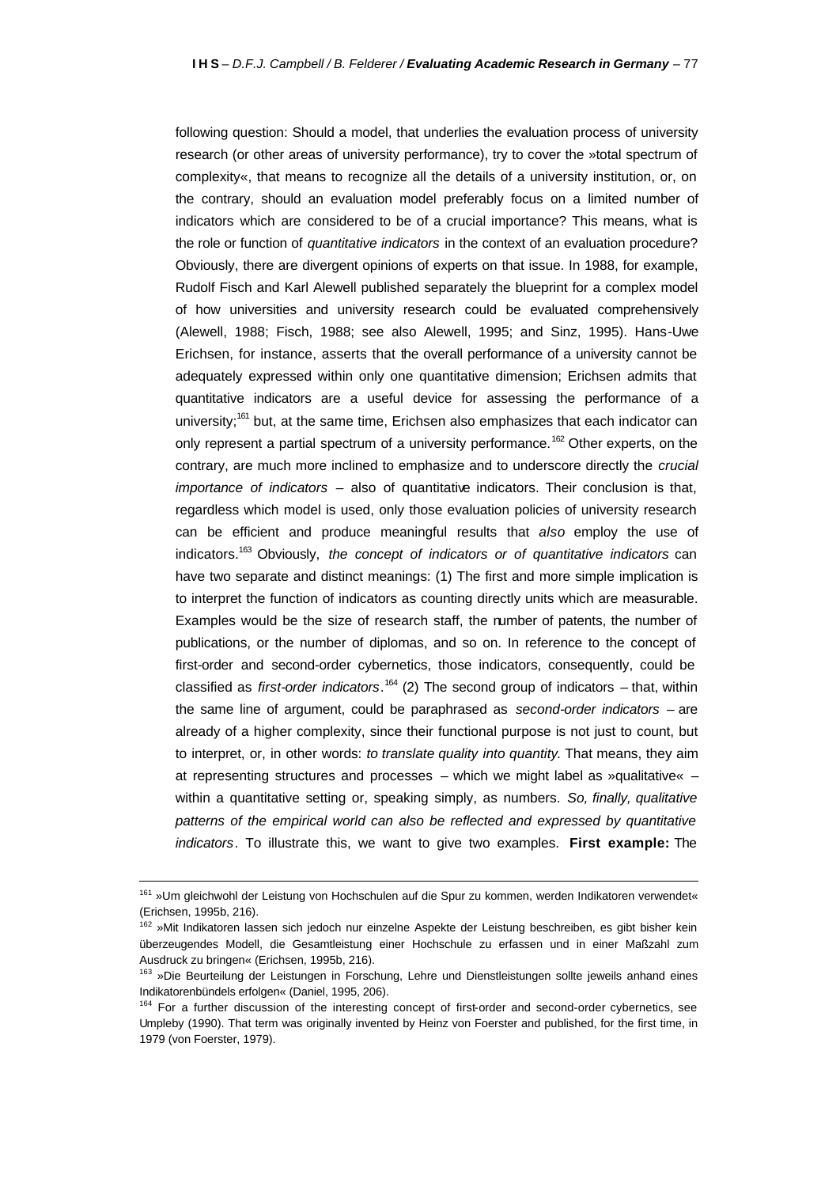following question: Should a model, that underlies the evaluation process of university research (or other areas of university performance), try to cover the »total spectrum of complexity«, that means to recognize all the details of a university institution, or, on the contrary, should an evaluation model preferably focus on a limited number of indicators which are considered to be of a crucial importance? This means, what is the role or function of *quantitative indicators* in the context of an evaluation procedure? Obviously, there are divergent opinions of experts on that issue. In 1988, for example, Rudolf Fisch and Karl Alewell published separately the blueprint for a complex model of how universities and university research could be evaluated comprehensively (Alewell, 1988; Fisch, 1988; see also Alewell, 1995; and Sinz, 1995). Hans-Uwe Erichsen, for instance, asserts that the overall performance of a university cannot be adequately expressed within only one quantitative dimension; Erichsen admits that quantitative indicators are a useful device for assessing the performance of a university;[161] but, at the same time, Erichsen also emphasizes that each indicator can only represent a partial spectrum of a university performance.[162] Other experts, on the contrary, are much more inclined to emphasize and to underscore directly the *crucial importance of indicators* – also of quantitative indicators. Their conclusion is that, regardless which model is used, only those evaluation policies of university research can be efficient and produce meaningful results that *also* employ the use of indicators.[163] Obviously, *the concept of indicators or of quantitative indicators* can have two separate and distinct meanings: (1) The first and more simple implication is to interpret the function of indicators as counting directly units which are measurable. Examples would be the size of research staff, the number of patents, the number of publications, or the number of diplomas, and so on. In reference to the concept of first-order and second-order cybernetics, those indicators, consequently, could be classified as *first-order indicators*.[164] (2) The second group of indicators – that, within the same line of argument, could be paraphrased as *second-order indicators* – are already of a higher complexity, since their functional purpose is not just to count, but to interpret, or, in other words: *to translate quality into quantity*. That means, they aim at representing structures and processes – which we might label as »qualitative« – within a quantitative setting or, speaking simply, as numbers. *So, finally, qualitative patterns of the empirical world can also be reflected and expressed by quantitative indicators*. To illustrate this, we want to give two examples. **First example:** The

---

[161] »Um gleichwohl der Leistung von Hochschulen auf die Spur zu kommen, werden Indikatoren verwendet« (Erichsen, 1995b, 216).

[162] »Mit Indikatoren lassen sich jedoch nur einzelne Aspekte der Leistung beschreiben, es gibt bisher kein überzeugendes Modell, die Gesamtleistung einer Hochschule zu erfassen und in einer Maßzahl zum Ausdruck zu bringen« (Erichsen, 1995b, 216).

[163] »Die Beurteilung der Leistungen in Forschung, Lehre und Dienstleistungen sollte jeweils anhand eines Indikatorenbündels erfolgen« (Daniel, 1995, 206).

[164] For a further discussion of the interesting concept of first-order and second-order cybernetics, see Umpleby (1990). That term was originally invented by Heinz von Foerster and published, for the first time, in 1979 (von Foerster, 1979).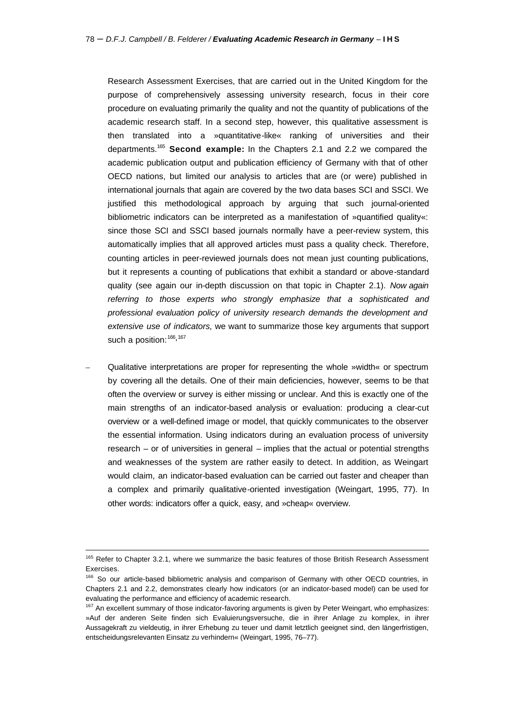Research Assessment Exercises, that are carried out in the United Kingdom for the purpose of comprehensively assessing university research, focus in their core procedure on evaluating primarily the quality and not the quantity of publications of the academic research staff. In a second step, however, this qualitative assessment is then translated into a »quantitative-like« ranking of universities and their departments.[165] **Second example:** In the Chapters 2.1 and 2.2 we compared the academic publication output and publication efficiency of Germany with that of other OECD nations, but limited our analysis to articles that are (or were) published in international journals that again are covered by the two data bases SCI and SSCI. We justified this methodological approach by arguing that such journal-oriented bibliometric indicators can be interpreted as a manifestation of »quantified quality«: since those SCI and SSCI based journals normally have a peer-review system, this automatically implies that all approved articles must pass a quality check. Therefore, counting articles in peer-reviewed journals does not mean just counting publications, but it represents a counting of publications that exhibit a standard or above-standard quality (see again our in-depth discussion on that topic in Chapter 2.1). *Now again referring to those experts who strongly emphasize that a sophisticated and professional evaluation policy of university research demands the development and extensive use of indicators,* we want to summarize those key arguments that support such a position:[166],[167]

- Qualitative interpretations are proper for representing the whole »width« or spectrum by covering all the details. One of their main deficiencies, however, seems to be that often the overview or survey is either missing or unclear. And this is exactly one of the main strengths of an indicator-based analysis or evaluation: producing a clear-cut overview or a well-defined image or model, that quickly communicates to the observer the essential information. Using indicators during an evaluation process of university research – or of universities in general – implies that the actual or potential strengths and weaknesses of the system are rather easily to detect. In addition, as Weingart would claim, an indicator-based evaluation can be carried out faster and cheaper than a complex and primarily qualitative-oriented investigation (Weingart, 1995, 77). In other words: indicators offer a quick, easy, and »cheap« overview.

---

[165] Refer to Chapter 3.2.1, where we summarize the basic features of those British Research Assessment Exercises.

[166] So our article-based bibliometric analysis and comparison of Germany with other OECD countries, in Chapters 2.1 and 2.2, demonstrates clearly how indicators (or an indicator-based model) can be used for evaluating the performance and efficiency of academic research.

[167] An excellent summary of those indicator-favoring arguments is given by Peter Weingart, who emphasizes: »Auf der anderen Seite finden sich Evaluierungsversuche, die in ihrer Anlage zu komplex, in ihrer Aussagekraft zu vieldeutig, in ihrer Erhebung zu teuer und damit letztlich geeignet sind, den längerfristigen, entscheidungsrelevanten Einsatz zu verhindern« (Weingart, 1995, 76–77).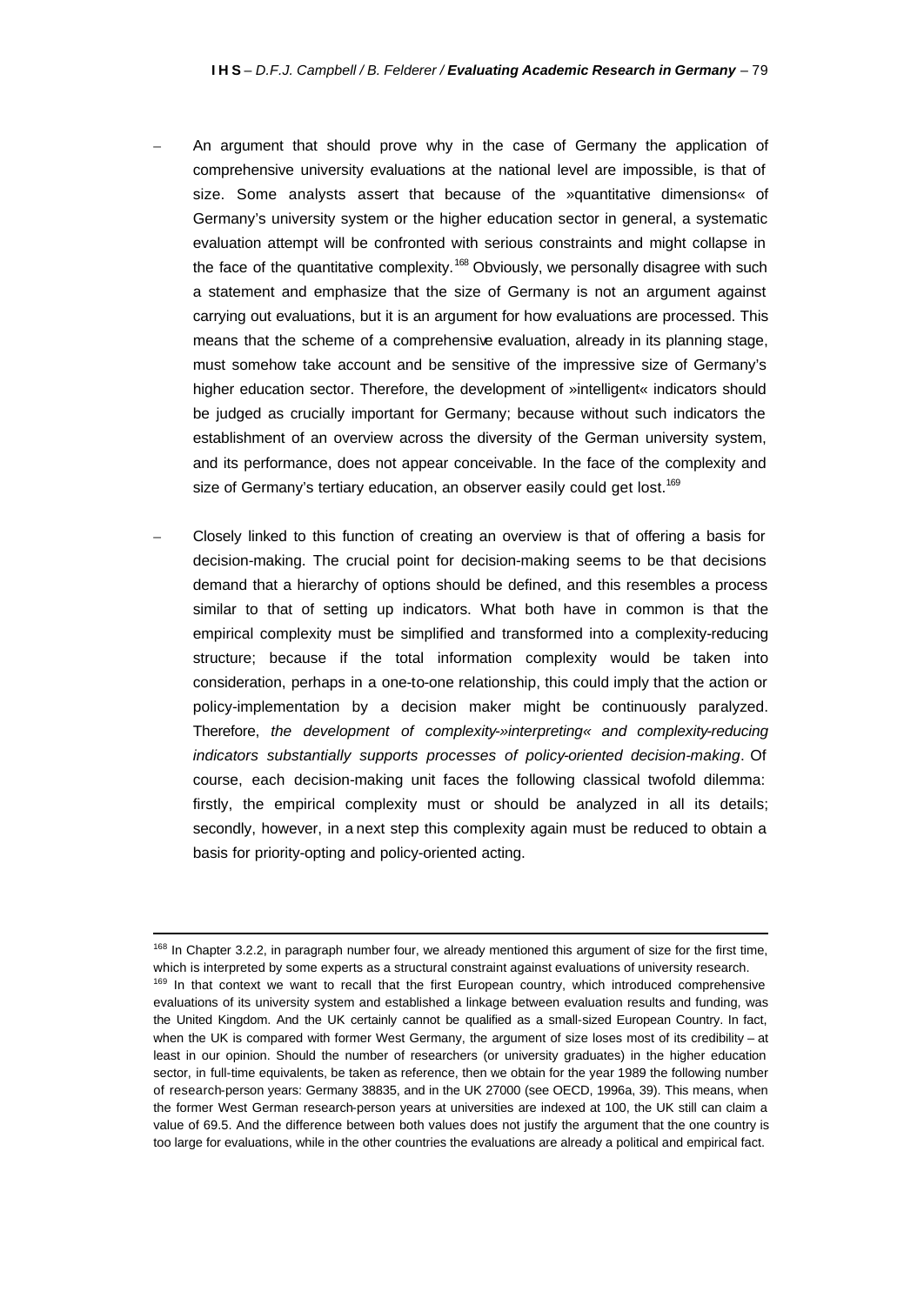- An argument that should prove why in the case of Germany the application of comprehensive university evaluations at the national level are impossible, is that of size. Some analysts assert that because of the »quantitative dimensions« of Germany's university system or the higher education sector in general, a systematic evaluation attempt will be confronted with serious constraints and might collapse in the face of the quantitative complexity.[168] Obviously, we personally disagree with such a statement and emphasize that the size of Germany is not an argument against carrying out evaluations, but it is an argument for how evaluations are processed. This means that the scheme of a comprehensive evaluation, already in its planning stage, must somehow take account and be sensitive of the impressive size of Germany's higher education sector. Therefore, the development of »intelligent« indicators should be judged as crucially important for Germany; because without such indicators the establishment of an overview across the diversity of the German university system, and its performance, does not appear conceivable. In the face of the complexity and size of Germany's tertiary education, an observer easily could get lost.[169]

- Closely linked to this function of creating an overview is that of offering a basis for decision-making. The crucial point for decision-making seems to be that decisions demand that a hierarchy of options should be defined, and this resembles a process similar to that of setting up indicators. What both have in common is that the empirical complexity must be simplified and transformed into a complexity-reducing structure; because if the total information complexity would be taken into consideration, perhaps in a one-to-one relationship, this could imply that the action or policy-implementation by a decision maker might be continuously paralyzed. Therefore, *the development of complexity-»interpreting« and complexity-reducing indicators substantially supports processes of policy-oriented decision-making*. Of course, each decision-making unit faces the following classical twofold dilemma: firstly, the empirical complexity must or should be analyzed in all its details; secondly, however, in a next step this complexity again must be reduced to obtain a basis for priority-opting and policy-oriented acting.

---

[168] In Chapter 3.2.2, in paragraph number four, we already mentioned this argument of size for the first time, which is interpreted by some experts as a structural constraint against evaluations of university research.

[169] In that context we want to recall that the first European country, which introduced comprehensive evaluations of its university system and established a linkage between evaluation results and funding, was the United Kingdom. And the UK certainly cannot be qualified as a small-sized European Country. In fact, when the UK is compared with former West Germany, the argument of size loses most of its credibility – at least in our opinion. Should the number of researchers (or university graduates) in the higher education sector, in full-time equivalents, be taken as reference, then we obtain for the year 1989 the following number of research-person years: Germany 38835, and in the UK 27000 (see OECD, 1996a, 39). This means, when the former West German research-person years at universities are indexed at 100, the UK still can claim a value of 69.5. And the difference between both values does not justify the argument that the one country is too large for evaluations, while in the other countries the evaluations are already a political and empirical fact.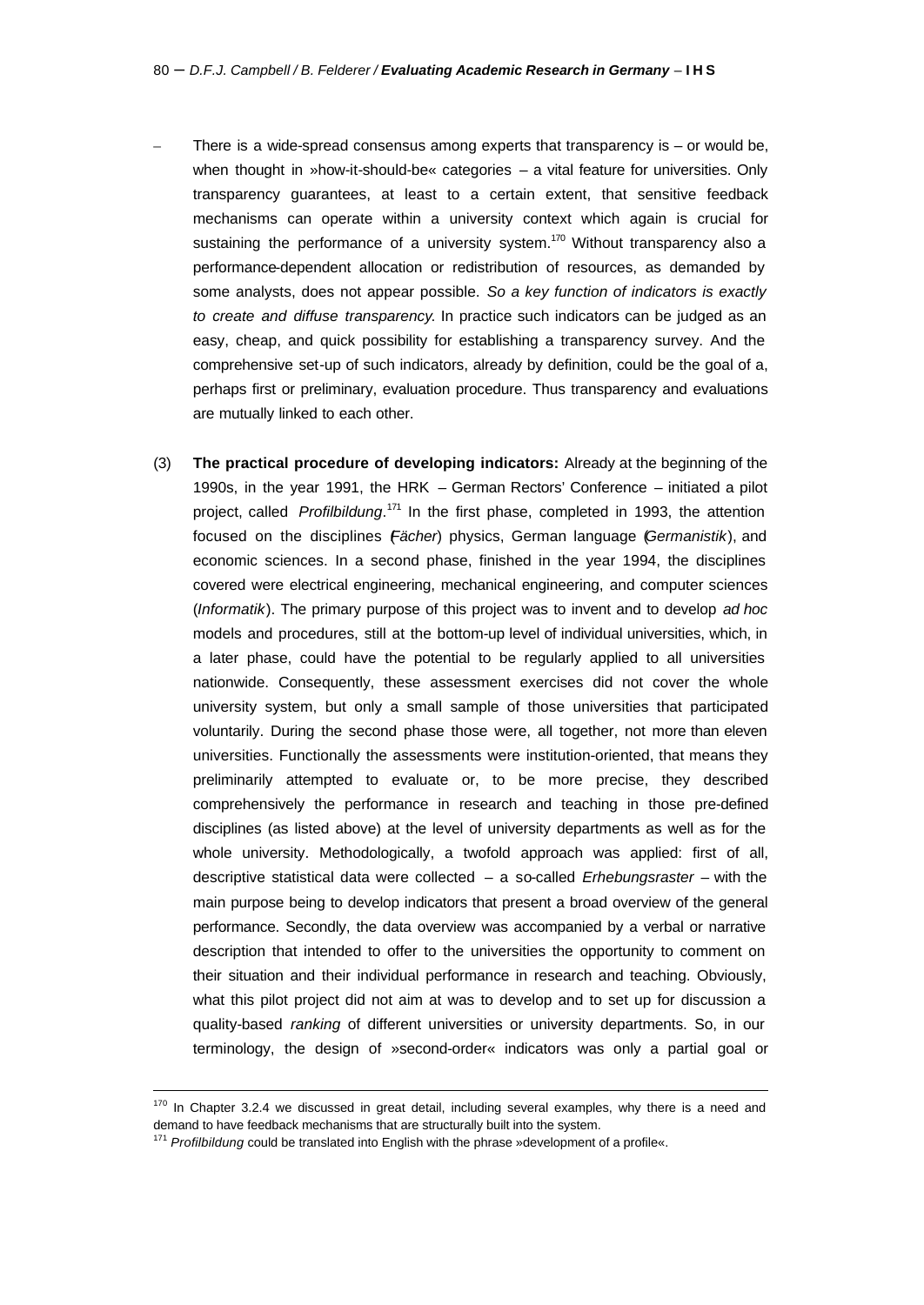– There is a wide-spread consensus among experts that transparency is – or would be, when thought in »how-it-should-be« categories – a vital feature for universities. Only transparency guarantees, at least to a certain extent, that sensitive feedback mechanisms can operate within a university context which again is crucial for sustaining the performance of a university system.[170] Without transparency also a performance-dependent allocation or redistribution of resources, as demanded by some analysts, does not appear possible. *So a key function of indicators is exactly to create and diffuse transparency*. In practice such indicators can be judged as an easy, cheap, and quick possibility for establishing a transparency survey. And the comprehensive set-up of such indicators, already by definition, could be the goal of a, perhaps first or preliminary, evaluation procedure. Thus transparency and evaluations are mutually linked to each other.

(3) **The practical procedure of developing indicators:** Already at the beginning of the 1990s, in the year 1991, the HRK – German Rectors' Conference – initiated a pilot project, called *Profilbildung*.[171] In the first phase, completed in 1993, the attention focused on the disciplines (*Fächer*) physics, German language (*Germanistik*), and economic sciences. In a second phase, finished in the year 1994, the disciplines covered were electrical engineering, mechanical engineering, and computer sciences (*Informatik*). The primary purpose of this project was to invent and to develop *ad hoc* models and procedures, still at the bottom-up level of individual universities, which, in a later phase, could have the potential to be regularly applied to all universities nationwide. Consequently, these assessment exercises did not cover the whole university system, but only a small sample of those universities that participated voluntarily. During the second phase those were, all together, not more than eleven universities. Functionally the assessments were institution-oriented, that means they preliminarily attempted to evaluate or, to be more precise, they described comprehensively the performance in research and teaching in those pre-defined disciplines (as listed above) at the level of university departments as well as for the whole university. Methodologically, a twofold approach was applied: first of all, descriptive statistical data were collected – a so-called *Erhebungsraster* – with the main purpose being to develop indicators that present a broad overview of the general performance. Secondly, the data overview was accompanied by a verbal or narrative description that intended to offer to the universities the opportunity to comment on their situation and their individual performance in research and teaching. Obviously, what this pilot project did not aim at was to develop and to set up for discussion a quality-based *ranking* of different universities or university departments. So, in our terminology, the design of »second-order« indicators was only a partial goal or

---

[170] In Chapter 3.2.4 we discussed in great detail, including several examples, why there is a need and demand to have feedback mechanisms that are structurally built into the system.

[171] *Profilbildung* could be translated into English with the phrase »development of a profile«.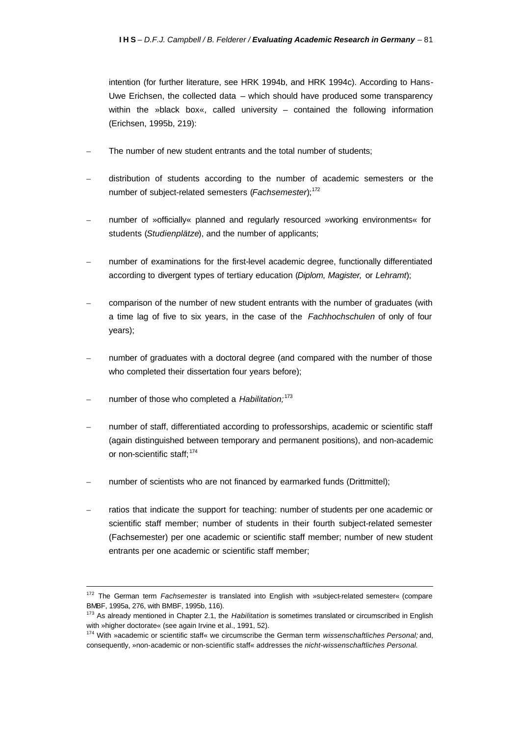intention (for further literature, see HRK 1994b, and HRK 1994c). According to Hans-Uwe Erichsen, the collected data – which should have produced some transparency within the »black box«, called university – contained the following information (Erichsen, 1995b, 219):

- The number of new student entrants and the total number of students;
- distribution of students according to the number of academic semesters or the number of subject-related semesters (*Fachsemester*);[172]
- number of »officially« planned and regularly resourced »working environments« for students (*Studienplätze*), and the number of applicants;
- number of examinations for the first-level academic degree, functionally differentiated according to divergent types of tertiary education (*Diplom, Magister,* or *Lehramt*);
- comparison of the number of new student entrants with the number of graduates (with a time lag of five to six years, in the case of the *Fachhochschulen* of only of four years);
- number of graduates with a doctoral degree (and compared with the number of those who completed their dissertation four years before);
- number of those who completed a *Habilitation;*[173]
- number of staff, differentiated according to professorships, academic or scientific staff (again distinguished between temporary and permanent positions), and non-academic or non-scientific staff;[174]
- number of scientists who are not financed by earmarked funds (Drittmittel);
- ratios that indicate the support for teaching: number of students per one academic or scientific staff member; number of students in their fourth subject-related semester (Fachsemester) per one academic or scientific staff member; number of new student entrants per one academic or scientific staff member;

---

[172] The German term *Fachsemester* is translated into English with »subject-related semester« (compare BMBF, 1995a, 276, with BMBF, 1995b, 116).

[173] As already mentioned in Chapter 2.1, the *Habilitation* is sometimes translated or circumscribed in English with »higher doctorate« (see again Irvine et al., 1991, 52).

[174] With »academic or scientific staff« we circumscribe the German term *wissenschaftliches Personal;* and, consequently, »non-academic or non-scientific staff« addresses the *nicht-wissenschaftliches Personal.*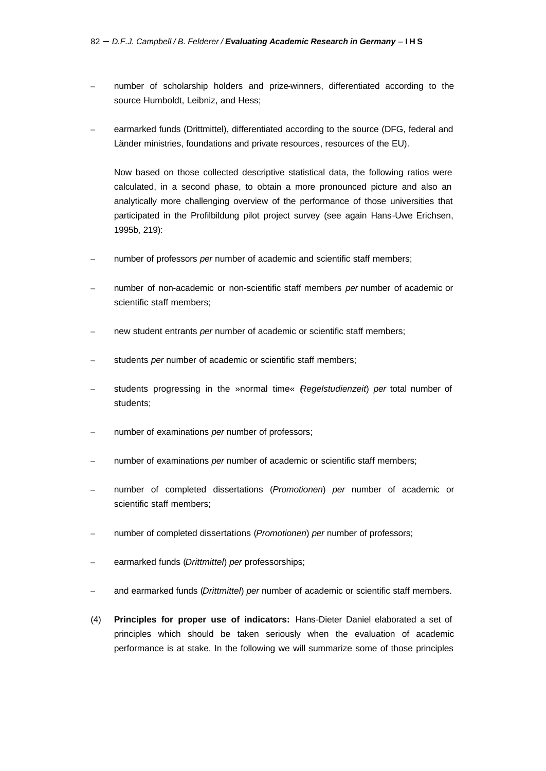- number of scholarship holders and prize-winners, differentiated according to the source Humboldt, Leibniz, and Hess;
- earmarked funds (Drittmittel), differentiated according to the source (DFG, federal and Länder ministries, foundations and private resources, resources of the EU).

  Now based on those collected descriptive statistical data, the following ratios were calculated, in a second phase, to obtain a more pronounced picture and also an analytically more challenging overview of the performance of those universities that participated in the Profilbildung pilot project survey (see again Hans-Uwe Erichsen, 1995b, 219):

- number of professors *per* number of academic and scientific staff members;
- number of non-academic or non-scientific staff members *per* number of academic or scientific staff members;
- new student entrants *per* number of academic or scientific staff members;
- students *per* number of academic or scientific staff members;
- students progressing in the »normal time« (*Regelstudienzeit*) *per* total number of students;
- number of examinations *per* number of professors;
- number of examinations *per* number of academic or scientific staff members;
- number of completed dissertations (*Promotionen*) *per* number of academic or scientific staff members;
- number of completed dissertations (*Promotionen*) *per* number of professors;
- earmarked funds (*Drittmittel*) *per* professorships;
- and earmarked funds (*Drittmittel*) *per* number of academic or scientific staff members.

(4) **Principles for proper use of indicators:** Hans-Dieter Daniel elaborated a set of principles which should be taken seriously when the evaluation of academic performance is at stake. In the following we will summarize some of those principles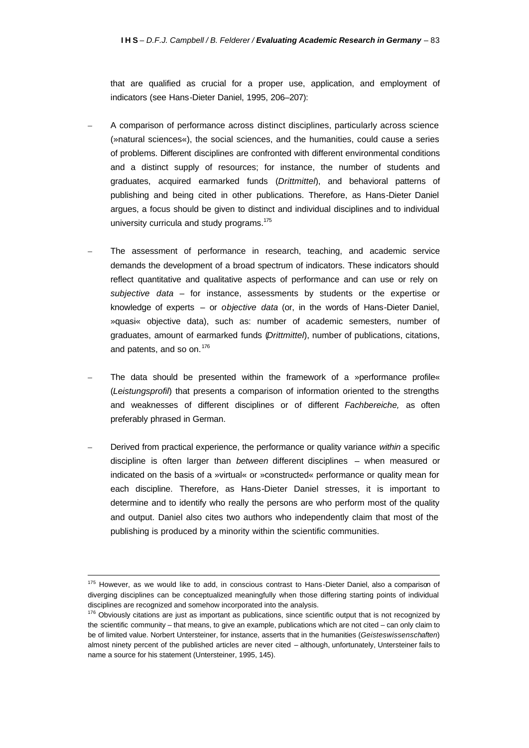that are qualified as crucial for a proper use, application, and employment of indicators (see Hans-Dieter Daniel, 1995, 206–207):

– A comparison of performance across distinct disciplines, particularly across science (»natural sciences«), the social sciences, and the humanities, could cause a series of problems. Different disciplines are confronted with different environmental conditions and a distinct supply of resources; for instance, the number of students and graduates, acquired earmarked funds (*Drittmittel*), and behavioral patterns of publishing and being cited in other publications. Therefore, as Hans-Dieter Daniel argues, a focus should be given to distinct and individual disciplines and to individual university curricula and study programs.[175]

– The assessment of performance in research, teaching, and academic service demands the development of a broad spectrum of indicators. These indicators should reflect quantitative and qualitative aspects of performance and can use or rely on *subjective data* – for instance, assessments by students or the expertise or knowledge of experts – or *objective data* (or, in the words of Hans-Dieter Daniel, »quasi« objective data), such as: number of academic semesters, number of graduates, amount of earmarked funds (*Drittmittel*), number of publications, citations, and patents, and so on.[176]

– The data should be presented within the framework of a »performance profile« (*Leistungsprofil*) that presents a comparison of information oriented to the strengths and weaknesses of different disciplines or of different *Fachbereiche,* as often preferably phrased in German.

– Derived from practical experience, the performance or quality variance *within* a specific discipline is often larger than *between* different disciplines – when measured or indicated on the basis of a »virtual« or »constructed« performance or quality mean for each discipline. Therefore, as Hans-Dieter Daniel stresses, it is important to determine and to identify who really the persons are who perform most of the quality and output. Daniel also cites two authors who independently claim that most of the publishing is produced by a minority within the scientific communities.

---

[175] However, as we would like to add, in conscious contrast to Hans-Dieter Daniel, also a comparison of diverging disciplines can be conceptualized meaningfully when those differing starting points of individual disciplines are recognized and somehow incorporated into the analysis.

[176] Obviously citations are just as important as publications, since scientific output that is not recognized by the scientific community – that means, to give an example, publications which are not cited – can only claim to be of limited value. Norbert Untersteiner, for instance, asserts that in the humanities (*Geisteswissenschaften*) almost ninety percent of the published articles are never cited – although, unfortunately, Untersteiner fails to name a source for his statement (Untersteiner, 1995, 145).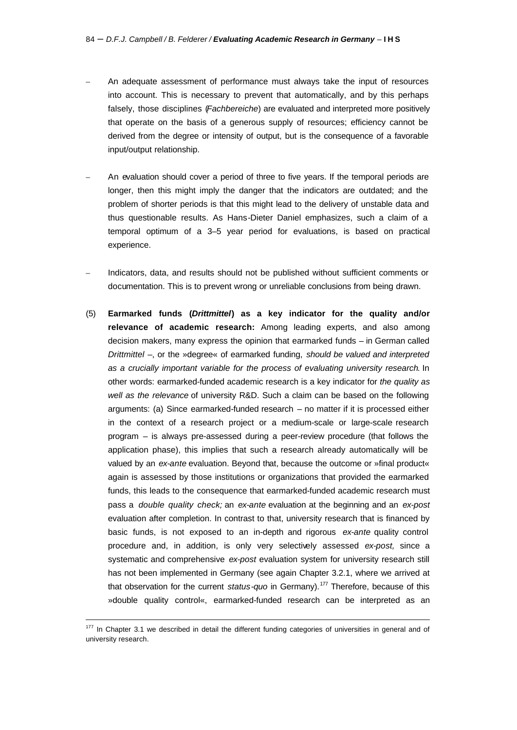- An adequate assessment of performance must always take the input of resources into account. This is necessary to prevent that automatically, and by this perhaps falsely, those disciplines (*Fachbereiche*) are evaluated and interpreted more positively that operate on the basis of a generous supply of resources; efficiency cannot be derived from the degree or intensity of output, but is the consequence of a favorable input/output relationship.

- An evaluation should cover a period of three to five years. If the temporal periods are longer, then this might imply the danger that the indicators are outdated; and the problem of shorter periods is that this might lead to the delivery of unstable data and thus questionable results. As Hans-Dieter Daniel emphasizes, such a claim of a temporal optimum of a 3–5 year period for evaluations, is based on practical experience.

- Indicators, data, and results should not be published without sufficient comments or documentation. This is to prevent wrong or unreliable conclusions from being drawn.

(5) **Earmarked funds (*Drittmittel*) as a key indicator for the quality and/or relevance of academic research:** Among leading experts, and also among decision makers, many express the opinion that earmarked funds – in German called *Drittmittel* –, or the »degree« of earmarked funding, *should be valued and interpreted as a crucially important variable for the process of evaluating university research*. In other words: earmarked-funded academic research is a key indicator for *the quality as well as the relevance* of university R&D. Such a claim can be based on the following arguments: (a) Since earmarked-funded research – no matter if it is processed either in the context of a research project or a medium-scale or large-scale research program – is always pre-assessed during a peer-review procedure (that follows the application phase), this implies that such a research already automatically will be valued by an *ex-ante* evaluation. Beyond that, because the outcome or »final product« again is assessed by those institutions or organizations that provided the earmarked funds, this leads to the consequence that earmarked-funded academic research must pass a *double quality check;* an *ex-ante* evaluation at the beginning and an *ex-post* evaluation after completion. In contrast to that, university research that is financed by basic funds, is not exposed to an in-depth and rigorous *ex-ante* quality control procedure and, in addition, is only very selectively assessed *ex-post,* since a systematic and comprehensive *ex-post* evaluation system for university research still has not been implemented in Germany (see again Chapter 3.2.1, where we arrived at that observation for the current *status-quo* in Germany).[177] Therefore, because of this »double quality control«, earmarked-funded research can be interpreted as an

---

[177] In Chapter 3.1 we described in detail the different funding categories of universities in general and of university research.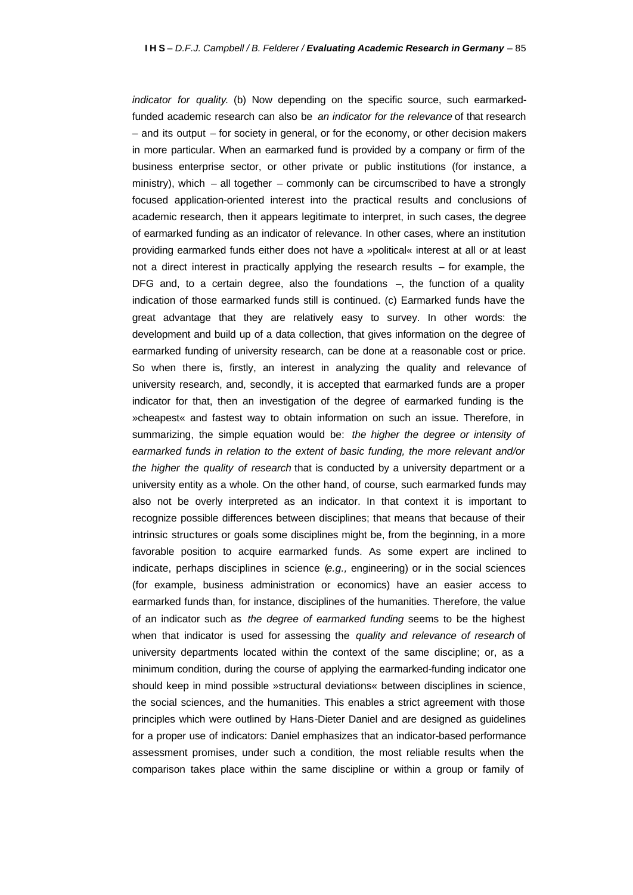*indicator for quality.* (b) Now depending on the specific source, such earmarked-funded academic research can also be *an indicator for the relevance* of that research – and its output – for society in general, or for the economy, or other decision makers in more particular. When an earmarked fund is provided by a company or firm of the business enterprise sector, or other private or public institutions (for instance, a ministry), which – all together – commonly can be circumscribed to have a strongly focused application-oriented interest into the practical results and conclusions of academic research, then it appears legitimate to interpret, in such cases, the degree of earmarked funding as an indicator of relevance. In other cases, where an institution providing earmarked funds either does not have a »political« interest at all or at least not a direct interest in practically applying the research results – for example, the DFG and, to a certain degree, also the foundations –, the function of a quality indication of those earmarked funds still is continued. (c) Earmarked funds have the great advantage that they are relatively easy to survey. In other words: the development and build up of a data collection, that gives information on the degree of earmarked funding of university research, can be done at a reasonable cost or price. So when there is, firstly, an interest in analyzing the quality and relevance of university research, and, secondly, it is accepted that earmarked funds are a proper indicator for that, then an investigation of the degree of earmarked funding is the »cheapest« and fastest way to obtain information on such an issue. Therefore, in summarizing, the simple equation would be: *the higher the degree or intensity of earmarked funds in relation to the extent of basic funding, the more relevant and/or the higher the quality of research* that is conducted by a university department or a university entity as a whole. On the other hand, of course, such earmarked funds may also not be overly interpreted as an indicator. In that context it is important to recognize possible differences between disciplines; that means that because of their intrinsic structures or goals some disciplines might be, from the beginning, in a more favorable position to acquire earmarked funds. As some expert are inclined to indicate, perhaps disciplines in science (*e.g.,* engineering) or in the social sciences (for example, business administration or economics) have an easier access to earmarked funds than, for instance, disciplines of the humanities. Therefore, the value of an indicator such as *the degree of earmarked funding* seems to be the highest when that indicator is used for assessing the *quality and relevance of research* of university departments located within the context of the same discipline; or, as a minimum condition, during the course of applying the earmarked-funding indicator one should keep in mind possible »structural deviations« between disciplines in science, the social sciences, and the humanities. This enables a strict agreement with those principles which were outlined by Hans-Dieter Daniel and are designed as guidelines for a proper use of indicators: Daniel emphasizes that an indicator-based performance assessment promises, under such a condition, the most reliable results when the comparison takes place within the same discipline or within a group or family of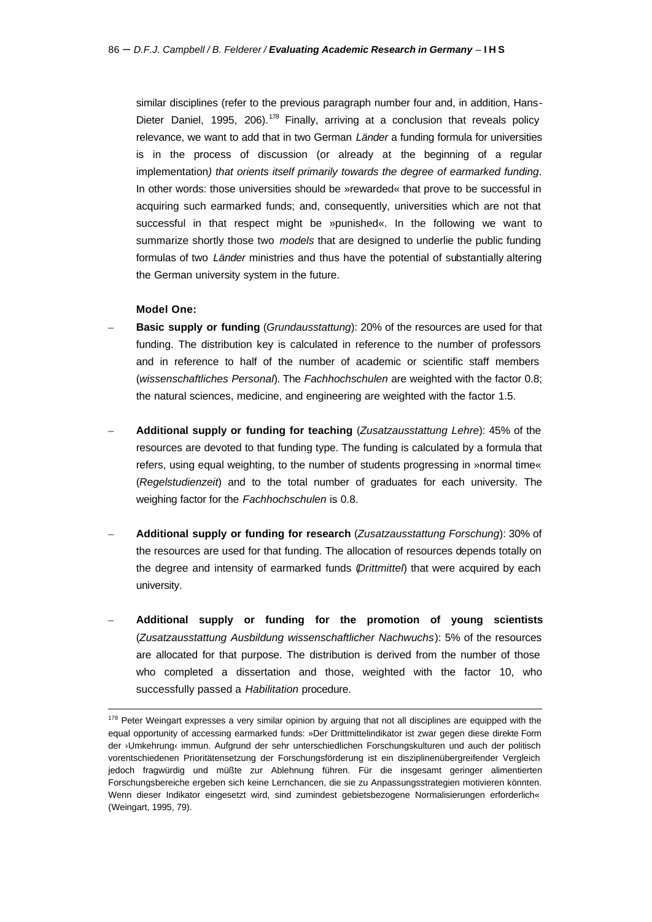similar disciplines (refer to the previous paragraph number four and, in addition, Hans-Dieter Daniel, 1995, 206).[178] Finally, arriving at a conclusion that reveals policy relevance, we want to add that in two German *Länder* a funding formula for universities is in the process of discussion (or already at the beginning of a regular implementation*) that orients itself primarily towards the degree of earmarked funding*. In other words: those universities should be »rewarded« that prove to be successful in acquiring such earmarked funds; and, consequently, universities which are not that successful in that respect might be »punished«. In the following we want to summarize shortly those two *models* that are designed to underlie the public funding formulas of two *Länder* ministries and thus have the potential of substantially altering the German university system in the future.

**Model One:**

- **Basic supply or funding** (*Grundausstattung*): 20% of the resources are used for that funding. The distribution key is calculated in reference to the number of professors and in reference to half of the number of academic or scientific staff members (*wissenschaftliches Personal*). The *Fachhochschulen* are weighted with the factor 0.8; the natural sciences, medicine, and engineering are weighted with the factor 1.5.

- **Additional supply or funding for teaching** (*Zusatzausstattung Lehre*): 45% of the resources are devoted to that funding type. The funding is calculated by a formula that refers, using equal weighting, to the number of students progressing in »normal time« (*Regelstudienzeit*) and to the total number of graduates for each university. The weighing factor for the *Fachhochschulen* is 0.8.

- **Additional supply or funding for research** (*Zusatzausstattung Forschung*): 30% of the resources are used for that funding. The allocation of resources depends totally on the degree and intensity of earmarked funds (*Drittmittel*) that were acquired by each university.

- **Additional supply or funding for the promotion of young scientists** (*Zusatzausstattung Ausbildung wissenschaftlicher Nachwuchs*): 5% of the resources are allocated for that purpose. The distribution is derived from the number of those who completed a dissertation and those, weighted with the factor 10, who successfully passed a *Habilitation* procedure.

---

[178] Peter Weingart expresses a very similar opinion by arguing that not all disciplines are equipped with the equal opportunity of accessing earmarked funds: »Der Drittmittelindikator ist zwar gegen diese direkte Form der ›Umkehrung‹ immun. Aufgrund der sehr unterschiedlichen Forschungskulturen und auch der politisch vorentschiedenen Prioritätensetzung der Forschungsförderung ist ein disziplinenübergreifender Vergleich jedoch fragwürdig und müßte zur Ablehnung führen. Für die insgesamt geringer alimentierten Forschungsbereiche ergeben sich keine Lernchancen, die sie zu Anpassungsstrategien motivieren könnten. Wenn dieser Indikator eingesetzt wird, sind zumindest gebietsbezogene Normalisierungen erforderlich« (Weingart, 1995, 79).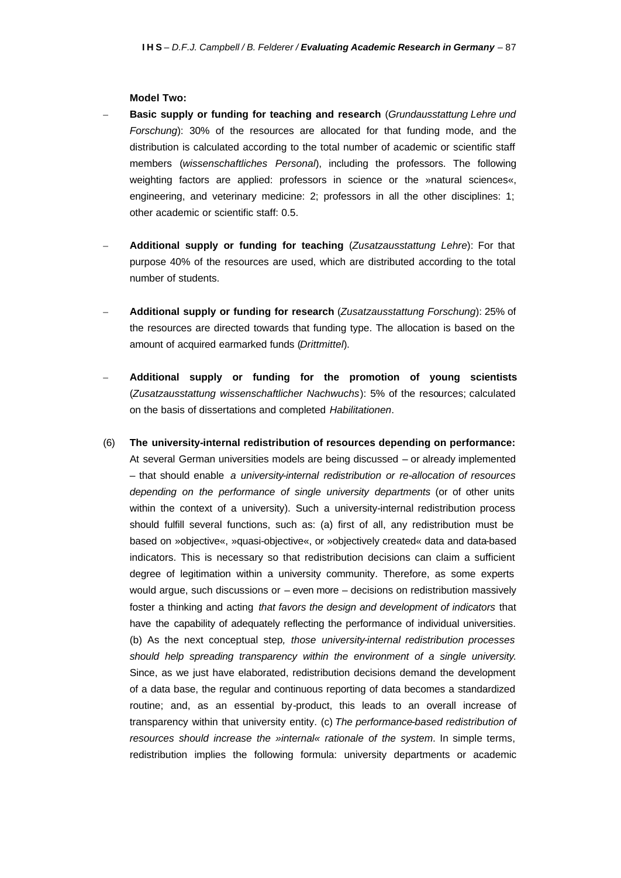**Model Two:**

- **Basic supply or funding for teaching and research** (*Grundausstattung Lehre und Forschung*): 30% of the resources are allocated for that funding mode, and the distribution is calculated according to the total number of academic or scientific staff members (*wissenschaftliches Personal*), including the professors. The following weighting factors are applied: professors in science or the »natural sciences«, engineering, and veterinary medicine: 2; professors in all the other disciplines: 1; other academic or scientific staff: 0.5.

- **Additional supply or funding for teaching** (*Zusatzausstattung Lehre*): For that purpose 40% of the resources are used, which are distributed according to the total number of students.

- **Additional supply or funding for research** (*Zusatzausstattung Forschung*): 25% of the resources are directed towards that funding type. The allocation is based on the amount of acquired earmarked funds (*Drittmittel*).

- **Additional supply or funding for the promotion of young scientists** (*Zusatzausstattung wissenschaftlicher Nachwuchs*): 5% of the resources; calculated on the basis of dissertations and completed *Habilitationen*.

(6) **The university-internal redistribution of resources depending on performance:** At several German universities models are being discussed – or already implemented – that should enable *a university-internal redistribution or re-allocation of resources depending on the performance of single university departments* (or of other units within the context of a university). Such a university-internal redistribution process should fulfill several functions, such as: (a) first of all, any redistribution must be based on »objective«, »quasi-objective«, or »objectively created« data and data-based indicators. This is necessary so that redistribution decisions can claim a sufficient degree of legitimation within a university community. Therefore, as some experts would argue, such discussions or – even more – decisions on redistribution massively foster a thinking and acting *that favors the design and development of indicators* that have the capability of adequately reflecting the performance of individual universities. (b) As the next conceptual step, *those university-internal redistribution processes should help spreading transparency within the environment of a single university.* Since, as we just have elaborated, redistribution decisions demand the development of a data base, the regular and continuous reporting of data becomes a standardized routine; and, as an essential by-product, this leads to an overall increase of transparency within that university entity. (c) *The performance-based redistribution of resources should increase the »internal« rationale of the system*. In simple terms, redistribution implies the following formula: university departments or academic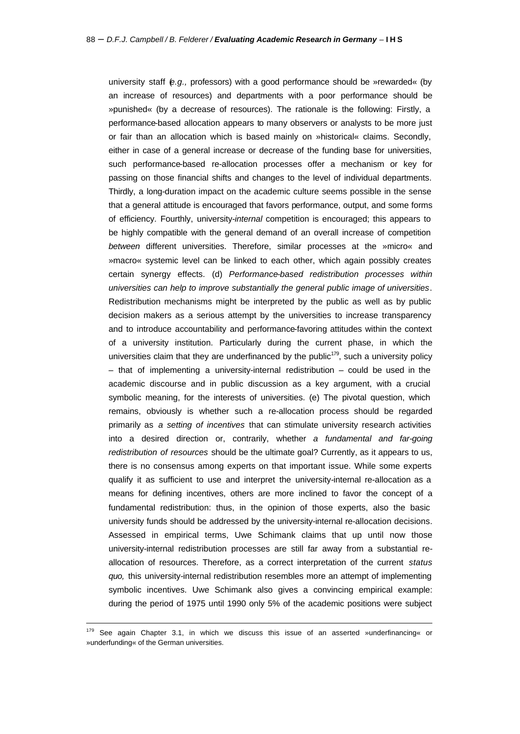university staff (*e.g.,* professors) with a good performance should be »rewarded« (by an increase of resources) and departments with a poor performance should be »punished« (by a decrease of resources). The rationale is the following: Firstly, a performance-based allocation appears to many observers or analysts to be more just or fair than an allocation which is based mainly on »historical« claims. Secondly, either in case of a general increase or decrease of the funding base for universities, such performance-based re-allocation processes offer a mechanism or key for passing on those financial shifts and changes to the level of individual departments. Thirdly, a long-duration impact on the academic culture seems possible in the sense that a general attitude is encouraged that favors performance, output, and some forms of efficiency. Fourthly, university-*internal* competition is encouraged; this appears to be highly compatible with the general demand of an overall increase of competition *between* different universities. Therefore, similar processes at the »micro« and »macro« systemic level can be linked to each other, which again possibly creates certain synergy effects. (d) *Performance-based redistribution processes within universities can help to improve substantially the general public image of universities*. Redistribution mechanisms might be interpreted by the public as well as by public decision makers as a serious attempt by the universities to increase transparency and to introduce accountability and performance-favoring attitudes within the context of a university institution. Particularly during the current phase, in which the universities claim that they are underfinanced by the public[179], such a university policy – that of implementing a university-internal redistribution – could be used in the academic discourse and in public discussion as a key argument, with a crucial symbolic meaning, for the interests of universities. (e) The pivotal question, which remains, obviously is whether such a re-allocation process should be regarded primarily as *a setting of incentives* that can stimulate university research activities into a desired direction or, contrarily, whether *a fundamental and far-going redistribution of resources* should be the ultimate goal? Currently, as it appears to us, there is no consensus among experts on that important issue. While some experts qualify it as sufficient to use and interpret the university-internal re-allocation as a means for defining incentives, others are more inclined to favor the concept of a fundamental redistribution: thus, in the opinion of those experts, also the basic university funds should be addressed by the university-internal re-allocation decisions. Assessed in empirical terms, Uwe Schimank claims that up until now those university-internal redistribution processes are still far away from a substantial re-allocation of resources. Therefore, as a correct interpretation of the current *status quo,* this university-internal redistribution resembles more an attempt of implementing symbolic incentives. Uwe Schimank also gives a convincing empirical example: during the period of 1975 until 1990 only 5% of the academic positions were subject

[179] See again Chapter 3.1, in which we discuss this issue of an asserted »underfinancing« or »underfunding« of the German universities.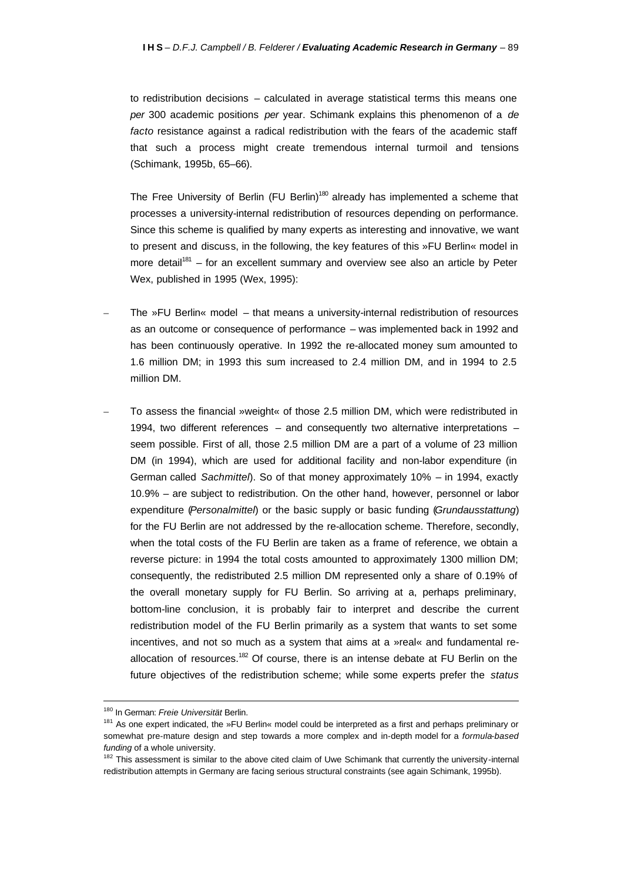to redistribution decisions – calculated in average statistical terms this means one *per* 300 academic positions *per* year. Schimank explains this phenomenon of a *de facto* resistance against a radical redistribution with the fears of the academic staff that such a process might create tremendous internal turmoil and tensions (Schimank, 1995b, 65–66).

The Free University of Berlin (FU Berlin)[180] already has implemented a scheme that processes a university-internal redistribution of resources depending on performance. Since this scheme is qualified by many experts as interesting and innovative, we want to present and discuss, in the following, the key features of this »FU Berlin« model in more detail[181] – for an excellent summary and overview see also an article by Peter Wex, published in 1995 (Wex, 1995):

– The »FU Berlin« model – that means a university-internal redistribution of resources as an outcome or consequence of performance – was implemented back in 1992 and has been continuously operative. In 1992 the re-allocated money sum amounted to 1.6 million DM; in 1993 this sum increased to 2.4 million DM, and in 1994 to 2.5 million DM.

– To assess the financial »weight« of those 2.5 million DM, which were redistributed in 1994, two different references – and consequently two alternative interpretations – seem possible. First of all, those 2.5 million DM are a part of a volume of 23 million DM (in 1994), which are used for additional facility and non-labor expenditure (in German called *Sachmittel*). So of that money approximately 10% – in 1994, exactly 10.9% – are subject to redistribution. On the other hand, however, personnel or labor expenditure (*Personalmittel*) or the basic supply or basic funding (*Grundausstattung*) for the FU Berlin are not addressed by the re-allocation scheme. Therefore, secondly, when the total costs of the FU Berlin are taken as a frame of reference, we obtain a reverse picture: in 1994 the total costs amounted to approximately 1300 million DM; consequently, the redistributed 2.5 million DM represented only a share of 0.19% of the overall monetary supply for FU Berlin. So arriving at a, perhaps preliminary, bottom-line conclusion, it is probably fair to interpret and describe the current redistribution model of the FU Berlin primarily as a system that wants to set some incentives, and not so much as a system that aims at a »real« and fundamental re-allocation of resources.[182] Of course, there is an intense debate at FU Berlin on the future objectives of the redistribution scheme; while some experts prefer the *status*

---

[180] In German: *Freie Universität* Berlin.

[181] As one expert indicated, the »FU Berlin« model could be interpreted as a first and perhaps preliminary or somewhat pre-mature design and step towards a more complex and in-depth model for a *formula-based funding* of a whole university.

[182] This assessment is similar to the above cited claim of Uwe Schimank that currently the university-internal redistribution attempts in Germany are facing serious structural constraints (see again Schimank, 1995b).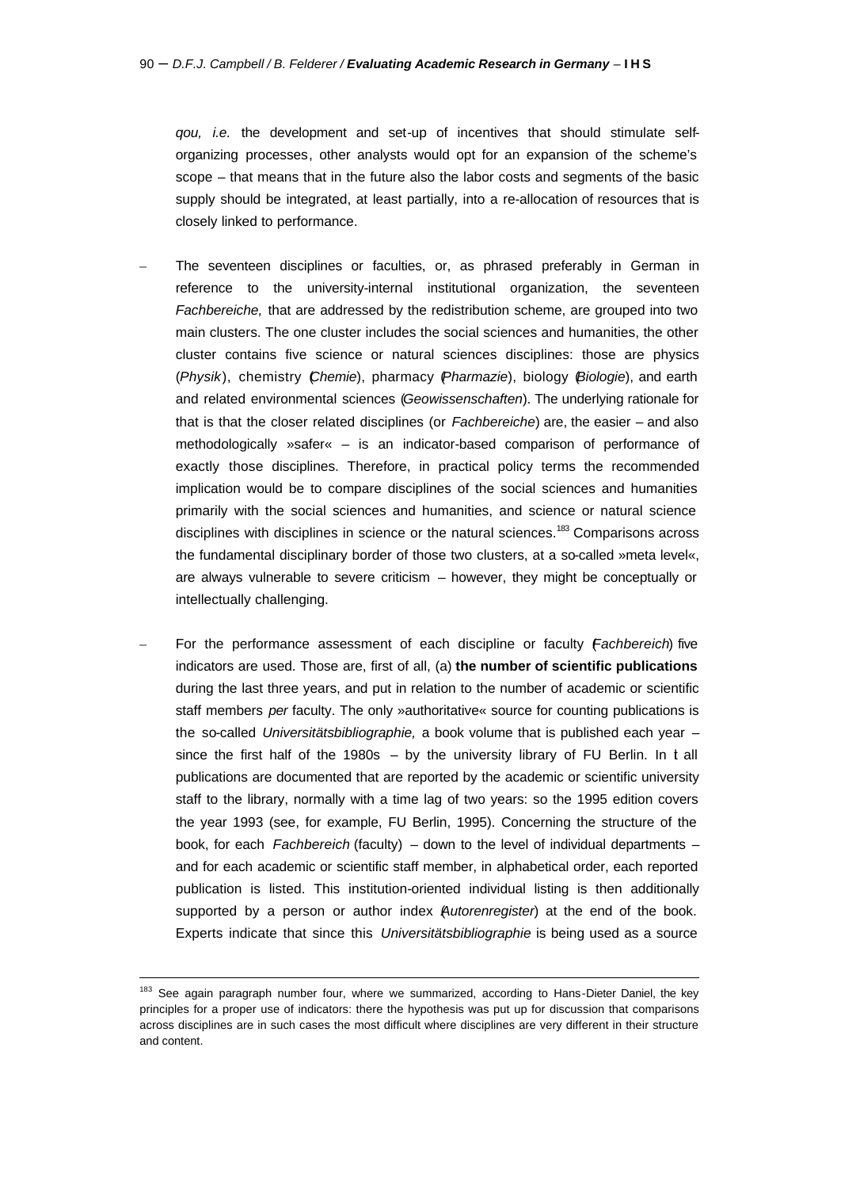*qou, i.e.* the development and set-up of incentives that should stimulate self-organizing processes, other analysts would opt for an expansion of the scheme's scope – that means that in the future also the labor costs and segments of the basic supply should be integrated, at least partially, into a re-allocation of resources that is closely linked to performance.

– The seventeen disciplines or faculties, or, as phrased preferably in German in reference to the university-internal institutional organization, the seventeen *Fachbereiche,* that are addressed by the redistribution scheme, are grouped into two main clusters. The one cluster includes the social sciences and humanities, the other cluster contains five science or natural sciences disciplines: those are physics (*Physik*), chemistry (*Chemie*), pharmacy (*Pharmazie*), biology (*Biologie*), and earth and related environmental sciences (*Geowissenschaften*). The underlying rationale for that is that the closer related disciplines (or *Fachbereiche*) are, the easier – and also methodologically »safer« – is an indicator-based comparison of performance of exactly those disciplines. Therefore, in practical policy terms the recommended implication would be to compare disciplines of the social sciences and humanities primarily with the social sciences and humanities, and science or natural science disciplines with disciplines in science or the natural sciences.[183] Comparisons across the fundamental disciplinary border of those two clusters, at a so-called »meta level«, are always vulnerable to severe criticism – however, they might be conceptually or intellectually challenging.

– For the performance assessment of each discipline or faculty (*Fachbereich*) five indicators are used. Those are, first of all, (a) **the number of scientific publications** during the last three years, and put in relation to the number of academic or scientific staff members *per* faculty. The only »authoritative« source for counting publications is the so-called *Universitätsbibliographie,* a book volume that is published each year – since the first half of the 1980s – by the university library of FU Berlin. In it all publications are documented that are reported by the academic or scientific university staff to the library, normally with a time lag of two years: so the 1995 edition covers the year 1993 (see, for example, FU Berlin, 1995). Concerning the structure of the book, for each *Fachbereich* (faculty) – down to the level of individual departments – and for each academic or scientific staff member, in alphabetical order, each reported publication is listed. This institution-oriented individual listing is then additionally supported by a person or author index (*Autorenregister*) at the end of the book. Experts indicate that since this *Universitätsbibliographie* is being used as a source

---

[183] See again paragraph number four, where we summarized, according to Hans-Dieter Daniel, the key principles for a proper use of indicators: there the hypothesis was put up for discussion that comparisons across disciplines are in such cases the most difficult where disciplines are very different in their structure and content.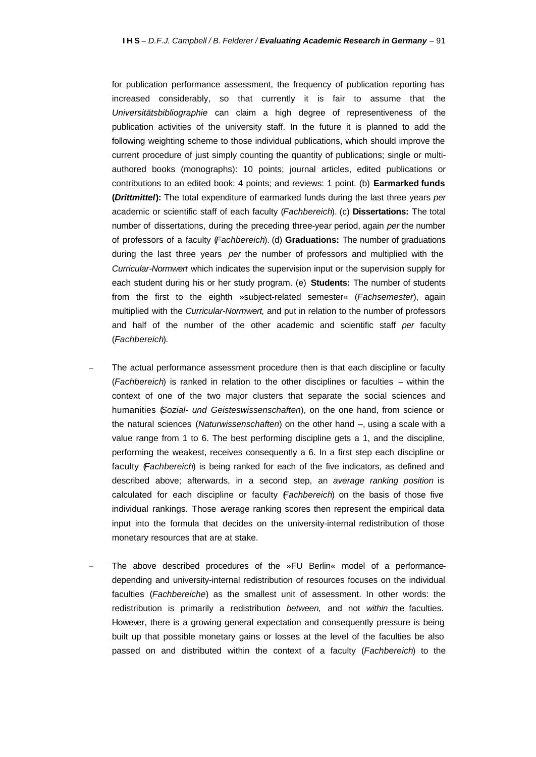for publication performance assessment, the frequency of publication reporting has increased considerably, so that currently it is fair to assume that the *Universitätsbibliographie* can claim a high degree of representiveness of the publication activities of the university staff. In the future it is planned to add the following weighting scheme to those individual publications, which should improve the current procedure of just simply counting the quantity of publications; single or multi-authored books (monographs): 10 points; journal articles, edited publications or contributions to an edited book: 4 points; and reviews: 1 point. (b) **Earmarked funds (*Drittmittel*):** The total expenditure of earmarked funds during the last three years *per* academic or scientific staff of each faculty (*Fachbereich*). (c) **Dissertations:** The total number of dissertations, during the preceding three-year period, again *per* the number of professors of a faculty (*Fachbereich*). (d) **Graduations:** The number of graduations during the last three years *per* the number of professors and multiplied with the *Curricular-Normwert* which indicates the supervision input or the supervision supply for each student during his or her study program. (e) **Students:** The number of students from the first to the eighth »subject-related semester« (*Fachsemester*), again multiplied with the *Curricular-Normwert,* and put in relation to the number of professors and half of the number of the other academic and scientific staff *per* faculty (*Fachbereich*).

– The actual performance assessment procedure then is that each discipline or faculty (*Fachbereich*) is ranked in relation to the other disciplines or faculties – within the context of one of the two major clusters that separate the social sciences and humanities (*Sozial- und Geisteswissenschaften*), on the one hand, from science or the natural sciences (*Naturwissenschaften*) on the other hand –, using a scale with a value range from 1 to 6. The best performing discipline gets a 1, and the discipline, performing the weakest, receives consequently a 6. In a first step each discipline or faculty (*Fachbereich*) is being ranked for each of the five indicators, as defined and described above; afterwards, in a second step, an *average ranking position* is calculated for each discipline or faculty (*Fachbereich*) on the basis of those five individual rankings. Those average ranking scores then represent the empirical data input into the formula that decides on the university-internal redistribution of those monetary resources that are at stake.

– The above described procedures of the »FU Berlin« model of a performance-depending and university-internal redistribution of resources focuses on the individual faculties (*Fachbereiche*) as the smallest unit of assessment. In other words: the redistribution is primarily a redistribution *between,* and not *within* the faculties. However, there is a growing general expectation and consequently pressure is being built up that possible monetary gains or losses at the level of the faculties be also passed on and distributed within the context of a faculty (*Fachbereich*) to the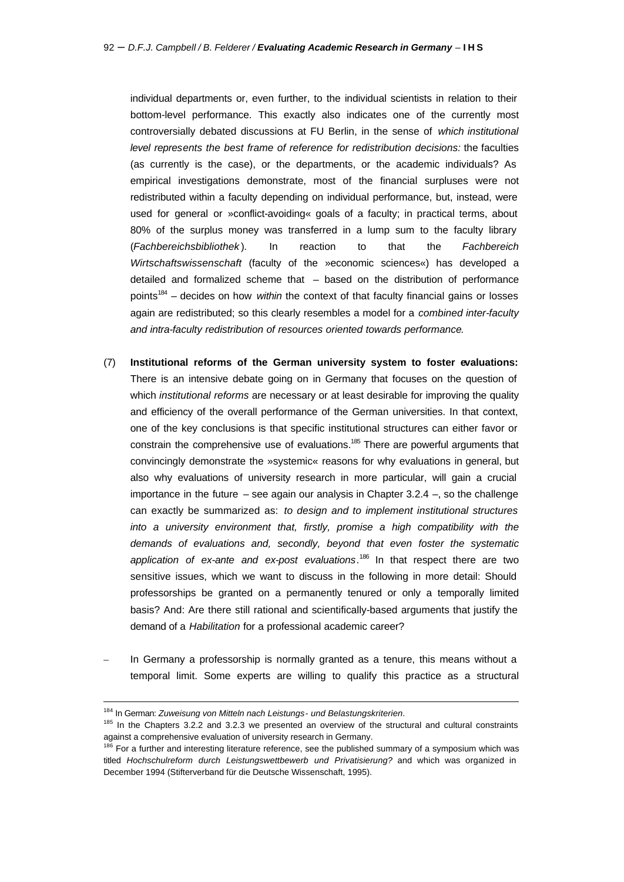individual departments or, even further, to the individual scientists in relation to their bottom-level performance. This exactly also indicates one of the currently most controversially debated discussions at FU Berlin, in the sense of *which institutional level represents the best frame of reference for redistribution decisions:* the faculties (as currently is the case), or the departments, or the academic individuals? As empirical investigations demonstrate, most of the financial surpluses were not redistributed within a faculty depending on individual performance, but, instead, were used for general or »conflict-avoiding« goals of a faculty; in practical terms, about 80% of the surplus money was transferred in a lump sum to the faculty library (*Fachbereichsbibliothek*). In reaction to that the *Fachbereich Wirtschaftswissenschaft* (faculty of the »economic sciences«) has developed a detailed and formalized scheme that – based on the distribution of performance points[184] – decides on how *within* the context of that faculty financial gains or losses again are redistributed; so this clearly resembles a model for a *combined inter-faculty and intra-faculty redistribution of resources oriented towards performance*.

(7) **Institutional reforms of the German university system to foster evaluations:** There is an intensive debate going on in Germany that focuses on the question of which *institutional reforms* are necessary or at least desirable for improving the quality and efficiency of the overall performance of the German universities. In that context, one of the key conclusions is that specific institutional structures can either favor or constrain the comprehensive use of evaluations.[185] There are powerful arguments that convincingly demonstrate the »systemic« reasons for why evaluations in general, but also why evaluations of university research in more particular, will gain a crucial importance in the future – see again our analysis in Chapter 3.2.4 –, so the challenge can exactly be summarized as: *to design and to implement institutional structures into a university environment that, firstly, promise a high compatibility with the demands of evaluations and, secondly, beyond that even foster the systematic application of ex-ante and ex-post evaluations*.[186] In that respect there are two sensitive issues, which we want to discuss in the following in more detail: Should professorships be granted on a permanently tenured or only a temporally limited basis? And: Are there still rational and scientifically-based arguments that justify the demand of a *Habilitation* for a professional academic career?

– In Germany a professorship is normally granted as a tenure, this means without a temporal limit. Some experts are willing to qualify this practice as a structural

---

[184] In German: *Zuweisung von Mitteln nach Leistungs- und Belastungskriterien*.

[185] In the Chapters 3.2.2 and 3.2.3 we presented an overview of the structural and cultural constraints against a comprehensive evaluation of university research in Germany.

[186] For a further and interesting literature reference, see the published summary of a symposium which was titled *Hochschulreform durch Leistungswettbewerb und Privatisierung?* and which was organized in December 1994 (Stifterverband für die Deutsche Wissenschaft, 1995).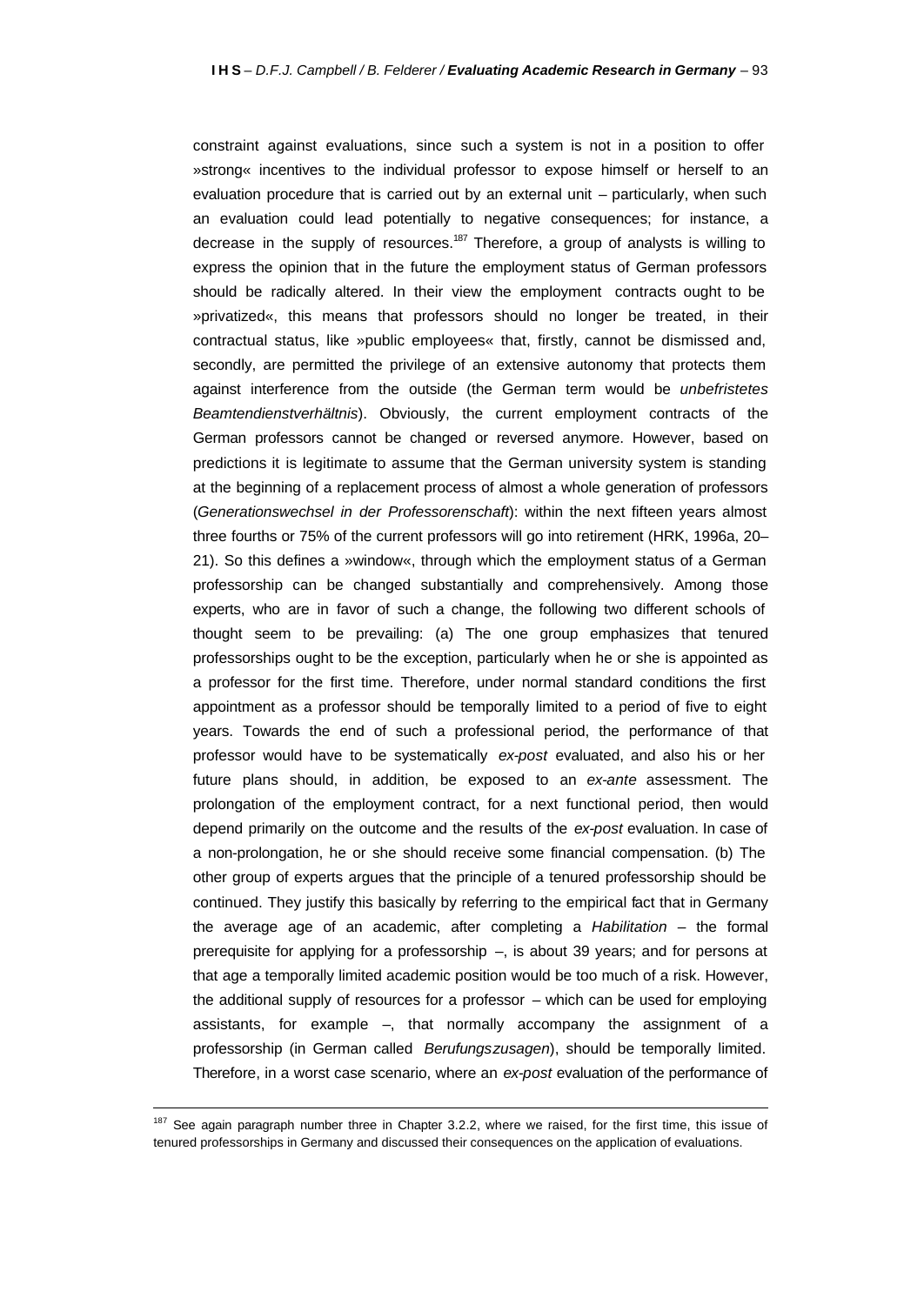constraint against evaluations, since such a system is not in a position to offer »strong« incentives to the individual professor to expose himself or herself to an evaluation procedure that is carried out by an external unit – particularly, when such an evaluation could lead potentially to negative consequences; for instance, a decrease in the supply of resources.[187] Therefore, a group of analysts is willing to express the opinion that in the future the employment status of German professors should be radically altered. In their view the employment contracts ought to be »privatized«, this means that professors should no longer be treated, in their contractual status, like »public employees« that, firstly, cannot be dismissed and, secondly, are permitted the privilege of an extensive autonomy that protects them against interference from the outside (the German term would be *unbefristetes Beamtendienstverhältnis*). Obviously, the current employment contracts of the German professors cannot be changed or reversed anymore. However, based on predictions it is legitimate to assume that the German university system is standing at the beginning of a replacement process of almost a whole generation of professors (*Generationswechsel in der Professorenschaft*): within the next fifteen years almost three fourths or 75% of the current professors will go into retirement (HRK, 1996a, 20–21). So this defines a »window«, through which the employment status of a German professorship can be changed substantially and comprehensively. Among those experts, who are in favor of such a change, the following two different schools of thought seem to be prevailing: (a) The one group emphasizes that tenured professorships ought to be the exception, particularly when he or she is appointed as a professor for the first time. Therefore, under normal standard conditions the first appointment as a professor should be temporally limited to a period of five to eight years. Towards the end of such a professional period, the performance of that professor would have to be systematically *ex-post* evaluated, and also his or her future plans should, in addition, be exposed to an *ex-ante* assessment. The prolongation of the employment contract, for a next functional period, then would depend primarily on the outcome and the results of the *ex-post* evaluation. In case of a non-prolongation, he or she should receive some financial compensation. (b) The other group of experts argues that the principle of a tenured professorship should be continued. They justify this basically by referring to the empirical fact that in Germany the average age of an academic, after completing a *Habilitation* – the formal prerequisite for applying for a professorship –, is about 39 years; and for persons at that age a temporally limited academic position would be too much of a risk. However, the additional supply of resources for a professor – which can be used for employing assistants, for example –, that normally accompany the assignment of a professorship (in German called *Berufungszusagen*), should be temporally limited. Therefore, in a worst case scenario, where an *ex-post* evaluation of the performance of

---

[187] See again paragraph number three in Chapter 3.2.2, where we raised, for the first time, this issue of tenured professorships in Germany and discussed their consequences on the application of evaluations.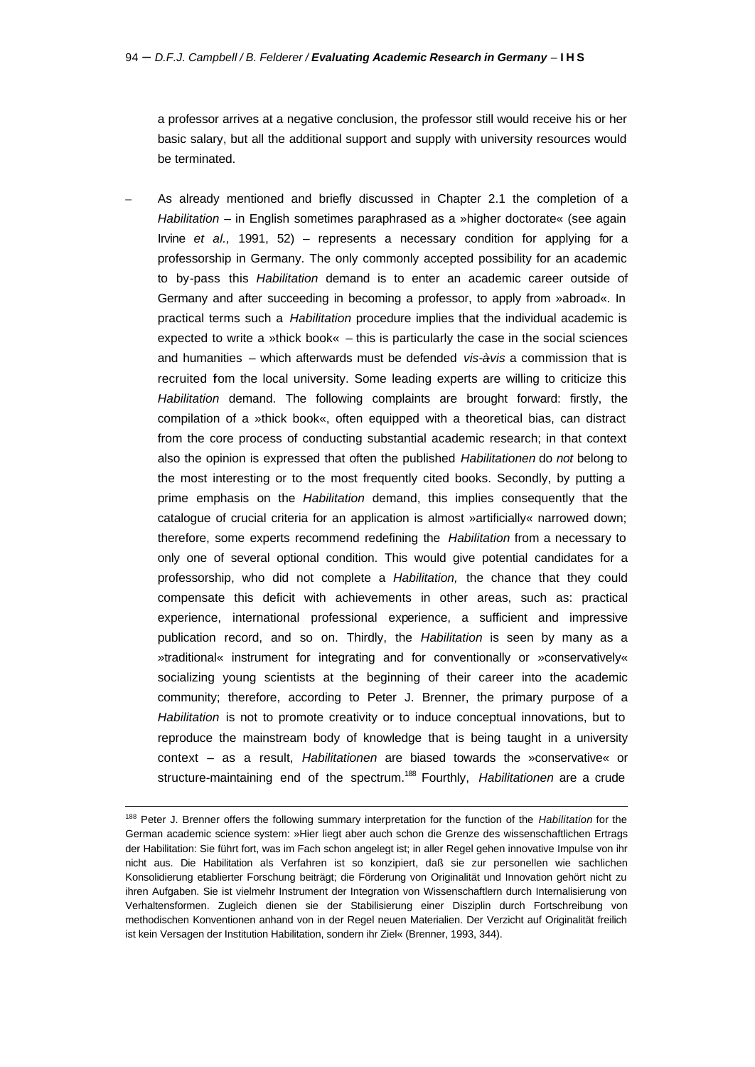a professor arrives at a negative conclusion, the professor still would receive his or her basic salary, but all the additional support and supply with university resources would be terminated.

– As already mentioned and briefly discussed in Chapter 2.1 the completion of a *Habilitation* – in English sometimes paraphrased as a »higher doctorate« (see again Irvine *et al.,* 1991, 52) – represents a necessary condition for applying for a professorship in Germany. The only commonly accepted possibility for an academic to by-pass this *Habilitation* demand is to enter an academic career outside of Germany and after succeeding in becoming a professor, to apply from »abroad«. In practical terms such a *Habilitation* procedure implies that the individual academic is expected to write a »thick book« – this is particularly the case in the social sciences and humanities – which afterwards must be defended *vis-à-vis* a commission that is recruited fom the local university. Some leading experts are willing to criticize this *Habilitation* demand. The following complaints are brought forward: firstly, the compilation of a »thick book«, often equipped with a theoretical bias, can distract from the core process of conducting substantial academic research; in that context also the opinion is expressed that often the published *Habilitationen* do *not* belong to the most interesting or to the most frequently cited books. Secondly, by putting a prime emphasis on the *Habilitation* demand, this implies consequently that the catalogue of crucial criteria for an application is almost »artificially« narrowed down; therefore, some experts recommend redefining the *Habilitation* from a necessary to only one of several optional condition. This would give potential candidates for a professorship, who did not complete a *Habilitation,* the chance that they could compensate this deficit with achievements in other areas, such as: practical experience, international professional experience, a sufficient and impressive publication record, and so on. Thirdly, the *Habilitation* is seen by many as a »traditional« instrument for integrating and for conventionally or »conservatively« socializing young scientists at the beginning of their career into the academic community; therefore, according to Peter J. Brenner, the primary purpose of a *Habilitation* is not to promote creativity or to induce conceptual innovations, but to reproduce the mainstream body of knowledge that is being taught in a university context – as a result, *Habilitationen* are biased towards the »conservative« or structure-maintaining end of the spectrum.[188] Fourthly, *Habilitationen* are a crude

[188] Peter J. Brenner offers the following summary interpretation for the function of the *Habilitation* for the German academic science system: »Hier liegt aber auch schon die Grenze des wissenschaftlichen Ertrags der Habilitation: Sie führt fort, was im Fach schon angelegt ist; in aller Regel gehen innovative Impulse von ihr nicht aus. Die Habilitation als Verfahren ist so konzipiert, daß sie zur personellen wie sachlichen Konsolidierung etablierter Forschung beiträgt; die Förderung von Originalität und Innovation gehört nicht zu ihren Aufgaben. Sie ist vielmehr Instrument der Integration von Wissenschaftlern durch Internalisierung von Verhaltensformen. Zugleich dienen sie der Stabilisierung einer Disziplin durch Fortschreibung von methodischen Konventionen anhand von in der Regel neuen Materialien. Der Verzicht auf Originalität freilich ist kein Versagen der Institution Habilitation, sondern ihr Ziel« (Brenner, 1993, 344).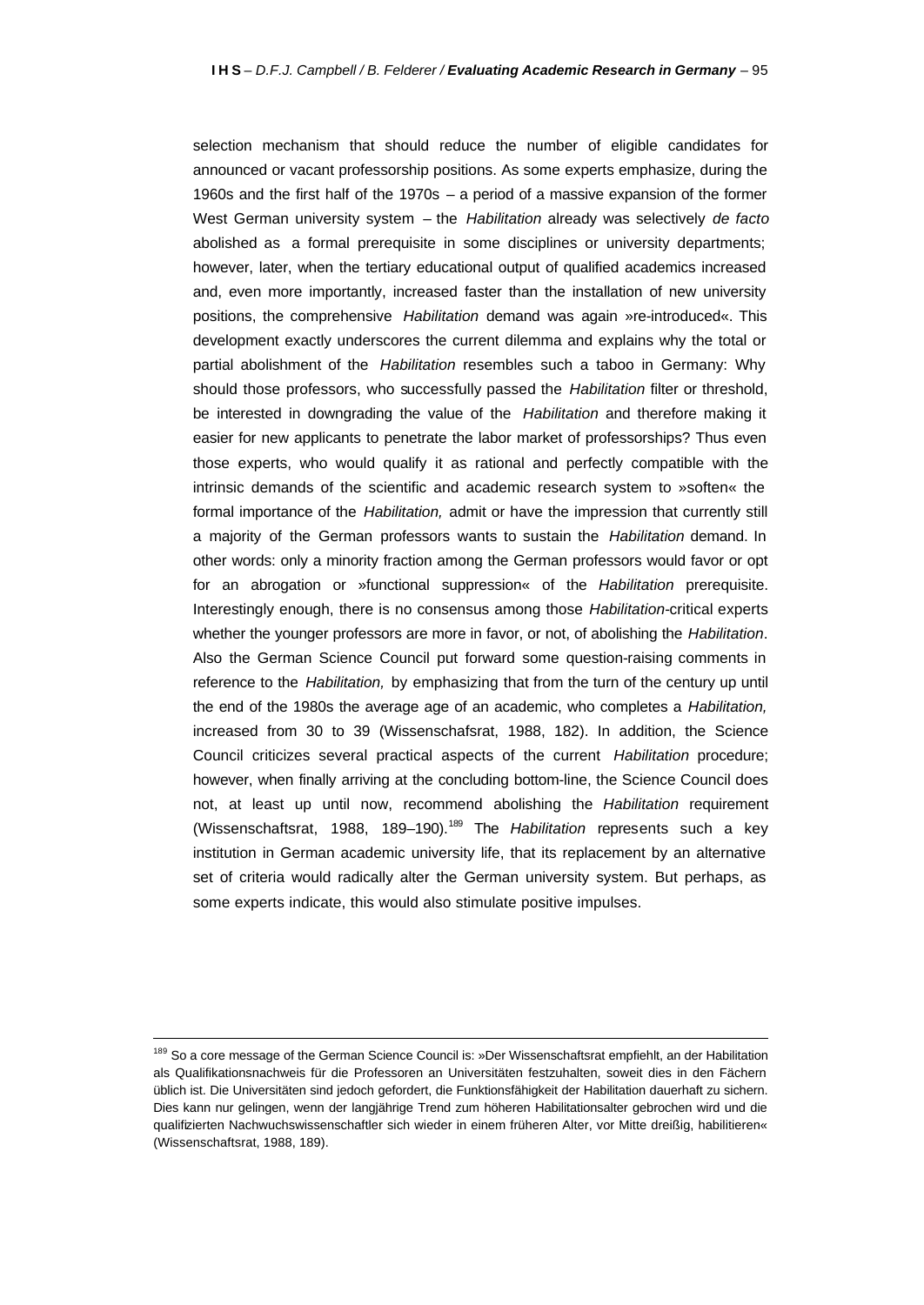selection mechanism that should reduce the number of eligible candidates for announced or vacant professorship positions. As some experts emphasize, during the 1960s and the first half of the 1970s – a period of a massive expansion of the former West German university system – the *Habilitation* already was selectively *de facto* abolished as a formal prerequisite in some disciplines or university departments; however, later, when the tertiary educational output of qualified academics increased and, even more importantly, increased faster than the installation of new university positions, the comprehensive *Habilitation* demand was again »re-introduced«. This development exactly underscores the current dilemma and explains why the total or partial abolishment of the *Habilitation* resembles such a taboo in Germany: Why should those professors, who successfully passed the *Habilitation* filter or threshold, be interested in downgrading the value of the *Habilitation* and therefore making it easier for new applicants to penetrate the labor market of professorships? Thus even those experts, who would qualify it as rational and perfectly compatible with the intrinsic demands of the scientific and academic research system to »soften« the formal importance of the *Habilitation,* admit or have the impression that currently still a majority of the German professors wants to sustain the *Habilitation* demand. In other words: only a minority fraction among the German professors would favor or opt for an abrogation or »functional suppression« of the *Habilitation* prerequisite. Interestingly enough, there is no consensus among those *Habilitation*-critical experts whether the younger professors are more in favor, or not, of abolishing the *Habilitation*. Also the German Science Council put forward some question-raising comments in reference to the *Habilitation,* by emphasizing that from the turn of the century up until the end of the 1980s the average age of an academic, who completes a *Habilitation,* increased from 30 to 39 (Wissenschafsrat, 1988, 182). In addition, the Science Council criticizes several practical aspects of the current *Habilitation* procedure; however, when finally arriving at the concluding bottom-line, the Science Council does not, at least up until now, recommend abolishing the *Habilitation* requirement (Wissenschaftsrat, 1988, 189–190).[189] The *Habilitation* represents such a key institution in German academic university life, that its replacement by an alternative set of criteria would radically alter the German university system. But perhaps, as some experts indicate, this would also stimulate positive impulses.

---

[189] So a core message of the German Science Council is: »Der Wissenschaftsrat empfiehlt, an der Habilitation als Qualifikationsnachweis für die Professoren an Universitäten festzuhalten, soweit dies in den Fächern üblich ist. Die Universitäten sind jedoch gefordert, die Funktionsfähigkeit der Habilitation dauerhaft zu sichern. Dies kann nur gelingen, wenn der langjährige Trend zum höheren Habilitationsalter gebrochen wird und die qualifizierten Nachwuchswissenschaftler sich wieder in einem früheren Alter, vor Mitte dreißig, habilitieren« (Wissenschaftsrat, 1988, 189).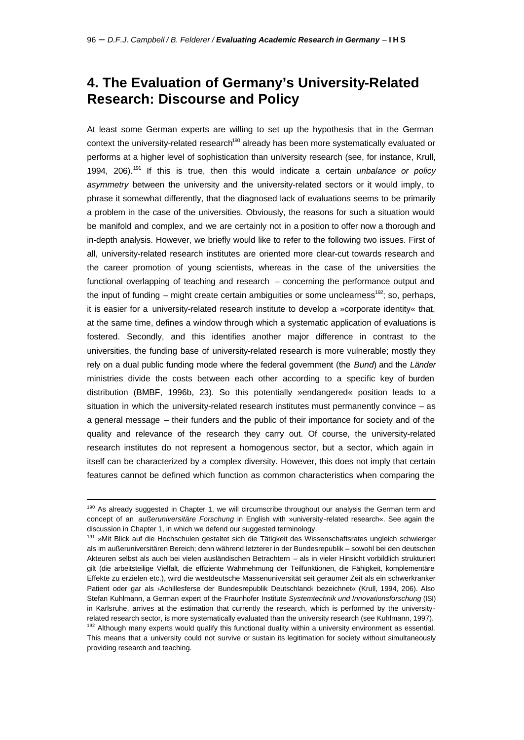# 4. The Evaluation of Germany's University-Related Research: Discourse and Policy

At least some German experts are willing to set up the hypothesis that in the German context the university-related research[190] already has been more systematically evaluated or performs at a higher level of sophistication than university research (see, for instance, Krull, 1994, 206).[191] If this is true, then this would indicate a certain *unbalance or policy asymmetry* between the university and the university-related sectors or it would imply, to phrase it somewhat differently, that the diagnosed lack of evaluations seems to be primarily a problem in the case of the universities. Obviously, the reasons for such a situation would be manifold and complex, and we are certainly not in a position to offer now a thorough and in-depth analysis. However, we briefly would like to refer to the following two issues. First of all, university-related research institutes are oriented more clear-cut towards research and the career promotion of young scientists, whereas in the case of the universities the functional overlapping of teaching and research – concerning the performance output and the input of funding – might create certain ambiguities or some unclearness[192]; so, perhaps, it is easier for a university-related research institute to develop a »corporate identity« that, at the same time, defines a window through which a systematic application of evaluations is fostered. Secondly, and this identifies another major difference in contrast to the universities, the funding base of university-related research is more vulnerable; mostly they rely on a dual public funding mode where the federal government (the *Bund*) and the *Länder* ministries divide the costs between each other according to a specific key of burden distribution (BMBF, 1996b, 23). So this potentially »endangered« position leads to a situation in which the university-related research institutes must permanently convince – as a general message – their funders and the public of their importance for society and of the quality and relevance of the research they carry out. Of course, the university-related research institutes do not represent a homogenous sector, but a sector, which again in itself can be characterized by a complex diversity. However, this does not imply that certain features cannot be defined which function as common characteristics when comparing the

---

[190] As already suggested in Chapter 1, we will circumscribe throughout our analysis the German term and concept of an *außeruniversitäre Forschung* in English with »university-related research«. See again the discussion in Chapter 1, in which we defend our suggested terminology.

[191] »Mit Blick auf die Hochschulen gestaltet sich die Tätigkeit des Wissenschaftsrates ungleich schwieriger als im außeruniversitären Bereich; denn während letzterer in der Bundesrepublik – sowohl bei den deutschen Akteuren selbst als auch bei vielen ausländischen Betrachtern – als in vieler Hinsicht vorbildlich strukturiert gilt (die arbeitsteilige Vielfalt, die effiziente Wahrnehmung der Teilfunktionen, die Fähigkeit, komplementäre Effekte zu erzielen etc.), wird die westdeutsche Massenuniversität seit geraumer Zeit als ein schwerkranker Patient oder gar als ›Achillesferse der Bundesrepublik Deutschland‹ bezeichnet« (Krull, 1994, 206). Also Stefan Kuhlmann, a German expert of the Fraunhofer Institute *Systemtechnik und Innovationsforschung* (ISI) in Karlsruhe, arrives at the estimation that currently the research, which is performed by the university-related research sector, is more systematically evaluated than the university research (see Kuhlmann, 1997).

[192] Although many experts would qualify this functional duality within a university environment as essential. This means that a university could not survive or sustain its legitimation for society without simultaneously providing research and teaching.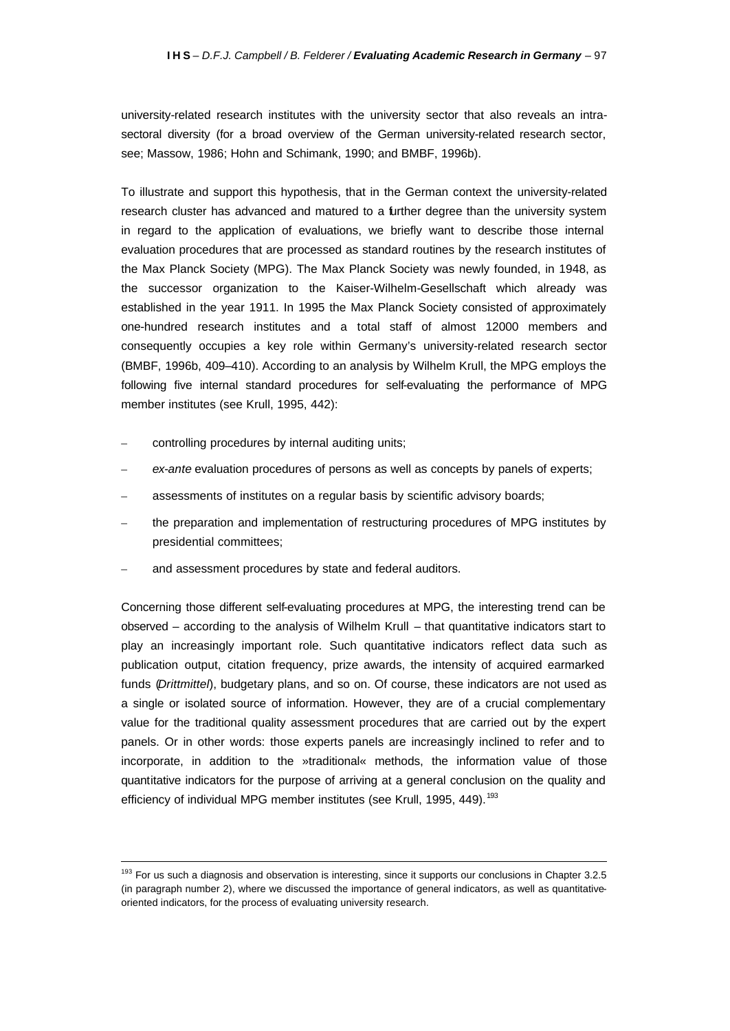university-related research institutes with the university sector that also reveals an intra-sectoral diversity (for a broad overview of the German university-related research sector, see; Massow, 1986; Hohn and Schimank, 1990; and BMBF, 1996b).

To illustrate and support this hypothesis, that in the German context the university-related research cluster has advanced and matured to a further degree than the university system in regard to the application of evaluations, we briefly want to describe those internal evaluation procedures that are processed as standard routines by the research institutes of the Max Planck Society (MPG). The Max Planck Society was newly founded, in 1948, as the successor organization to the Kaiser-Wilhelm-Gesellschaft which already was established in the year 1911. In 1995 the Max Planck Society consisted of approximately one-hundred research institutes and a total staff of almost 12000 members and consequently occupies a key role within Germany's university-related research sector (BMBF, 1996b, 409–410). According to an analysis by Wilhelm Krull, the MPG employs the following five internal standard procedures for self-evaluating the performance of MPG member institutes (see Krull, 1995, 442):

- controlling procedures by internal auditing units;
- *ex-ante* evaluation procedures of persons as well as concepts by panels of experts;
- assessments of institutes on a regular basis by scientific advisory boards;
- the preparation and implementation of restructuring procedures of MPG institutes by presidential committees;
- and assessment procedures by state and federal auditors.

Concerning those different self-evaluating procedures at MPG, the interesting trend can be observed – according to the analysis of Wilhelm Krull – that quantitative indicators start to play an increasingly important role. Such quantitative indicators reflect data such as publication output, citation frequency, prize awards, the intensity of acquired earmarked funds (*Drittmittel*), budgetary plans, and so on. Of course, these indicators are not used as a single or isolated source of information. However, they are of a crucial complementary value for the traditional quality assessment procedures that are carried out by the expert panels. Or in other words: those experts panels are increasingly inclined to refer and to incorporate, in addition to the »traditional« methods, the information value of those quantitative indicators for the purpose of arriving at a general conclusion on the quality and efficiency of individual MPG member institutes (see Krull, 1995, 449).[193]

---

[193] For us such a diagnosis and observation is interesting, since it supports our conclusions in Chapter 3.2.5 (in paragraph number 2), where we discussed the importance of general indicators, as well as quantitative-oriented indicators, for the process of evaluating university research.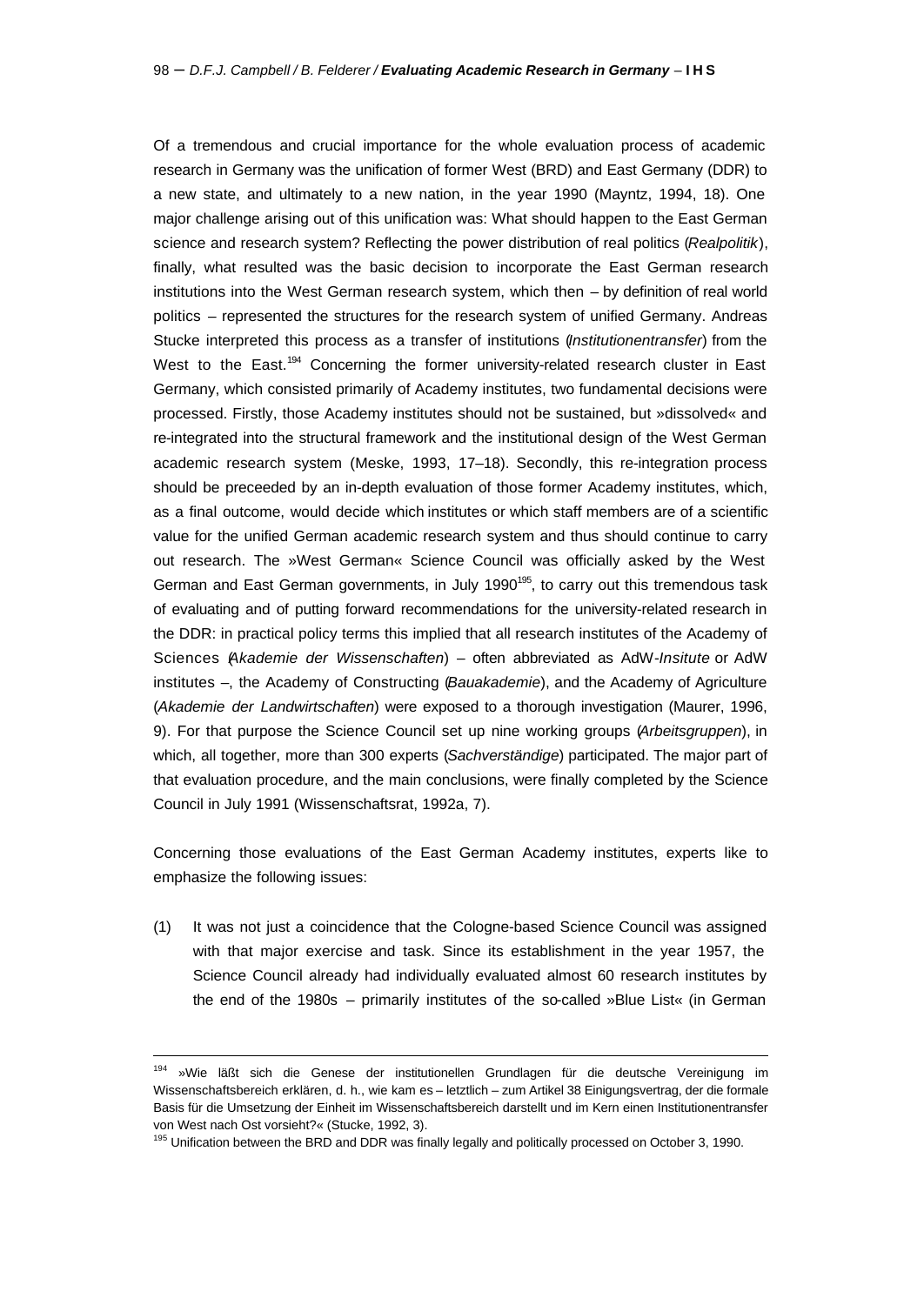Of a tremendous and crucial importance for the whole evaluation process of academic research in Germany was the unification of former West (BRD) and East Germany (DDR) to a new state, and ultimately to a new nation, in the year 1990 (Mayntz, 1994, 18). One major challenge arising out of this unification was: What should happen to the East German science and research system? Reflecting the power distribution of real politics (*Realpolitik*), finally, what resulted was the basic decision to incorporate the East German research institutions into the West German research system, which then – by definition of real world politics – represented the structures for the research system of unified Germany. Andreas Stucke interpreted this process as a transfer of institutions (*Institutionentransfer*) from the West to the East.[194] Concerning the former university-related research cluster in East Germany, which consisted primarily of Academy institutes, two fundamental decisions were processed. Firstly, those Academy institutes should not be sustained, but »dissolved« and re-integrated into the structural framework and the institutional design of the West German academic research system (Meske, 1993, 17–18). Secondly, this re-integration process should be preceeded by an in-depth evaluation of those former Academy institutes, which, as a final outcome, would decide which institutes or which staff members are of a scientific value for the unified German academic research system and thus should continue to carry out research. The »West German« Science Council was officially asked by the West German and East German governments, in July 1990[195], to carry out this tremendous task of evaluating and of putting forward recommendations for the university-related research in the DDR: in practical policy terms this implied that all research institutes of the Academy of Sciences (*Akademie der Wissenschaften*) – often abbreviated as AdW-*Insitute* or AdW institutes –, the Academy of Constructing (*Bauakademie*), and the Academy of Agriculture (*Akademie der Landwirtschaften*) were exposed to a thorough investigation (Maurer, 1996, 9). For that purpose the Science Council set up nine working groups (*Arbeitsgruppen*), in which, all together, more than 300 experts (*Sachverständige*) participated. The major part of that evaluation procedure, and the main conclusions, were finally completed by the Science Council in July 1991 (Wissenschaftsrat, 1992a, 7).

Concerning those evaluations of the East German Academy institutes, experts like to emphasize the following issues:

(1) It was not just a coincidence that the Cologne-based Science Council was assigned with that major exercise and task. Since its establishment in the year 1957, the Science Council already had individually evaluated almost 60 research institutes by the end of the 1980s – primarily institutes of the so-called »Blue List« (in German

---

[194] »Wie läßt sich die Genese der institutionellen Grundlagen für die deutsche Vereinigung im Wissenschaftsbereich erklären, d. h., wie kam es – letztlich – zum Artikel 38 Einigungsvertrag, der die formale Basis für die Umsetzung der Einheit im Wissenschaftsbereich darstellt und im Kern einen Institutionentransfer von West nach Ost vorsieht?« (Stucke, 1992, 3).

[195] Unification between the BRD and DDR was finally legally and politically processed on October 3, 1990.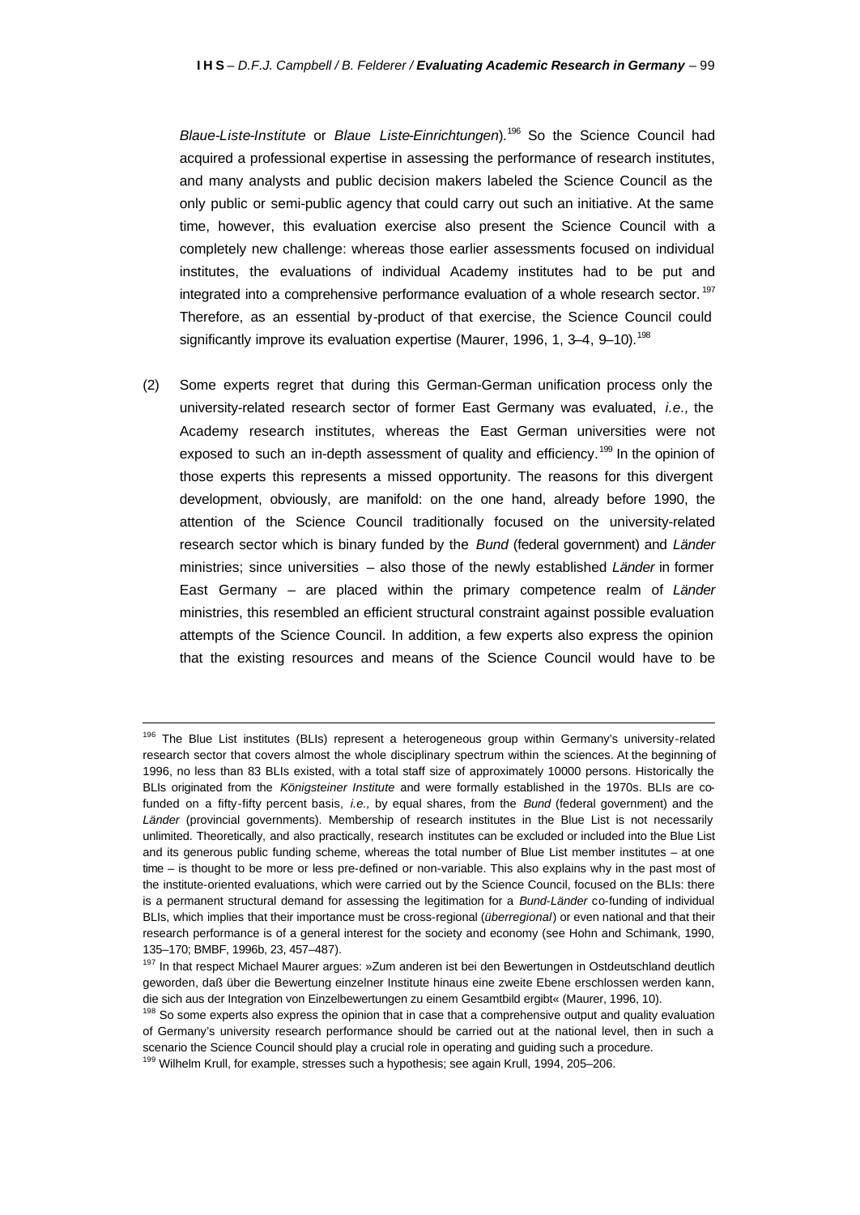*Blaue-Liste-Institute* or *Blaue Liste-Einrichtungen*).[196] So the Science Council had acquired a professional expertise in assessing the performance of research institutes, and many analysts and public decision makers labeled the Science Council as the only public or semi-public agency that could carry out such an initiative. At the same time, however, this evaluation exercise also present the Science Council with a completely new challenge: whereas those earlier assessments focused on individual institutes, the evaluations of individual Academy institutes had to be put and integrated into a comprehensive performance evaluation of a whole research sector.[197] Therefore, as an essential by-product of that exercise, the Science Council could significantly improve its evaluation expertise (Maurer, 1996, 1, 3–4, 9–10).[198]

(2) Some experts regret that during this German-German unification process only the university-related research sector of former East Germany was evaluated, *i.e.,* the Academy research institutes, whereas the East German universities were not exposed to such an in-depth assessment of quality and efficiency.[199] In the opinion of those experts this represents a missed opportunity. The reasons for this divergent development, obviously, are manifold: on the one hand, already before 1990, the attention of the Science Council traditionally focused on the university-related research sector which is binary funded by the *Bund* (federal government) and *Länder* ministries; since universities – also those of the newly established *Länder* in former East Germany – are placed within the primary competence realm of *Länder* ministries, this resembled an efficient structural constraint against possible evaluation attempts of the Science Council. In addition, a few experts also express the opinion that the existing resources and means of the Science Council would have to be

---

[196] The Blue List institutes (BLIs) represent a heterogeneous group within Germany's university-related research sector that covers almost the whole disciplinary spectrum within the sciences. At the beginning of 1996, no less than 83 BLIs existed, with a total staff size of approximately 10000 persons. Historically the BLIs originated from the *Königsteiner Institute* and were formally established in the 1970s. BLIs are co-funded on a fifty-fifty percent basis, *i.e.,* by equal shares, from the *Bund* (federal government) and the *Länder* (provincial governments). Membership of research institutes in the Blue List is not necessarily unlimited. Theoretically, and also practically, research institutes can be excluded or included into the Blue List and its generous public funding scheme, whereas the total number of Blue List member institutes – at one time – is thought to be more or less pre-defined or non-variable. This also explains why in the past most of the institute-oriented evaluations, which were carried out by the Science Council, focused on the BLIs: there is a permanent structural demand for assessing the legitimation for a *Bund-Länder* co-funding of individual BLIs, which implies that their importance must be cross-regional (*überregional*) or even national and that their research performance is of a general interest for the society and economy (see Hohn and Schimank, 1990, 135–170; BMBF, 1996b, 23, 457–487).

[197] In that respect Michael Maurer argues: »Zum anderen ist bei den Bewertungen in Ostdeutschland deutlich geworden, daß über die Bewertung einzelner Institute hinaus eine zweite Ebene erschlossen werden kann, die sich aus der Integration von Einzelbewertungen zu einem Gesamtbild ergibt« (Maurer, 1996, 10).

[198] So some experts also express the opinion that in case that a comprehensive output and quality evaluation of Germany's university research performance should be carried out at the national level, then in such a scenario the Science Council should play a crucial role in operating and guiding such a procedure.

[199] Wilhelm Krull, for example, stresses such a hypothesis; see again Krull, 1994, 205–206.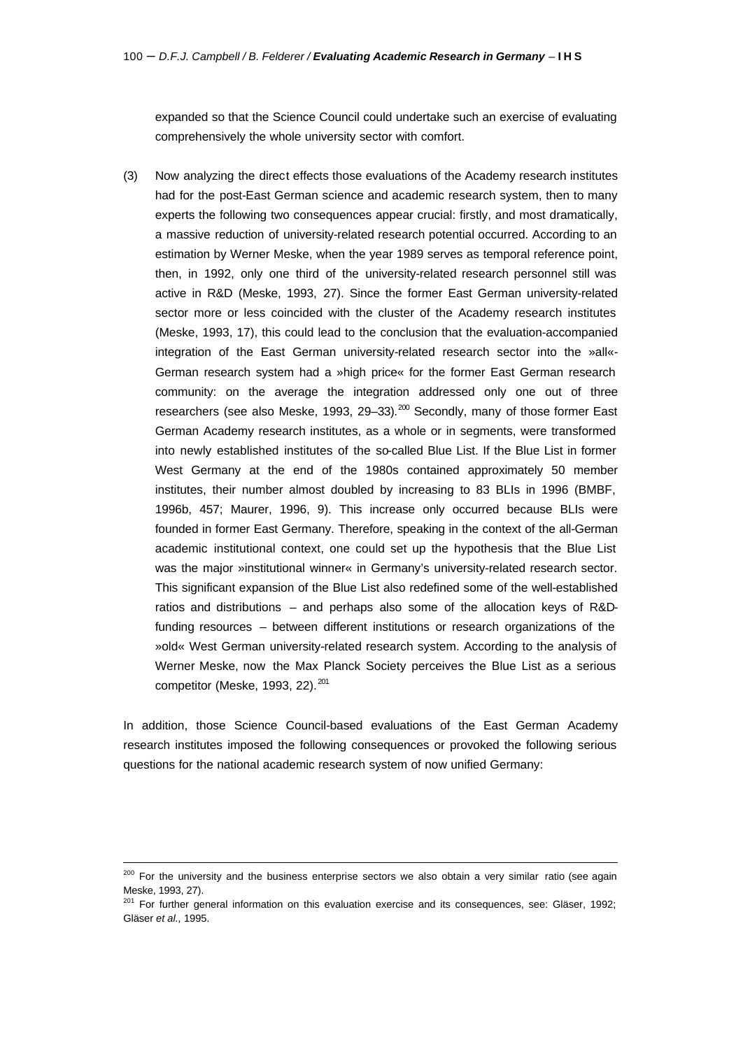expanded so that the Science Council could undertake such an exercise of evaluating comprehensively the whole university sector with comfort.

(3) Now analyzing the direct effects those evaluations of the Academy research institutes had for the post-East German science and academic research system, then to many experts the following two consequences appear crucial: firstly, and most dramatically, a massive reduction of university-related research potential occurred. According to an estimation by Werner Meske, when the year 1989 serves as temporal reference point, then, in 1992, only one third of the university-related research personnel still was active in R&D (Meske, 1993, 27). Since the former East German university-related sector more or less coincided with the cluster of the Academy research institutes (Meske, 1993, 17), this could lead to the conclusion that the evaluation-accompanied integration of the East German university-related research sector into the »all«-German research system had a »high price« for the former East German research community: on the average the integration addressed only one out of three researchers (see also Meske, 1993, 29–33).[200] Secondly, many of those former East German Academy research institutes, as a whole or in segments, were transformed into newly established institutes of the so-called Blue List. If the Blue List in former West Germany at the end of the 1980s contained approximately 50 member institutes, their number almost doubled by increasing to 83 BLIs in 1996 (BMBF, 1996b, 457; Maurer, 1996, 9). This increase only occurred because BLIs were founded in former East Germany. Therefore, speaking in the context of the all-German academic institutional context, one could set up the hypothesis that the Blue List was the major »institutional winner« in Germany's university-related research sector. This significant expansion of the Blue List also redefined some of the well-established ratios and distributions – and perhaps also some of the allocation keys of R&D-funding resources – between different institutions or research organizations of the »old« West German university-related research system. According to the analysis of Werner Meske, now the Max Planck Society perceives the Blue List as a serious competitor (Meske, 1993, 22).[201]

In addition, those Science Council-based evaluations of the East German Academy research institutes imposed the following consequences or provoked the following serious questions for the national academic research system of now unified Germany:

---

[200] For the university and the business enterprise sectors we also obtain a very similar ratio (see again Meske, 1993, 27).

[201] For further general information on this evaluation exercise and its consequences, see: Gläser, 1992; Gläser *et al.,* 1995.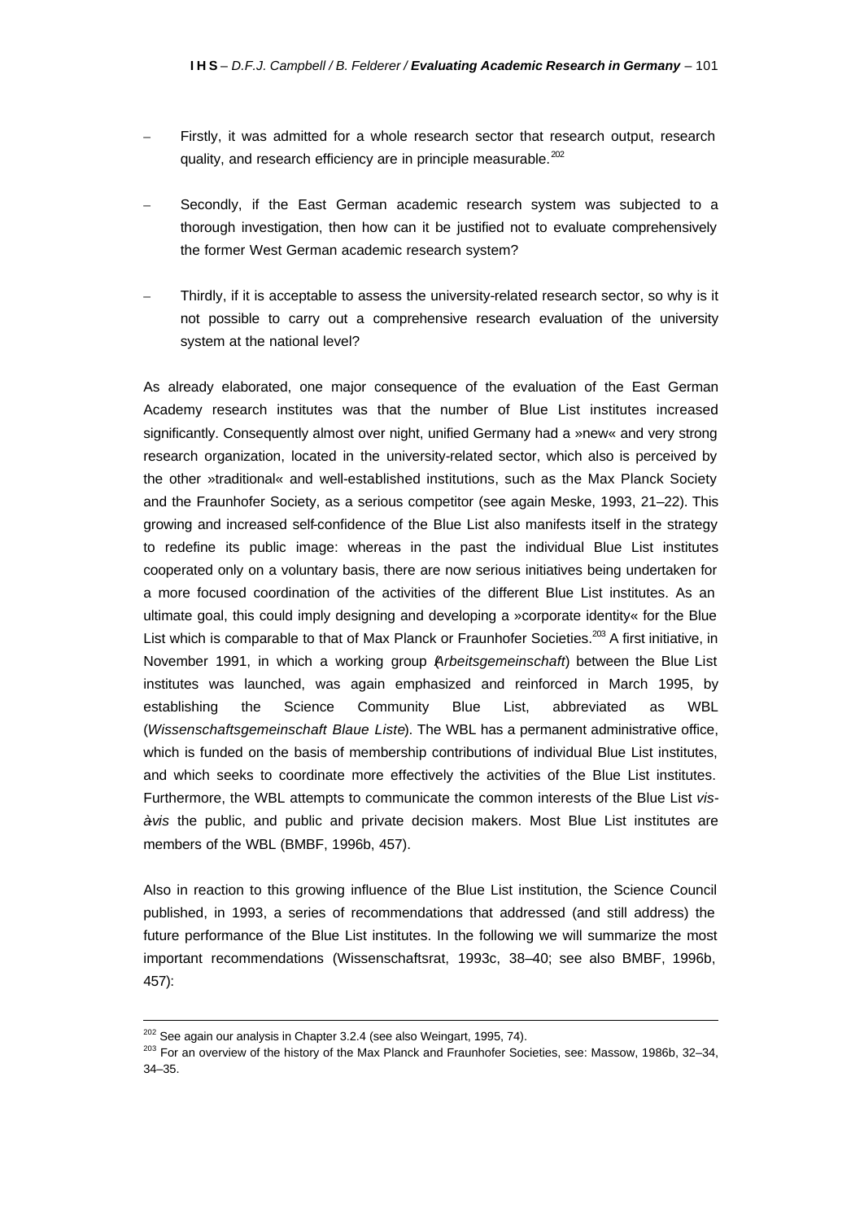- Firstly, it was admitted for a whole research sector that research output, research quality, and research efficiency are in principle measurable.[202]

- Secondly, if the East German academic research system was subjected to a thorough investigation, then how can it be justified not to evaluate comprehensively the former West German academic research system?

- Thirdly, if it is acceptable to assess the university-related research sector, so why is it not possible to carry out a comprehensive research evaluation of the university system at the national level?

As already elaborated, one major consequence of the evaluation of the East German Academy research institutes was that the number of Blue List institutes increased significantly. Consequently almost over night, unified Germany had a »new« and very strong research organization, located in the university-related sector, which also is perceived by the other »traditional« and well-established institutions, such as the Max Planck Society and the Fraunhofer Society, as a serious competitor (see again Meske, 1993, 21–22). This growing and increased self-confidence of the Blue List also manifests itself in the strategy to redefine its public image: whereas in the past the individual Blue List institutes cooperated only on a voluntary basis, there are now serious initiatives being undertaken for a more focused coordination of the activities of the different Blue List institutes. As an ultimate goal, this could imply designing and developing a »corporate identity« for the Blue List which is comparable to that of Max Planck or Fraunhofer Societies.[203] A first initiative, in November 1991, in which a working group (*Arbeitsgemeinschaft*) between the Blue List institutes was launched, was again emphasized and reinforced in March 1995, by establishing the Science Community Blue List, abbreviated as WBL (*Wissenschaftsgemeinschaft Blaue Liste*). The WBL has a permanent administrative office, which is funded on the basis of membership contributions of individual Blue List institutes, and which seeks to coordinate more effectively the activities of the Blue List institutes. Furthermore, the WBL attempts to communicate the common interests of the Blue List *vis-à-vis* the public, and public and private decision makers. Most Blue List institutes are members of the WBL (BMBF, 1996b, 457).

Also in reaction to this growing influence of the Blue List institution, the Science Council published, in 1993, a series of recommendations that addressed (and still address) the future performance of the Blue List institutes. In the following we will summarize the most important recommendations (Wissenschaftsrat, 1993c, 38–40; see also BMBF, 1996b, 457):

---

[202] See again our analysis in Chapter 3.2.4 (see also Weingart, 1995, 74).

[203] For an overview of the history of the Max Planck and Fraunhofer Societies, see: Massow, 1986b, 32–34, 34–35.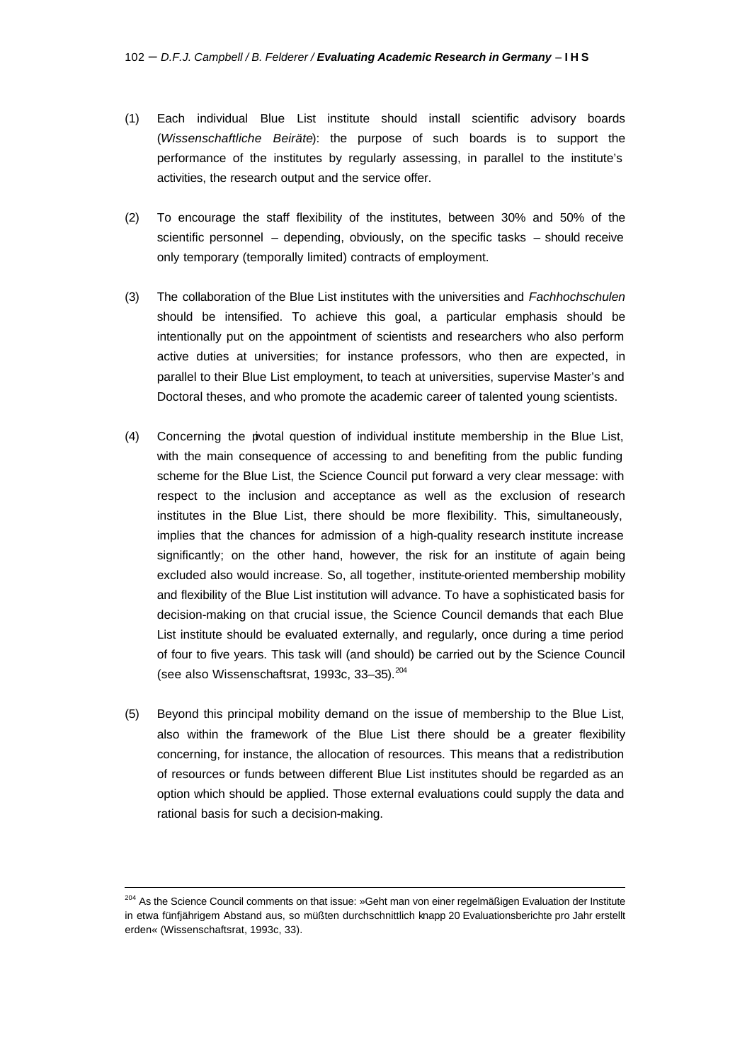(1) Each individual Blue List institute should install scientific advisory boards (*Wissenschaftliche Beiräte*): the purpose of such boards is to support the performance of the institutes by regularly assessing, in parallel to the institute's activities, the research output and the service offer.

(2) To encourage the staff flexibility of the institutes, between 30% and 50% of the scientific personnel – depending, obviously, on the specific tasks – should receive only temporary (temporally limited) contracts of employment.

(3) The collaboration of the Blue List institutes with the universities and *Fachhochschulen* should be intensified. To achieve this goal, a particular emphasis should be intentionally put on the appointment of scientists and researchers who also perform active duties at universities; for instance professors, who then are expected, in parallel to their Blue List employment, to teach at universities, supervise Master's and Doctoral theses, and who promote the academic career of talented young scientists.

(4) Concerning the pivotal question of individual institute membership in the Blue List, with the main consequence of accessing to and benefiting from the public funding scheme for the Blue List, the Science Council put forward a very clear message: with respect to the inclusion and acceptance as well as the exclusion of research institutes in the Blue List, there should be more flexibility. This, simultaneously, implies that the chances for admission of a high-quality research institute increase significantly; on the other hand, however, the risk for an institute of again being excluded also would increase. So, all together, institute-oriented membership mobility and flexibility of the Blue List institution will advance. To have a sophisticated basis for decision-making on that crucial issue, the Science Council demands that each Blue List institute should be evaluated externally, and regularly, once during a time period of four to five years. This task will (and should) be carried out by the Science Council (see also Wissenschaftsrat, 1993c, 33–35).[204]

(5) Beyond this principal mobility demand on the issue of membership to the Blue List, also within the framework of the Blue List there should be a greater flexibility concerning, for instance, the allocation of resources. This means that a redistribution of resources or funds between different Blue List institutes should be regarded as an option which should be applied. Those external evaluations could supply the data and rational basis for such a decision-making.

---

[204] As the Science Council comments on that issue: »Geht man von einer regelmäßigen Evaluation der Institute in etwa fünfjährigem Abstand aus, so müßten durchschnittlich knapp 20 Evaluationsberichte pro Jahr erstellt erden« (Wissenschaftsrat, 1993c, 33).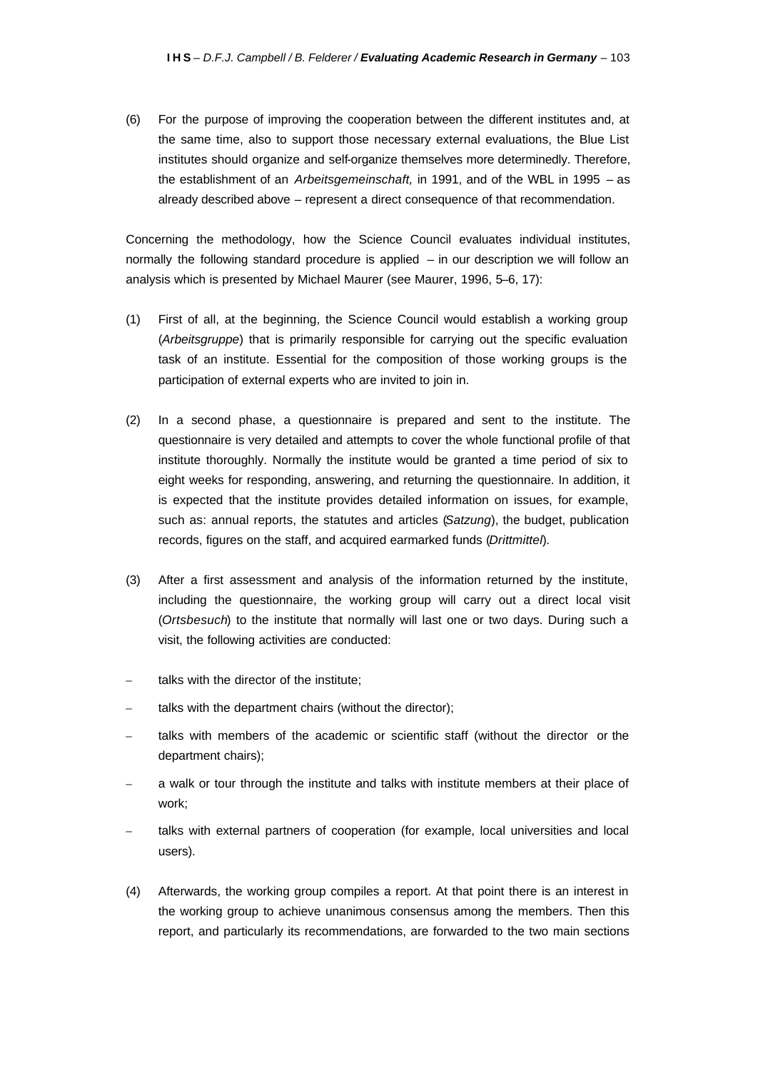(6) For the purpose of improving the cooperation between the different institutes and, at the same time, also to support those necessary external evaluations, the Blue List institutes should organize and self-organize themselves more determinedly. Therefore, the establishment of an *Arbeitsgemeinschaft,* in 1991, and of the WBL in 1995 – as already described above – represent a direct consequence of that recommendation.

Concerning the methodology, how the Science Council evaluates individual institutes, normally the following standard procedure is applied – in our description we will follow an analysis which is presented by Michael Maurer (see Maurer, 1996, 5–6, 17):

(1) First of all, at the beginning, the Science Council would establish a working group (*Arbeitsgruppe*) that is primarily responsible for carrying out the specific evaluation task of an institute. Essential for the composition of those working groups is the participation of external experts who are invited to join in.

(2) In a second phase, a questionnaire is prepared and sent to the institute. The questionnaire is very detailed and attempts to cover the whole functional profile of that institute thoroughly. Normally the institute would be granted a time period of six to eight weeks for responding, answering, and returning the questionnaire. In addition, it is expected that the institute provides detailed information on issues, for example, such as: annual reports, the statutes and articles (*Satzung*), the budget, publication records, figures on the staff, and acquired earmarked funds (*Drittmittel*).

(3) After a first assessment and analysis of the information returned by the institute, including the questionnaire, the working group will carry out a direct local visit (*Ortsbesuch*) to the institute that normally will last one or two days. During such a visit, the following activities are conducted:

- talks with the director of the institute;
- talks with the department chairs (without the director);
- talks with members of the academic or scientific staff (without the director or the department chairs);
- a walk or tour through the institute and talks with institute members at their place of work;
- talks with external partners of cooperation (for example, local universities and local users).

(4) Afterwards, the working group compiles a report. At that point there is an interest in the working group to achieve unanimous consensus among the members. Then this report, and particularly its recommendations, are forwarded to the two main sections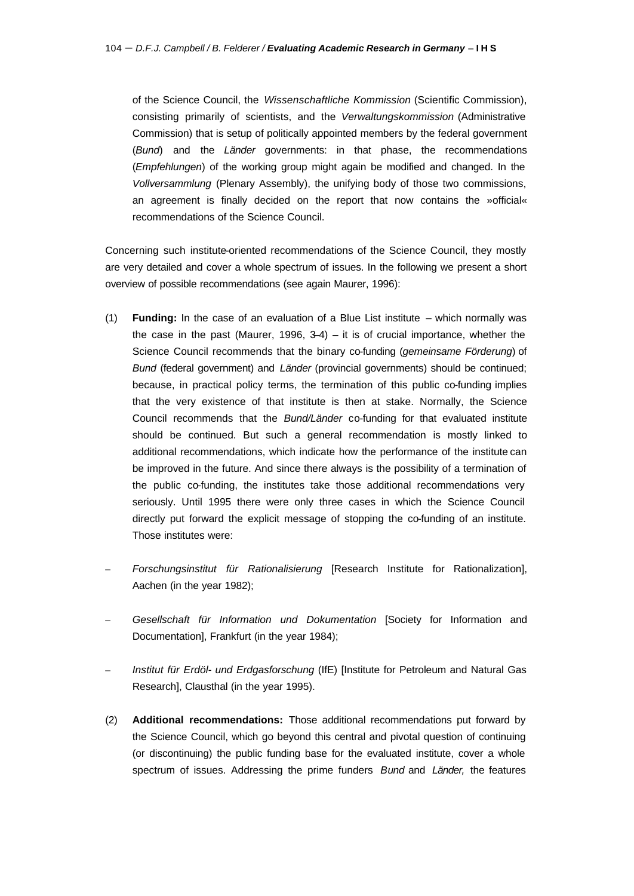of the Science Council, the *Wissenschaftliche Kommission* (Scientific Commission), consisting primarily of scientists, and the *Verwaltungskommission* (Administrative Commission) that is setup of politically appointed members by the federal government (*Bund*) and the *Länder* governments: in that phase, the recommendations (*Empfehlungen*) of the working group might again be modified and changed. In the *Vollversammlung* (Plenary Assembly), the unifying body of those two commissions, an agreement is finally decided on the report that now contains the »official« recommendations of the Science Council.

Concerning such institute-oriented recommendations of the Science Council, they mostly are very detailed and cover a whole spectrum of issues. In the following we present a short overview of possible recommendations (see again Maurer, 1996):

(1) **Funding:** In the case of an evaluation of a Blue List institute – which normally was the case in the past (Maurer, 1996, 3-4) – it is of crucial importance, whether the Science Council recommends that the binary co-funding (*gemeinsame Förderung*) of *Bund* (federal government) and *Länder* (provincial governments) should be continued; because, in practical policy terms, the termination of this public co-funding implies that the very existence of that institute is then at stake. Normally, the Science Council recommends that the *Bund/Länder* co-funding for that evaluated institute should be continued. But such a general recommendation is mostly linked to additional recommendations, which indicate how the performance of the institute can be improved in the future. And since there always is the possibility of a termination of the public co-funding, the institutes take those additional recommendations very seriously. Until 1995 there were only three cases in which the Science Council directly put forward the explicit message of stopping the co-funding of an institute. Those institutes were:

- *Forschungsinstitut für Rationalisierung* [Research Institute for Rationalization], Aachen (in the year 1982);
- *Gesellschaft für Information und Dokumentation* [Society for Information and Documentation], Frankfurt (in the year 1984);
- *Institut für Erdöl- und Erdgasforschung* (IfE) [Institute for Petroleum and Natural Gas Research], Clausthal (in the year 1995).

(2) **Additional recommendations:** Those additional recommendations put forward by the Science Council, which go beyond this central and pivotal question of continuing (or discontinuing) the public funding base for the evaluated institute, cover a whole spectrum of issues. Addressing the prime funders *Bund* and *Länder,* the features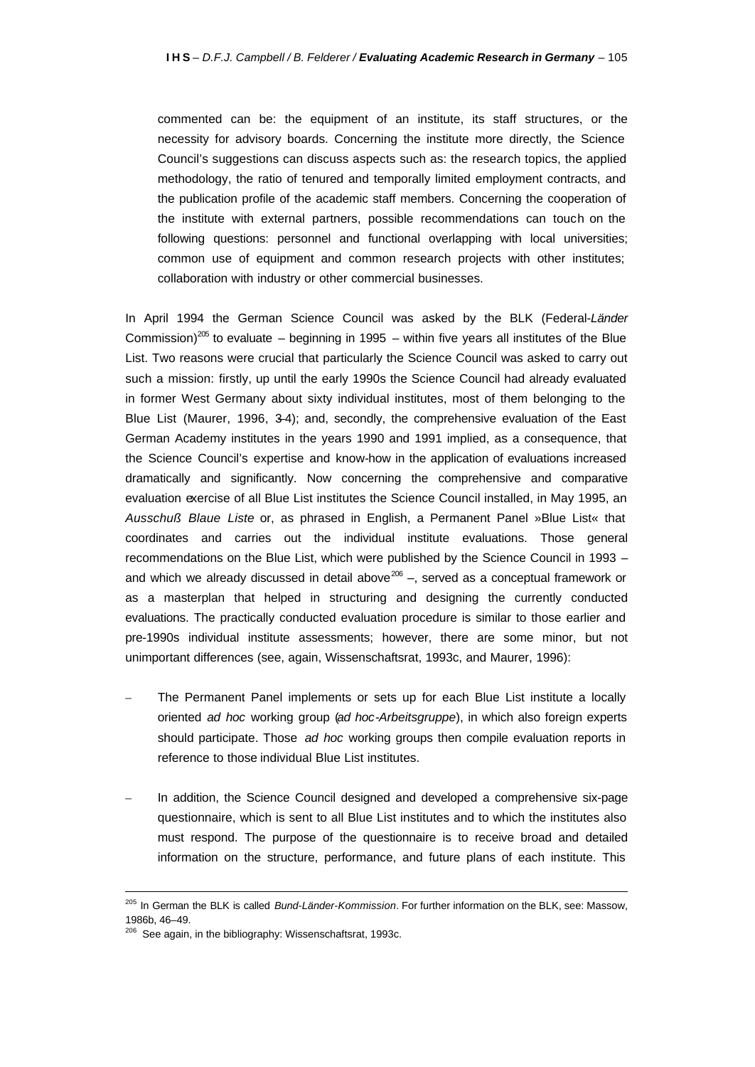commented can be: the equipment of an institute, its staff structures, or the necessity for advisory boards. Concerning the institute more directly, the Science Council's suggestions can discuss aspects such as: the research topics, the applied methodology, the ratio of tenured and temporally limited employment contracts, and the publication profile of the academic staff members. Concerning the cooperation of the institute with external partners, possible recommendations can touch on the following questions: personnel and functional overlapping with local universities; common use of equipment and common research projects with other institutes; collaboration with industry or other commercial businesses.

In April 1994 the German Science Council was asked by the BLK (Federal-*Länder* Commission)[205] to evaluate – beginning in 1995 – within five years all institutes of the Blue List. Two reasons were crucial that particularly the Science Council was asked to carry out such a mission: firstly, up until the early 1990s the Science Council had already evaluated in former West Germany about sixty individual institutes, most of them belonging to the Blue List (Maurer, 1996, 3-4); and, secondly, the comprehensive evaluation of the East German Academy institutes in the years 1990 and 1991 implied, as a consequence, that the Science Council's expertise and know-how in the application of evaluations increased dramatically and significantly. Now concerning the comprehensive and comparative evaluation exercise of all Blue List institutes the Science Council installed, in May 1995, an *Ausschuß Blaue Liste* or, as phrased in English, a Permanent Panel »Blue List« that coordinates and carries out the individual institute evaluations. Those general recommendations on the Blue List, which were published by the Science Council in 1993 – and which we already discussed in detail above[206] –, served as a conceptual framework or as a masterplan that helped in structuring and designing the currently conducted evaluations. The practically conducted evaluation procedure is similar to those earlier and pre-1990s individual institute assessments; however, there are some minor, but not unimportant differences (see, again, Wissenschaftsrat, 1993c, and Maurer, 1996):

- The Permanent Panel implements or sets up for each Blue List institute a locally oriented *ad hoc* working group (*ad hoc-Arbeitsgruppe*), in which also foreign experts should participate. Those *ad hoc* working groups then compile evaluation reports in reference to those individual Blue List institutes.

- In addition, the Science Council designed and developed a comprehensive six-page questionnaire, which is sent to all Blue List institutes and to which the institutes also must respond. The purpose of the questionnaire is to receive broad and detailed information on the structure, performance, and future plans of each institute. This

---

[205] In German the BLK is called *Bund-Länder-Kommission*. For further information on the BLK, see: Massow, 1986b, 46–49.

[206] See again, in the bibliography: Wissenschaftsrat, 1993c.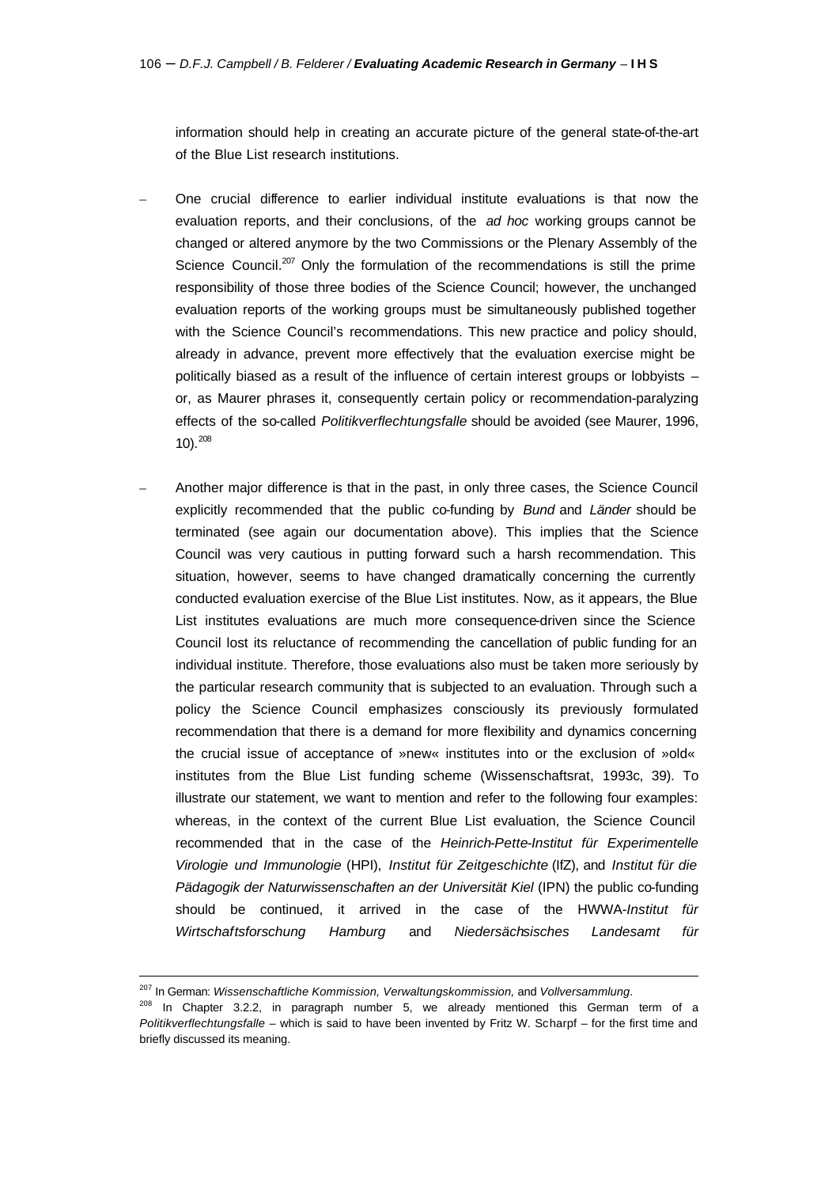information should help in creating an accurate picture of the general state-of-the-art of the Blue List research institutions.

- One crucial difference to earlier individual institute evaluations is that now the evaluation reports, and their conclusions, of the *ad hoc* working groups cannot be changed or altered anymore by the two Commissions or the Plenary Assembly of the Science Council.[207] Only the formulation of the recommendations is still the prime responsibility of those three bodies of the Science Council; however, the unchanged evaluation reports of the working groups must be simultaneously published together with the Science Council's recommendations. This new practice and policy should, already in advance, prevent more effectively that the evaluation exercise might be politically biased as a result of the influence of certain interest groups or lobbyists – or, as Maurer phrases it, consequently certain policy or recommendation-paralyzing effects of the so-called *Politikverflechtungsfalle* should be avoided (see Maurer, 1996, 10).[208]

- Another major difference is that in the past, in only three cases, the Science Council explicitly recommended that the public co-funding by *Bund* and *Länder* should be terminated (see again our documentation above). This implies that the Science Council was very cautious in putting forward such a harsh recommendation. This situation, however, seems to have changed dramatically concerning the currently conducted evaluation exercise of the Blue List institutes. Now, as it appears, the Blue List institutes evaluations are much more consequence-driven since the Science Council lost its reluctance of recommending the cancellation of public funding for an individual institute. Therefore, those evaluations also must be taken more seriously by the particular research community that is subjected to an evaluation. Through such a policy the Science Council emphasizes consciously its previously formulated recommendation that there is a demand for more flexibility and dynamics concerning the crucial issue of acceptance of »new« institutes into or the exclusion of »old« institutes from the Blue List funding scheme (Wissenschaftsrat, 1993c, 39). To illustrate our statement, we want to mention and refer to the following four examples: whereas, in the context of the current Blue List evaluation, the Science Council recommended that in the case of the *Heinrich-Pette-Institut für Experimentelle Virologie und Immunologie* (HPI), *Institut für Zeitgeschichte* (IfZ), and *Institut für die Pädagogik der Naturwissenschaften an der Universität Kiel* (IPN) the public co-funding should be continued, it arrived in the case of the HWWA-*Institut für Wirtschaftsforschung Hamburg* and *Niedersächsisches Landesamt für*

---

[207] In German: *Wissenschaftliche Kommission, Verwaltungskommission,* and *Vollversammlung*.

[208] In Chapter 3.2.2, in paragraph number 5, we already mentioned this German term of a *Politikverflechtungsfalle* – which is said to have been invented by Fritz W. Scharpf – for the first time and briefly discussed its meaning.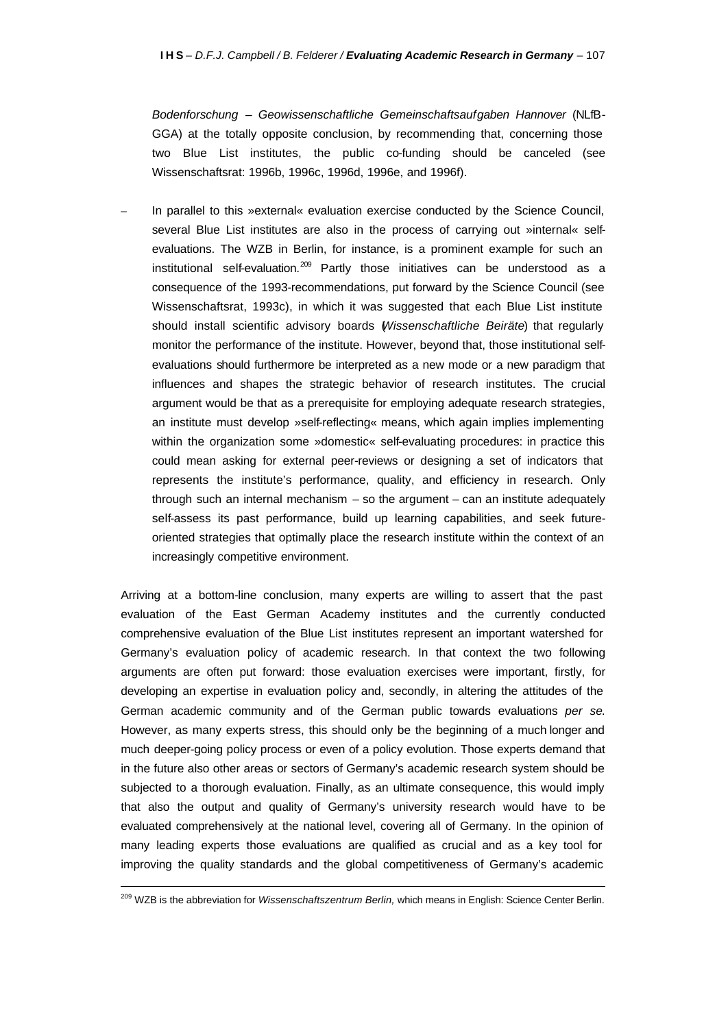*Bodenforschung – Geowissenschaftliche Gemeinschaftsaufgaben Hannover* (NLfB-GGA) at the totally opposite conclusion, by recommending that, concerning those two Blue List institutes, the public co-funding should be canceled (see Wissenschaftsrat: 1996b, 1996c, 1996d, 1996e, and 1996f).

– In parallel to this »external« evaluation exercise conducted by the Science Council, several Blue List institutes are also in the process of carrying out »internal« self-evaluations. The WZB in Berlin, for instance, is a prominent example for such an institutional self-evaluation.[209] Partly those initiatives can be understood as a consequence of the 1993-recommendations, put forward by the Science Council (see Wissenschaftsrat, 1993c), in which it was suggested that each Blue List institute should install scientific advisory boards (*Wissenschaftliche Beiräte*) that regularly monitor the performance of the institute. However, beyond that, those institutional self-evaluations should furthermore be interpreted as a new mode or a new paradigm that influences and shapes the strategic behavior of research institutes. The crucial argument would be that as a prerequisite for employing adequate research strategies, an institute must develop »self-reflecting« means, which again implies implementing within the organization some »domestic« self-evaluating procedures: in practice this could mean asking for external peer-reviews or designing a set of indicators that represents the institute's performance, quality, and efficiency in research. Only through such an internal mechanism – so the argument – can an institute adequately self-assess its past performance, build up learning capabilities, and seek future-oriented strategies that optimally place the research institute within the context of an increasingly competitive environment.

Arriving at a bottom-line conclusion, many experts are willing to assert that the past evaluation of the East German Academy institutes and the currently conducted comprehensive evaluation of the Blue List institutes represent an important watershed for Germany's evaluation policy of academic research. In that context the two following arguments are often put forward: those evaluation exercises were important, firstly, for developing an expertise in evaluation policy and, secondly, in altering the attitudes of the German academic community and of the German public towards evaluations *per se*. However, as many experts stress, this should only be the beginning of a much longer and much deeper-going policy process or even of a policy evolution. Those experts demand that in the future also other areas or sectors of Germany's academic research system should be subjected to a thorough evaluation. Finally, as an ultimate consequence, this would imply that also the output and quality of Germany's university research would have to be evaluated comprehensively at the national level, covering all of Germany. In the opinion of many leading experts those evaluations are qualified as crucial and as a key tool for improving the quality standards and the global competitiveness of Germany's academic

[209] WZB is the abbreviation for *Wissenschaftszentrum Berlin,* which means in English: Science Center Berlin.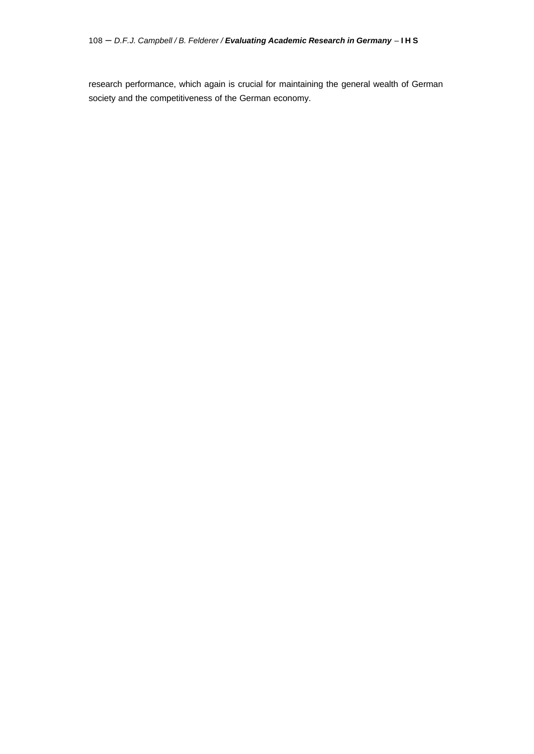research performance, which again is crucial for maintaining the general wealth of German society and the competitiveness of the German economy.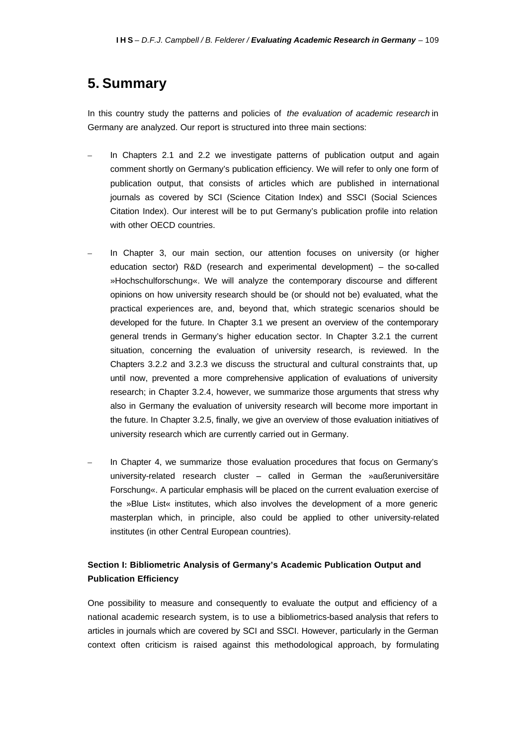# 5. Summary

In this country study the patterns and policies of *the evaluation of academic research* in Germany are analyzed. Our report is structured into three main sections:

– In Chapters 2.1 and 2.2 we investigate patterns of publication output and again comment shortly on Germany's publication efficiency. We will refer to only one form of publication output, that consists of articles which are published in international journals as covered by SCI (Science Citation Index) and SSCI (Social Sciences Citation Index). Our interest will be to put Germany's publication profile into relation with other OECD countries.

– In Chapter 3, our main section, our attention focuses on university (or higher education sector) R&D (research and experimental development) – the so-called »Hochschulforschung«. We will analyze the contemporary discourse and different opinions on how university research should be (or should not be) evaluated, what the practical experiences are, and, beyond that, which strategic scenarios should be developed for the future. In Chapter 3.1 we present an overview of the contemporary general trends in Germany's higher education sector. In Chapter 3.2.1 the current situation, concerning the evaluation of university research, is reviewed. In the Chapters 3.2.2 and 3.2.3 we discuss the structural and cultural constraints that, up until now, prevented a more comprehensive application of evaluations of university research; in Chapter 3.2.4, however, we summarize those arguments that stress why also in Germany the evaluation of university research will become more important in the future. In Chapter 3.2.5, finally, we give an overview of those evaluation initiatives of university research which are currently carried out in Germany.

– In Chapter 4, we summarize those evaluation procedures that focus on Germany's university-related research cluster – called in German the »außeruniversitäre Forschung«. A particular emphasis will be placed on the current evaluation exercise of the »Blue List« institutes, which also involves the development of a more generic masterplan which, in principle, also could be applied to other university-related institutes (in other Central European countries).

**Section I: Bibliometric Analysis of Germany's Academic Publication Output and Publication Efficiency**

One possibility to measure and consequently to evaluate the output and efficiency of a national academic research system, is to use a bibliometrics-based analysis that refers to articles in journals which are covered by SCI and SSCI. However, particularly in the German context often criticism is raised against this methodological approach, by formulating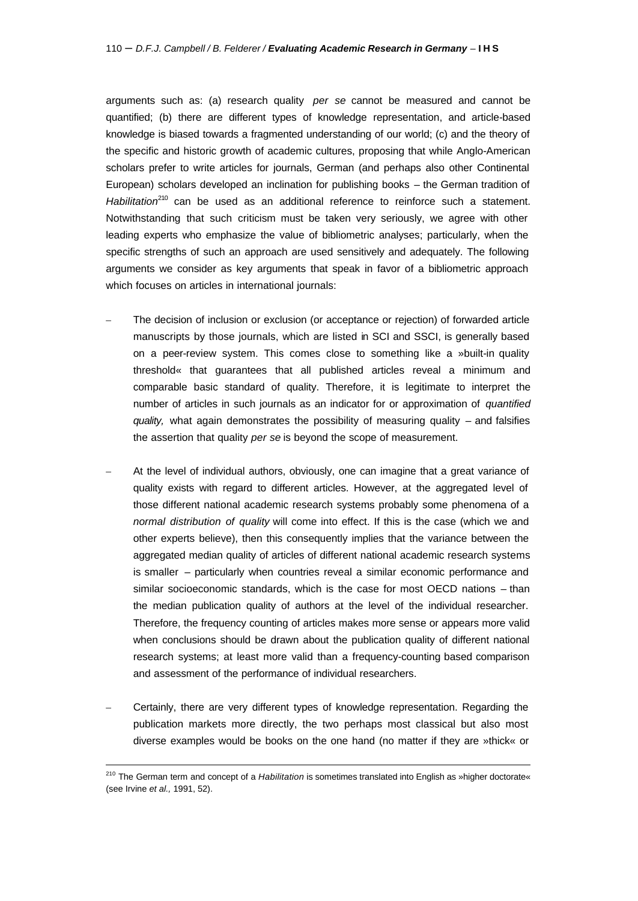arguments such as: (a) research quality *per se* cannot be measured and cannot be quantified; (b) there are different types of knowledge representation, and article-based knowledge is biased towards a fragmented understanding of our world; (c) and the theory of the specific and historic growth of academic cultures, proposing that while Anglo-American scholars prefer to write articles for journals, German (and perhaps also other Continental European) scholars developed an inclination for publishing books – the German tradition of *Habilitation*[210] can be used as an additional reference to reinforce such a statement. Notwithstanding that such criticism must be taken very seriously, we agree with other leading experts who emphasize the value of bibliometric analyses; particularly, when the specific strengths of such an approach are used sensitively and adequately. The following arguments we consider as key arguments that speak in favor of a bibliometric approach which focuses on articles in international journals:

- The decision of inclusion or exclusion (or acceptance or rejection) of forwarded article manuscripts by those journals, which are listed in SCI and SSCI, is generally based on a peer-review system. This comes close to something like a »built-in quality threshold« that guarantees that all published articles reveal a minimum and comparable basic standard of quality. Therefore, it is legitimate to interpret the number of articles in such journals as an indicator for or approximation of *quantified quality,* what again demonstrates the possibility of measuring quality – and falsifies the assertion that quality *per se* is beyond the scope of measurement.

- At the level of individual authors, obviously, one can imagine that a great variance of quality exists with regard to different articles. However, at the aggregated level of those different national academic research systems probably some phenomena of a *normal distribution of quality* will come into effect. If this is the case (which we and other experts believe), then this consequently implies that the variance between the aggregated median quality of articles of different national academic research systems is smaller – particularly when countries reveal a similar economic performance and similar socioeconomic standards, which is the case for most OECD nations – than the median publication quality of authors at the level of the individual researcher. Therefore, the frequency counting of articles makes more sense or appears more valid when conclusions should be drawn about the publication quality of different national research systems; at least more valid than a frequency-counting based comparison and assessment of the performance of individual researchers.

- Certainly, there are very different types of knowledge representation. Regarding the publication markets more directly, the two perhaps most classical but also most diverse examples would be books on the one hand (no matter if they are »thick« or

[210] The German term and concept of a *Habilitation* is sometimes translated into English as »higher doctorate« (see Irvine *et al.,* 1991, 52).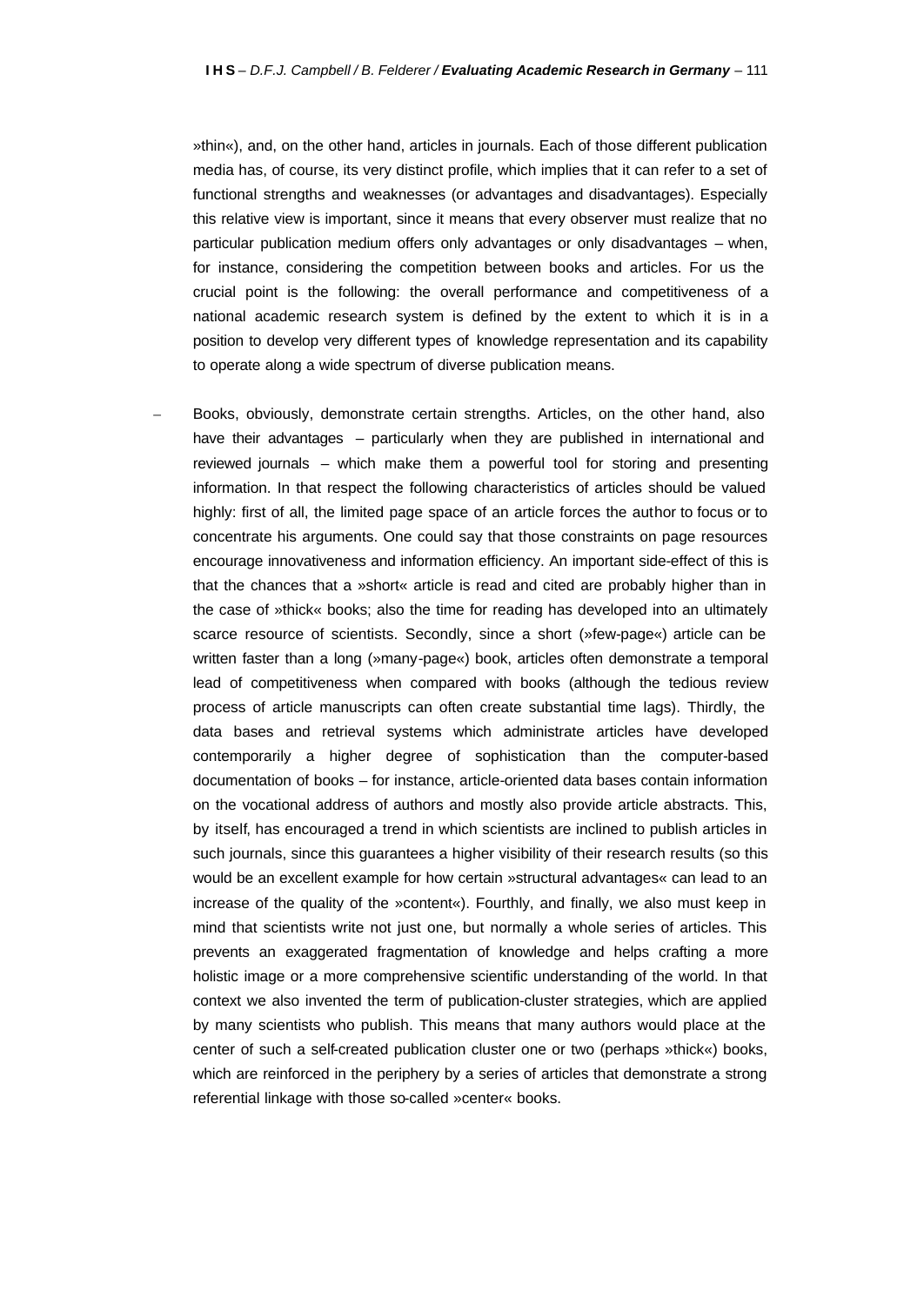»thin«), and, on the other hand, articles in journals. Each of those different publication media has, of course, its very distinct profile, which implies that it can refer to a set of functional strengths and weaknesses (or advantages and disadvantages). Especially this relative view is important, since it means that every observer must realize that no particular publication medium offers only advantages or only disadvantages – when, for instance, considering the competition between books and articles. For us the crucial point is the following: the overall performance and competitiveness of a national academic research system is defined by the extent to which it is in a position to develop very different types of knowledge representation and its capability to operate along a wide spectrum of diverse publication means.

– Books, obviously, demonstrate certain strengths. Articles, on the other hand, also have their advantages – particularly when they are published in international and reviewed journals – which make them a powerful tool for storing and presenting information. In that respect the following characteristics of articles should be valued highly: first of all, the limited page space of an article forces the author to focus or to concentrate his arguments. One could say that those constraints on page resources encourage innovativeness and information efficiency. An important side-effect of this is that the chances that a »short« article is read and cited are probably higher than in the case of »thick« books; also the time for reading has developed into an ultimately scarce resource of scientists. Secondly, since a short (»few-page«) article can be written faster than a long (»many-page«) book, articles often demonstrate a temporal lead of competitiveness when compared with books (although the tedious review process of article manuscripts can often create substantial time lags). Thirdly, the data bases and retrieval systems which administrate articles have developed contemporarily a higher degree of sophistication than the computer-based documentation of books – for instance, article-oriented data bases contain information on the vocational address of authors and mostly also provide article abstracts. This, by itself, has encouraged a trend in which scientists are inclined to publish articles in such journals, since this guarantees a higher visibility of their research results (so this would be an excellent example for how certain »structural advantages« can lead to an increase of the quality of the »content«). Fourthly, and finally, we also must keep in mind that scientists write not just one, but normally a whole series of articles. This prevents an exaggerated fragmentation of knowledge and helps crafting a more holistic image or a more comprehensive scientific understanding of the world. In that context we also invented the term of publication-cluster strategies, which are applied by many scientists who publish. This means that many authors would place at the center of such a self-created publication cluster one or two (perhaps »thick«) books, which are reinforced in the periphery by a series of articles that demonstrate a strong referential linkage with those so-called »center« books.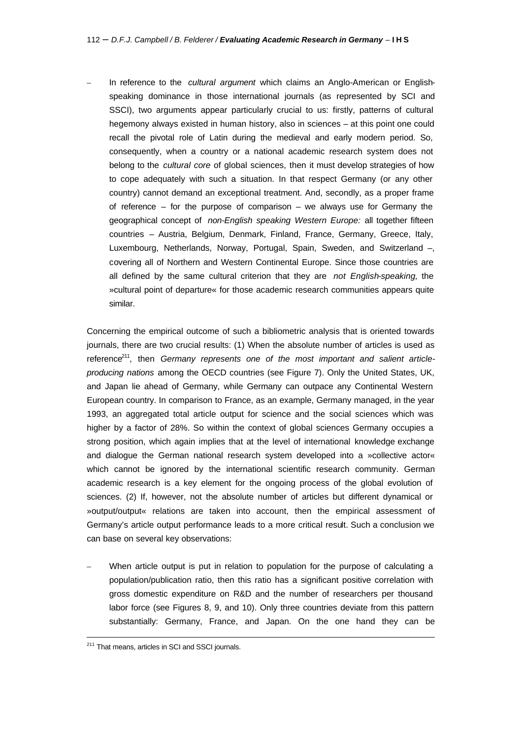- In reference to the *cultural argument* which claims an Anglo-American or English-speaking dominance in those international journals (as represented by SCI and SSCI), two arguments appear particularly crucial to us: firstly, patterns of cultural hegemony always existed in human history, also in sciences – at this point one could recall the pivotal role of Latin during the medieval and early modern period. So, consequently, when a country or a national academic research system does not belong to the *cultural core* of global sciences, then it must develop strategies of how to cope adequately with such a situation. In that respect Germany (or any other country) cannot demand an exceptional treatment. And, secondly, as a proper frame of reference – for the purpose of comparison – we always use for Germany the geographical concept of *non-English speaking Western Europe:* all together fifteen countries – Austria, Belgium, Denmark, Finland, France, Germany, Greece, Italy, Luxembourg, Netherlands, Norway, Portugal, Spain, Sweden, and Switzerland –, covering all of Northern and Western Continental Europe. Since those countries are all defined by the same cultural criterion that they are *not English-speaking,* the »cultural point of departure« for those academic research communities appears quite similar.

Concerning the empirical outcome of such a bibliometric analysis that is oriented towards journals, there are two crucial results: (1) When the absolute number of articles is used as reference[211], then *Germany represents one of the most important and salient article-producing nations* among the OECD countries (see Figure 7). Only the United States, UK, and Japan lie ahead of Germany, while Germany can outpace any Continental Western European country. In comparison to France, as an example, Germany managed, in the year 1993, an aggregated total article output for science and the social sciences which was higher by a factor of 28%. So within the context of global sciences Germany occupies a strong position, which again implies that at the level of international knowledge exchange and dialogue the German national research system developed into a »collective actor« which cannot be ignored by the international scientific research community. German academic research is a key element for the ongoing process of the global evolution of sciences. (2) If, however, not the absolute number of articles but different dynamical or »output/output« relations are taken into account, then the empirical assessment of Germany's article output performance leads to a more critical result. Such a conclusion we can base on several key observations:

- When article output is put in relation to population for the purpose of calculating a population/publication ratio, then this ratio has a significant positive correlation with gross domestic expenditure on R&D and the number of researchers per thousand labor force (see Figures 8, 9, and 10). Only three countries deviate from this pattern substantially: Germany, France, and Japan. On the one hand they can be

[211] That means, articles in SCI and SSCI journals.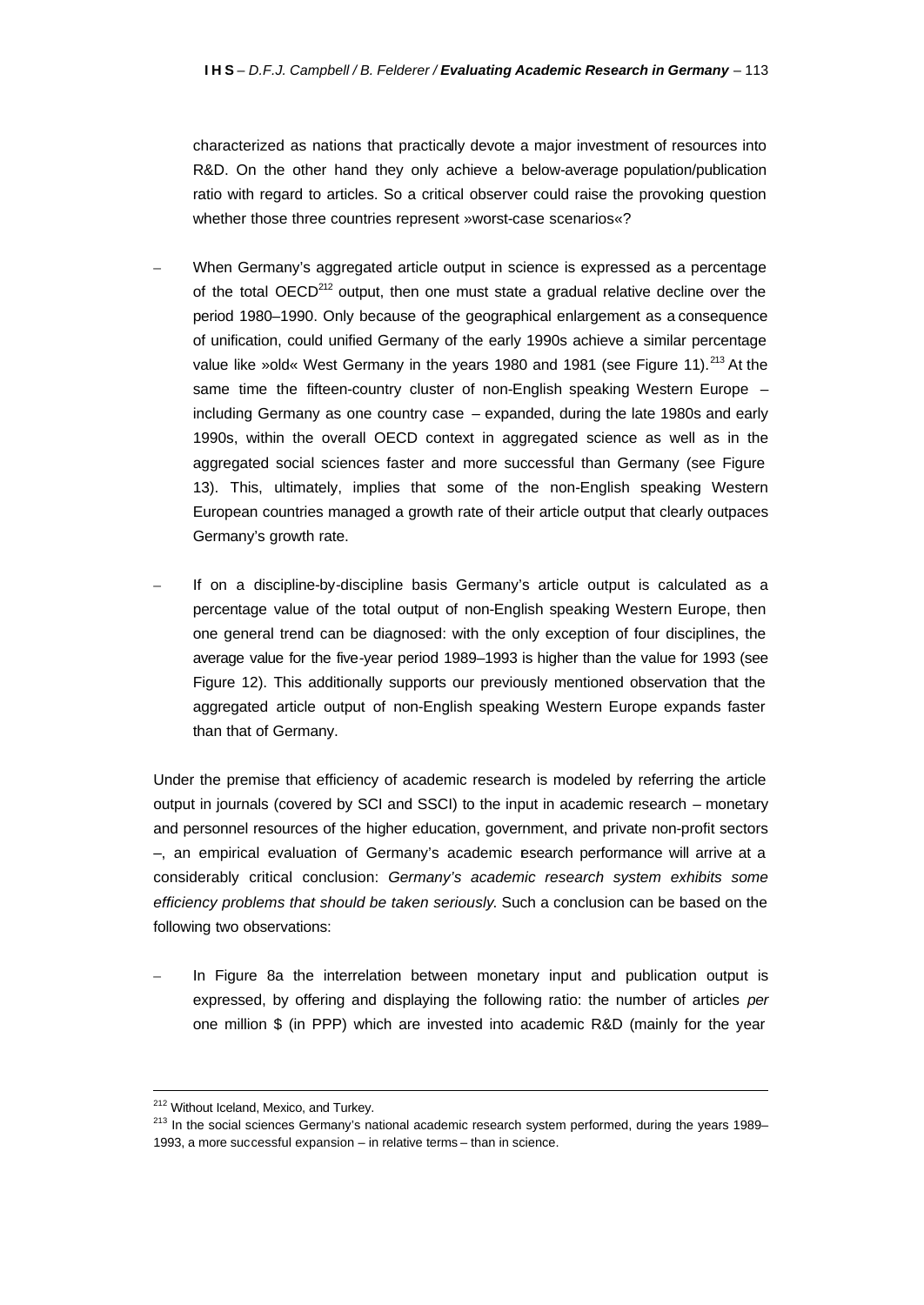characterized as nations that practically devote a major investment of resources into R&D. On the other hand they only achieve a below-average population/publication ratio with regard to articles. So a critical observer could raise the provoking question whether those three countries represent »worst-case scenarios«?

- When Germany's aggregated article output in science is expressed as a percentage of the total OECD[212] output, then one must state a gradual relative decline over the period 1980–1990. Only because of the geographical enlargement as a consequence of unification, could unified Germany of the early 1990s achieve a similar percentage value like »old« West Germany in the years 1980 and 1981 (see Figure 11).[213] At the same time the fifteen-country cluster of non-English speaking Western Europe – including Germany as one country case – expanded, during the late 1980s and early 1990s, within the overall OECD context in aggregated science as well as in the aggregated social sciences faster and more successful than Germany (see Figure 13). This, ultimately, implies that some of the non-English speaking Western European countries managed a growth rate of their article output that clearly outpaces Germany's growth rate.

- If on a discipline-by-discipline basis Germany's article output is calculated as a percentage value of the total output of non-English speaking Western Europe, then one general trend can be diagnosed: with the only exception of four disciplines, the average value for the five-year period 1989–1993 is higher than the value for 1993 (see Figure 12). This additionally supports our previously mentioned observation that the aggregated article output of non-English speaking Western Europe expands faster than that of Germany.

Under the premise that efficiency of academic research is modeled by referring the article output in journals (covered by SCI and SSCI) to the input in academic research – monetary and personnel resources of the higher education, government, and private non-profit sectors –, an empirical evaluation of Germany's academic research performance will arrive at a considerably critical conclusion: *Germany's academic research system exhibits some efficiency problems that should be taken seriously.* Such a conclusion can be based on the following two observations:

- In Figure 8a the interrelation between monetary input and publication output is expressed, by offering and displaying the following ratio: the number of articles *per* one million $ (in PPP) which are invested into academic R&D (mainly for the year

---

[212] Without Iceland, Mexico, and Turkey.

[213] In the social sciences Germany's national academic research system performed, during the years 1989–1993, a more successful expansion – in relative terms – than in science.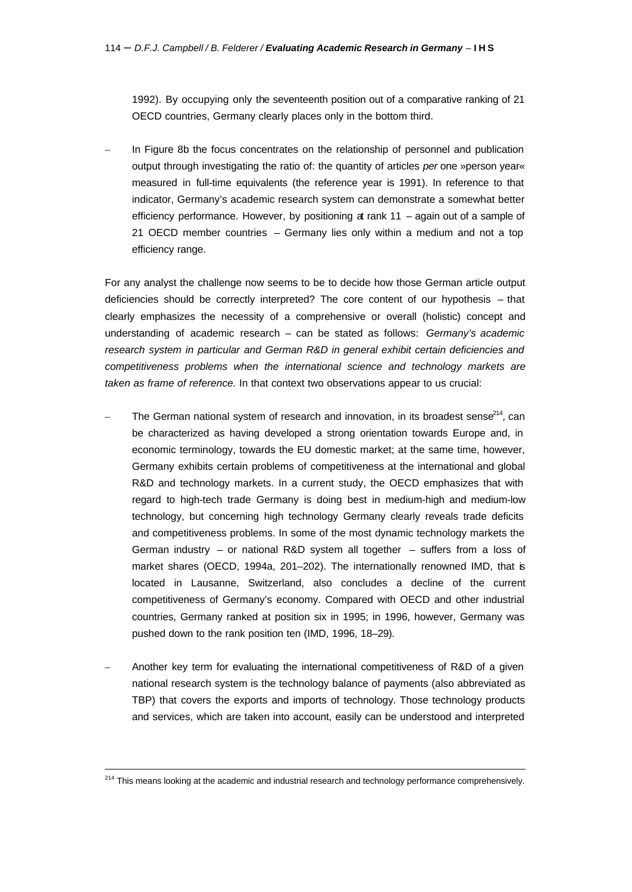1992). By occupying only the seventeenth position out of a comparative ranking of 21 OECD countries, Germany clearly places only in the bottom third.

- In Figure 8b the focus concentrates on the relationship of personnel and publication output through investigating the ratio of: the quantity of articles *per* one »person year« measured in full-time equivalents (the reference year is 1991). In reference to that indicator, Germany's academic research system can demonstrate a somewhat better efficiency performance. However, by positioning at rank 11 – again out of a sample of 21 OECD member countries – Germany lies only within a medium and not a top efficiency range.

For any analyst the challenge now seems to be to decide how those German article output deficiencies should be correctly interpreted? The core content of our hypothesis – that clearly emphasizes the necessity of a comprehensive or overall (holistic) concept and understanding of academic research – can be stated as follows: *Germany's academic research system in particular and German R&D in general exhibit certain deficiencies and competitiveness problems when the international science and technology markets are taken as frame of reference.* In that context two observations appear to us crucial:

- The German national system of research and innovation, in its broadest sense[214], can be characterized as having developed a strong orientation towards Europe and, in economic terminology, towards the EU domestic market; at the same time, however, Germany exhibits certain problems of competitiveness at the international and global R&D and technology markets. In a current study, the OECD emphasizes that with regard to high-tech trade Germany is doing best in medium-high and medium-low technology, but concerning high technology Germany clearly reveals trade deficits and competitiveness problems. In some of the most dynamic technology markets the German industry – or national R&D system all together – suffers from a loss of market shares (OECD, 1994a, 201–202). The internationally renowned IMD, that is located in Lausanne, Switzerland, also concludes a decline of the current competitiveness of Germany's economy. Compared with OECD and other industrial countries, Germany ranked at position six in 1995; in 1996, however, Germany was pushed down to the rank position ten (IMD, 1996, 18–29).

- Another key term for evaluating the international competitiveness of R&D of a given national research system is the technology balance of payments (also abbreviated as TBP) that covers the exports and imports of technology. Those technology products and services, which are taken into account, easily can be understood and interpreted

[214] This means looking at the academic and industrial research and technology performance comprehensively.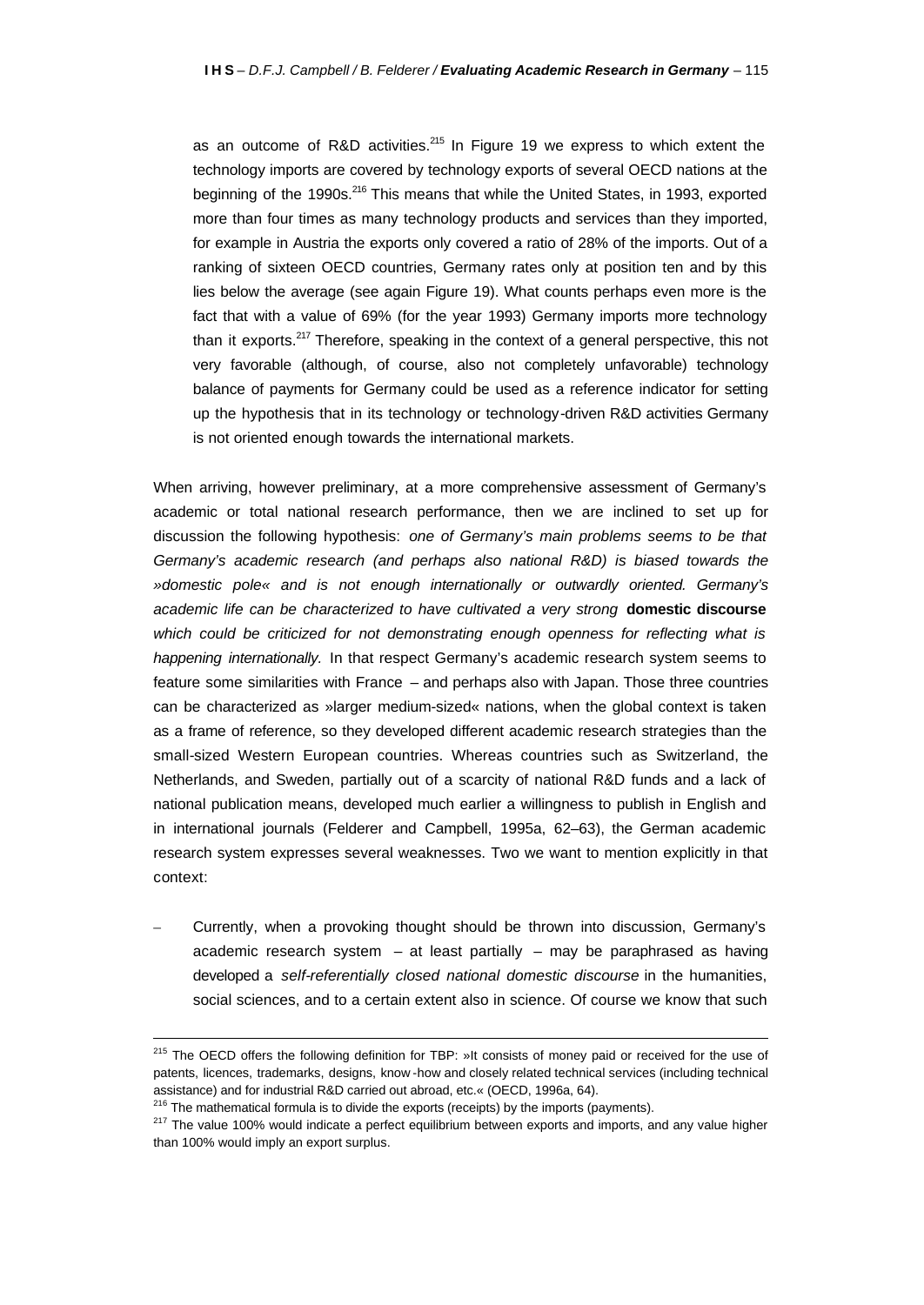as an outcome of R&D activities.[215] In Figure 19 we express to which extent the technology imports are covered by technology exports of several OECD nations at the beginning of the 1990s.[216] This means that while the United States, in 1993, exported more than four times as many technology products and services than they imported, for example in Austria the exports only covered a ratio of 28% of the imports. Out of a ranking of sixteen OECD countries, Germany rates only at position ten and by this lies below the average (see again Figure 19). What counts perhaps even more is the fact that with a value of 69% (for the year 1993) Germany imports more technology than it exports.[217] Therefore, speaking in the context of a general perspective, this not very favorable (although, of course, also not completely unfavorable) technology balance of payments for Germany could be used as a reference indicator for setting up the hypothesis that in its technology or technology-driven R&D activities Germany is not oriented enough towards the international markets.

When arriving, however preliminary, at a more comprehensive assessment of Germany's academic or total national research performance, then we are inclined to set up for discussion the following hypothesis: *one of Germany's main problems seems to be that Germany's academic research (and perhaps also national R&D) is biased towards the »domestic pole« and is not enough internationally or outwardly oriented. Germany's academic life can be characterized to have cultivated a very strong* **domestic discourse** *which could be criticized for not demonstrating enough openness for reflecting what is happening internationally.* In that respect Germany's academic research system seems to feature some similarities with France – and perhaps also with Japan. Those three countries can be characterized as »larger medium-sized« nations, when the global context is taken as a frame of reference, so they developed different academic research strategies than the small-sized Western European countries. Whereas countries such as Switzerland, the Netherlands, and Sweden, partially out of a scarcity of national R&D funds and a lack of national publication means, developed much earlier a willingness to publish in English and in international journals (Felderer and Campbell, 1995a, 62–63), the German academic research system expresses several weaknesses. Two we want to mention explicitly in that context:

– Currently, when a provoking thought should be thrown into discussion, Germany's academic research system – at least partially – may be paraphrased as having developed a *self-referentially closed national domestic discourse* in the humanities, social sciences, and to a certain extent also in science. Of course we know that such

---

[215] The OECD offers the following definition for TBP: »It consists of money paid or received for the use of patents, licences, trademarks, designs, know-how and closely related technical services (including technical assistance) and for industrial R&D carried out abroad, etc.« (OECD, 1996a, 64).

[216] The mathematical formula is to divide the exports (receipts) by the imports (payments).

[217] The value 100% would indicate a perfect equilibrium between exports and imports, and any value higher than 100% would imply an export surplus.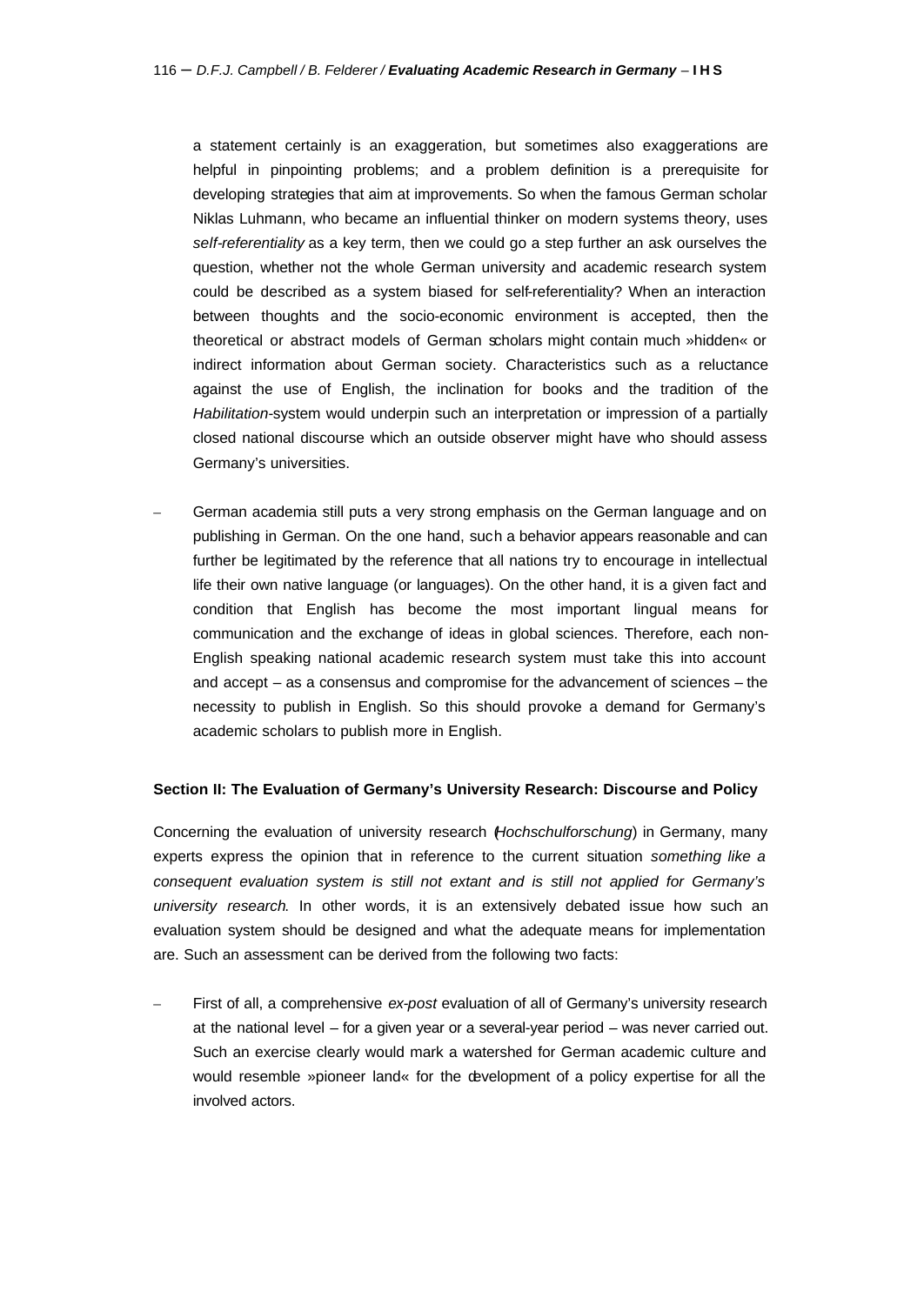a statement certainly is an exaggeration, but sometimes also exaggerations are helpful in pinpointing problems; and a problem definition is a prerequisite for developing strategies that aim at improvements. So when the famous German scholar Niklas Luhmann, who became an influential thinker on modern systems theory, uses *self-referentiality* as a key term, then we could go a step further an ask ourselves the question, whether not the whole German university and academic research system could be described as a system biased for self-referentiality? When an interaction between thoughts and the socio-economic environment is accepted, then the theoretical or abstract models of German scholars might contain much »hidden« or indirect information about German society. Characteristics such as a reluctance against the use of English, the inclination for books and the tradition of the *Habilitation*-system would underpin such an interpretation or impression of a partially closed national discourse which an outside observer might have who should assess Germany's universities.

– German academia still puts a very strong emphasis on the German language and on publishing in German. On the one hand, such a behavior appears reasonable and can further be legitimated by the reference that all nations try to encourage in intellectual life their own native language (or languages). On the other hand, it is a given fact and condition that English has become the most important lingual means for communication and the exchange of ideas in global sciences. Therefore, each non-English speaking national academic research system must take this into account and accept – as a consensus and compromise for the advancement of sciences – the necessity to publish in English. So this should provoke a demand for Germany's academic scholars to publish more in English.

**Section II: The Evaluation of Germany's University Research: Discourse and Policy**

Concerning the evaluation of university research (*Hochschulforschung*) in Germany, many experts express the opinion that in reference to the current situation *something like a consequent evaluation system is still not extant and is still not applied for Germany's university research*. In other words, it is an extensively debated issue how such an evaluation system should be designed and what the adequate means for implementation are. Such an assessment can be derived from the following two facts:

– First of all, a comprehensive *ex-post* evaluation of all of Germany's university research at the national level – for a given year or a several-year period – was never carried out. Such an exercise clearly would mark a watershed for German academic culture and would resemble »pioneer land« for the development of a policy expertise for all the involved actors.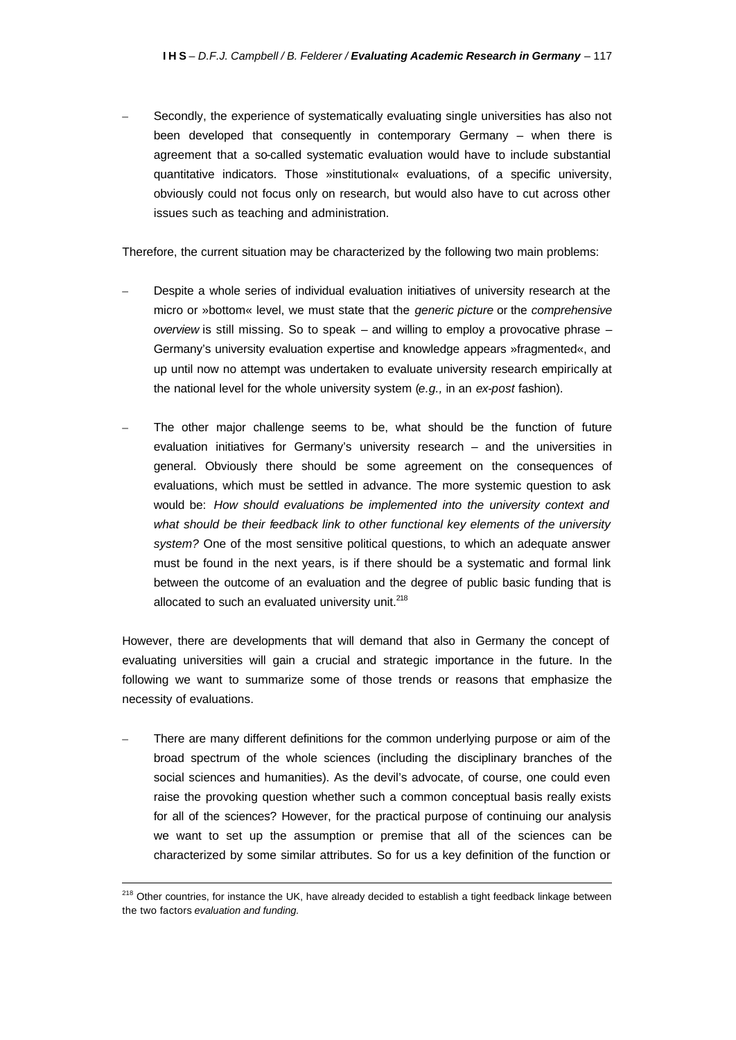– Secondly, the experience of systematically evaluating single universities has also not been developed that consequently in contemporary Germany – when there is agreement that a so-called systematic evaluation would have to include substantial quantitative indicators. Those »institutional« evaluations, of a specific university, obviously could not focus only on research, but would also have to cut across other issues such as teaching and administration.

Therefore, the current situation may be characterized by the following two main problems:

– Despite a whole series of individual evaluation initiatives of university research at the micro or »bottom« level, we must state that the *generic picture* or the *comprehensive overview* is still missing. So to speak – and willing to employ a provocative phrase – Germany's university evaluation expertise and knowledge appears »fragmented«, and up until now no attempt was undertaken to evaluate university research empirically at the national level for the whole university system (*e.g.,* in an *ex-post* fashion).

– The other major challenge seems to be, what should be the function of future evaluation initiatives for Germany's university research – and the universities in general. Obviously there should be some agreement on the consequences of evaluations, which must be settled in advance. The more systemic question to ask would be: *How should evaluations be implemented into the university context and what should be their feedback link to other functional key elements of the university system?* One of the most sensitive political questions, to which an adequate answer must be found in the next years, is if there should be a systematic and formal link between the outcome of an evaluation and the degree of public basic funding that is allocated to such an evaluated university unit.[218]

However, there are developments that will demand that also in Germany the concept of evaluating universities will gain a crucial and strategic importance in the future. In the following we want to summarize some of those trends or reasons that emphasize the necessity of evaluations.

– There are many different definitions for the common underlying purpose or aim of the broad spectrum of the whole sciences (including the disciplinary branches of the social sciences and humanities). As the devil's advocate, of course, one could even raise the provoking question whether such a common conceptual basis really exists for all of the sciences? However, for the practical purpose of continuing our analysis we want to set up the assumption or premise that all of the sciences can be characterized by some similar attributes. So for us a key definition of the function or

[218] Other countries, for instance the UK, have already decided to establish a tight feedback linkage between the two factors *evaluation and funding.*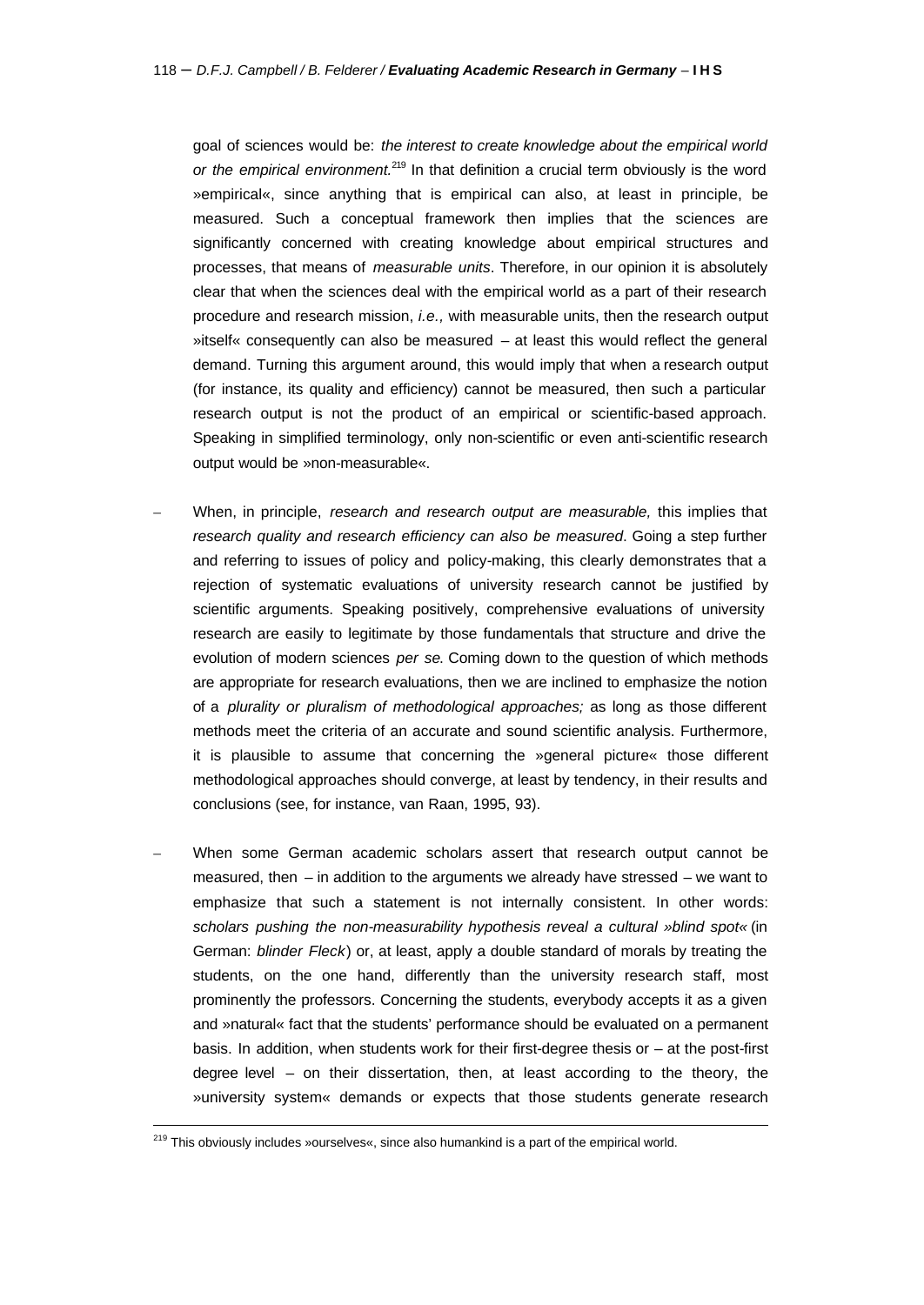goal of sciences would be: *the interest to create knowledge about the empirical world or the empirical environment.*[219] In that definition a crucial term obviously is the word »empirical«, since anything that is empirical can also, at least in principle, be measured. Such a conceptual framework then implies that the sciences are significantly concerned with creating knowledge about empirical structures and processes, that means of *measurable units*. Therefore, in our opinion it is absolutely clear that when the sciences deal with the empirical world as a part of their research procedure and research mission, *i.e.,* with measurable units, then the research output »itself« consequently can also be measured – at least this would reflect the general demand. Turning this argument around, this would imply that when a research output (for instance, its quality and efficiency) cannot be measured, then such a particular research output is not the product of an empirical or scientific-based approach. Speaking in simplified terminology, only non-scientific or even anti-scientific research output would be »non-measurable«.

– When, in principle, *research and research output are measurable,* this implies that *research quality and research efficiency can also be measured*. Going a step further and referring to issues of policy and policy-making, this clearly demonstrates that a rejection of systematic evaluations of university research cannot be justified by scientific arguments. Speaking positively, comprehensive evaluations of university research are easily to legitimate by those fundamentals that structure and drive the evolution of modern sciences *per se*. Coming down to the question of which methods are appropriate for research evaluations, then we are inclined to emphasize the notion of a *plurality or pluralism of methodological approaches;* as long as those different methods meet the criteria of an accurate and sound scientific analysis. Furthermore, it is plausible to assume that concerning the »general picture« those different methodological approaches should converge, at least by tendency, in their results and conclusions (see, for instance, van Raan, 1995, 93).

– When some German academic scholars assert that research output cannot be measured, then – in addition to the arguments we already have stressed – we want to emphasize that such a statement is not internally consistent. In other words: *scholars pushing the non-measurability hypothesis reveal a cultural »blind spot«* (in German: *blinder Fleck*) or, at least, apply a double standard of morals by treating the students, on the one hand, differently than the university research staff, most prominently the professors. Concerning the students, everybody accepts it as a given and »natural« fact that the students' performance should be evaluated on a permanent basis. In addition, when students work for their first-degree thesis or – at the post-first degree level – on their dissertation, then, at least according to the theory, the »university system« demands or expects that those students generate research

[219] This obviously includes »ourselves«, since also humankind is a part of the empirical world.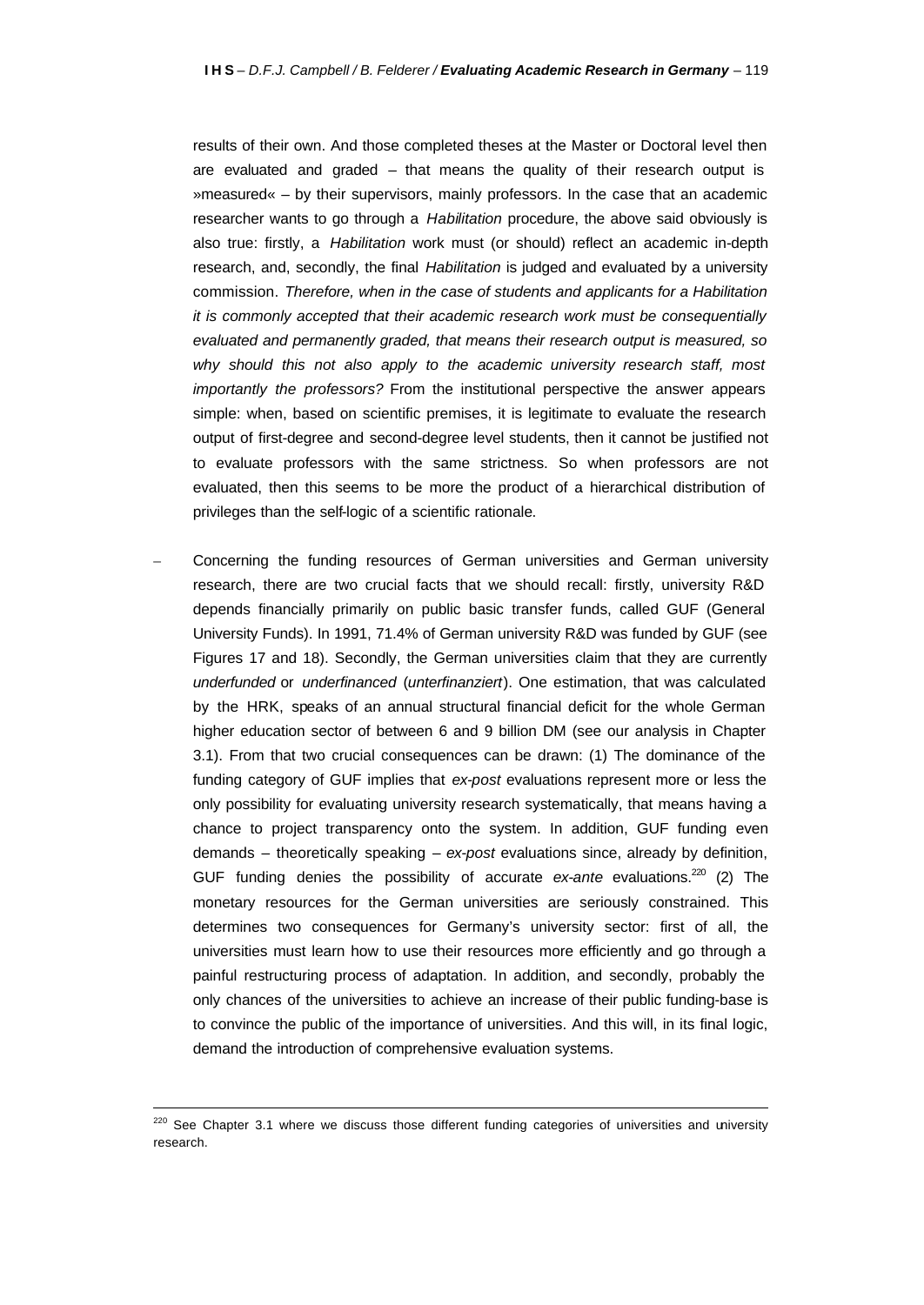results of their own. And those completed theses at the Master or Doctoral level then are evaluated and graded – that means the quality of their research output is »measured« – by their supervisors, mainly professors. In the case that an academic researcher wants to go through a *Habilitation* procedure, the above said obviously is also true: firstly, a *Habilitation* work must (or should) reflect an academic in-depth research, and, secondly, the final *Habilitation* is judged and evaluated by a university commission. *Therefore, when in the case of students and applicants for a Habilitation it is commonly accepted that their academic research work must be consequentially evaluated and permanently graded, that means their research output is measured, so why should this not also apply to the academic university research staff, most importantly the professors?* From the institutional perspective the answer appears simple: when, based on scientific premises, it is legitimate to evaluate the research output of first-degree and second-degree level students, then it cannot be justified not to evaluate professors with the same strictness. So when professors are not evaluated, then this seems to be more the product of a hierarchical distribution of privileges than the self-logic of a scientific rationale.

- Concerning the funding resources of German universities and German university research, there are two crucial facts that we should recall: firstly, university R&D depends financially primarily on public basic transfer funds, called GUF (General University Funds). In 1991, 71.4% of German university R&D was funded by GUF (see Figures 17 and 18). Secondly, the German universities claim that they are currently *underfunded* or *underfinanced* (*unterfinanziert*). One estimation, that was calculated by the HRK, speaks of an annual structural financial deficit for the whole German higher education sector of between 6 and 9 billion DM (see our analysis in Chapter 3.1). From that two crucial consequences can be drawn: (1) The dominance of the funding category of GUF implies that *ex-post* evaluations represent more or less the only possibility for evaluating university research systematically, that means having a chance to project transparency onto the system. In addition, GUF funding even demands – theoretically speaking – *ex-post* evaluations since, already by definition, GUF funding denies the possibility of accurate *ex-ante* evaluations.[220] (2) The monetary resources for the German universities are seriously constrained. This determines two consequences for Germany's university sector: first of all, the universities must learn how to use their resources more efficiently and go through a painful restructuring process of adaptation. In addition, and secondly, probably the only chances of the universities to achieve an increase of their public funding-base is to convince the public of the importance of universities. And this will, in its final logic, demand the introduction of comprehensive evaluation systems.

[220] See Chapter 3.1 where we discuss those different funding categories of universities and university research.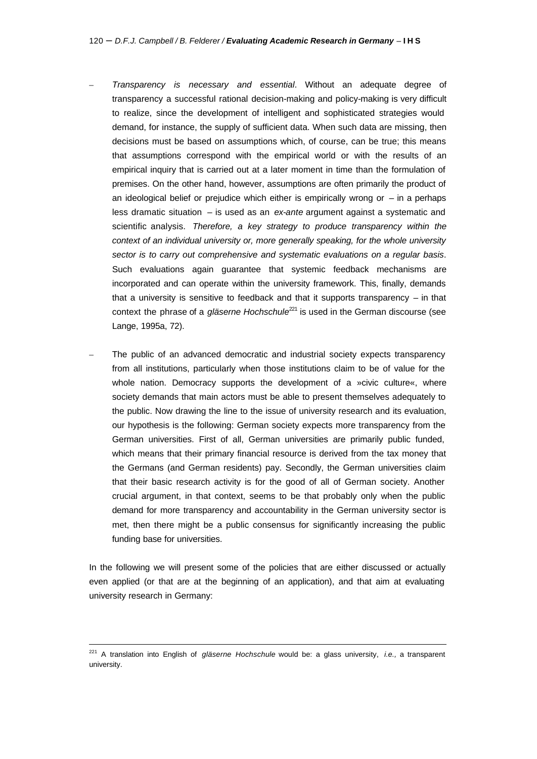- *Transparency is necessary and essential*. Without an adequate degree of transparency a successful rational decision-making and policy-making is very difficult to realize, since the development of intelligent and sophisticated strategies would demand, for instance, the supply of sufficient data. When such data are missing, then decisions must be based on assumptions which, of course, can be true; this means that assumptions correspond with the empirical world or with the results of an empirical inquiry that is carried out at a later moment in time than the formulation of premises. On the other hand, however, assumptions are often primarily the product of an ideological belief or prejudice which either is empirically wrong or – in a perhaps less dramatic situation – is used as an *ex-ante* argument against a systematic and scientific analysis. *Therefore, a key strategy to produce transparency within the context of an individual university or, more generally speaking, for the whole university sector is to carry out comprehensive and systematic evaluations on a regular basis*. Such evaluations again guarantee that systemic feedback mechanisms are incorporated and can operate within the university framework. This, finally, demands that a university is sensitive to feedback and that it supports transparency – in that context the phrase of a *gläserne Hochschule*[221] is used in the German discourse (see Lange, 1995a, 72).

- The public of an advanced democratic and industrial society expects transparency from all institutions, particularly when those institutions claim to be of value for the whole nation. Democracy supports the development of a »civic culture«, where society demands that main actors must be able to present themselves adequately to the public. Now drawing the line to the issue of university research and its evaluation, our hypothesis is the following: German society expects more transparency from the German universities. First of all, German universities are primarily public funded, which means that their primary financial resource is derived from the tax money that the Germans (and German residents) pay. Secondly, the German universities claim that their basic research activity is for the good of all of German society. Another crucial argument, in that context, seems to be that probably only when the public demand for more transparency and accountability in the German university sector is met, then there might be a public consensus for significantly increasing the public funding base for universities.

In the following we will present some of the policies that are either discussed or actually even applied (or that are at the beginning of an application), and that aim at evaluating university research in Germany:

---

[221] A translation into English of *gläserne Hochschule* would be: a glass university, *i.e.,* a transparent university.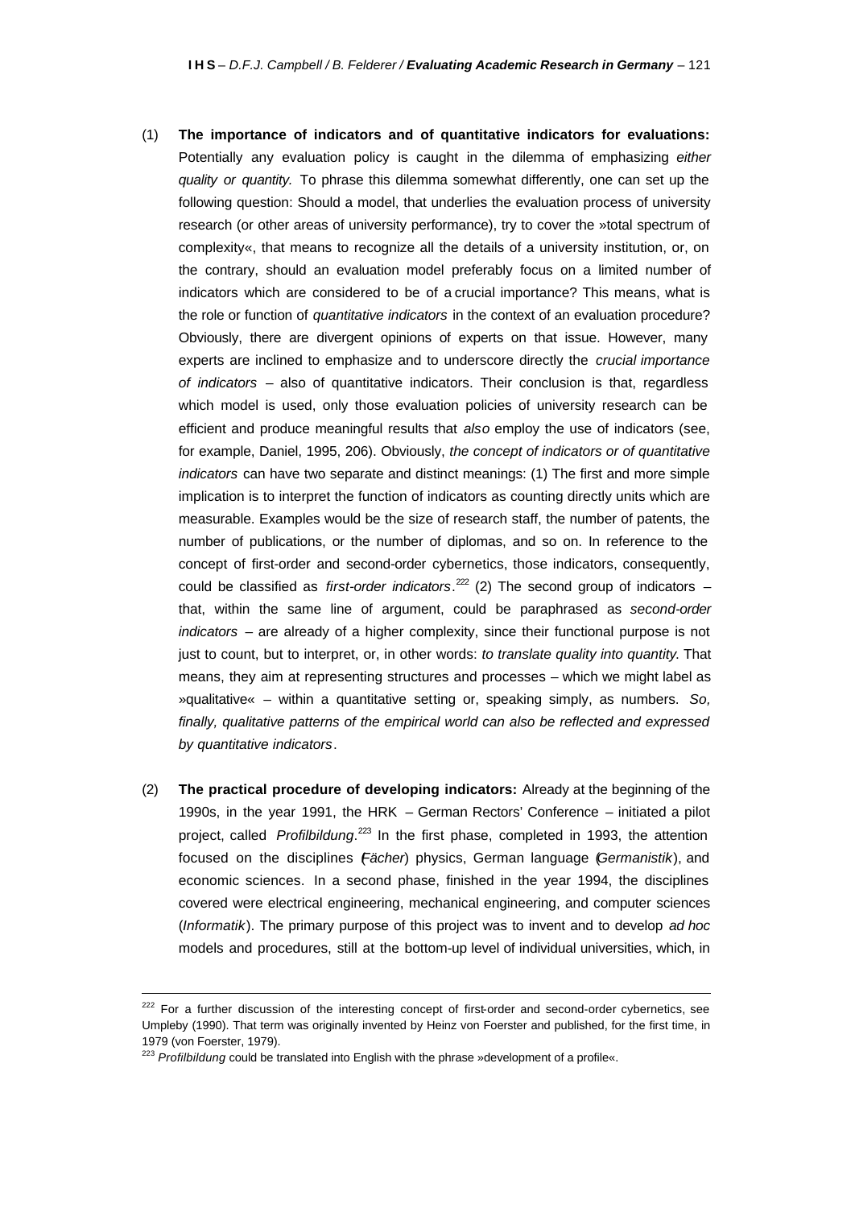(1) **The importance of indicators and of quantitative indicators for evaluations:** Potentially any evaluation policy is caught in the dilemma of emphasizing *either quality or quantity.* To phrase this dilemma somewhat differently, one can set up the following question: Should a model, that underlies the evaluation process of university research (or other areas of university performance), try to cover the »total spectrum of complexity«, that means to recognize all the details of a university institution, or, on the contrary, should an evaluation model preferably focus on a limited number of indicators which are considered to be of a crucial importance? This means, what is the role or function of *quantitative indicators* in the context of an evaluation procedure? Obviously, there are divergent opinions of experts on that issue. However, many experts are inclined to emphasize and to underscore directly the *crucial importance of indicators* – also of quantitative indicators. Their conclusion is that, regardless which model is used, only those evaluation policies of university research can be efficient and produce meaningful results that *also* employ the use of indicators (see, for example, Daniel, 1995, 206). Obviously, *the concept of indicators or of quantitative indicators* can have two separate and distinct meanings: (1) The first and more simple implication is to interpret the function of indicators as counting directly units which are measurable. Examples would be the size of research staff, the number of patents, the number of publications, or the number of diplomas, and so on. In reference to the concept of first-order and second-order cybernetics, those indicators, consequently, could be classified as *first-order indicators*.[222] (2) The second group of indicators – that, within the same line of argument, could be paraphrased as *second-order indicators* – are already of a higher complexity, since their functional purpose is not just to count, but to interpret, or, in other words: *to translate quality into quantity.* That means, they aim at representing structures and processes – which we might label as »qualitative« – within a quantitative setting or, speaking simply, as numbers. *So, finally, qualitative patterns of the empirical world can also be reflected and expressed by quantitative indicators*.

(2) **The practical procedure of developing indicators:** Already at the beginning of the 1990s, in the year 1991, the HRK – German Rectors' Conference – initiated a pilot project, called *Profilbildung*.[223] In the first phase, completed in 1993, the attention focused on the disciplines (*Fächer*) physics, German language (*Germanistik*), and economic sciences. In a second phase, finished in the year 1994, the disciplines covered were electrical engineering, mechanical engineering, and computer sciences (*Informatik*). The primary purpose of this project was to invent and to develop *ad hoc* models and procedures, still at the bottom-up level of individual universities, which, in

---

[222] For a further discussion of the interesting concept of first-order and second-order cybernetics, see Umpleby (1990). That term was originally invented by Heinz von Foerster and published, for the first time, in 1979 (von Foerster, 1979).

[223] *Profilbildung* could be translated into English with the phrase »development of a profile«.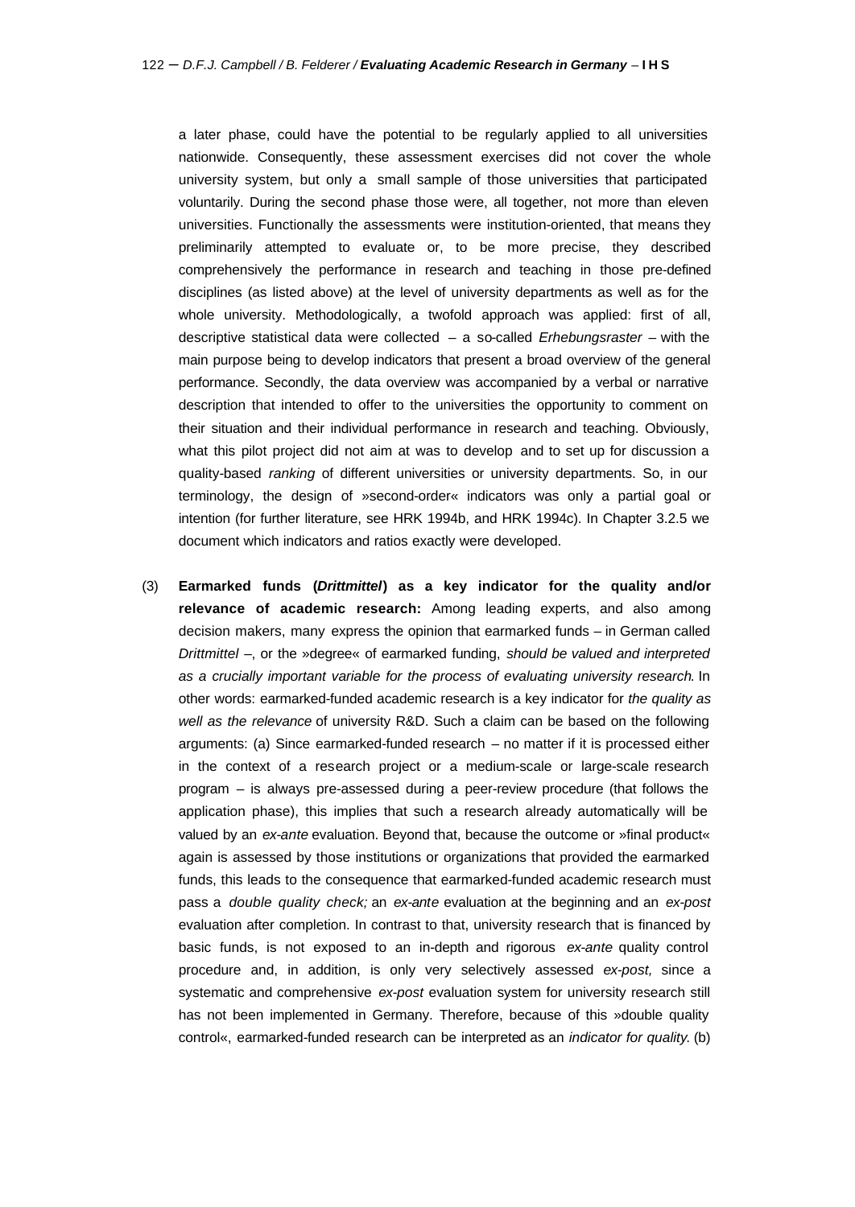a later phase, could have the potential to be regularly applied to all universities nationwide. Consequently, these assessment exercises did not cover the whole university system, but only a small sample of those universities that participated voluntarily. During the second phase those were, all together, not more than eleven universities. Functionally the assessments were institution-oriented, that means they preliminarily attempted to evaluate or, to be more precise, they described comprehensively the performance in research and teaching in those pre-defined disciplines (as listed above) at the level of university departments as well as for the whole university. Methodologically, a twofold approach was applied: first of all, descriptive statistical data were collected – a so-called *Erhebungsraster* – with the main purpose being to develop indicators that present a broad overview of the general performance. Secondly, the data overview was accompanied by a verbal or narrative description that intended to offer to the universities the opportunity to comment on their situation and their individual performance in research and teaching. Obviously, what this pilot project did not aim at was to develop and to set up for discussion a quality-based *ranking* of different universities or university departments. So, in our terminology, the design of »second-order« indicators was only a partial goal or intention (for further literature, see HRK 1994b, and HRK 1994c). In Chapter 3.2.5 we document which indicators and ratios exactly were developed.

(3) **Earmarked funds (*Drittmittel*) as a key indicator for the quality and/or relevance of academic research:** Among leading experts, and also among decision makers, many express the opinion that earmarked funds – in German called *Drittmittel* –, or the »degree« of earmarked funding, *should be valued and interpreted as a crucially important variable for the process of evaluating university research*. In other words: earmarked-funded academic research is a key indicator for *the quality as well as the relevance* of university R&D. Such a claim can be based on the following arguments: (a) Since earmarked-funded research – no matter if it is processed either in the context of a research project or a medium-scale or large-scale research program – is always pre-assessed during a peer-review procedure (that follows the application phase), this implies that such a research already automatically will be valued by an *ex-ante* evaluation. Beyond that, because the outcome or »final product« again is assessed by those institutions or organizations that provided the earmarked funds, this leads to the consequence that earmarked-funded academic research must pass a *double quality check;* an *ex-ante* evaluation at the beginning and an *ex-post* evaluation after completion. In contrast to that, university research that is financed by basic funds, is not exposed to an in-depth and rigorous *ex-ante* quality control procedure and, in addition, is only very selectively assessed *ex-post,* since a systematic and comprehensive *ex-post* evaluation system for university research still has not been implemented in Germany. Therefore, because of this »double quality control«, earmarked-funded research can be interpreted as an *indicator for quality*. (b)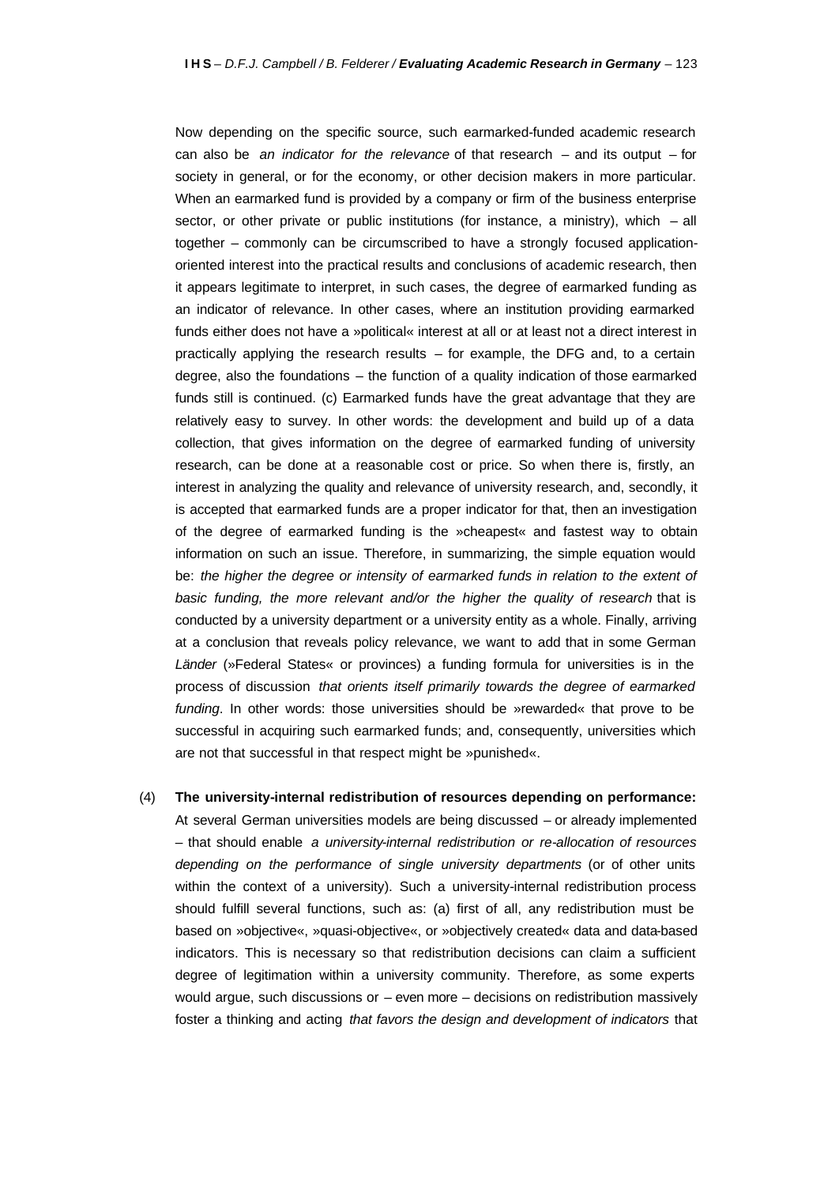Now depending on the specific source, such earmarked-funded academic research can also be *an indicator for the relevance* of that research – and its output – for society in general, or for the economy, or other decision makers in more particular. When an earmarked fund is provided by a company or firm of the business enterprise sector, or other private or public institutions (for instance, a ministry), which – all together – commonly can be circumscribed to have a strongly focused application-oriented interest into the practical results and conclusions of academic research, then it appears legitimate to interpret, in such cases, the degree of earmarked funding as an indicator of relevance. In other cases, where an institution providing earmarked funds either does not have a »political« interest at all or at least not a direct interest in practically applying the research results – for example, the DFG and, to a certain degree, also the foundations – the function of a quality indication of those earmarked funds still is continued. (c) Earmarked funds have the great advantage that they are relatively easy to survey. In other words: the development and build up of a data collection, that gives information on the degree of earmarked funding of university research, can be done at a reasonable cost or price. So when there is, firstly, an interest in analyzing the quality and relevance of university research, and, secondly, it is accepted that earmarked funds are a proper indicator for that, then an investigation of the degree of earmarked funding is the »cheapest« and fastest way to obtain information on such an issue. Therefore, in summarizing, the simple equation would be: *the higher the degree or intensity of earmarked funds in relation to the extent of basic funding, the more relevant and/or the higher the quality of research* that is conducted by a university department or a university entity as a whole. Finally, arriving at a conclusion that reveals policy relevance, we want to add that in some German *Länder* (»Federal States« or provinces) a funding formula for universities is in the process of discussion *that orients itself primarily towards the degree of earmarked funding*. In other words: those universities should be »rewarded« that prove to be successful in acquiring such earmarked funds; and, consequently, universities which are not that successful in that respect might be »punished«.

(4) **The university-internal redistribution of resources depending on performance:** At several German universities models are being discussed – or already implemented – that should enable *a university-internal redistribution or re-allocation of resources depending on the performance of single university departments* (or of other units within the context of a university). Such a university-internal redistribution process should fulfill several functions, such as: (a) first of all, any redistribution must be based on »objective«, »quasi-objective«, or »objectively created« data and data-based indicators. This is necessary so that redistribution decisions can claim a sufficient degree of legitimation within a university community. Therefore, as some experts would argue, such discussions or – even more – decisions on redistribution massively foster a thinking and acting *that favors the design and development of indicators* that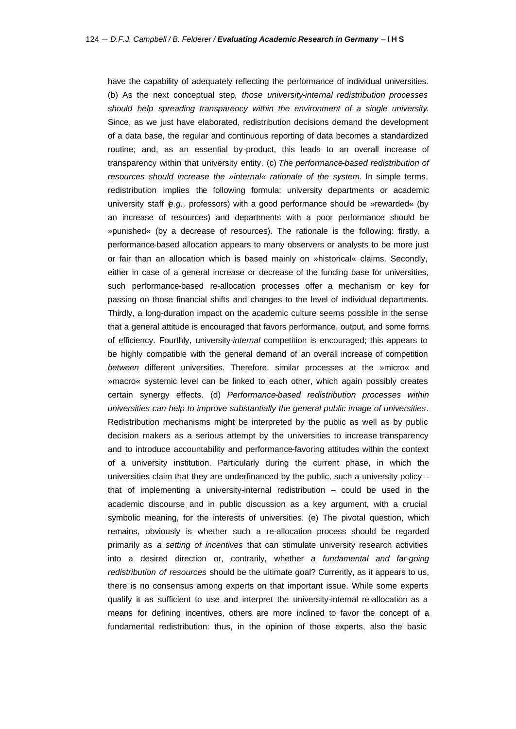have the capability of adequately reflecting the performance of individual universities. (b) As the next conceptual step*, those university-internal redistribution processes should help spreading transparency within the environment of a single university.* Since, as we just have elaborated, redistribution decisions demand the development of a data base, the regular and continuous reporting of data becomes a standardized routine; and, as an essential by-product, this leads to an overall increase of transparency within that university entity. (c) *The performance-based redistribution of resources should increase the »internal« rationale of the system*. In simple terms, redistribution implies the following formula: university departments or academic university staff (*e.g.,* professors) with a good performance should be »rewarded« (by an increase of resources) and departments with a poor performance should be »punished« (by a decrease of resources). The rationale is the following: firstly, a performance-based allocation appears to many observers or analysts to be more just or fair than an allocation which is based mainly on »historical« claims. Secondly, either in case of a general increase or decrease of the funding base for universities, such performance-based re-allocation processes offer a mechanism or key for passing on those financial shifts and changes to the level of individual departments. Thirdly, a long-duration impact on the academic culture seems possible in the sense that a general attitude is encouraged that favors performance, output, and some forms of efficiency. Fourthly, university-*internal* competition is encouraged; this appears to be highly compatible with the general demand of an overall increase of competition *between* different universities. Therefore, similar processes at the »micro« and »macro« systemic level can be linked to each other, which again possibly creates certain synergy effects. (d) *Performance-based redistribution processes within universities can help to improve substantially the general public image of universities*. Redistribution mechanisms might be interpreted by the public as well as by public decision makers as a serious attempt by the universities to increase transparency and to introduce accountability and performance-favoring attitudes within the context of a university institution. Particularly during the current phase, in which the universities claim that they are underfinanced by the public, such a university policy – that of implementing a university-internal redistribution – could be used in the academic discourse and in public discussion as a key argument, with a crucial symbolic meaning, for the interests of universities. (e) The pivotal question, which remains, obviously is whether such a re-allocation process should be regarded primarily as *a setting of incentives* that can stimulate university research activities into a desired direction or, contrarily, whether *a fundamental and far-going redistribution of resources* should be the ultimate goal? Currently, as it appears to us, there is no consensus among experts on that important issue. While some experts qualify it as sufficient to use and interpret the university-internal re-allocation as a means for defining incentives, others are more inclined to favor the concept of a fundamental redistribution: thus, in the opinion of those experts, also the basic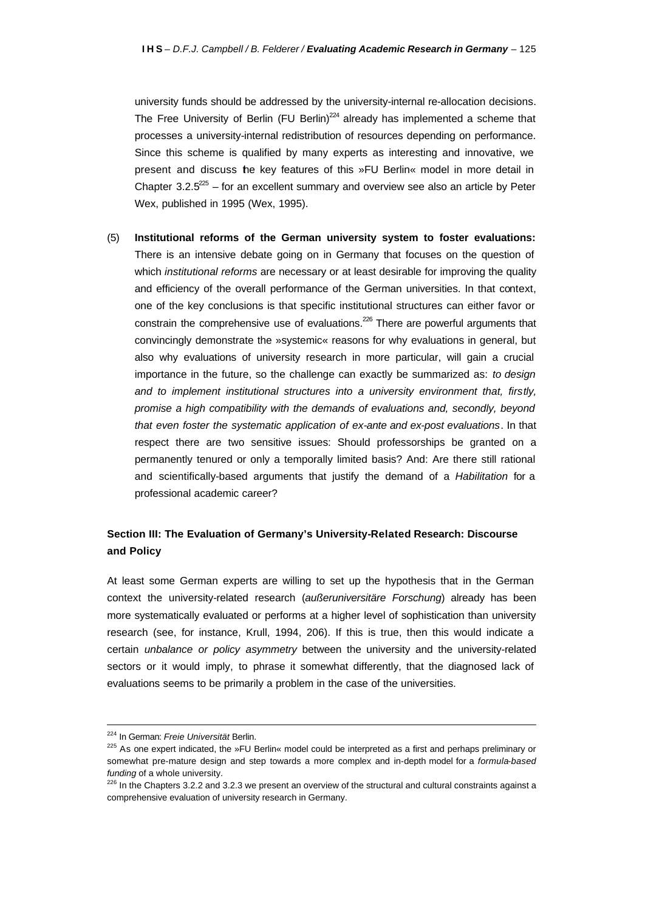university funds should be addressed by the university-internal re-allocation decisions. The Free University of Berlin (FU Berlin)[224] already has implemented a scheme that processes a university-internal redistribution of resources depending on performance. Since this scheme is qualified by many experts as interesting and innovative, we present and discuss the key features of this »FU Berlin« model in more detail in Chapter 3.2.5[225] – for an excellent summary and overview see also an article by Peter Wex, published in 1995 (Wex, 1995).

(5) **Institutional reforms of the German university system to foster evaluations:** There is an intensive debate going on in Germany that focuses on the question of which *institutional reforms* are necessary or at least desirable for improving the quality and efficiency of the overall performance of the German universities. In that context, one of the key conclusions is that specific institutional structures can either favor or constrain the comprehensive use of evaluations.[226] There are powerful arguments that convincingly demonstrate the »systemic« reasons for why evaluations in general, but also why evaluations of university research in more particular, will gain a crucial importance in the future, so the challenge can exactly be summarized as: *to design and to implement institutional structures into a university environment that, firstly, promise a high compatibility with the demands of evaluations and, secondly, beyond that even foster the systematic application of ex-ante and ex-post evaluations*. In that respect there are two sensitive issues: Should professorships be granted on a permanently tenured or only a temporally limited basis? And: Are there still rational and scientifically-based arguments that justify the demand of a *Habilitation* for a professional academic career?

## Section III: The Evaluation of Germany's University-Related Research: Discourse and Policy

At least some German experts are willing to set up the hypothesis that in the German context the university-related research (*außeruniversitäre Forschung*) already has been more systematically evaluated or performs at a higher level of sophistication than university research (see, for instance, Krull, 1994, 206). If this is true, then this would indicate a certain *unbalance or policy asymmetry* between the university and the university-related sectors or it would imply, to phrase it somewhat differently, that the diagnosed lack of evaluations seems to be primarily a problem in the case of the universities.

---

[224] In German: *Freie Universität* Berlin.

[225] As one expert indicated, the »FU Berlin« model could be interpreted as a first and perhaps preliminary or somewhat pre-mature design and step towards a more complex and in-depth model for a *formula-based funding* of a whole university.

[226] In the Chapters 3.2.2 and 3.2.3 we present an overview of the structural and cultural constraints against a comprehensive evaluation of university research in Germany.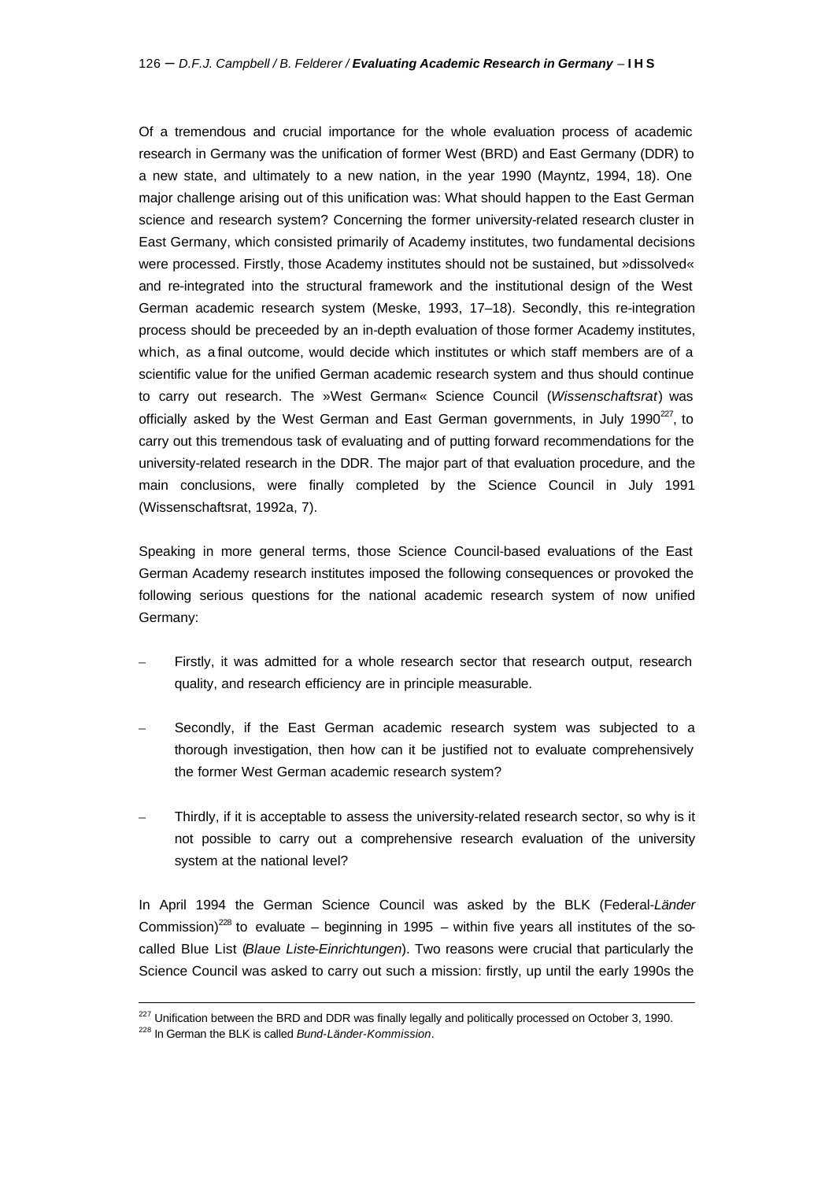Of a tremendous and crucial importance for the whole evaluation process of academic research in Germany was the unification of former West (BRD) and East Germany (DDR) to a new state, and ultimately to a new nation, in the year 1990 (Mayntz, 1994, 18). One major challenge arising out of this unification was: What should happen to the East German science and research system? Concerning the former university-related research cluster in East Germany, which consisted primarily of Academy institutes, two fundamental decisions were processed. Firstly, those Academy institutes should not be sustained, but »dissolved« and re-integrated into the structural framework and the institutional design of the West German academic research system (Meske, 1993, 17–18). Secondly, this re-integration process should be preceeded by an in-depth evaluation of those former Academy institutes, which, as a final outcome, would decide which institutes or which staff members are of a scientific value for the unified German academic research system and thus should continue to carry out research. The »West German« Science Council (*Wissenschaftsrat*) was officially asked by the West German and East German governments, in July 1990[227], to carry out this tremendous task of evaluating and of putting forward recommendations for the university-related research in the DDR. The major part of that evaluation procedure, and the main conclusions, were finally completed by the Science Council in July 1991 (Wissenschaftsrat, 1992a, 7).

Speaking in more general terms, those Science Council-based evaluations of the East German Academy research institutes imposed the following consequences or provoked the following serious questions for the national academic research system of now unified Germany:

- Firstly, it was admitted for a whole research sector that research output, research quality, and research efficiency are in principle measurable.
- Secondly, if the East German academic research system was subjected to a thorough investigation, then how can it be justified not to evaluate comprehensively the former West German academic research system?
- Thirdly, if it is acceptable to assess the university-related research sector, so why is it not possible to carry out a comprehensive research evaluation of the university system at the national level?

In April 1994 the German Science Council was asked by the BLK (Federal-*Länder* Commission)[228] to evaluate – beginning in 1995 – within five years all institutes of the so-called Blue List (*Blaue Liste-Einrichtungen*). Two reasons were crucial that particularly the Science Council was asked to carry out such a mission: firstly, up until the early 1990s the

---

[227] Unification between the BRD and DDR was finally legally and politically processed on October 3, 1990.

[228] In German the BLK is called *Bund-Länder-Kommission*.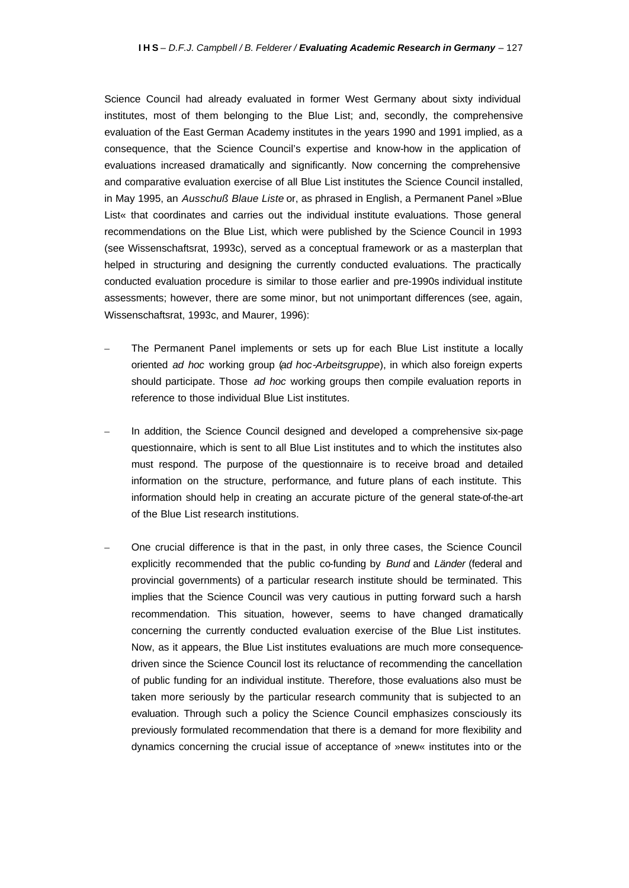Science Council had already evaluated in former West Germany about sixty individual institutes, most of them belonging to the Blue List; and, secondly, the comprehensive evaluation of the East German Academy institutes in the years 1990 and 1991 implied, as a consequence, that the Science Council's expertise and know-how in the application of evaluations increased dramatically and significantly. Now concerning the comprehensive and comparative evaluation exercise of all Blue List institutes the Science Council installed, in May 1995, an *Ausschuß Blaue Liste* or, as phrased in English, a Permanent Panel »Blue List« that coordinates and carries out the individual institute evaluations. Those general recommendations on the Blue List, which were published by the Science Council in 1993 (see Wissenschaftsrat, 1993c), served as a conceptual framework or as a masterplan that helped in structuring and designing the currently conducted evaluations. The practically conducted evaluation procedure is similar to those earlier and pre-1990s individual institute assessments; however, there are some minor, but not unimportant differences (see, again, Wissenschaftsrat, 1993c, and Maurer, 1996):

- The Permanent Panel implements or sets up for each Blue List institute a locally oriented *ad hoc* working group (*ad hoc-Arbeitsgruppe*), in which also foreign experts should participate. Those *ad hoc* working groups then compile evaluation reports in reference to those individual Blue List institutes.

- In addition, the Science Council designed and developed a comprehensive six-page questionnaire, which is sent to all Blue List institutes and to which the institutes also must respond. The purpose of the questionnaire is to receive broad and detailed information on the structure, performance, and future plans of each institute. This information should help in creating an accurate picture of the general state-of-the-art of the Blue List research institutions.

- One crucial difference is that in the past, in only three cases, the Science Council explicitly recommended that the public co-funding by *Bund* and *Länder* (federal and provincial governments) of a particular research institute should be terminated. This implies that the Science Council was very cautious in putting forward such a harsh recommendation. This situation, however, seems to have changed dramatically concerning the currently conducted evaluation exercise of the Blue List institutes. Now, as it appears, the Blue List institutes evaluations are much more consequence-driven since the Science Council lost its reluctance of recommending the cancellation of public funding for an individual institute. Therefore, those evaluations also must be taken more seriously by the particular research community that is subjected to an evaluation. Through such a policy the Science Council emphasizes consciously its previously formulated recommendation that there is a demand for more flexibility and dynamics concerning the crucial issue of acceptance of »new« institutes into or the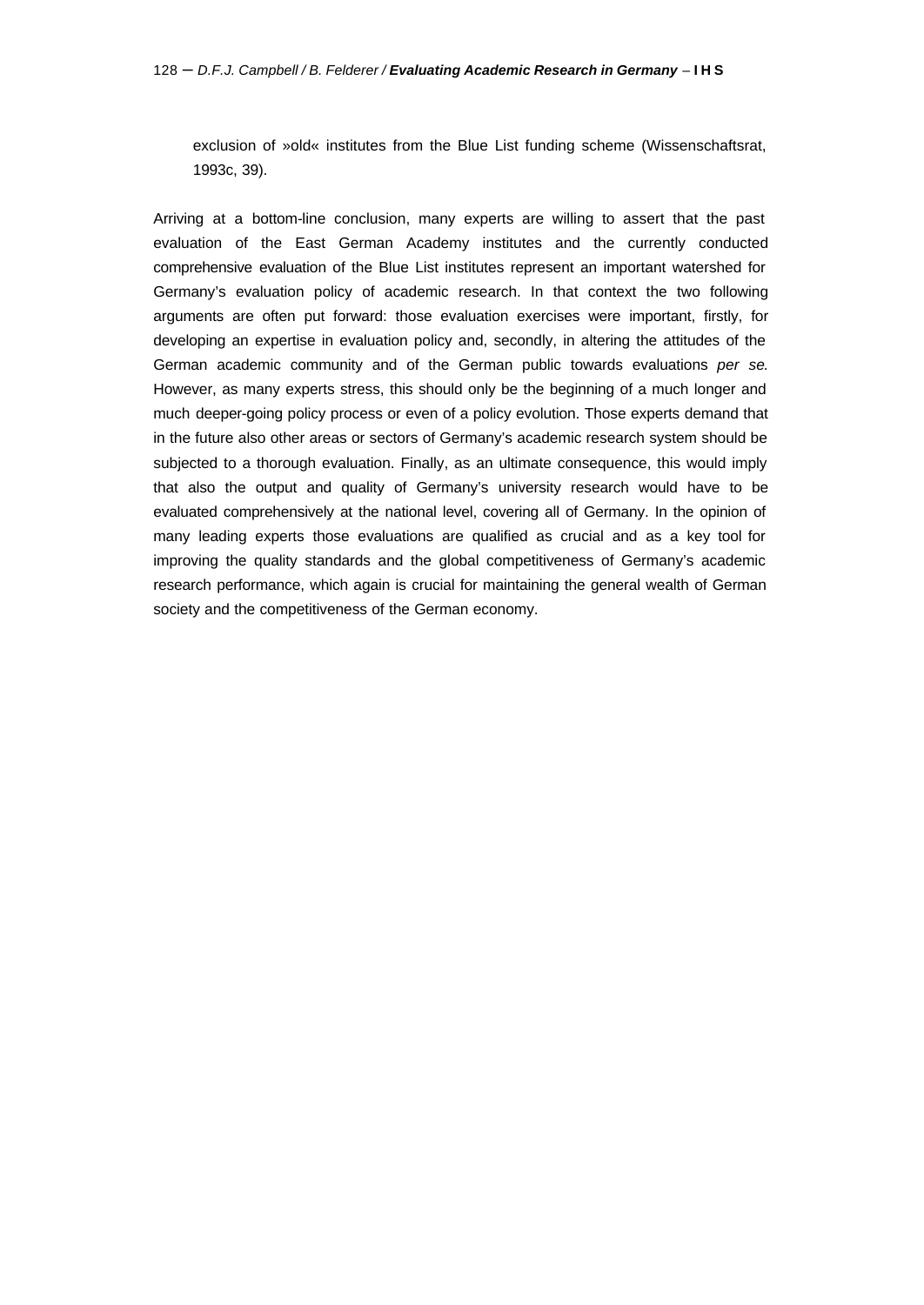exclusion of »old« institutes from the Blue List funding scheme (Wissenschaftsrat, 1993c, 39).

Arriving at a bottom-line conclusion, many experts are willing to assert that the past evaluation of the East German Academy institutes and the currently conducted comprehensive evaluation of the Blue List institutes represent an important watershed for Germany's evaluation policy of academic research. In that context the two following arguments are often put forward: those evaluation exercises were important, firstly, for developing an expertise in evaluation policy and, secondly, in altering the attitudes of the German academic community and of the German public towards evaluations *per se*. However, as many experts stress, this should only be the beginning of a much longer and much deeper-going policy process or even of a policy evolution. Those experts demand that in the future also other areas or sectors of Germany's academic research system should be subjected to a thorough evaluation. Finally, as an ultimate consequence, this would imply that also the output and quality of Germany's university research would have to be evaluated comprehensively at the national level, covering all of Germany. In the opinion of many leading experts those evaluations are qualified as crucial and as a key tool for improving the quality standards and the global competitiveness of Germany's academic research performance, which again is crucial for maintaining the general wealth of German society and the competitiveness of the German economy.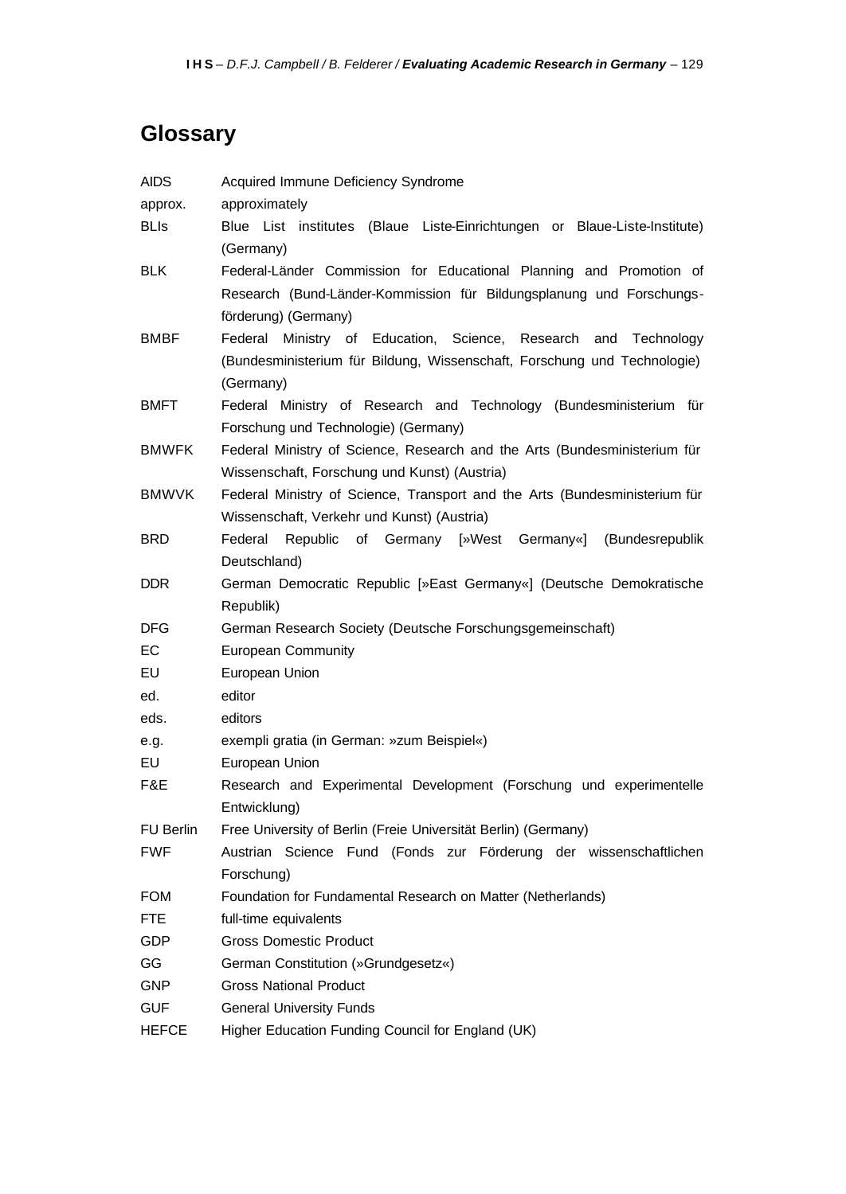## Glossary

| | |
|---|---|
| AIDS | Acquired Immune Deficiency Syndrome |
| approx. | approximately |
| BLIs | Blue List institutes (Blaue Liste-Einrichtungen or Blaue-Liste-Institute) (Germany) |
| BLK | Federal-Länder Commission for Educational Planning and Promotion of Research (Bund-Länder-Kommission für Bildungsplanung und Forschungsförderung) (Germany) |
| BMBF | Federal Ministry of Education, Science, Research and Technology (Bundesministerium für Bildung, Wissenschaft, Forschung und Technologie) (Germany) |
| BMFT | Federal Ministry of Research and Technology (Bundesministerium für Forschung und Technologie) (Germany) |
| BMWFK | Federal Ministry of Science, Research and the Arts (Bundesministerium für Wissenschaft, Forschung und Kunst) (Austria) |
| BMWVK | Federal Ministry of Science, Transport and the Arts (Bundesministerium für Wissenschaft, Verkehr und Kunst) (Austria) |
| BRD | Federal Republic of Germany [»West Germany«] (Bundesrepublik Deutschland) |
| DDR | German Democratic Republic [»East Germany«] (Deutsche Demokratische Republik) |
| DFG | German Research Society (Deutsche Forschungsgemeinschaft) |
| EC | European Community |
| EU | European Union |
| ed. | editor |
| eds. | editors |
| e.g. | exempli gratia (in German: »zum Beispiel«) |
| EU | European Union |
| F&E | Research and Experimental Development (Forschung und experimentelle Entwicklung) |
| FU Berlin | Free University of Berlin (Freie Universität Berlin) (Germany) |
| FWF | Austrian Science Fund (Fonds zur Förderung der wissenschaftlichen Forschung) |
| FOM | Foundation for Fundamental Research on Matter (Netherlands) |
| FTE | full-time equivalents |
| GDP | Gross Domestic Product |
| GG | German Constitution (»Grundgesetz«) |
| GNP | Gross National Product |
| GUF | General University Funds |
| HEFCE | Higher Education Funding Council for England (UK) |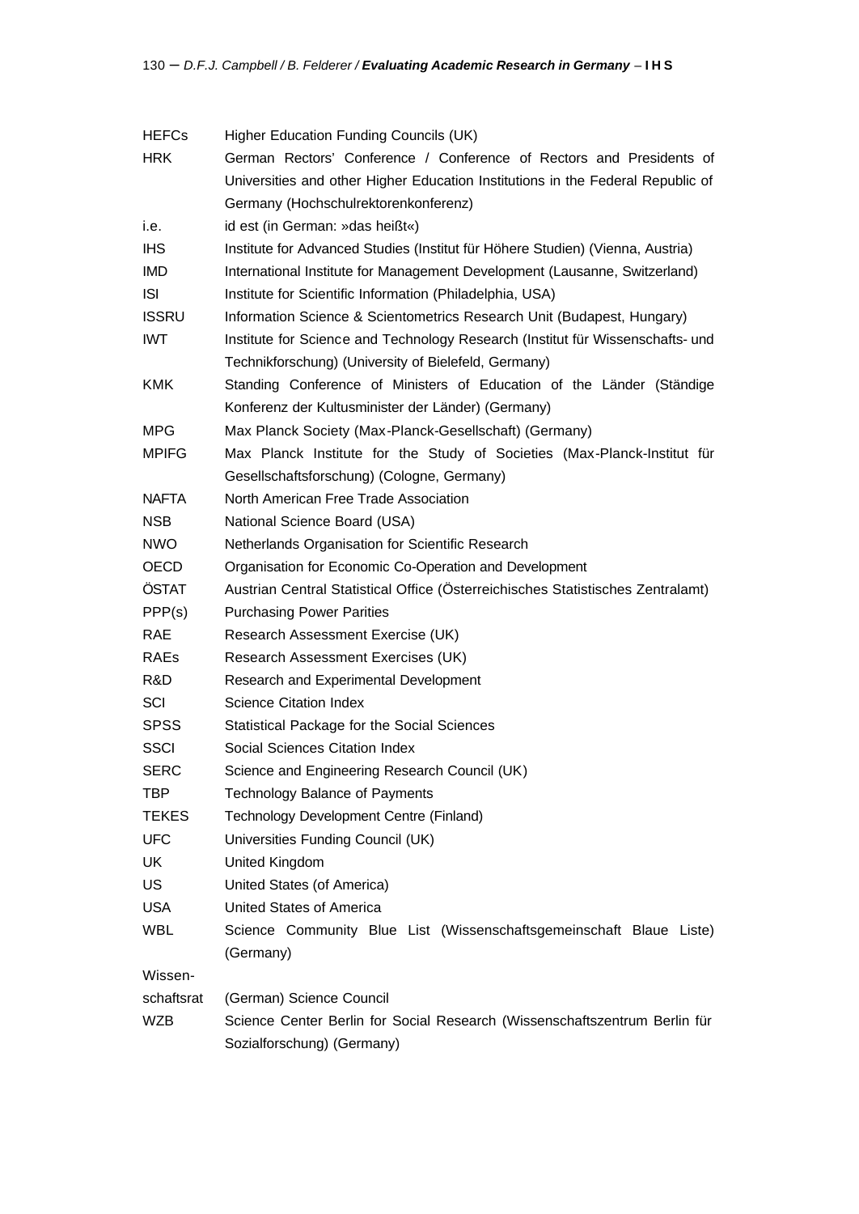| | |
|---|---|
| HEFCs | Higher Education Funding Councils (UK) |
| HRK | German Rectors' Conference / Conference of Rectors and Presidents of Universities and other Higher Education Institutions in the Federal Republic of Germany (Hochschulrektorenkonferenz) |
| i.e. | id est (in German: »das heißt«) |
| IHS | Institute for Advanced Studies (Institut für Höhere Studien) (Vienna, Austria) |
| IMD | International Institute for Management Development (Lausanne, Switzerland) |
| ISI | Institute for Scientific Information (Philadelphia, USA) |
| ISSRU | Information Science & Scientometrics Research Unit (Budapest, Hungary) |
| IWT | Institute for Science and Technology Research (Institut für Wissenschafts- und Technikforschung) (University of Bielefeld, Germany) |
| KMK | Standing Conference of Ministers of Education of the Länder (Ständige Konferenz der Kultusminister der Länder) (Germany) |
| MPG | Max Planck Society (Max-Planck-Gesellschaft) (Germany) |
| MPIFG | Max Planck Institute for the Study of Societies (Max-Planck-Institut für Gesellschaftsforschung) (Cologne, Germany) |
| NAFTA | North American Free Trade Association |
| NSB | National Science Board (USA) |
| NWO | Netherlands Organisation for Scientific Research |
| OECD | Organisation for Economic Co-Operation and Development |
| ÖSTAT | Austrian Central Statistical Office (Österreichisches Statistisches Zentralamt) |
| PPP(s) | Purchasing Power Parities |
| RAE | Research Assessment Exercise (UK) |
| RAEs | Research Assessment Exercises (UK) |
| R&D | Research and Experimental Development |
| SCI | Science Citation Index |
| SPSS | Statistical Package for the Social Sciences |
| SSCI | Social Sciences Citation Index |
| SERC | Science and Engineering Research Council (UK) |
| TBP | Technology Balance of Payments |
| TEKES | Technology Development Centre (Finland) |
| UFC | Universities Funding Council (UK) |
| UK | United Kingdom |
| US | United States (of America) |
| USA | United States of America |
| WBL | Science Community Blue List (Wissenschaftsgemeinschaft Blaue Liste) (Germany) |
| Wissen-schaftsrat | (German) Science Council |
| WZB | Science Center Berlin for Social Research (Wissenschaftszentrum Berlin für Sozialforschung) (Germany) |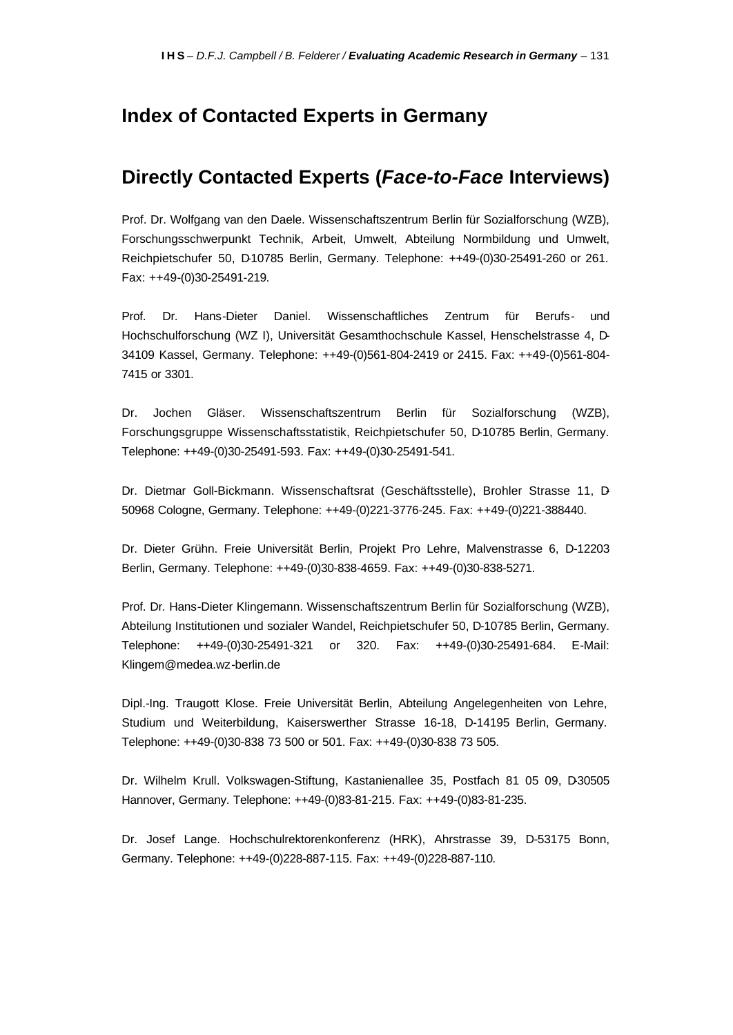# Index of Contacted Experts in Germany

## Directly Contacted Experts (*Face-to-Face* Interviews)

Prof. Dr. Wolfgang van den Daele. Wissenschaftszentrum Berlin für Sozialforschung (WZB), Forschungsschwerpunkt Technik, Arbeit, Umwelt, Abteilung Normbildung und Umwelt, Reichpietschufer 50, D-10785 Berlin, Germany. Telephone: ++49-(0)30-25491-260 or 261. Fax: ++49-(0)30-25491-219.

Prof. Dr. Hans-Dieter Daniel. Wissenschaftliches Zentrum für Berufs- und Hochschulforschung (WZ I), Universität Gesamthochschule Kassel, Henschelstrasse 4, D-34109 Kassel, Germany. Telephone: ++49-(0)561-804-2419 or 2415. Fax: ++49-(0)561-804-7415 or 3301.

Dr. Jochen Gläser. Wissenschaftszentrum Berlin für Sozialforschung (WZB), Forschungsgruppe Wissenschaftsstatistik, Reichpietschufer 50, D-10785 Berlin, Germany. Telephone: ++49-(0)30-25491-593. Fax: ++49-(0)30-25491-541.

Dr. Dietmar Goll-Bickmann. Wissenschaftsrat (Geschäftsstelle), Brohler Strasse 11, D-50968 Cologne, Germany. Telephone: ++49-(0)221-3776-245. Fax: ++49-(0)221-388440.

Dr. Dieter Grühn. Freie Universität Berlin, Projekt Pro Lehre, Malvenstrasse 6, D-12203 Berlin, Germany. Telephone: ++49-(0)30-838-4659. Fax: ++49-(0)30-838-5271.

Prof. Dr. Hans-Dieter Klingemann. Wissenschaftszentrum Berlin für Sozialforschung (WZB), Abteilung Institutionen und sozialer Wandel, Reichpietschufer 50, D-10785 Berlin, Germany. Telephone: ++49-(0)30-25491-321 or 320. Fax: ++49-(0)30-25491-684. E-Mail: Klingem@medea.wz-berlin.de

Dipl.-Ing. Traugott Klose. Freie Universität Berlin, Abteilung Angelegenheiten von Lehre, Studium und Weiterbildung, Kaiserswerther Strasse 16-18, D-14195 Berlin, Germany. Telephone: ++49-(0)30-838 73 500 or 501. Fax: ++49-(0)30-838 73 505.

Dr. Wilhelm Krull. Volkswagen-Stiftung, Kastanienallee 35, Postfach 81 05 09, D-30505 Hannover, Germany. Telephone: ++49-(0)83-81-215. Fax: ++49-(0)83-81-235.

Dr. Josef Lange. Hochschulrektorenkonferenz (HRK), Ahrstrasse 39, D-53175 Bonn, Germany. Telephone: ++49-(0)228-887-115. Fax: ++49-(0)228-887-110.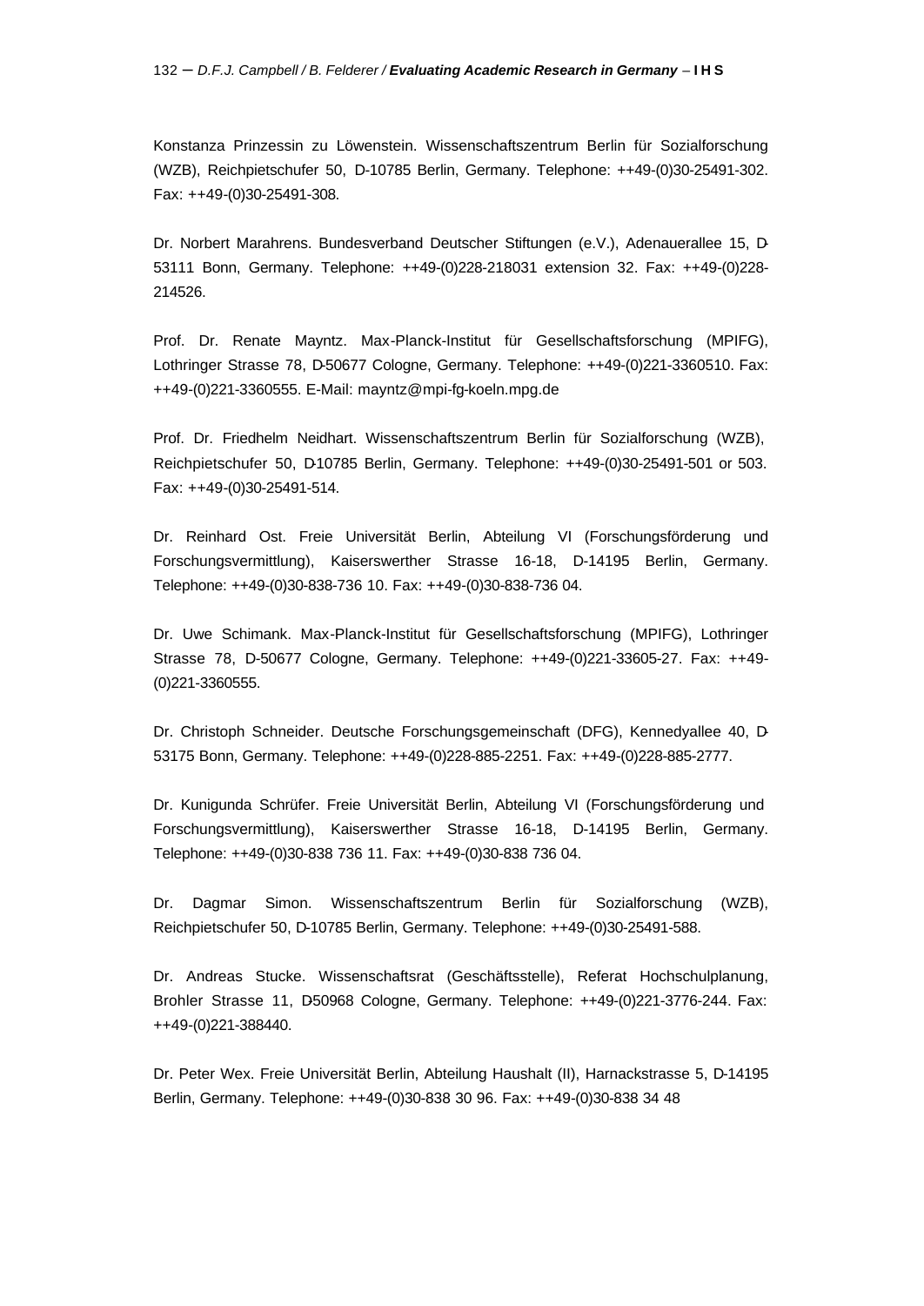Konstanza Prinzessin zu Löwenstein. Wissenschaftszentrum Berlin für Sozialforschung (WZB), Reichpietschufer 50, D-10785 Berlin, Germany. Telephone: ++49-(0)30-25491-302. Fax: ++49-(0)30-25491-308.

Dr. Norbert Marahrens. Bundesverband Deutscher Stiftungen (e.V.), Adenauerallee 15, D-53111 Bonn, Germany. Telephone: ++49-(0)228-218031 extension 32. Fax: ++49-(0)228-214526.

Prof. Dr. Renate Mayntz. Max-Planck-Institut für Gesellschaftsforschung (MPIFG), Lothringer Strasse 78, D-50677 Cologne, Germany. Telephone: ++49-(0)221-3360510. Fax: ++49-(0)221-3360555. E-Mail: mayntz@mpi-fg-koeln.mpg.de

Prof. Dr. Friedhelm Neidhart. Wissenschaftszentrum Berlin für Sozialforschung (WZB), Reichpietschufer 50, D-10785 Berlin, Germany. Telephone: ++49-(0)30-25491-501 or 503. Fax: ++49-(0)30-25491-514.

Dr. Reinhard Ost. Freie Universität Berlin, Abteilung VI (Forschungsförderung und Forschungsvermittlung), Kaiserswerther Strasse 16-18, D-14195 Berlin, Germany. Telephone: ++49-(0)30-838-736 10. Fax: ++49-(0)30-838-736 04.

Dr. Uwe Schimank. Max-Planck-Institut für Gesellschaftsforschung (MPIFG), Lothringer Strasse 78, D-50677 Cologne, Germany. Telephone: ++49-(0)221-33605-27. Fax: ++49-(0)221-3360555.

Dr. Christoph Schneider. Deutsche Forschungsgemeinschaft (DFG), Kennedyallee 40, D-53175 Bonn, Germany. Telephone: ++49-(0)228-885-2251. Fax: ++49-(0)228-885-2777.

Dr. Kunigunda Schrüfer. Freie Universität Berlin, Abteilung VI (Forschungsförderung und Forschungsvermittlung), Kaiserswerther Strasse 16-18, D-14195 Berlin, Germany. Telephone: ++49-(0)30-838 736 11. Fax: ++49-(0)30-838 736 04.

Dr. Dagmar Simon. Wissenschaftszentrum Berlin für Sozialforschung (WZB), Reichpietschufer 50, D-10785 Berlin, Germany. Telephone: ++49-(0)30-25491-588.

Dr. Andreas Stucke. Wissenschaftsrat (Geschäftsstelle), Referat Hochschulplanung, Brohler Strasse 11, D-50968 Cologne, Germany. Telephone: ++49-(0)221-3776-244. Fax: ++49-(0)221-388440.

Dr. Peter Wex. Freie Universität Berlin, Abteilung Haushalt (II), Harnackstrasse 5, D-14195 Berlin, Germany. Telephone: ++49-(0)30-838 30 96. Fax: ++49-(0)30-838 34 48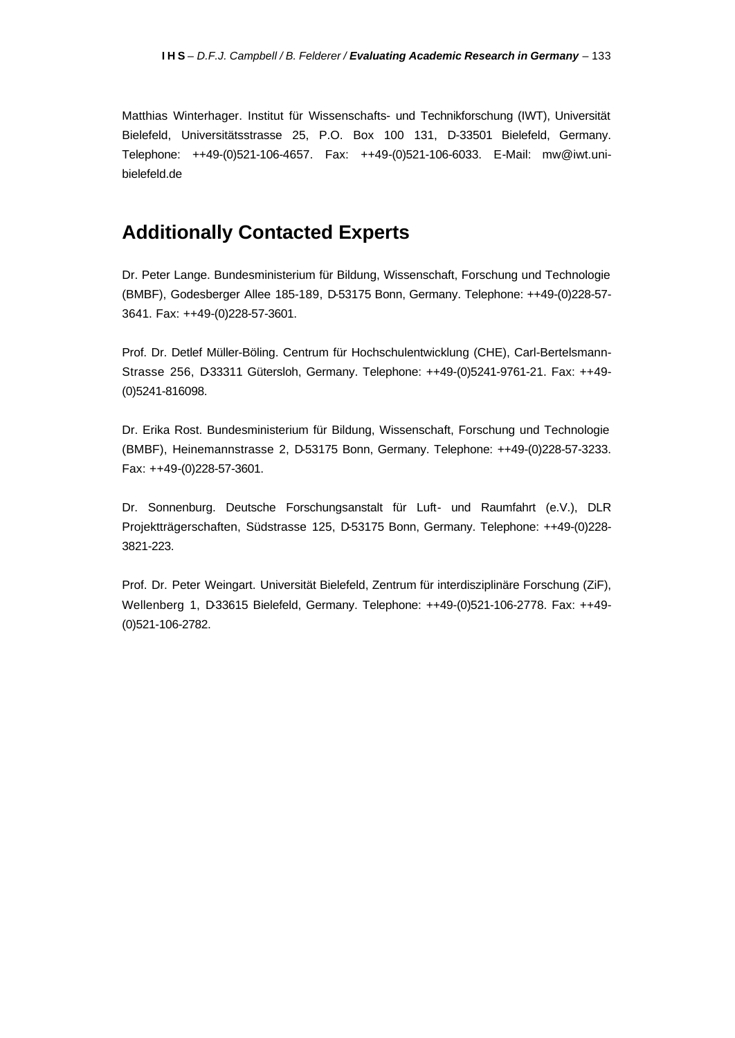Matthias Winterhager. Institut für Wissenschafts- und Technikforschung (IWT), Universität Bielefeld, Universitätsstrasse 25, P.O. Box 100 131, D-33501 Bielefeld, Germany. Telephone: ++49-(0)521-106-4657. Fax: ++49-(0)521-106-6033. E-Mail: mw@iwt.uni-bielefeld.de

## Additionally Contacted Experts

Dr. Peter Lange. Bundesministerium für Bildung, Wissenschaft, Forschung und Technologie (BMBF), Godesberger Allee 185-189, D-53175 Bonn, Germany. Telephone: ++49-(0)228-57-3641. Fax: ++49-(0)228-57-3601.

Prof. Dr. Detlef Müller-Böling. Centrum für Hochschulentwicklung (CHE), Carl-Bertelsmann-Strasse 256, D-33311 Gütersloh, Germany. Telephone: ++49-(0)5241-9761-21. Fax: ++49-(0)5241-816098.

Dr. Erika Rost. Bundesministerium für Bildung, Wissenschaft, Forschung und Technologie (BMBF), Heinemannstrasse 2, D-53175 Bonn, Germany. Telephone: ++49-(0)228-57-3233. Fax: ++49-(0)228-57-3601.

Dr. Sonnenburg. Deutsche Forschungsanstalt für Luft- und Raumfahrt (e.V.), DLR Projektträgerschaften, Südstrasse 125, D-53175 Bonn, Germany. Telephone: ++49-(0)228-3821-223.

Prof. Dr. Peter Weingart. Universität Bielefeld, Zentrum für interdisziplinäre Forschung (ZiF), Wellenberg 1, D-33615 Bielefeld, Germany. Telephone: ++49-(0)521-106-2778. Fax: ++49-(0)521-106-2782.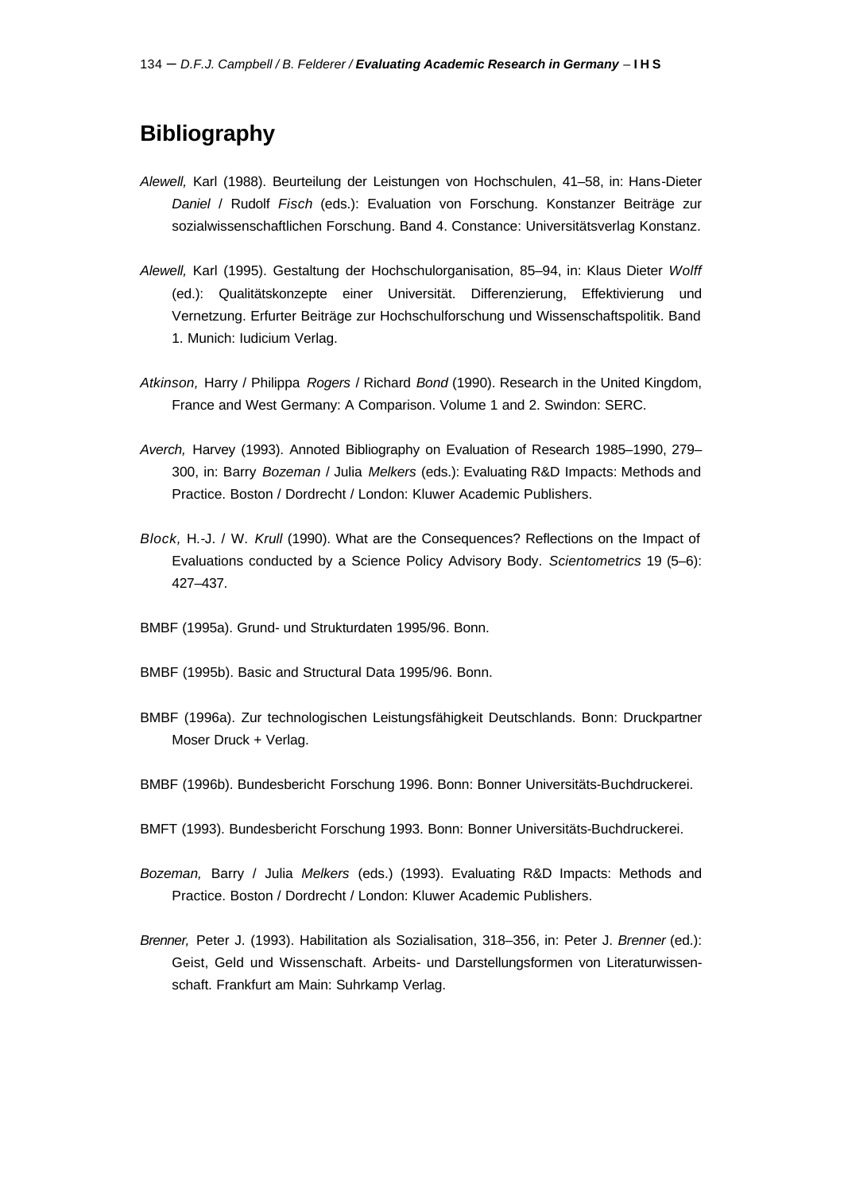## Bibliography

*Alewell,* Karl (1988). Beurteilung der Leistungen von Hochschulen, 41–58, in: Hans-Dieter *Daniel* / Rudolf *Fisch* (eds.): Evaluation von Forschung. Konstanzer Beiträge zur sozialwissenschaftlichen Forschung. Band 4. Constance: Universitätsverlag Konstanz.

*Alewell,* Karl (1995). Gestaltung der Hochschulorganisation, 85–94, in: Klaus Dieter *Wolff* (ed.): Qualitätskonzepte einer Universität. Differenzierung, Effektivierung und Vernetzung. Erfurter Beiträge zur Hochschulforschung und Wissenschaftspolitik. Band 1. Munich: Iudicium Verlag.

*Atkinson,* Harry / Philippa *Rogers* / Richard *Bond* (1990). Research in the United Kingdom, France and West Germany: A Comparison. Volume 1 and 2. Swindon: SERC.

*Averch,* Harvey (1993). Annoted Bibliography on Evaluation of Research 1985–1990, 279–300, in: Barry *Bozeman* / Julia *Melkers* (eds.): Evaluating R&D Impacts: Methods and Practice. Boston / Dordrecht / London: Kluwer Academic Publishers.

*Block,* H.-J. / W. *Krull* (1990). What are the Consequences? Reflections on the Impact of Evaluations conducted by a Science Policy Advisory Body. *Scientometrics* 19 (5–6): 427–437.

BMBF (1995a). Grund- und Strukturdaten 1995/96. Bonn.

BMBF (1995b). Basic and Structural Data 1995/96. Bonn.

BMBF (1996a). Zur technologischen Leistungsfähigkeit Deutschlands. Bonn: Druckpartner Moser Druck + Verlag.

BMBF (1996b). Bundesbericht Forschung 1996. Bonn: Bonner Universitäts-Buchdruckerei.

BMFT (1993). Bundesbericht Forschung 1993. Bonn: Bonner Universitäts-Buchdruckerei.

*Bozeman,* Barry / Julia *Melkers* (eds.) (1993). Evaluating R&D Impacts: Methods and Practice. Boston / Dordrecht / London: Kluwer Academic Publishers.

*Brenner,* Peter J. (1993). Habilitation als Sozialisation, 318–356, in: Peter J. *Brenner* (ed.): Geist, Geld und Wissenschaft. Arbeits- und Darstellungsformen von Literaturwissenschaft. Frankfurt am Main: Suhrkamp Verlag.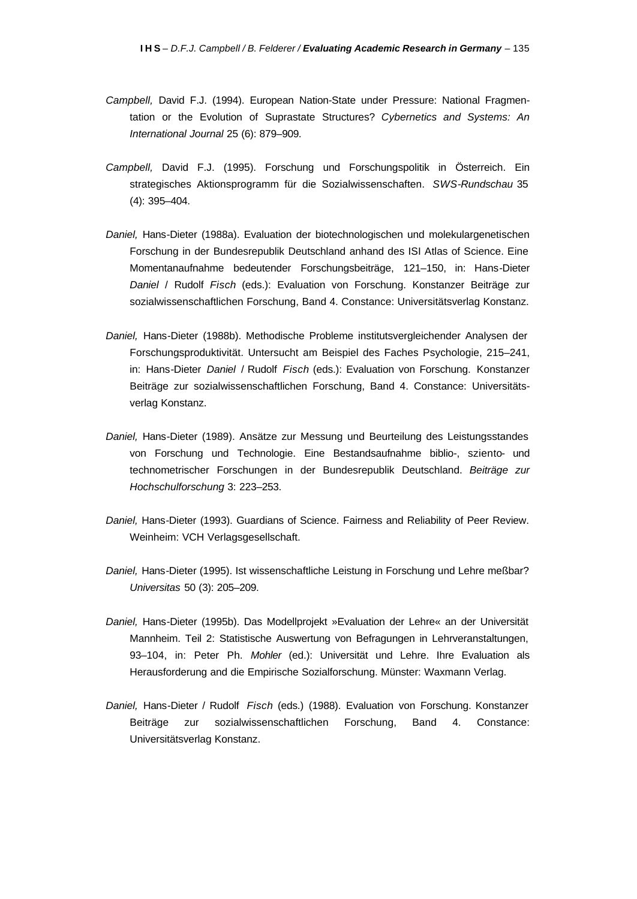*Campbell,* David F.J. (1994). European Nation-State under Pressure: National Fragmentation or the Evolution of Suprastate Structures? *Cybernetics and Systems: An International Journal* 25 (6): 879–909.

*Campbell,* David F.J. (1995). Forschung und Forschungspolitik in Österreich. Ein strategisches Aktionsprogramm für die Sozialwissenschaften. *SWS-Rundschau* 35 (4): 395–404.

*Daniel,* Hans-Dieter (1988a). Evaluation der biotechnologischen und molekulargenetischen Forschung in der Bundesrepublik Deutschland anhand des ISI Atlas of Science. Eine Momentanaufnahme bedeutender Forschungsbeiträge, 121–150, in: Hans-Dieter *Daniel* / Rudolf *Fisch* (eds.): Evaluation von Forschung. Konstanzer Beiträge zur sozialwissenschaftlichen Forschung, Band 4. Constance: Universitätsverlag Konstanz.

*Daniel,* Hans-Dieter (1988b). Methodische Probleme institutsvergleichender Analysen der Forschungsproduktivität. Untersucht am Beispiel des Faches Psychologie, 215–241, in: Hans-Dieter *Daniel* / Rudolf *Fisch* (eds.): Evaluation von Forschung. Konstanzer Beiträge zur sozialwissenschaftlichen Forschung, Band 4. Constance: Universitätsverlag Konstanz.

*Daniel,* Hans-Dieter (1989). Ansätze zur Messung und Beurteilung des Leistungsstandes von Forschung und Technologie. Eine Bestandsaufnahme biblio-, sziento- und technometrischer Forschungen in der Bundesrepublik Deutschland. *Beiträge zur Hochschulforschung* 3: 223–253.

*Daniel,* Hans-Dieter (1993). Guardians of Science. Fairness and Reliability of Peer Review. Weinheim: VCH Verlagsgesellschaft.

*Daniel,* Hans-Dieter (1995). Ist wissenschaftliche Leistung in Forschung und Lehre meßbar? *Universitas* 50 (3): 205–209.

*Daniel,* Hans-Dieter (1995b). Das Modellprojekt »Evaluation der Lehre« an der Universität Mannheim. Teil 2: Statistische Auswertung von Befragungen in Lehrveranstaltungen, 93–104, in: Peter Ph. *Mohler* (ed.): Universität und Lehre. Ihre Evaluation als Herausforderung and die Empirische Sozialforschung. Münster: Waxmann Verlag.

*Daniel,* Hans-Dieter / Rudolf *Fisch* (eds.) (1988). Evaluation von Forschung. Konstanzer Beiträge zur sozialwissenschaftlichen Forschung, Band 4. Constance: Universitätsverlag Konstanz.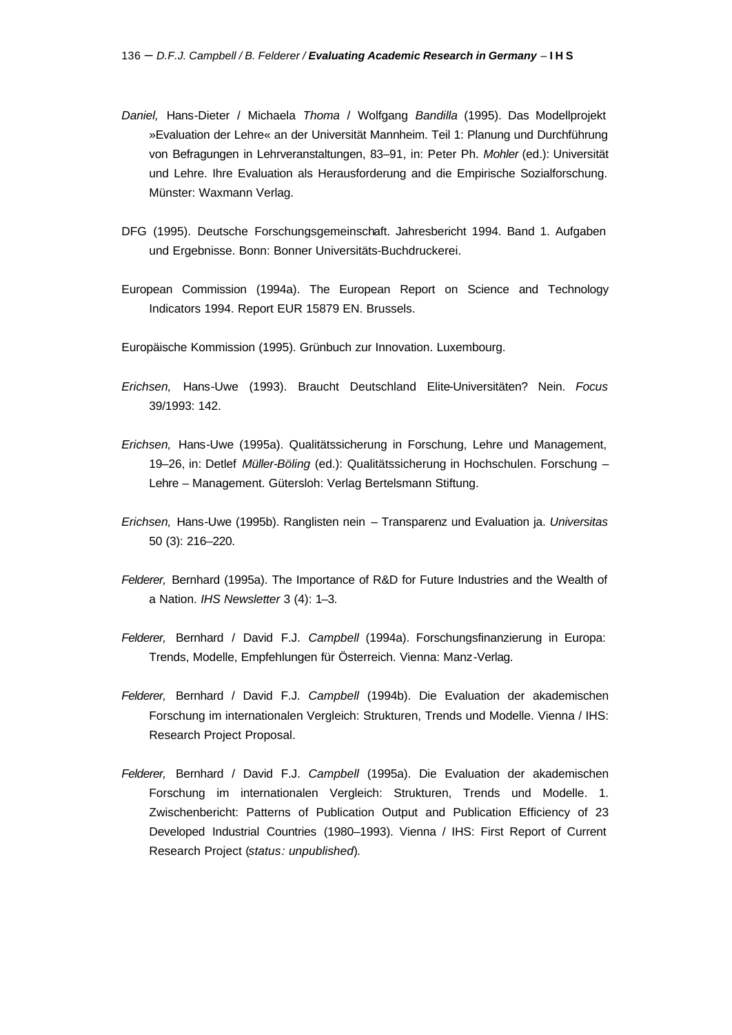*Daniel,* Hans-Dieter / Michaela *Thoma* / Wolfgang *Bandilla* (1995). Das Modellprojekt »Evaluation der Lehre« an der Universität Mannheim. Teil 1: Planung und Durchführung von Befragungen in Lehrveranstaltungen, 83–91, in: Peter Ph. *Mohler* (ed.): Universität und Lehre. Ihre Evaluation als Herausforderung and die Empirische Sozialforschung. Münster: Waxmann Verlag.

DFG (1995). Deutsche Forschungsgemeinschaft. Jahresbericht 1994. Band 1. Aufgaben und Ergebnisse. Bonn: Bonner Universitäts-Buchdruckerei.

European Commission (1994a). The European Report on Science and Technology Indicators 1994. Report EUR 15879 EN. Brussels.

Europäische Kommission (1995). Grünbuch zur Innovation. Luxembourg.

*Erichsen,* Hans-Uwe (1993). Braucht Deutschland Elite-Universitäten? Nein. *Focus* 39/1993: 142.

*Erichsen,* Hans-Uwe (1995a). Qualitätssicherung in Forschung, Lehre und Management, 19–26, in: Detlef *Müller-Böling* (ed.): Qualitätssicherung in Hochschulen. Forschung – Lehre – Management. Gütersloh: Verlag Bertelsmann Stiftung.

*Erichsen,* Hans-Uwe (1995b). Ranglisten nein – Transparenz und Evaluation ja. *Universitas* 50 (3): 216–220.

*Felderer,* Bernhard (1995a). The Importance of R&D for Future Industries and the Wealth of a Nation. *IHS Newsletter* 3 (4): 1–3.

*Felderer,* Bernhard / David F.J. *Campbell* (1994a). Forschungsfinanzierung in Europa: Trends, Modelle, Empfehlungen für Österreich. Vienna: Manz-Verlag.

*Felderer,* Bernhard / David F.J. *Campbell* (1994b). Die Evaluation der akademischen Forschung im internationalen Vergleich: Strukturen, Trends und Modelle. Vienna / IHS: Research Project Proposal.

*Felderer,* Bernhard / David F.J. *Campbell* (1995a). Die Evaluation der akademischen Forschung im internationalen Vergleich: Strukturen, Trends und Modelle. 1. Zwischenbericht: Patterns of Publication Output and Publication Efficiency of 23 Developed Industrial Countries (1980–1993). Vienna / IHS: First Report of Current Research Project (*status: unpublished*).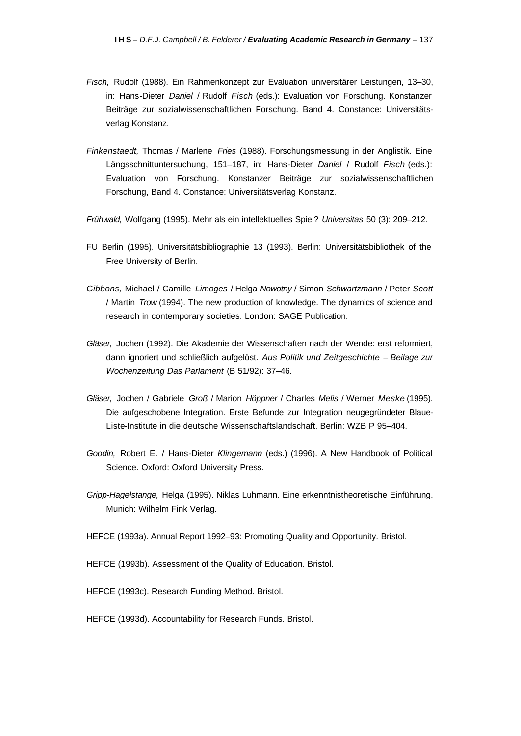*Fisch,* Rudolf (1988). Ein Rahmenkonzept zur Evaluation universitärer Leistungen, 13–30, in: Hans-Dieter *Daniel* / Rudolf *Fisch* (eds.): Evaluation von Forschung. Konstanzer Beiträge zur sozialwissenschaftlichen Forschung. Band 4. Constance: Universitätsverlag Konstanz.

*Finkenstaedt,* Thomas / Marlene *Fries* (1988). Forschungsmessung in der Anglistik. Eine Längsschnittuntersuchung, 151–187, in: Hans-Dieter *Daniel* / Rudolf *Fisch* (eds.): Evaluation von Forschung. Konstanzer Beiträge zur sozialwissenschaftlichen Forschung, Band 4. Constance: Universitätsverlag Konstanz.

*Frühwald,* Wolfgang (1995). Mehr als ein intellektuelles Spiel? *Universitas* 50 (3): 209–212.

FU Berlin (1995). Universitätsbibliographie 13 (1993). Berlin: Universitätsbibliothek of the Free University of Berlin.

*Gibbons,* Michael / Camille *Limoges* / Helga *Nowotny* / Simon *Schwartzmann* / Peter *Scott* / Martin *Trow* (1994). The new production of knowledge. The dynamics of science and research in contemporary societies. London: SAGE Publication.

*Gläser,* Jochen (1992). Die Akademie der Wissenschaften nach der Wende: erst reformiert, dann ignoriert und schließlich aufgelöst. *Aus Politik und Zeitgeschichte – Beilage zur Wochenzeitung Das Parlament* (B 51/92): 37–46.

*Gläser,* Jochen / Gabriele *Groß* / Marion *Höppner* / Charles *Melis* / Werner *Meske* (1995). Die aufgeschobene Integration. Erste Befunde zur Integration neugegründeter Blaue-Liste-Institute in die deutsche Wissenschaftslandschaft. Berlin: WZB P 95–404.

*Goodin,* Robert E. / Hans-Dieter *Klingemann* (eds.) (1996). A New Handbook of Political Science. Oxford: Oxford University Press.

*Gripp-Hagelstange,* Helga (1995). Niklas Luhmann. Eine erkenntnistheoretische Einführung. Munich: Wilhelm Fink Verlag.

HEFCE (1993a). Annual Report 1992–93: Promoting Quality and Opportunity. Bristol.

HEFCE (1993b). Assessment of the Quality of Education. Bristol.

HEFCE (1993c). Research Funding Method. Bristol.

HEFCE (1993d). Accountability for Research Funds. Bristol.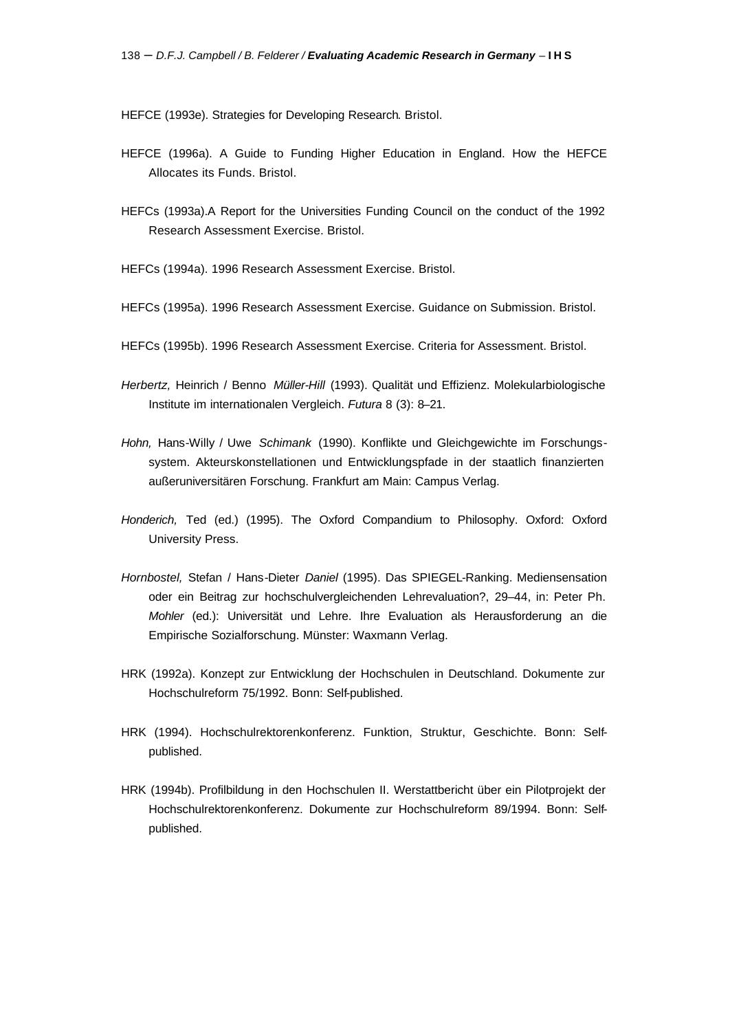HEFCE (1993e). Strategies for Developing Research. Bristol.

HEFCE (1996a). A Guide to Funding Higher Education in England. How the HEFCE Allocates its Funds. Bristol.

HEFCs (1993a).A Report for the Universities Funding Council on the conduct of the 1992 Research Assessment Exercise. Bristol.

HEFCs (1994a). 1996 Research Assessment Exercise. Bristol.

HEFCs (1995a). 1996 Research Assessment Exercise. Guidance on Submission. Bristol.

HEFCs (1995b). 1996 Research Assessment Exercise. Criteria for Assessment. Bristol.

*Herbertz,* Heinrich / Benno *Müller-Hill* (1993). Qualität und Effizienz. Molekularbiologische Institute im internationalen Vergleich. *Futura* 8 (3): 8–21.

*Hohn,* Hans-Willy / Uwe *Schimank* (1990). Konflikte und Gleichgewichte im Forschungssystem. Akteurskonstellationen und Entwicklungspfade in der staatlich finanzierten außeruniversitären Forschung. Frankfurt am Main: Campus Verlag.

*Honderich,* Ted (ed.) (1995). The Oxford Compandium to Philosophy. Oxford: Oxford University Press.

*Hornbostel,* Stefan / Hans-Dieter *Daniel* (1995). Das SPIEGEL-Ranking. Mediensensation oder ein Beitrag zur hochschulvergleichenden Lehrevaluation?, 29–44, in: Peter Ph. *Mohler* (ed.): Universität und Lehre. Ihre Evaluation als Herausforderung an die Empirische Sozialforschung. Münster: Waxmann Verlag.

HRK (1992a). Konzept zur Entwicklung der Hochschulen in Deutschland. Dokumente zur Hochschulreform 75/1992. Bonn: Self-published.

HRK (1994). Hochschulrektorenkonferenz. Funktion, Struktur, Geschichte. Bonn: Self-published.

HRK (1994b). Profilbildung in den Hochschulen II. Werstattbericht über ein Pilotprojekt der Hochschulrektorenkonferenz. Dokumente zur Hochschulreform 89/1994. Bonn: Self-published.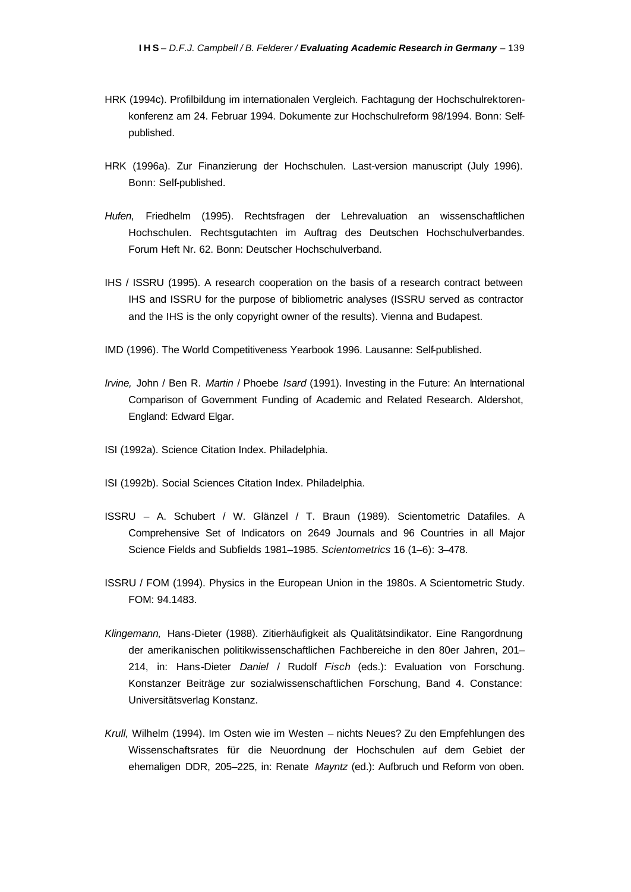HRK (1994c). Profilbildung im internationalen Vergleich. Fachtagung der Hochschulrektorenkonferenz am 24. Februar 1994. Dokumente zur Hochschulreform 98/1994. Bonn: Self-published.

HRK (1996a). Zur Finanzierung der Hochschulen. Last-version manuscript (July 1996). Bonn: Self-published.

*Hufen,* Friedhelm (1995). Rechtsfragen der Lehrevaluation an wissenschaftlichen Hochschulen. Rechtsgutachten im Auftrag des Deutschen Hochschulverbandes. Forum Heft Nr. 62. Bonn: Deutscher Hochschulverband.

IHS / ISSRU (1995). A research cooperation on the basis of a research contract between IHS and ISSRU for the purpose of bibliometric analyses (ISSRU served as contractor and the IHS is the only copyright owner of the results). Vienna and Budapest.

IMD (1996). The World Competitiveness Yearbook 1996. Lausanne: Self-published.

*Irvine,* John / Ben R. *Martin* / Phoebe *Isard* (1991). Investing in the Future: An International Comparison of Government Funding of Academic and Related Research. Aldershot, England: Edward Elgar.

ISI (1992a). Science Citation Index. Philadelphia.

ISI (1992b). Social Sciences Citation Index. Philadelphia.

ISSRU – A. Schubert / W. Glänzel / T. Braun (1989). Scientometric Datafiles. A Comprehensive Set of Indicators on 2649 Journals and 96 Countries in all Major Science Fields and Subfields 1981–1985. *Scientometrics* 16 (1–6): 3–478.

ISSRU / FOM (1994). Physics in the European Union in the 1980s. A Scientometric Study. FOM: 94.1483.

*Klingemann,* Hans-Dieter (1988). Zitierhäufigkeit als Qualitätsindikator. Eine Rangordnung der amerikanischen politikwissenschaftlichen Fachbereiche in den 80er Jahren, 201–214, in: Hans-Dieter *Daniel* / Rudolf *Fisch* (eds.): Evaluation von Forschung. Konstanzer Beiträge zur sozialwissenschaftlichen Forschung, Band 4. Constance: Universitätsverlag Konstanz.

*Krull,* Wilhelm (1994). Im Osten wie im Westen – nichts Neues? Zu den Empfehlungen des Wissenschaftsrates für die Neuordnung der Hochschulen auf dem Gebiet der ehemaligen DDR, 205–225, in: Renate *Mayntz* (ed.): Aufbruch und Reform von oben.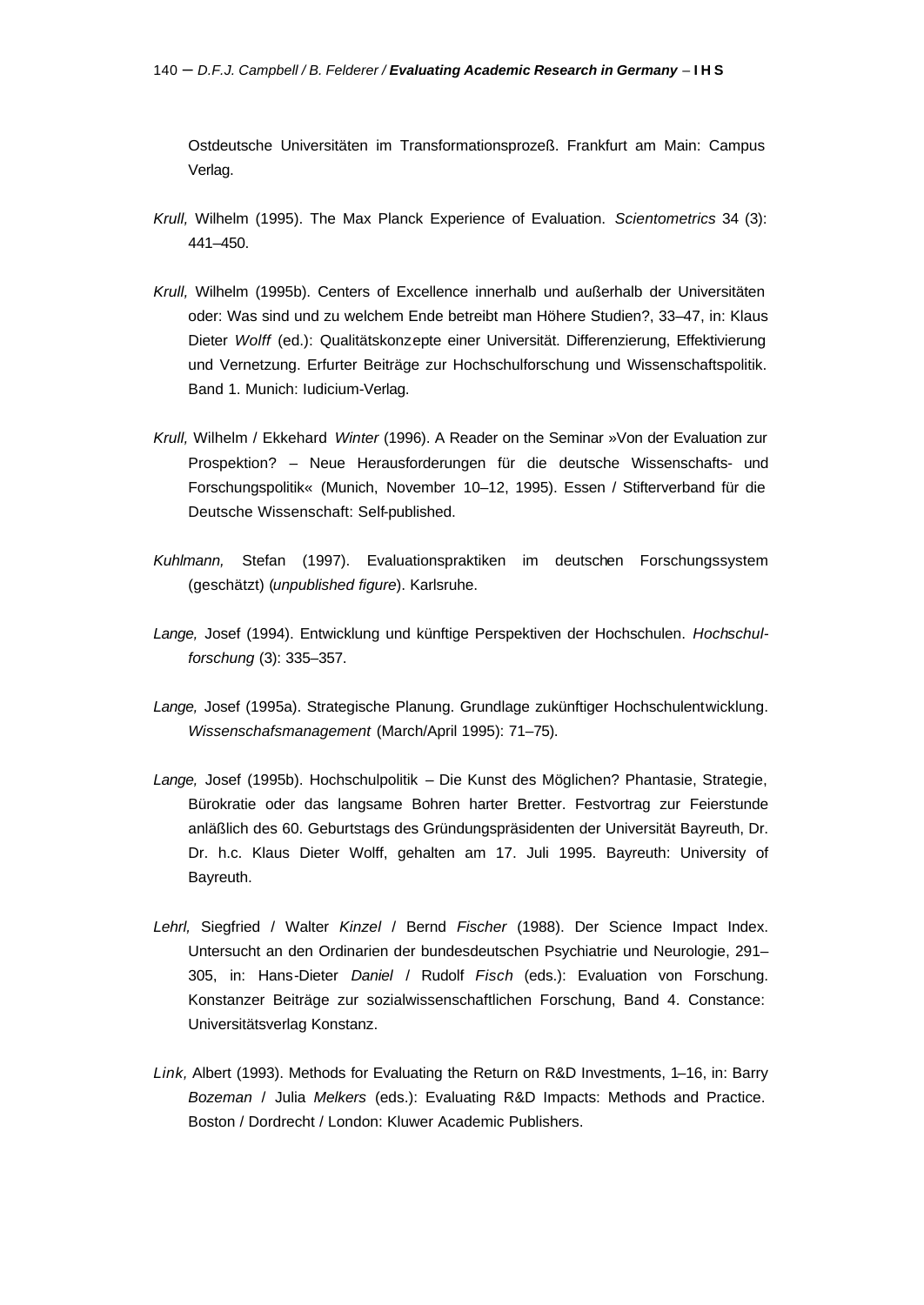Ostdeutsche Universitäten im Transformationsprozeß. Frankfurt am Main: Campus Verlag.

*Krull,* Wilhelm (1995). The Max Planck Experience of Evaluation. *Scientometrics* 34 (3): 441–450.

*Krull,* Wilhelm (1995b). Centers of Excellence innerhalb und außerhalb der Universitäten oder: Was sind und zu welchem Ende betreibt man Höhere Studien?, 33–47, in: Klaus Dieter *Wolff* (ed.): Qualitätskonzepte einer Universität. Differenzierung, Effektivierung und Vernetzung. Erfurter Beiträge zur Hochschulforschung und Wissenschaftspolitik. Band 1. Munich: Iudicium-Verlag.

*Krull,* Wilhelm / Ekkehard *Winter* (1996). A Reader on the Seminar »Von der Evaluation zur Prospektion? – Neue Herausforderungen für die deutsche Wissenschafts- und Forschungspolitik« (Munich, November 10–12, 1995). Essen / Stifterverband für die Deutsche Wissenschaft: Self-published.

*Kuhlmann,* Stefan (1997). Evaluationspraktiken im deutschen Forschungssystem (geschätzt) (*unpublished figure*). Karlsruhe.

*Lange,* Josef (1994). Entwicklung und künftige Perspektiven der Hochschulen. *Hochschulforschung* (3): 335–357.

*Lange,* Josef (1995a). Strategische Planung. Grundlage zukünftiger Hochschulentwicklung. *Wissenschafsmanagement* (March/April 1995): 71–75).

*Lange,* Josef (1995b). Hochschulpolitik – Die Kunst des Möglichen? Phantasie, Strategie, Bürokratie oder das langsame Bohren harter Bretter. Festvortrag zur Feierstunde anläßlich des 60. Geburtstags des Gründungspräsidenten der Universität Bayreuth, Dr. Dr. h.c. Klaus Dieter Wolff, gehalten am 17. Juli 1995. Bayreuth: University of Bayreuth.

*Lehrl,* Siegfried / Walter *Kinzel* / Bernd *Fischer* (1988). Der Science Impact Index. Untersucht an den Ordinarien der bundesdeutschen Psychiatrie und Neurologie, 291–305, in: Hans-Dieter *Daniel* / Rudolf *Fisch* (eds.): Evaluation von Forschung. Konstanzer Beiträge zur sozialwissenschaftlichen Forschung, Band 4. Constance: Universitätsverlag Konstanz.

*Link,* Albert (1993). Methods for Evaluating the Return on R&D Investments, 1–16, in: Barry *Bozeman* / Julia *Melkers* (eds.): Evaluating R&D Impacts: Methods and Practice. Boston / Dordrecht / London: Kluwer Academic Publishers.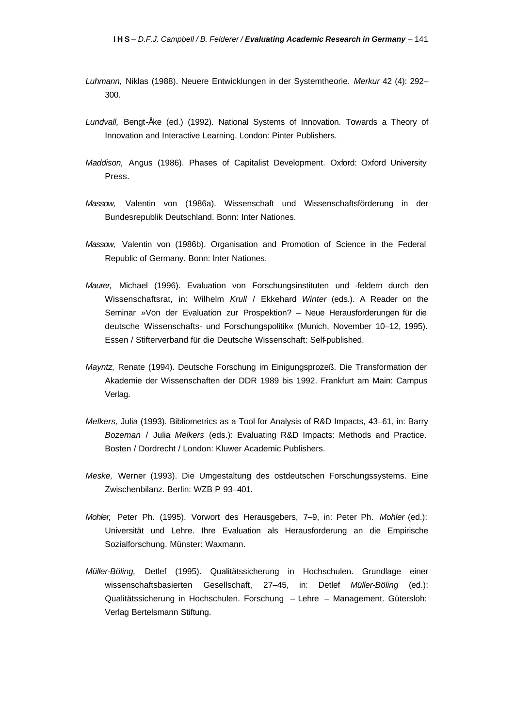*Luhmann,* Niklas (1988). Neuere Entwicklungen in der Systemtheorie. *Merkur* 42 (4): 292–300.

*Lundvall,* Bengt-Åke (ed.) (1992). National Systems of Innovation. Towards a Theory of Innovation and Interactive Learning. London: Pinter Publishers.

*Maddison,* Angus (1986). Phases of Capitalist Development. Oxford: Oxford University Press.

*Massow,* Valentin von (1986a). Wissenschaft und Wissenschaftsförderung in der Bundesrepublik Deutschland. Bonn: Inter Nationes.

*Massow,* Valentin von (1986b). Organisation and Promotion of Science in the Federal Republic of Germany. Bonn: Inter Nationes.

*Maurer,* Michael (1996). Evaluation von Forschungsinstituten und -feldern durch den Wissenschaftsrat, in: Wilhelm *Krull* / Ekkehard *Winter* (eds.). A Reader on the Seminar »Von der Evaluation zur Prospektion? – Neue Herausforderungen für die deutsche Wissenschafts- und Forschungspolitik« (Munich, November 10–12, 1995). Essen / Stifterverband für die Deutsche Wissenschaft: Self-published.

*Mayntz,* Renate (1994). Deutsche Forschung im Einigungsprozeß. Die Transformation der Akademie der Wissenschaften der DDR 1989 bis 1992. Frankfurt am Main: Campus Verlag.

*Melkers,* Julia (1993). Bibliometrics as a Tool for Analysis of R&D Impacts, 43–61, in: Barry *Bozeman* / Julia *Melkers* (eds.): Evaluating R&D Impacts: Methods and Practice. Bosten / Dordrecht / London: Kluwer Academic Publishers.

*Meske,* Werner (1993). Die Umgestaltung des ostdeutschen Forschungssystems. Eine Zwischenbilanz. Berlin: WZB P 93–401.

*Mohler,* Peter Ph. (1995). Vorwort des Herausgebers, 7–9, in: Peter Ph. *Mohler* (ed.): Universität und Lehre. Ihre Evaluation als Herausforderung an die Empirische Sozialforschung. Münster: Waxmann.

*Müller-Böling,* Detlef (1995). Qualitätssicherung in Hochschulen. Grundlage einer wissenschaftsbasierten Gesellschaft, 27–45, in: Detlef *Müller-Böling* (ed.): Qualitätssicherung in Hochschulen. Forschung – Lehre – Management. Gütersloh: Verlag Bertelsmann Stiftung.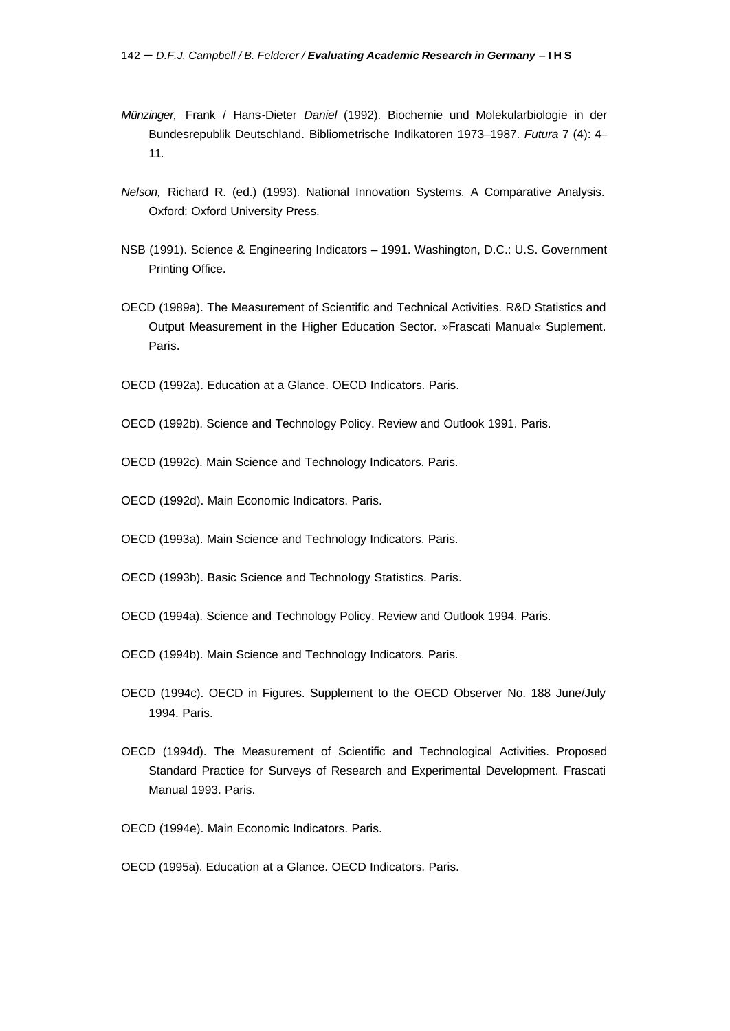*Münzinger,* Frank / Hans-Dieter *Daniel* (1992). Biochemie und Molekularbiologie in der Bundesrepublik Deutschland. Bibliometrische Indikatoren 1973–1987. *Futura* 7 (4): 4–11.

*Nelson,* Richard R. (ed.) (1993). National Innovation Systems. A Comparative Analysis. Oxford: Oxford University Press.

NSB (1991). Science & Engineering Indicators – 1991. Washington, D.C.: U.S. Government Printing Office.

OECD (1989a). The Measurement of Scientific and Technical Activities. R&D Statistics and Output Measurement in the Higher Education Sector. »Frascati Manual« Suplement. Paris.

OECD (1992a). Education at a Glance. OECD Indicators. Paris.

OECD (1992b). Science and Technology Policy. Review and Outlook 1991. Paris.

OECD (1992c). Main Science and Technology Indicators. Paris.

OECD (1992d). Main Economic Indicators. Paris.

OECD (1993a). Main Science and Technology Indicators. Paris.

OECD (1993b). Basic Science and Technology Statistics. Paris.

OECD (1994a). Science and Technology Policy. Review and Outlook 1994. Paris.

OECD (1994b). Main Science and Technology Indicators. Paris.

OECD (1994c). OECD in Figures. Supplement to the OECD Observer No. 188 June/July 1994. Paris.

OECD (1994d). The Measurement of Scientific and Technological Activities. Proposed Standard Practice for Surveys of Research and Experimental Development. Frascati Manual 1993. Paris.

OECD (1994e). Main Economic Indicators. Paris.

OECD (1995a). Education at a Glance. OECD Indicators. Paris.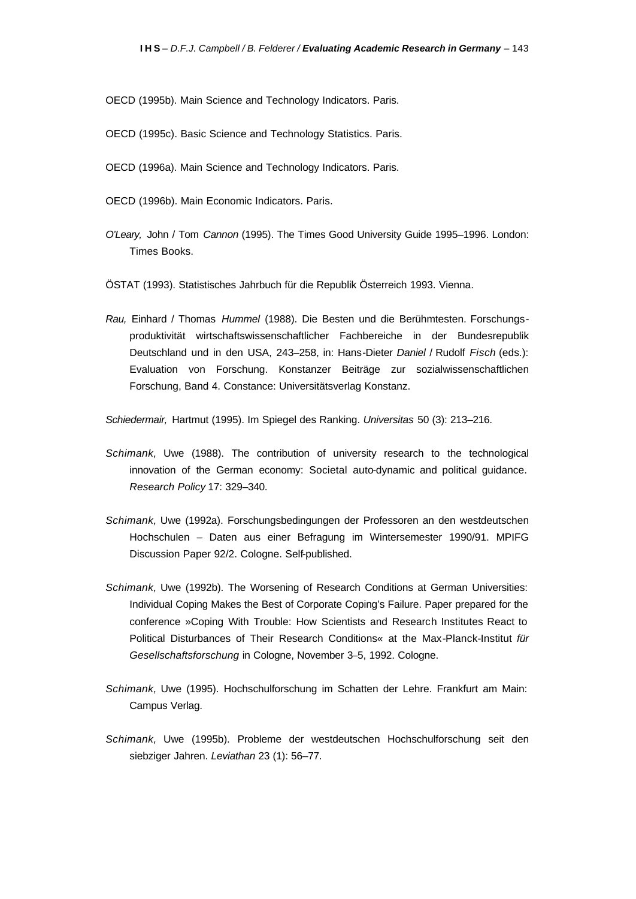OECD (1995b). Main Science and Technology Indicators. Paris.

OECD (1995c). Basic Science and Technology Statistics. Paris.

OECD (1996a). Main Science and Technology Indicators. Paris.

OECD (1996b). Main Economic Indicators. Paris.

*O'Leary,* John / Tom *Cannon* (1995). The Times Good University Guide 1995–1996. London: Times Books.

ÖSTAT (1993). Statistisches Jahrbuch für die Republik Österreich 1993. Vienna.

*Rau,* Einhard / Thomas *Hummel* (1988). Die Besten und die Berühmtesten. Forschungsproduktivität wirtschaftswissenschaftlicher Fachbereiche in der Bundesrepublik Deutschland und in den USA, 243–258, in: Hans-Dieter *Daniel* / Rudolf *Fisch* (eds.): Evaluation von Forschung. Konstanzer Beiträge zur sozialwissenschaftlichen Forschung, Band 4. Constance: Universitätsverlag Konstanz.

*Schiedermair,* Hartmut (1995). Im Spiegel des Ranking. *Universitas* 50 (3): 213–216.

*Schimank,* Uwe (1988). The contribution of university research to the technological innovation of the German economy: Societal auto-dynamic and political guidance. *Research Policy* 17: 329–340.

*Schimank,* Uwe (1992a). Forschungsbedingungen der Professoren an den westdeutschen Hochschulen – Daten aus einer Befragung im Wintersemester 1990/91. MPIFG Discussion Paper 92/2. Cologne. Self-published.

*Schimank,* Uwe (1992b). The Worsening of Research Conditions at German Universities: Individual Coping Makes the Best of Corporate Coping's Failure. Paper prepared for the conference »Coping With Trouble: How Scientists and Research Institutes React to Political Disturbances of Their Research Conditions« at the Max-Planck-Institut *für Gesellschaftsforschung* in Cologne, November 3–5, 1992. Cologne.

*Schimank,* Uwe (1995). Hochschulforschung im Schatten der Lehre. Frankfurt am Main: Campus Verlag.

*Schimank,* Uwe (1995b). Probleme der westdeutschen Hochschulforschung seit den siebziger Jahren. *Leviathan* 23 (1): 56–77.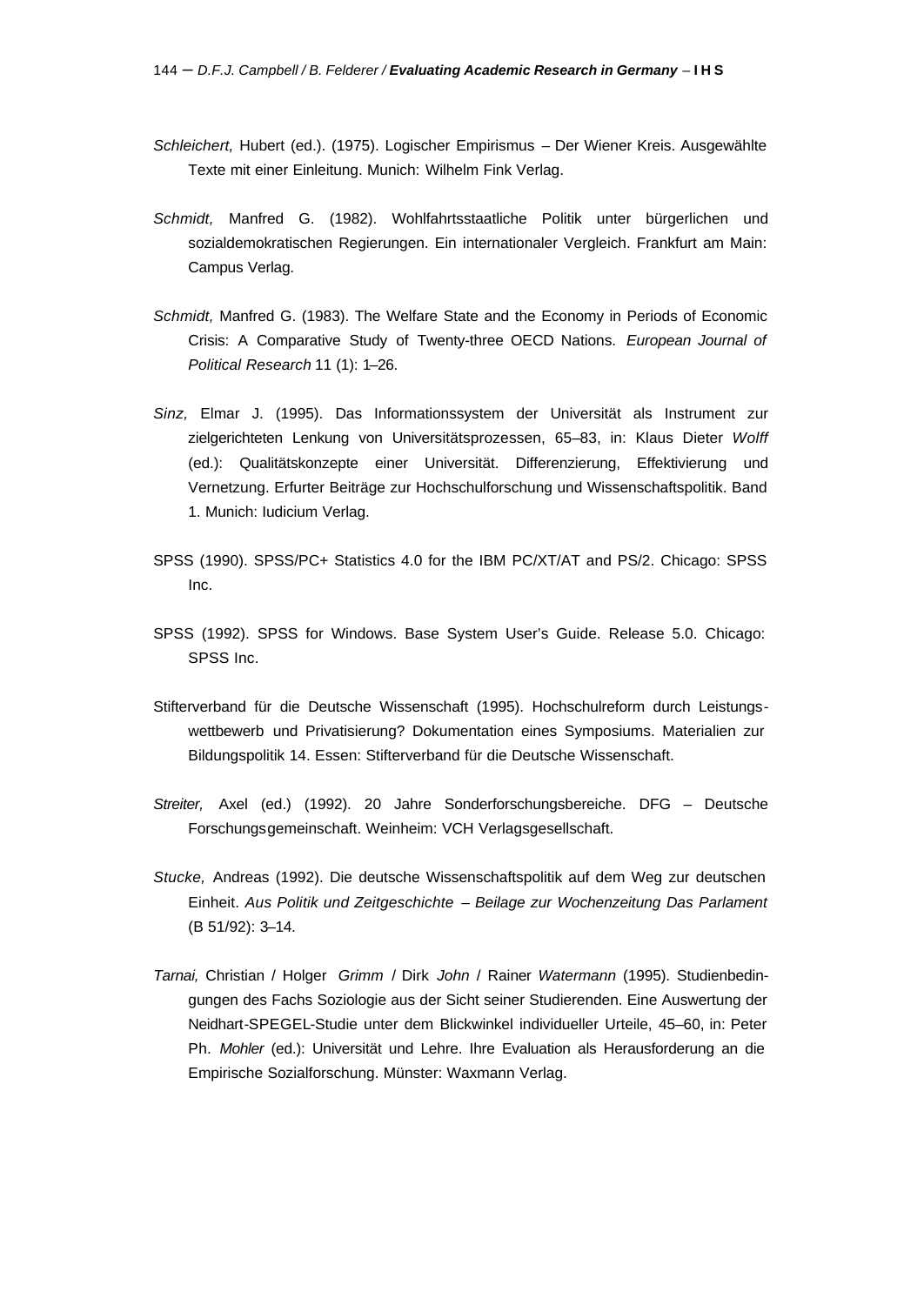*Schleichert,* Hubert (ed.). (1975). Logischer Empirismus – Der Wiener Kreis. Ausgewählte Texte mit einer Einleitung. Munich: Wilhelm Fink Verlag.

*Schmidt,* Manfred G. (1982). Wohlfahrtsstaatliche Politik unter bürgerlichen und sozialdemokratischen Regierungen. Ein internationaler Vergleich. Frankfurt am Main: Campus Verlag.

*Schmidt,* Manfred G. (1983). The Welfare State and the Economy in Periods of Economic Crisis: A Comparative Study of Twenty-three OECD Nations. *European Journal of Political Research* 11 (1): 1–26.

*Sinz,* Elmar J. (1995). Das Informationssystem der Universität als Instrument zur zielgerichteten Lenkung von Universitätsprozessen, 65–83, in: Klaus Dieter *Wolff* (ed.): Qualitätskonzepte einer Universität. Differenzierung, Effektivierung und Vernetzung. Erfurter Beiträge zur Hochschulforschung und Wissenschaftspolitik. Band 1. Munich: Iudicium Verlag.

SPSS (1990). SPSS/PC+ Statistics 4.0 for the IBM PC/XT/AT and PS/2. Chicago: SPSS Inc.

SPSS (1992). SPSS for Windows. Base System User's Guide. Release 5.0. Chicago: SPSS Inc.

Stifterverband für die Deutsche Wissenschaft (1995). Hochschulreform durch Leistungswettbewerb und Privatisierung? Dokumentation eines Symposiums. Materialien zur Bildungspolitik 14. Essen: Stifterverband für die Deutsche Wissenschaft.

*Streiter,* Axel (ed.) (1992). 20 Jahre Sonderforschungsbereiche. DFG – Deutsche Forschungsgemeinschaft. Weinheim: VCH Verlagsgesellschaft.

*Stucke,* Andreas (1992). Die deutsche Wissenschaftspolitik auf dem Weg zur deutschen Einheit. *Aus Politik und Zeitgeschichte – Beilage zur Wochenzeitung Das Parlament* (B 51/92): 3–14.

*Tarnai,* Christian / Holger *Grimm* / Dirk *John* / Rainer *Watermann* (1995). Studienbedingungen des Fachs Soziologie aus der Sicht seiner Studierenden. Eine Auswertung der Neidhart-SPEGEL-Studie unter dem Blickwinkel individueller Urteile, 45–60, in: Peter Ph. *Mohler* (ed.): Universität und Lehre. Ihre Evaluation als Herausforderung an die Empirische Sozialforschung. Münster: Waxmann Verlag.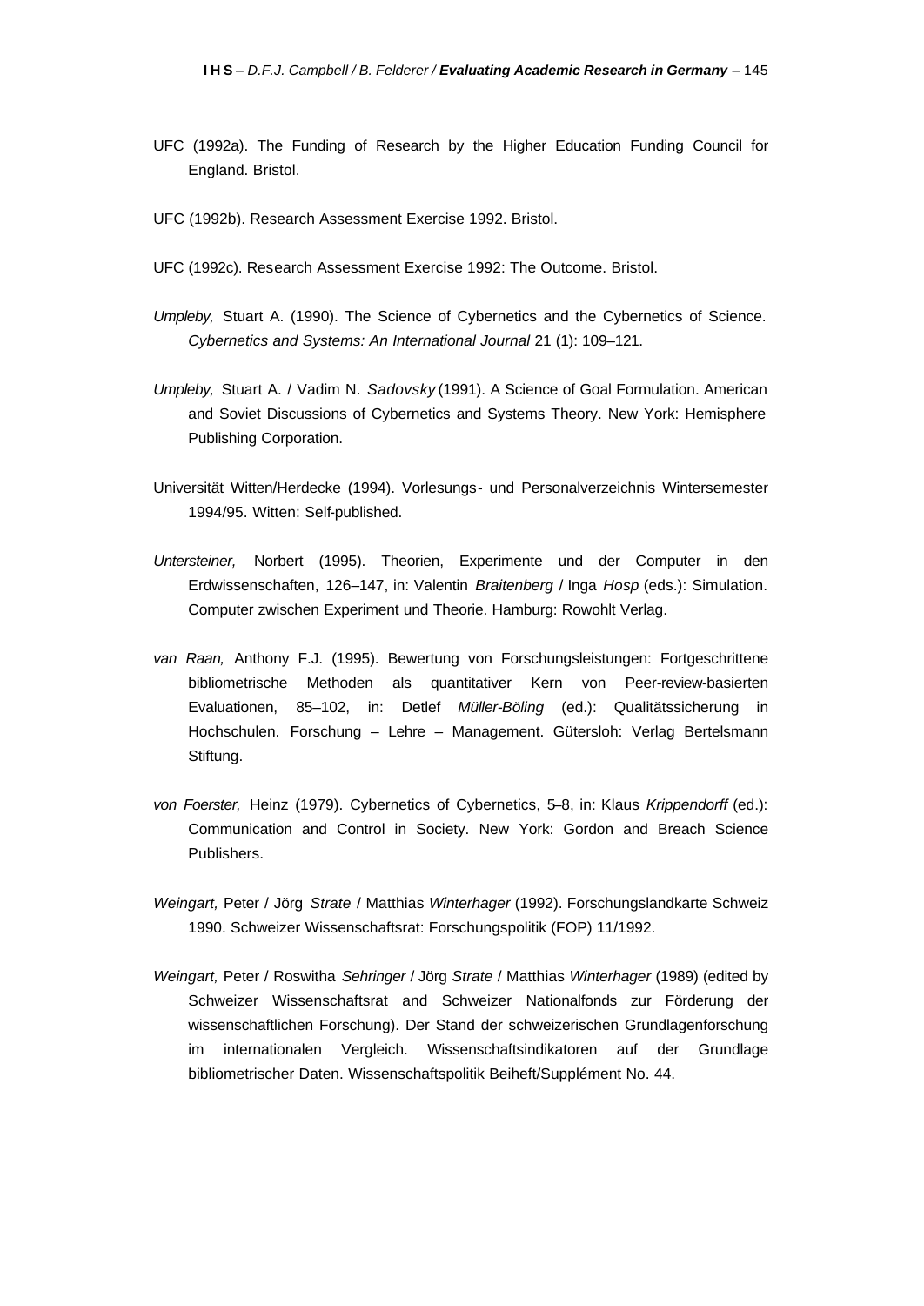UFC (1992a). The Funding of Research by the Higher Education Funding Council for England. Bristol.

UFC (1992b). Research Assessment Exercise 1992. Bristol.

UFC (1992c). Research Assessment Exercise 1992: The Outcome. Bristol.

*Umpleby,* Stuart A. (1990). The Science of Cybernetics and the Cybernetics of Science. *Cybernetics and Systems: An International Journal* 21 (1): 109–121.

*Umpleby,* Stuart A. / Vadim N. *Sadovsky* (1991). A Science of Goal Formulation. American and Soviet Discussions of Cybernetics and Systems Theory. New York: Hemisphere Publishing Corporation.

Universität Witten/Herdecke (1994). Vorlesungs- und Personalverzeichnis Wintersemester 1994/95. Witten: Self-published.

*Untersteiner,* Norbert (1995). Theorien, Experimente und der Computer in den Erdwissenschaften, 126–147, in: Valentin *Braitenberg* / Inga *Hosp* (eds.): Simulation. Computer zwischen Experiment und Theorie. Hamburg: Rowohlt Verlag.

*van Raan,* Anthony F.J. (1995). Bewertung von Forschungsleistungen: Fortgeschrittene bibliometrische Methoden als quantitativer Kern von Peer-review-basierten Evaluationen, 85–102, in: Detlef *Müller-Böling* (ed.): Qualitätssicherung in Hochschulen. Forschung – Lehre – Management. Gütersloh: Verlag Bertelsmann Stiftung.

*von Foerster,* Heinz (1979). Cybernetics of Cybernetics, 5–8, in: Klaus *Krippendorff* (ed.): Communication and Control in Society. New York: Gordon and Breach Science Publishers.

*Weingart,* Peter / Jörg *Strate* / Matthias *Winterhager* (1992). Forschungslandkarte Schweiz 1990. Schweizer Wissenschaftsrat: Forschungspolitik (FOP) 11/1992.

*Weingart,* Peter / Roswitha *Sehringer* / Jörg *Strate* / Matthias *Winterhager* (1989) (edited by Schweizer Wissenschaftsrat and Schweizer Nationalfonds zur Förderung der wissenschaftlichen Forschung). Der Stand der schweizerischen Grundlagenforschung im internationalen Vergleich. Wissenschaftsindikatoren auf der Grundlage bibliometrischer Daten. Wissenschaftspolitik Beiheft/Supplément No. 44.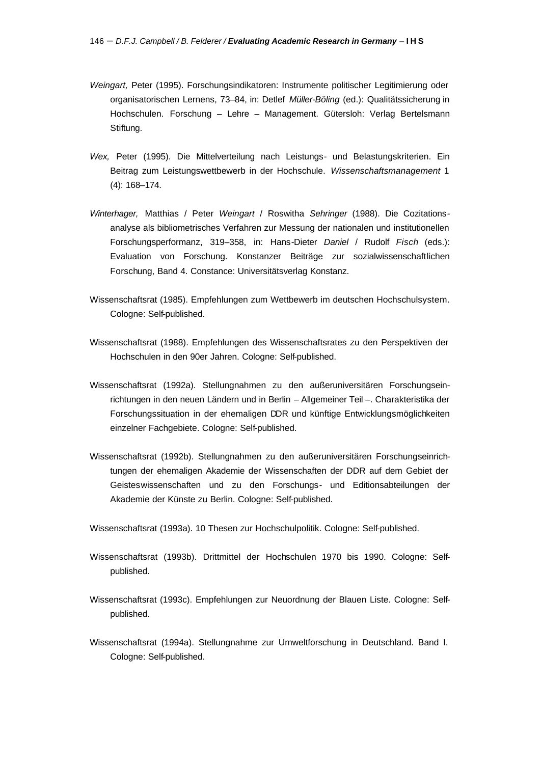*Weingart,* Peter (1995). Forschungsindikatoren: Instrumente politischer Legitimierung oder organisatorischen Lernens, 73–84, in: Detlef *Müller-Böling* (ed.): Qualitätssicherung in Hochschulen. Forschung – Lehre – Management. Gütersloh: Verlag Bertelsmann Stiftung.

*Wex,* Peter (1995). Die Mittelverteilung nach Leistungs- und Belastungskriterien. Ein Beitrag zum Leistungswettbewerb in der Hochschule. *Wissenschaftsmanagement* 1 (4): 168–174.

*Winterhager,* Matthias / Peter *Weingart* / Roswitha *Sehringer* (1988). Die Cozitations-analyse als bibliometrisches Verfahren zur Messung der nationalen und institutionellen Forschungsperformanz, 319–358, in: Hans-Dieter *Daniel* / Rudolf *Fisch* (eds.): Evaluation von Forschung. Konstanzer Beiträge zur sozialwissenschaftlichen Forschung, Band 4. Constance: Universitätsverlag Konstanz.

Wissenschaftsrat (1985). Empfehlungen zum Wettbewerb im deutschen Hochschulsystem. Cologne: Self-published.

Wissenschaftsrat (1988). Empfehlungen des Wissenschaftsrates zu den Perspektiven der Hochschulen in den 90er Jahren. Cologne: Self-published.

Wissenschaftsrat (1992a). Stellungnahmen zu den außeruniversitären Forschungsein-richtungen in den neuen Ländern und in Berlin – Allgemeiner Teil –. Charakteristika der Forschungssituation in der ehemaligen DDR und künftige Entwicklungsmöglichkeiten einzelner Fachgebiete. Cologne: Self-published.

Wissenschaftsrat (1992b). Stellungnahmen zu den außeruniversitären Forschungseinrich-tungen der ehemaligen Akademie der Wissenschaften der DDR auf dem Gebiet der Geisteswissenschaften und zu den Forschungs- und Editionsabteilungen der Akademie der Künste zu Berlin. Cologne: Self-published.

Wissenschaftsrat (1993a). 10 Thesen zur Hochschulpolitik. Cologne: Self-published.

Wissenschaftsrat (1993b). Drittmittel der Hochschulen 1970 bis 1990. Cologne: Self-published.

Wissenschaftsrat (1993c). Empfehlungen zur Neuordnung der Blauen Liste. Cologne: Self-published.

Wissenschaftsrat (1994a). Stellungnahme zur Umweltforschung in Deutschland. Band I. Cologne: Self-published.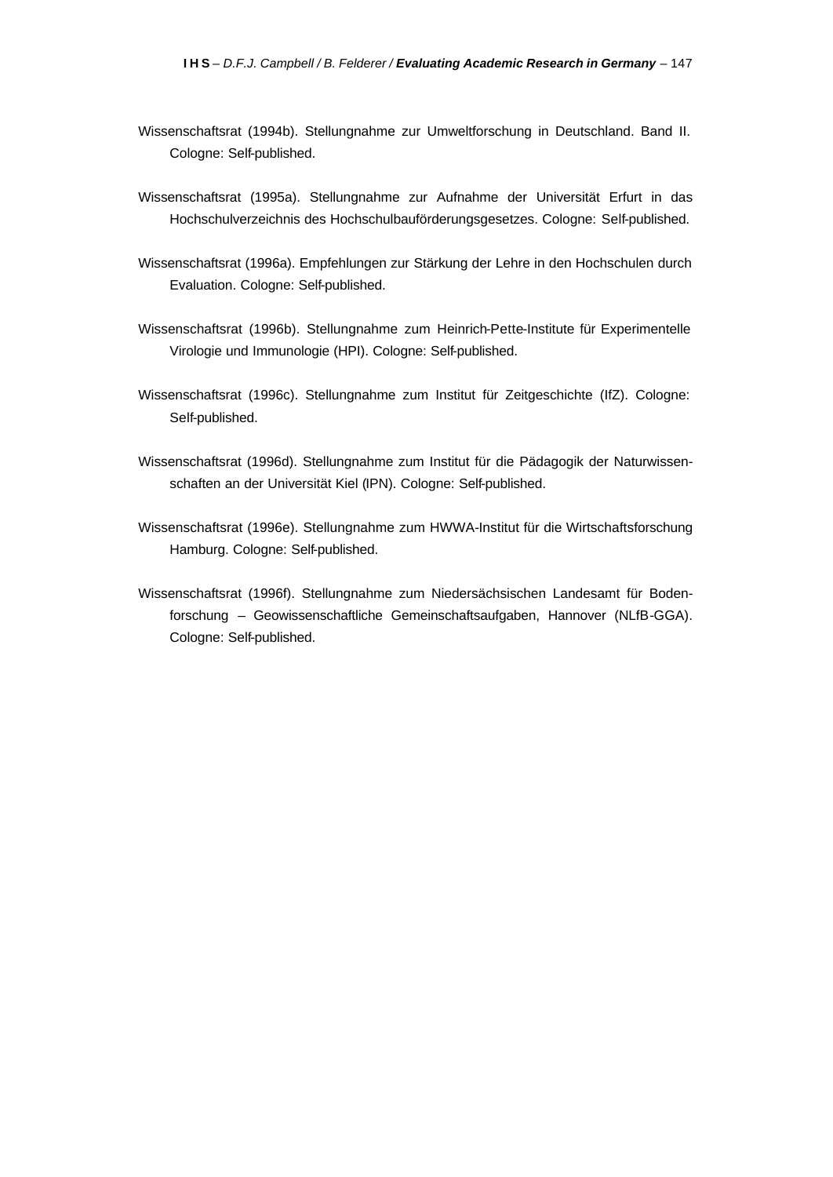Wissenschaftsrat (1994b). Stellungnahme zur Umweltforschung in Deutschland. Band II. Cologne: Self-published.

Wissenschaftsrat (1995a). Stellungnahme zur Aufnahme der Universität Erfurt in das Hochschulverzeichnis des Hochschulbauförderungsgesetzes. Cologne: Self-published.

Wissenschaftsrat (1996a). Empfehlungen zur Stärkung der Lehre in den Hochschulen durch Evaluation. Cologne: Self-published.

Wissenschaftsrat (1996b). Stellungnahme zum Heinrich-Pette-Institute für Experimentelle Virologie und Immunologie (HPI). Cologne: Self-published.

Wissenschaftsrat (1996c). Stellungnahme zum Institut für Zeitgeschichte (IfZ). Cologne: Self-published.

Wissenschaftsrat (1996d). Stellungnahme zum Institut für die Pädagogik der Naturwissenschaften an der Universität Kiel (IPN). Cologne: Self-published.

Wissenschaftsrat (1996e). Stellungnahme zum HWWA-Institut für die Wirtschaftsforschung Hamburg. Cologne: Self-published.

Wissenschaftsrat (1996f). Stellungnahme zum Niedersächsischen Landesamt für Bodenforschung – Geowissenschaftliche Gemeinschaftsaufgaben, Hannover (NLfB-GGA). Cologne: Self-published.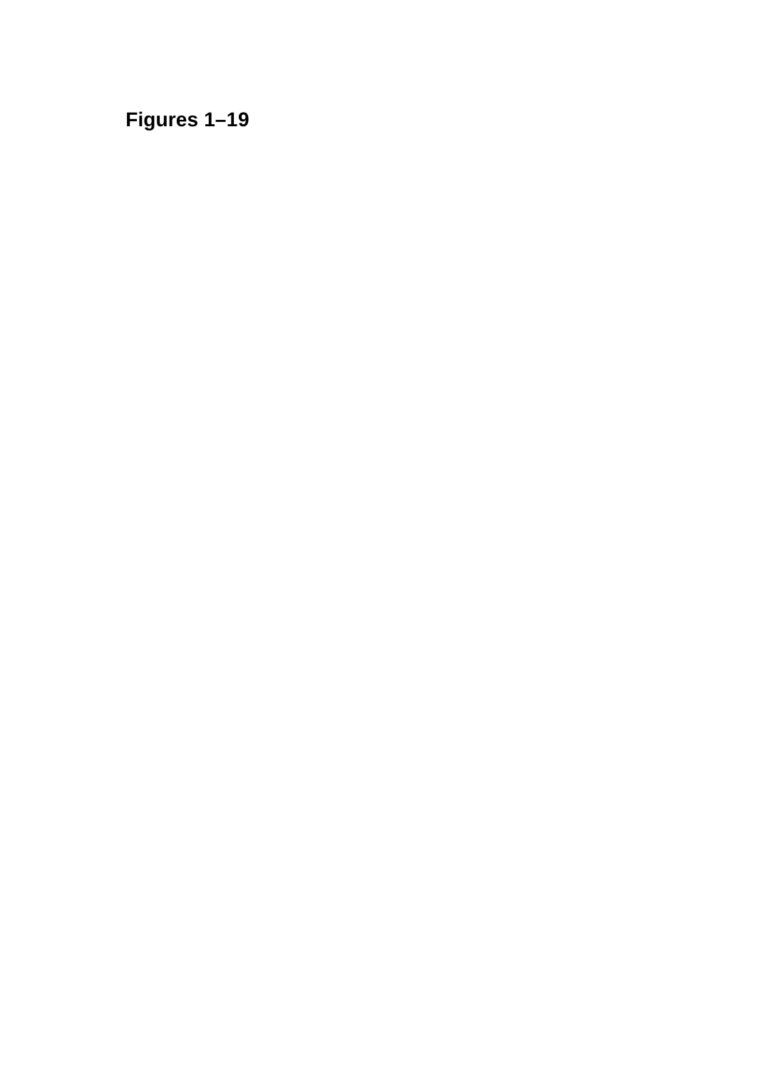**Figures 1–19**